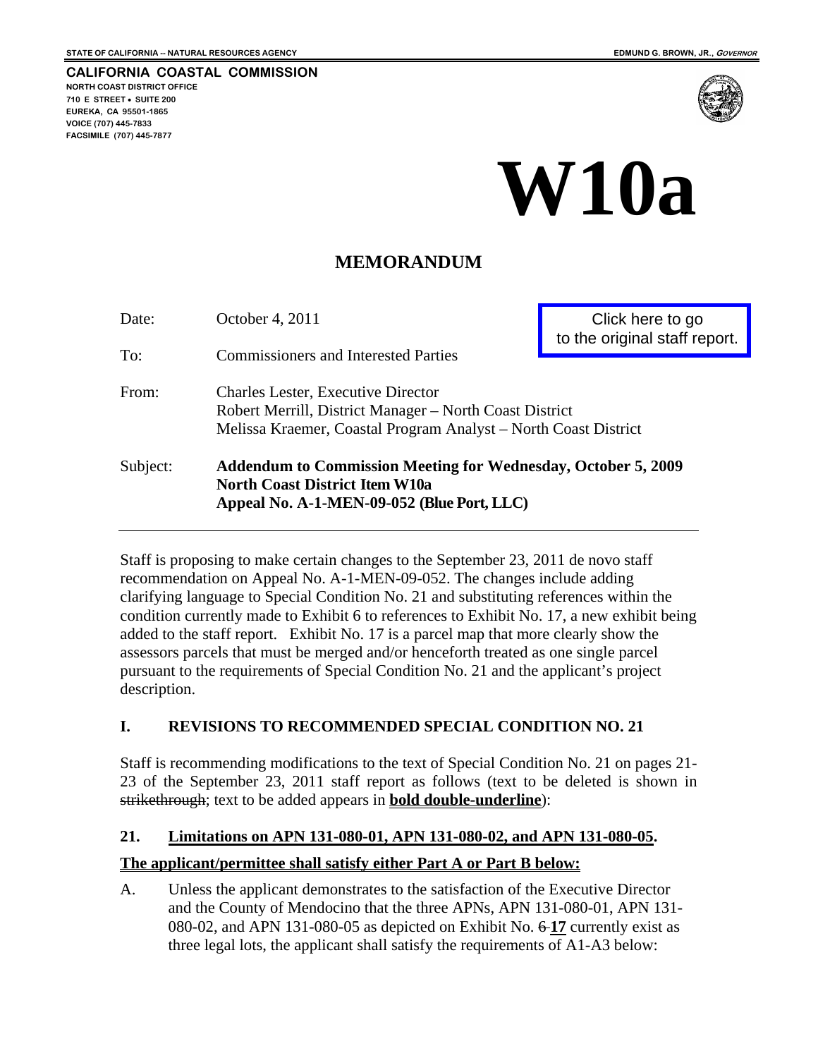STATE OF CALIFORNIA -- NATURAL RESOURCES AGENCY

EDMUND G. BROWN, JR., *GOVERNOR*

**CALIFORNIA COASTAL COMMISSION**
NORTH COAST DISTRICT OFFICE
710 E STREET • SUITE 200
EUREKA, CA 95501-1865
VOICE (707) 445-7833
FACSIMILE (707) 445-7877

# W10a

## MEMORANDUM

Click here to go to the original staff report.

| | |
|---|---|
| Date: | October 4, 2011 |
| To: | Commissioners and Interested Parties |
| From: | Charles Lester, Executive Director<br>Robert Merrill, District Manager – North Coast District<br>Melissa Kraemer, Coastal Program Analyst – North Coast District |
| Subject: | **Addendum to Commission Meeting for Wednesday, October 5, 2009<br>North Coast District Item W10a<br>Appeal No. A-1-MEN-09-052 (Blue Port, LLC)** |

Staff is proposing to make certain changes to the September 23, 2011 de novo staff recommendation on Appeal No. A-1-MEN-09-052. The changes include adding clarifying language to Special Condition No. 21 and substituting references within the condition currently made to Exhibit 6 to references to Exhibit No. 17, a new exhibit being added to the staff report. Exhibit No. 17 is a parcel map that more clearly show the assessors parcels that must be merged and/or henceforth treated as one single parcel pursuant to the requirements of Special Condition No. 21 and the applicant's project description.

### I. REVISIONS TO RECOMMENDED SPECIAL CONDITION NO. 21

Staff is recommending modifications to the text of Special Condition No. 21 on pages 21-23 of the September 23, 2011 staff report as follows (text to be deleted is shown in ~~strikethrough~~; text to be added appears in **bold double-underline**):

**21. Limitations on APN 131-080-01, APN 131-080-02, and APN 131-080-05.**

**The applicant/permittee shall satisfy either Part A or Part B below:**

A. Unless the applicant demonstrates to the satisfaction of the Executive Director and the County of Mendocino that the three APNs, APN 131-080-01, APN 131-080-02, and APN 131-080-05 as depicted on Exhibit No. ~~6~~ **17** currently exist as three legal lots, the applicant shall satisfy the requirements of A1-A3 below: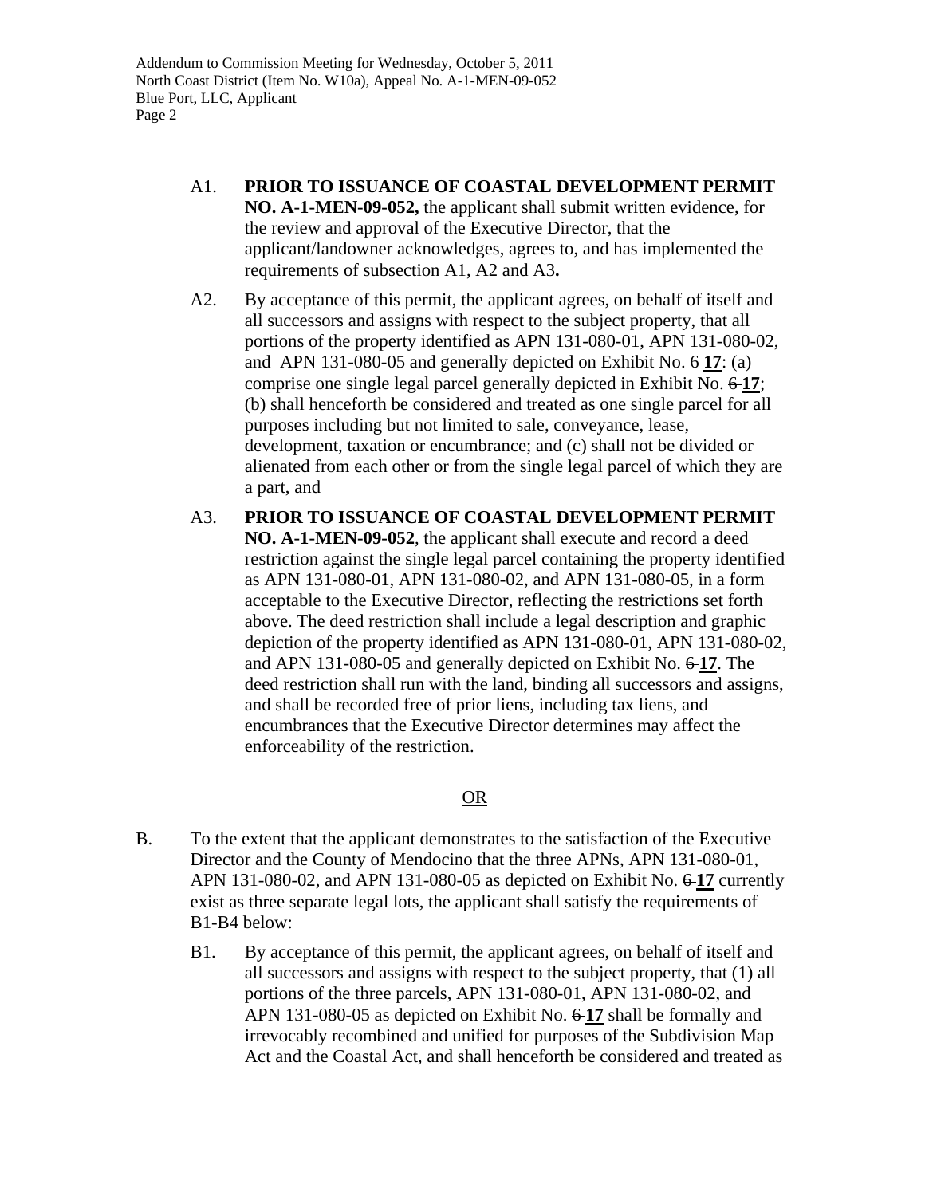A1. **PRIOR TO ISSUANCE OF COASTAL DEVELOPMENT PERMIT NO. A-1-MEN-09-052,** the applicant shall submit written evidence, for the review and approval of the Executive Director, that the applicant/landowner acknowledges, agrees to, and has implemented the requirements of subsection A1, A2 and A3**.**

A2. By acceptance of this permit, the applicant agrees, on behalf of itself and all successors and assigns with respect to the subject property, that all portions of the property identified as APN 131-080-01, APN 131-080-02, and APN 131-080-05 and generally depicted on Exhibit No. ~~6~~ **17**: (a) comprise one single legal parcel generally depicted in Exhibit No. ~~6~~ **17**; (b) shall henceforth be considered and treated as one single parcel for all purposes including but not limited to sale, conveyance, lease, development, taxation or encumbrance; and (c) shall not be divided or alienated from each other or from the single legal parcel of which they are a part, and

A3. **PRIOR TO ISSUANCE OF COASTAL DEVELOPMENT PERMIT NO. A-1-MEN-09-052**, the applicant shall execute and record a deed restriction against the single legal parcel containing the property identified as APN 131-080-01, APN 131-080-02, and APN 131-080-05, in a form acceptable to the Executive Director, reflecting the restrictions set forth above. The deed restriction shall include a legal description and graphic depiction of the property identified as APN 131-080-01, APN 131-080-02, and APN 131-080-05 and generally depicted on Exhibit No. ~~6~~ **17**. The deed restriction shall run with the land, binding all successors and assigns, and shall be recorded free of prior liens, including tax liens, and encumbrances that the Executive Director determines may affect the enforceability of the restriction.

OR

B. To the extent that the applicant demonstrates to the satisfaction of the Executive Director and the County of Mendocino that the three APNs, APN 131-080-01, APN 131-080-02, and APN 131-080-05 as depicted on Exhibit No. ~~6~~ **17** currently exist as three separate legal lots, the applicant shall satisfy the requirements of B1-B4 below:

B1. By acceptance of this permit, the applicant agrees, on behalf of itself and all successors and assigns with respect to the subject property, that (1) all portions of the three parcels, APN 131-080-01, APN 131-080-02, and APN 131-080-05 as depicted on Exhibit No. ~~6~~ **17** shall be formally and irrevocably recombined and unified for purposes of the Subdivision Map Act and the Coastal Act, and shall henceforth be considered and treated as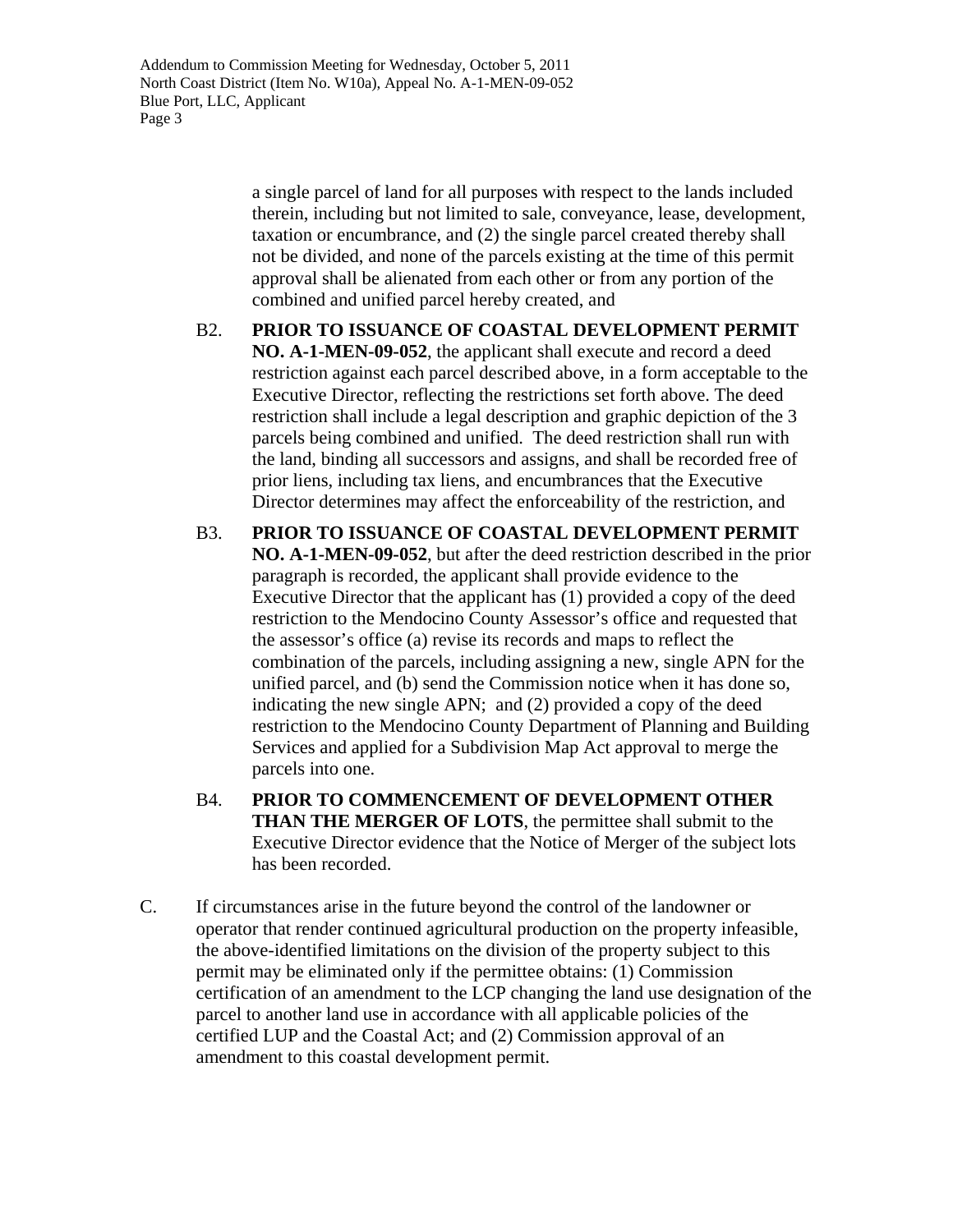a single parcel of land for all purposes with respect to the lands included therein, including but not limited to sale, conveyance, lease, development, taxation or encumbrance, and (2) the single parcel created thereby shall not be divided, and none of the parcels existing at the time of this permit approval shall be alienated from each other or from any portion of the combined and unified parcel hereby created, and

B2. **PRIOR TO ISSUANCE OF COASTAL DEVELOPMENT PERMIT NO. A-1-MEN-09-052**, the applicant shall execute and record a deed restriction against each parcel described above, in a form acceptable to the Executive Director, reflecting the restrictions set forth above. The deed restriction shall include a legal description and graphic depiction of the 3 parcels being combined and unified. The deed restriction shall run with the land, binding all successors and assigns, and shall be recorded free of prior liens, including tax liens, and encumbrances that the Executive Director determines may affect the enforceability of the restriction, and

B3. **PRIOR TO ISSUANCE OF COASTAL DEVELOPMENT PERMIT NO. A-1-MEN-09-052**, but after the deed restriction described in the prior paragraph is recorded, the applicant shall provide evidence to the Executive Director that the applicant has (1) provided a copy of the deed restriction to the Mendocino County Assessor's office and requested that the assessor's office (a) revise its records and maps to reflect the combination of the parcels, including assigning a new, single APN for the unified parcel, and (b) send the Commission notice when it has done so, indicating the new single APN; and (2) provided a copy of the deed restriction to the Mendocino County Department of Planning and Building Services and applied for a Subdivision Map Act approval to merge the parcels into one.

B4. **PRIOR TO COMMENCEMENT OF DEVELOPMENT OTHER THAN THE MERGER OF LOTS**, the permittee shall submit to the Executive Director evidence that the Notice of Merger of the subject lots has been recorded.

C. If circumstances arise in the future beyond the control of the landowner or operator that render continued agricultural production on the property infeasible, the above-identified limitations on the division of the property subject to this permit may be eliminated only if the permittee obtains: (1) Commission certification of an amendment to the LCP changing the land use designation of the parcel to another land use in accordance with all applicable policies of the certified LUP and the Coastal Act; and (2) Commission approval of an amendment to this coastal development permit.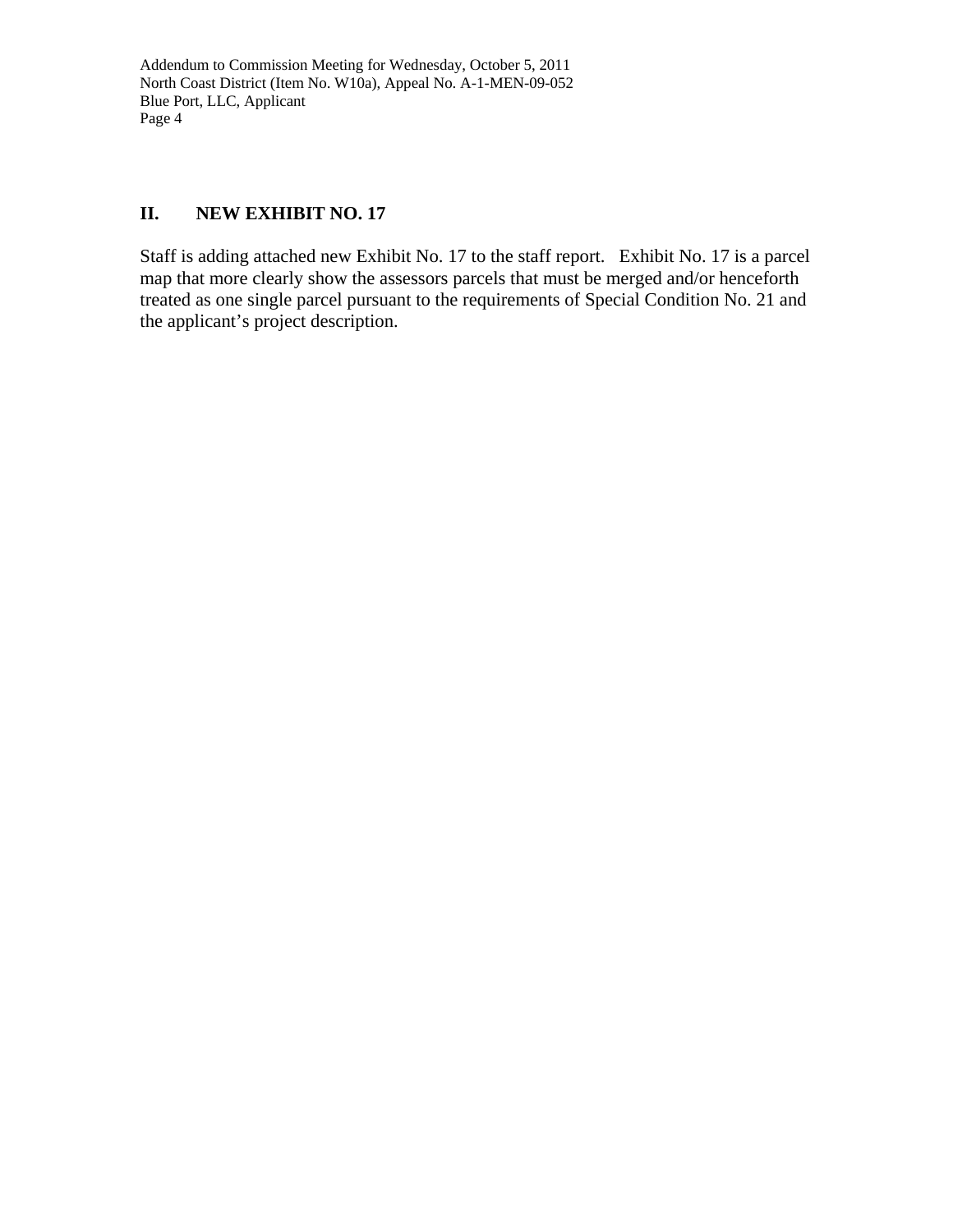## II. NEW EXHIBIT NO. 17

Staff is adding attached new Exhibit No. 17 to the staff report. Exhibit No. 17 is a parcel map that more clearly show the assessors parcels that must be merged and/or henceforth treated as one single parcel pursuant to the requirements of Special Condition No. 21 and the applicant's project description.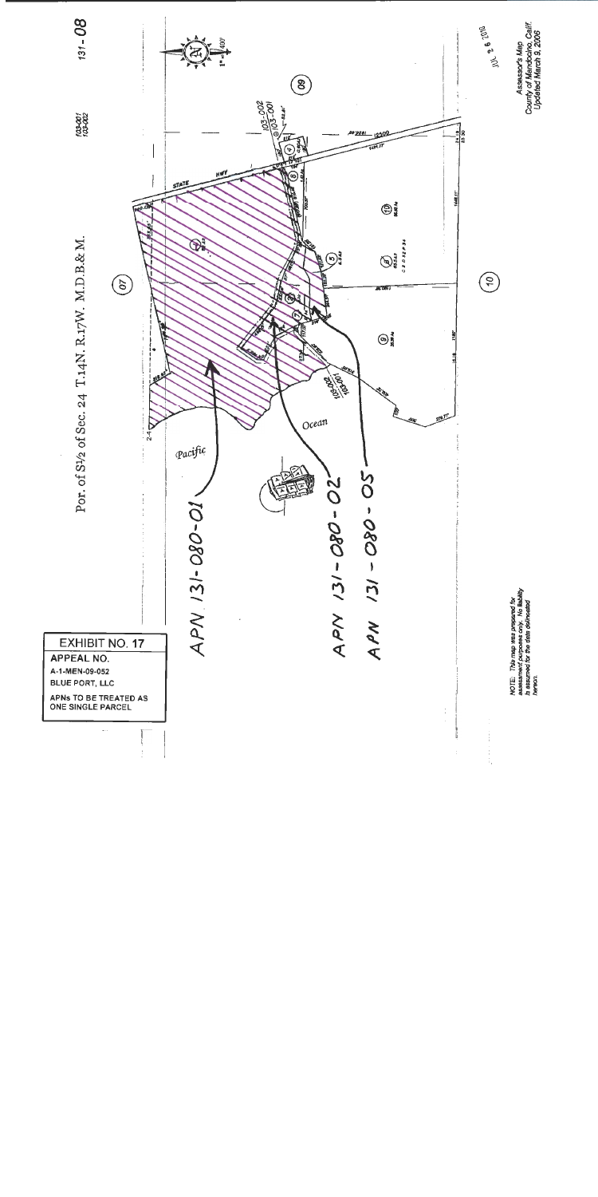EXHIBIT NO. 17

APPEAL NO.

A-1-MEN-09-052

BLUE PORT, LLC

APNs TO BE TREATED AS ONE SINGLE PARCEL

Por. of S½ of Sec. 24 T.14N. R.17W. M.D.B.& M.

131-08

103-201
103-002

1" = 400'

STATE HWY

Pacific

Ocean

APN 131-080-01

APN 131-080-02

APN 131-080-05

JUL 26 2010

Assessor's Map
County of Mendocino, Calif.
Updated March 9, 2006

NOTE: This map was prepared for assessment purposes only. No liability is assumed for the data delineated hereon.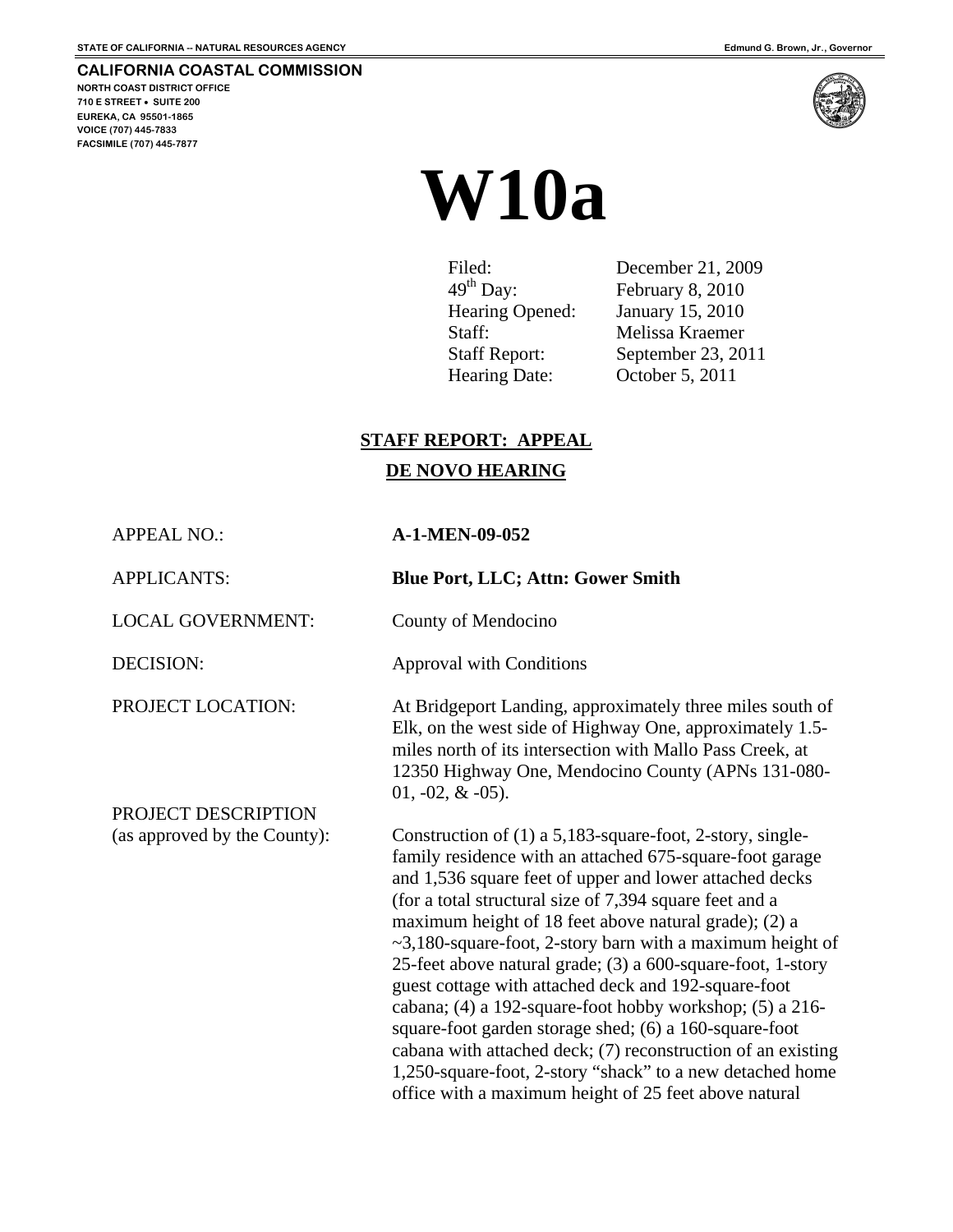STATE OF CALIFORNIA -- NATURAL RESOURCES AGENCY

Edmund G. Brown, Jr., Governor

**CALIFORNIA COASTAL COMMISSION**
NORTH COAST DISTRICT OFFICE
710 E STREET • SUITE 200
EUREKA, CA 95501-1865
VOICE (707) 445-7833
FACSIMILE (707) 445-7877

# W10a

| | |
|---|---|
| Filed: | December 21, 2009 |
| 49th Day: | February 8, 2010 |
| Hearing Opened: | January 15, 2010 |
| Staff: | Melissa Kraemer |
| Staff Report: | September 23, 2011 |
| Hearing Date: | October 5, 2011 |

## STAFF REPORT: APPEAL
## DE NOVO HEARING

| | |
|---|---|
| APPEAL NO.: | **A-1-MEN-09-052** |
| APPLICANTS: | **Blue Port, LLC; Attn: Gower Smith** |
| LOCAL GOVERNMENT: | County of Mendocino |
| DECISION: | Approval with Conditions |
| PROJECT LOCATION: | At Bridgeport Landing, approximately three miles south of Elk, on the west side of Highway One, approximately 1.5-miles north of its intersection with Mallo Pass Creek, at 12350 Highway One, Mendocino County (APNs 131-080-01, -02, & -05). |
| PROJECT DESCRIPTION (as approved by the County): | Construction of (1) a 5,183-square-foot, 2-story, single-family residence with an attached 675-square-foot garage and 1,536 square feet of upper and lower attached decks (for a total structural size of 7,394 square feet and a maximum height of 18 feet above natural grade); (2) a ~3,180-square-foot, 2-story barn with a maximum height of 25-feet above natural grade; (3) a 600-square-foot, 1-story guest cottage with attached deck and 192-square-foot cabana; (4) a 192-square-foot hobby workshop; (5) a 216-square-foot garden storage shed; (6) a 160-square-foot cabana with attached deck; (7) reconstruction of an existing 1,250-square-foot, 2-story "shack" to a new detached home office with a maximum height of 25 feet above natural |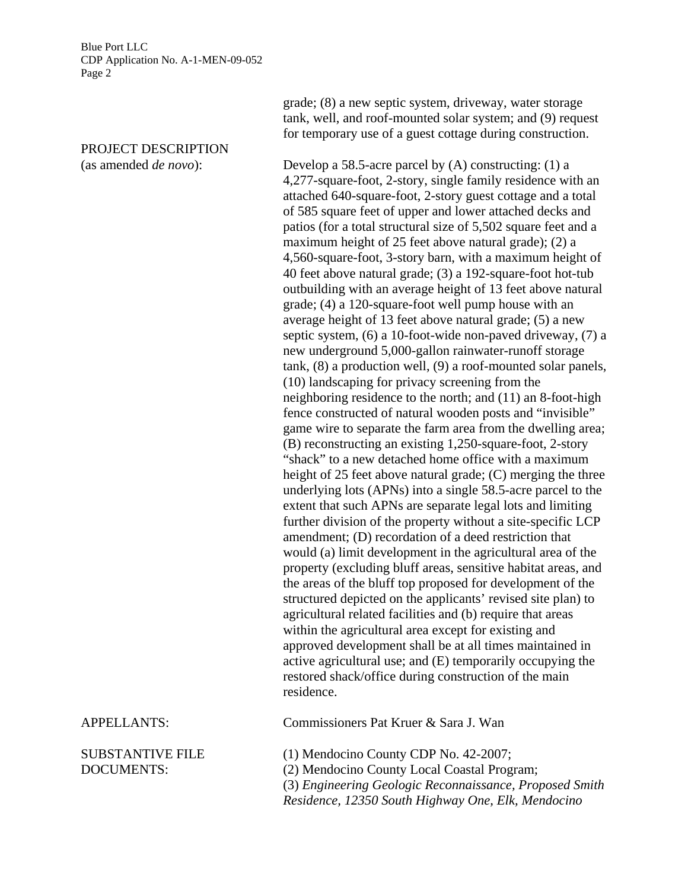grade; (8) a new septic system, driveway, water storage tank, well, and roof-mounted solar system; and (9) request for temporary use of a guest cottage during construction.

PROJECT DESCRIPTION (as amended *de novo*):

Develop a 58.5-acre parcel by (A) constructing: (1) a 4,277-square-foot, 2-story, single family residence with an attached 640-square-foot, 2-story guest cottage and a total of 585 square feet of upper and lower attached decks and patios (for a total structural size of 5,502 square feet and a maximum height of 25 feet above natural grade); (2) a 4,560-square-foot, 3-story barn, with a maximum height of 40 feet above natural grade; (3) a 192-square-foot hot-tub outbuilding with an average height of 13 feet above natural grade; (4) a 120-square-foot well pump house with an average height of 13 feet above natural grade; (5) a new septic system, (6) a 10-foot-wide non-paved driveway, (7) a new underground 5,000-gallon rainwater-runoff storage tank, (8) a production well, (9) a roof-mounted solar panels, (10) landscaping for privacy screening from the neighboring residence to the north; and (11) an 8-foot-high fence constructed of natural wooden posts and "invisible" game wire to separate the farm area from the dwelling area; (B) reconstructing an existing 1,250-square-foot, 2-story "shack" to a new detached home office with a maximum height of 25 feet above natural grade; (C) merging the three underlying lots (APNs) into a single 58.5-acre parcel to the extent that such APNs are separate legal lots and limiting further division of the property without a site-specific LCP amendment; (D) recordation of a deed restriction that would (a) limit development in the agricultural area of the property (excluding bluff areas, sensitive habitat areas, and the areas of the bluff top proposed for development of the structured depicted on the applicants' revised site plan) to agricultural related facilities and (b) require that areas within the agricultural area except for existing and approved development shall be at all times maintained in active agricultural use; and (E) temporarily occupying the restored shack/office during construction of the main residence.

APPELLANTS: Commissioners Pat Kruer & Sara J. Wan

SUBSTANTIVE FILE DOCUMENTS:

(1) Mendocino County CDP No. 42-2007;
(2) Mendocino County Local Coastal Program;
(3) *Engineering Geologic Reconnaissance, Proposed Smith Residence, 12350 South Highway One, Elk, Mendocino*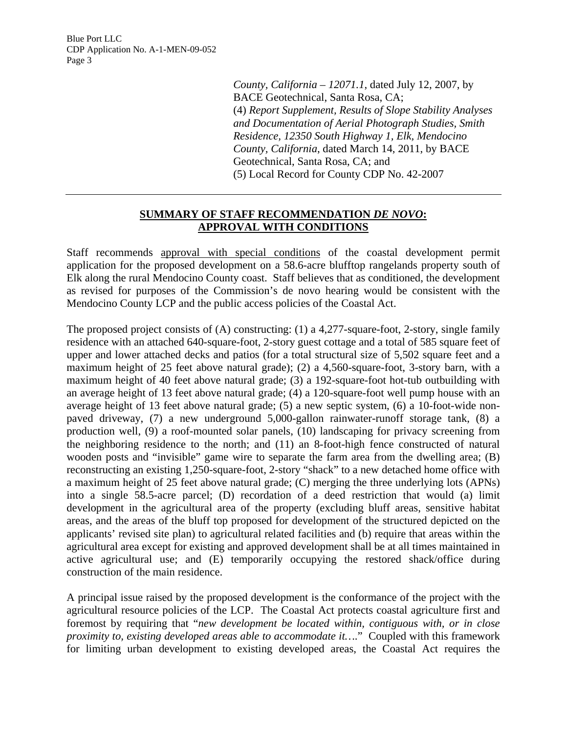*County, California – 12071.1*, dated July 12, 2007, by BACE Geotechnical, Santa Rosa, CA;
(4) *Report Supplement, Results of Slope Stability Analyses and Documentation of Aerial Photograph Studies, Smith Residence, 12350 South Highway 1, Elk, Mendocino County, California*, dated March 14, 2011, by BACE Geotechnical, Santa Rosa, CA; and
(5) Local Record for County CDP No. 42-2007

---

## SUMMARY OF STAFF RECOMMENDATION *DE NOVO*: APPROVAL WITH CONDITIONS

Staff recommends approval with special conditions of the coastal development permit application for the proposed development on a 58.6-acre blufftop rangelands property south of Elk along the rural Mendocino County coast. Staff believes that as conditioned, the development as revised for purposes of the Commission's de novo hearing would be consistent with the Mendocino County LCP and the public access policies of the Coastal Act.

The proposed project consists of (A) constructing: (1) a 4,277-square-foot, 2-story, single family residence with an attached 640-square-foot, 2-story guest cottage and a total of 585 square feet of upper and lower attached decks and patios (for a total structural size of 5,502 square feet and a maximum height of 25 feet above natural grade); (2) a 4,560-square-foot, 3-story barn, with a maximum height of 40 feet above natural grade; (3) a 192-square-foot hot-tub outbuilding with an average height of 13 feet above natural grade; (4) a 120-square-foot well pump house with an average height of 13 feet above natural grade; (5) a new septic system, (6) a 10-foot-wide non-paved driveway, (7) a new underground 5,000-gallon rainwater-runoff storage tank, (8) a production well, (9) a roof-mounted solar panels, (10) landscaping for privacy screening from the neighboring residence to the north; and (11) an 8-foot-high fence constructed of natural wooden posts and "invisible" game wire to separate the farm area from the dwelling area; (B) reconstructing an existing 1,250-square-foot, 2-story "shack" to a new detached home office with a maximum height of 25 feet above natural grade; (C) merging the three underlying lots (APNs) into a single 58.5-acre parcel; (D) recordation of a deed restriction that would (a) limit development in the agricultural area of the property (excluding bluff areas, sensitive habitat areas, and the areas of the bluff top proposed for development of the structured depicted on the applicants' revised site plan) to agricultural related facilities and (b) require that areas within the agricultural area except for existing and approved development shall be at all times maintained in active agricultural use; and (E) temporarily occupying the restored shack/office during construction of the main residence.

A principal issue raised by the proposed development is the conformance of the project with the agricultural resource policies of the LCP. The Coastal Act protects coastal agriculture first and foremost by requiring that "*new development be located within, contiguous with, or in close proximity to, existing developed areas able to accommodate it….*" Coupled with this framework for limiting urban development to existing developed areas, the Coastal Act requires the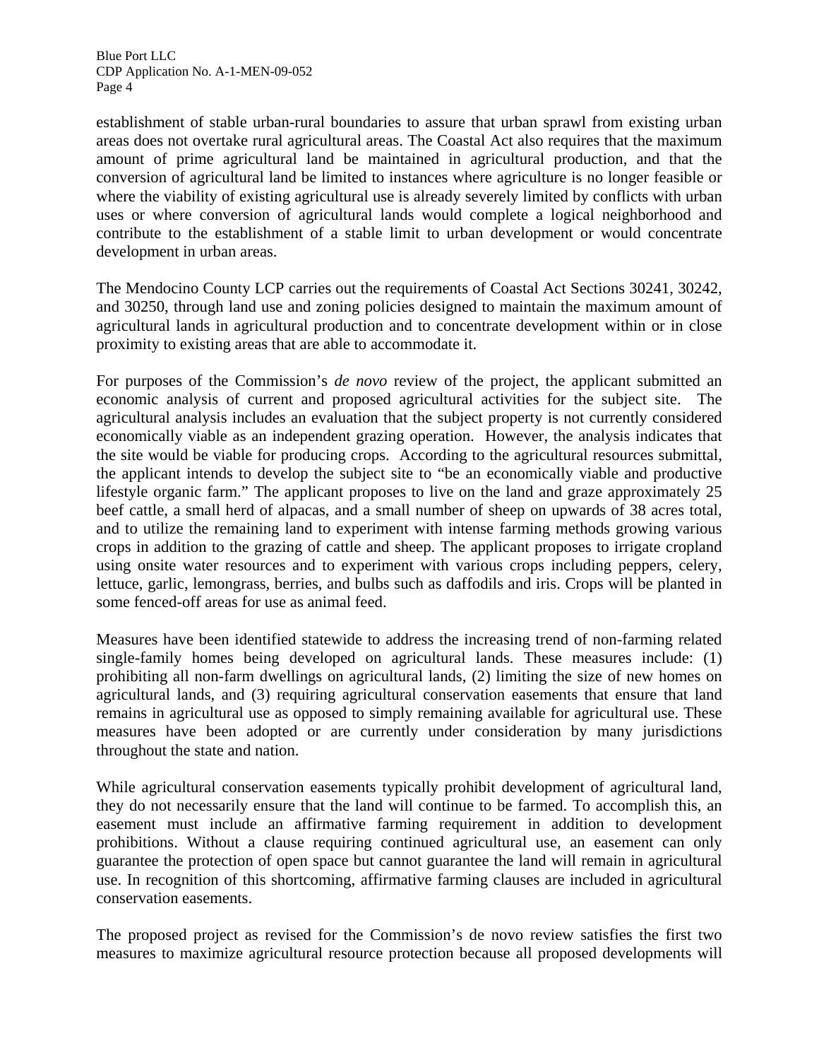establishment of stable urban-rural boundaries to assure that urban sprawl from existing urban areas does not overtake rural agricultural areas. The Coastal Act also requires that the maximum amount of prime agricultural land be maintained in agricultural production, and that the conversion of agricultural land be limited to instances where agriculture is no longer feasible or where the viability of existing agricultural use is already severely limited by conflicts with urban uses or where conversion of agricultural lands would complete a logical neighborhood and contribute to the establishment of a stable limit to urban development or would concentrate development in urban areas.

The Mendocino County LCP carries out the requirements of Coastal Act Sections 30241, 30242, and 30250, through land use and zoning policies designed to maintain the maximum amount of agricultural lands in agricultural production and to concentrate development within or in close proximity to existing areas that are able to accommodate it.

For purposes of the Commission's *de novo* review of the project, the applicant submitted an economic analysis of current and proposed agricultural activities for the subject site. The agricultural analysis includes an evaluation that the subject property is not currently considered economically viable as an independent grazing operation. However, the analysis indicates that the site would be viable for producing crops. According to the agricultural resources submittal, the applicant intends to develop the subject site to "be an economically viable and productive lifestyle organic farm." The applicant proposes to live on the land and graze approximately 25 beef cattle, a small herd of alpacas, and a small number of sheep on upwards of 38 acres total, and to utilize the remaining land to experiment with intense farming methods growing various crops in addition to the grazing of cattle and sheep. The applicant proposes to irrigate cropland using onsite water resources and to experiment with various crops including peppers, celery, lettuce, garlic, lemongrass, berries, and bulbs such as daffodils and iris. Crops will be planted in some fenced-off areas for use as animal feed.

Measures have been identified statewide to address the increasing trend of non-farming related single-family homes being developed on agricultural lands. These measures include: (1) prohibiting all non-farm dwellings on agricultural lands, (2) limiting the size of new homes on agricultural lands, and (3) requiring agricultural conservation easements that ensure that land remains in agricultural use as opposed to simply remaining available for agricultural use. These measures have been adopted or are currently under consideration by many jurisdictions throughout the state and nation.

While agricultural conservation easements typically prohibit development of agricultural land, they do not necessarily ensure that the land will continue to be farmed. To accomplish this, an easement must include an affirmative farming requirement in addition to development prohibitions. Without a clause requiring continued agricultural use, an easement can only guarantee the protection of open space but cannot guarantee the land will remain in agricultural use. In recognition of this shortcoming, affirmative farming clauses are included in agricultural conservation easements.

The proposed project as revised for the Commission's de novo review satisfies the first two measures to maximize agricultural resource protection because all proposed developments will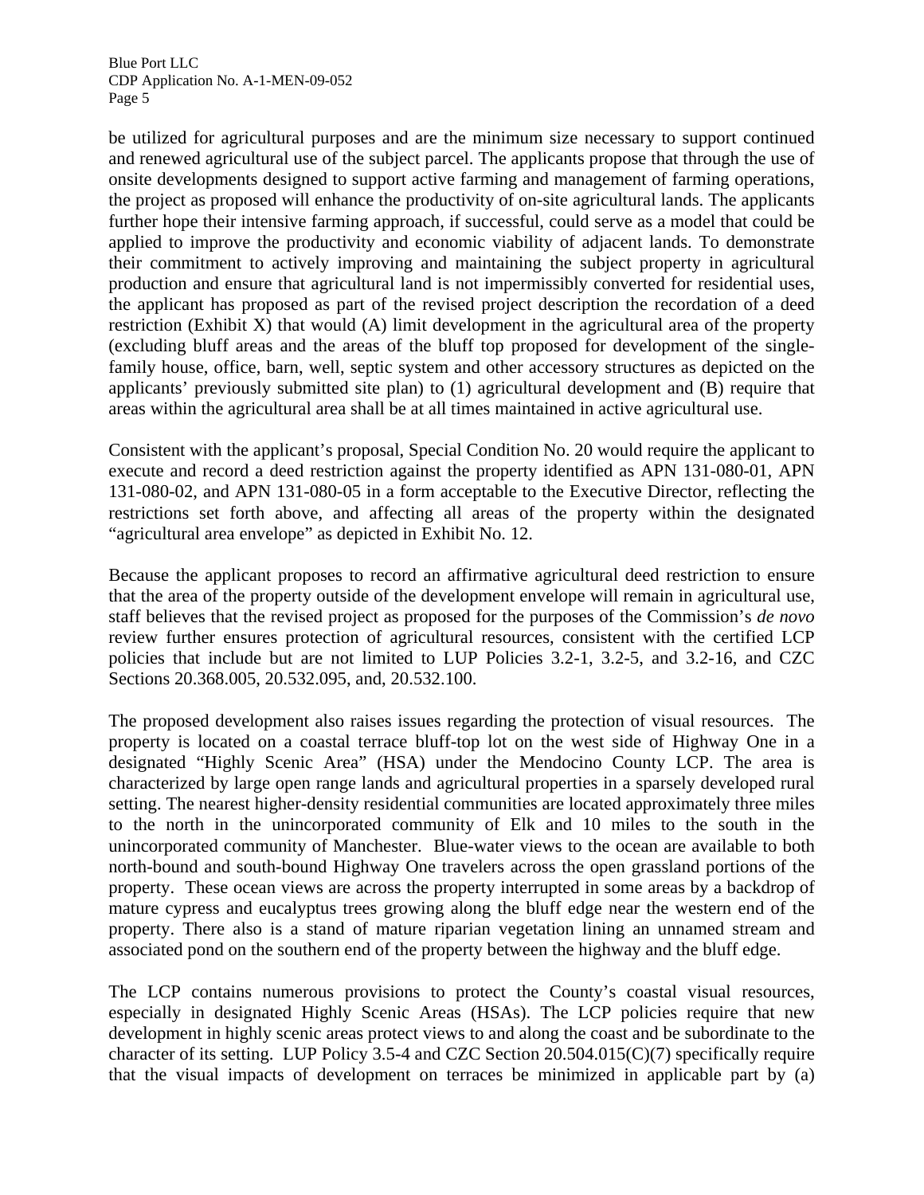be utilized for agricultural purposes and are the minimum size necessary to support continued and renewed agricultural use of the subject parcel. The applicants propose that through the use of onsite developments designed to support active farming and management of farming operations, the project as proposed will enhance the productivity of on-site agricultural lands. The applicants further hope their intensive farming approach, if successful, could serve as a model that could be applied to improve the productivity and economic viability of adjacent lands. To demonstrate their commitment to actively improving and maintaining the subject property in agricultural production and ensure that agricultural land is not impermissibly converted for residential uses, the applicant has proposed as part of the revised project description the recordation of a deed restriction (Exhibit X) that would (A) limit development in the agricultural area of the property (excluding bluff areas and the areas of the bluff top proposed for development of the single-family house, office, barn, well, septic system and other accessory structures as depicted on the applicants' previously submitted site plan) to (1) agricultural development and (B) require that areas within the agricultural area shall be at all times maintained in active agricultural use.

Consistent with the applicant's proposal, Special Condition No. 20 would require the applicant to execute and record a deed restriction against the property identified as APN 131-080-01, APN 131-080-02, and APN 131-080-05 in a form acceptable to the Executive Director, reflecting the restrictions set forth above, and affecting all areas of the property within the designated "agricultural area envelope" as depicted in Exhibit No. 12.

Because the applicant proposes to record an affirmative agricultural deed restriction to ensure that the area of the property outside of the development envelope will remain in agricultural use, staff believes that the revised project as proposed for the purposes of the Commission's *de novo* review further ensures protection of agricultural resources, consistent with the certified LCP policies that include but are not limited to LUP Policies 3.2-1, 3.2-5, and 3.2-16, and CZC Sections 20.368.005, 20.532.095, and, 20.532.100.

The proposed development also raises issues regarding the protection of visual resources. The property is located on a coastal terrace bluff-top lot on the west side of Highway One in a designated "Highly Scenic Area" (HSA) under the Mendocino County LCP. The area is characterized by large open range lands and agricultural properties in a sparsely developed rural setting. The nearest higher-density residential communities are located approximately three miles to the north in the unincorporated community of Elk and 10 miles to the south in the unincorporated community of Manchester. Blue-water views to the ocean are available to both north-bound and south-bound Highway One travelers across the open grassland portions of the property. These ocean views are across the property interrupted in some areas by a backdrop of mature cypress and eucalyptus trees growing along the bluff edge near the western end of the property. There also is a stand of mature riparian vegetation lining an unnamed stream and associated pond on the southern end of the property between the highway and the bluff edge.

The LCP contains numerous provisions to protect the County's coastal visual resources, especially in designated Highly Scenic Areas (HSAs). The LCP policies require that new development in highly scenic areas protect views to and along the coast and be subordinate to the character of its setting. LUP Policy 3.5-4 and CZC Section 20.504.015(C)(7) specifically require that the visual impacts of development on terraces be minimized in applicable part by (a)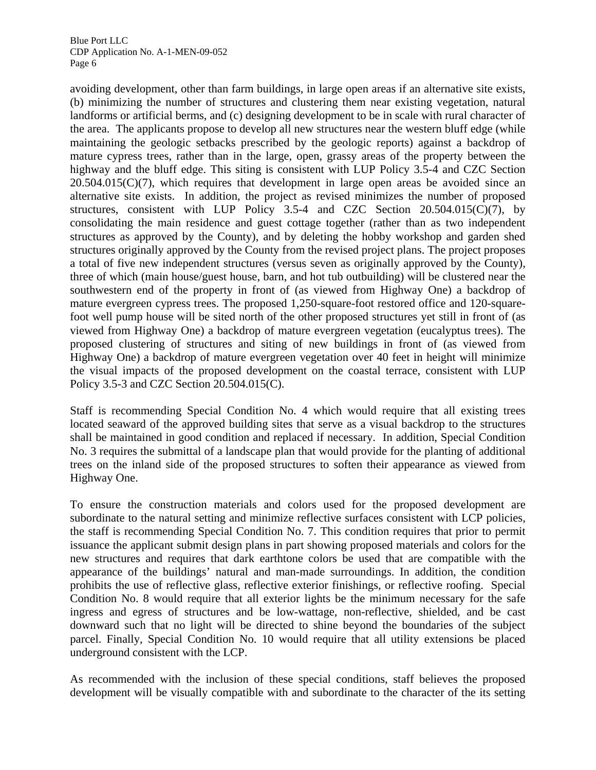avoiding development, other than farm buildings, in large open areas if an alternative site exists, (b) minimizing the number of structures and clustering them near existing vegetation, natural landforms or artificial berms, and (c) designing development to be in scale with rural character of the area. The applicants propose to develop all new structures near the western bluff edge (while maintaining the geologic setbacks prescribed by the geologic reports) against a backdrop of mature cypress trees, rather than in the large, open, grassy areas of the property between the highway and the bluff edge. This siting is consistent with LUP Policy 3.5-4 and CZC Section 20.504.015(C)(7), which requires that development in large open areas be avoided since an alternative site exists. In addition, the project as revised minimizes the number of proposed structures, consistent with LUP Policy 3.5-4 and CZC Section 20.504.015(C)(7), by consolidating the main residence and guest cottage together (rather than as two independent structures as approved by the County), and by deleting the hobby workshop and garden shed structures originally approved by the County from the revised project plans. The project proposes a total of five new independent structures (versus seven as originally approved by the County), three of which (main house/guest house, barn, and hot tub outbuilding) will be clustered near the southwestern end of the property in front of (as viewed from Highway One) a backdrop of mature evergreen cypress trees. The proposed 1,250-square-foot restored office and 120-square-foot well pump house will be sited north of the other proposed structures yet still in front of (as viewed from Highway One) a backdrop of mature evergreen vegetation (eucalyptus trees). The proposed clustering of structures and siting of new buildings in front of (as viewed from Highway One) a backdrop of mature evergreen vegetation over 40 feet in height will minimize the visual impacts of the proposed development on the coastal terrace, consistent with LUP Policy 3.5-3 and CZC Section 20.504.015(C).

Staff is recommending Special Condition No. 4 which would require that all existing trees located seaward of the approved building sites that serve as a visual backdrop to the structures shall be maintained in good condition and replaced if necessary. In addition, Special Condition No. 3 requires the submittal of a landscape plan that would provide for the planting of additional trees on the inland side of the proposed structures to soften their appearance as viewed from Highway One.

To ensure the construction materials and colors used for the proposed development are subordinate to the natural setting and minimize reflective surfaces consistent with LCP policies, the staff is recommending Special Condition No. 7. This condition requires that prior to permit issuance the applicant submit design plans in part showing proposed materials and colors for the new structures and requires that dark earthtone colors be used that are compatible with the appearance of the buildings' natural and man-made surroundings. In addition, the condition prohibits the use of reflective glass, reflective exterior finishings, or reflective roofing. Special Condition No. 8 would require that all exterior lights be the minimum necessary for the safe ingress and egress of structures and be low-wattage, non-reflective, shielded, and be cast downward such that no light will be directed to shine beyond the boundaries of the subject parcel. Finally, Special Condition No. 10 would require that all utility extensions be placed underground consistent with the LCP.

As recommended with the inclusion of these special conditions, staff believes the proposed development will be visually compatible with and subordinate to the character of the its setting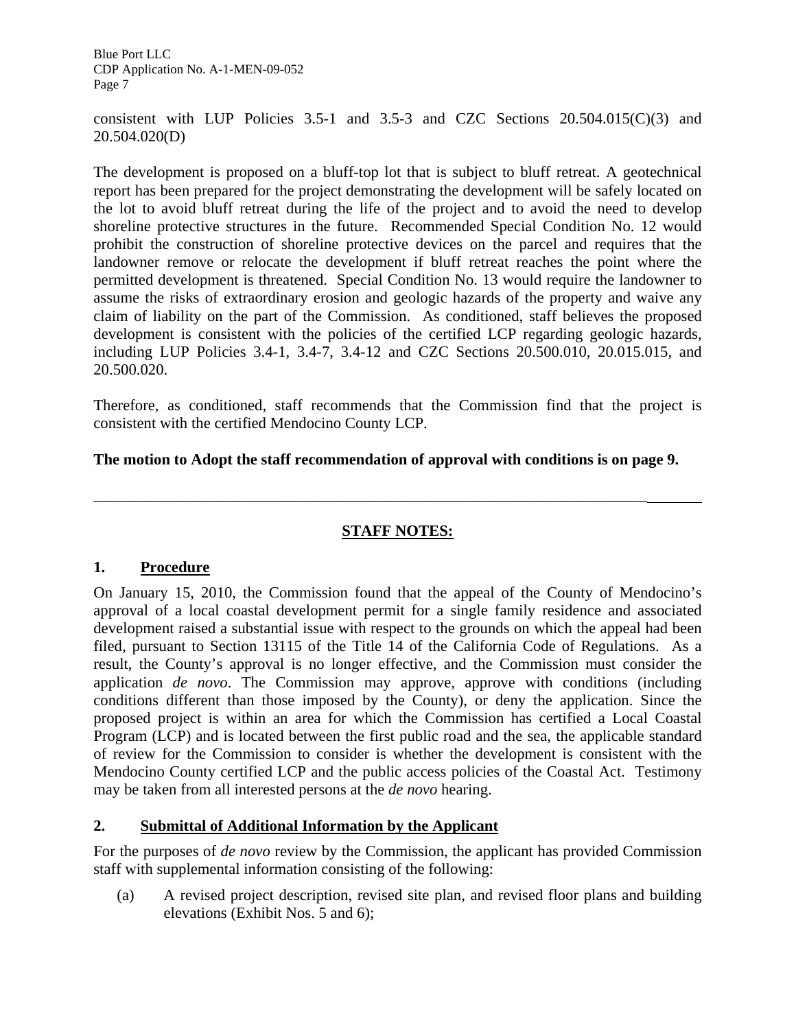consistent with LUP Policies 3.5-1 and 3.5-3 and CZC Sections 20.504.015(C)(3) and 20.504.020(D)

The development is proposed on a bluff-top lot that is subject to bluff retreat. A geotechnical report has been prepared for the project demonstrating the development will be safely located on the lot to avoid bluff retreat during the life of the project and to avoid the need to develop shoreline protective structures in the future. Recommended Special Condition No. 12 would prohibit the construction of shoreline protective devices on the parcel and requires that the landowner remove or relocate the development if bluff retreat reaches the point where the permitted development is threatened. Special Condition No. 13 would require the landowner to assume the risks of extraordinary erosion and geologic hazards of the property and waive any claim of liability on the part of the Commission. As conditioned, staff believes the proposed development is consistent with the policies of the certified LCP regarding geologic hazards, including LUP Policies 3.4-1, 3.4-7, 3.4-12 and CZC Sections 20.500.010, 20.015.015, and 20.500.020.

Therefore, as conditioned, staff recommends that the Commission find that the project is consistent with the certified Mendocino County LCP.

**The motion to Adopt the staff recommendation of approval with conditions is on page 9.**

---

## STAFF NOTES:

### 1. Procedure

On January 15, 2010, the Commission found that the appeal of the County of Mendocino's approval of a local coastal development permit for a single family residence and associated development raised a substantial issue with respect to the grounds on which the appeal had been filed, pursuant to Section 13115 of the Title 14 of the California Code of Regulations. As a result, the County's approval is no longer effective, and the Commission must consider the application *de novo*. The Commission may approve, approve with conditions (including conditions different than those imposed by the County), or deny the application. Since the proposed project is within an area for which the Commission has certified a Local Coastal Program (LCP) and is located between the first public road and the sea, the applicable standard of review for the Commission to consider is whether the development is consistent with the Mendocino County certified LCP and the public access policies of the Coastal Act. Testimony may be taken from all interested persons at the *de novo* hearing.

### 2. Submittal of Additional Information by the Applicant

For the purposes of *de novo* review by the Commission, the applicant has provided Commission staff with supplemental information consisting of the following:

(a) A revised project description, revised site plan, and revised floor plans and building elevations (Exhibit Nos. 5 and 6);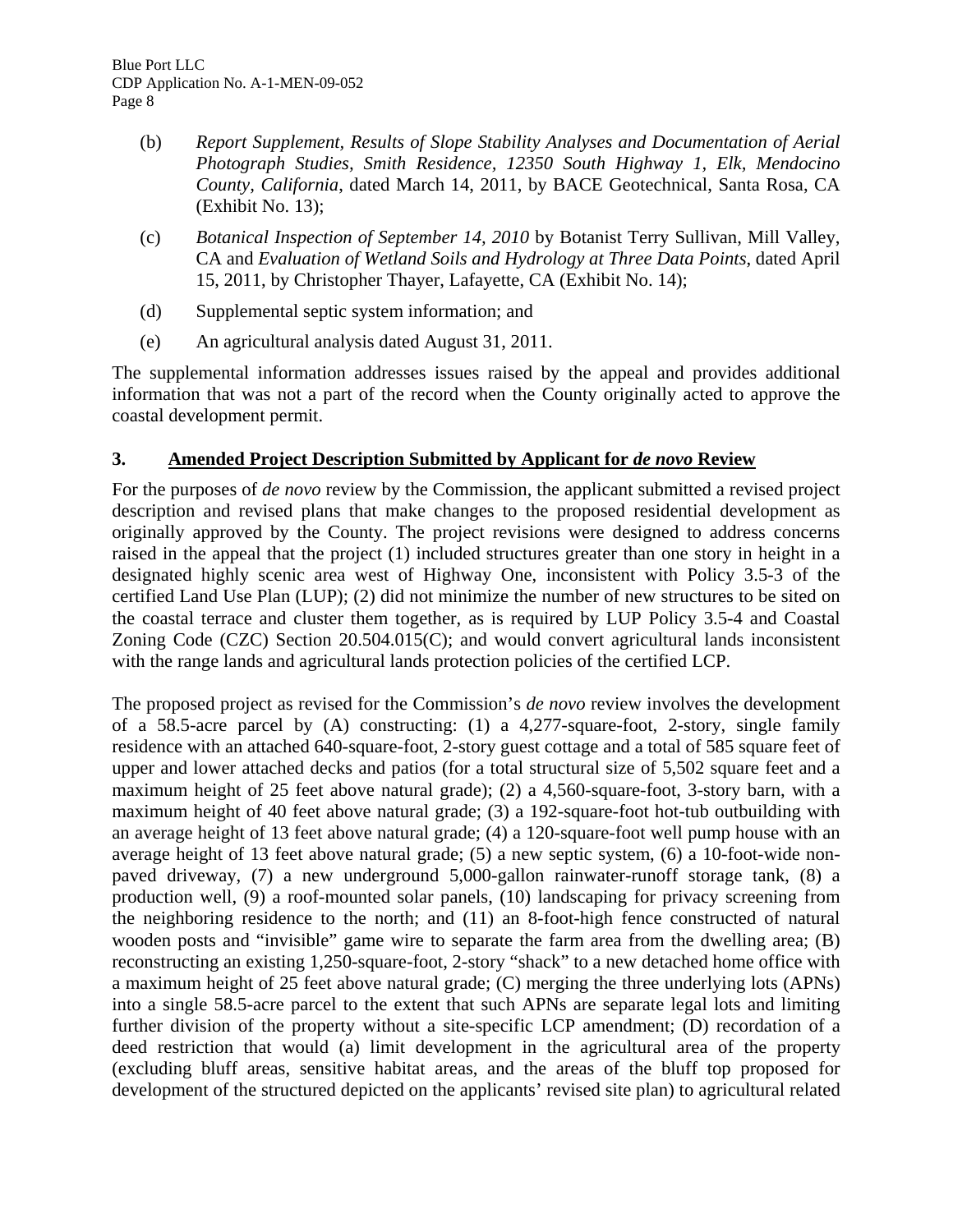(b) *Report Supplement, Results of Slope Stability Analyses and Documentation of Aerial Photograph Studies, Smith Residence, 12350 South Highway 1, Elk, Mendocino County, California*, dated March 14, 2011, by BACE Geotechnical, Santa Rosa, CA (Exhibit No. 13);

(c) *Botanical Inspection of September 14, 2010* by Botanist Terry Sullivan, Mill Valley, CA and *Evaluation of Wetland Soils and Hydrology at Three Data Points*, dated April 15, 2011, by Christopher Thayer, Lafayette, CA (Exhibit No. 14);

(d) Supplemental septic system information; and

(e) An agricultural analysis dated August 31, 2011.

The supplemental information addresses issues raised by the appeal and provides additional information that was not a part of the record when the County originally acted to approve the coastal development permit.

### 3. Amended Project Description Submitted by Applicant for *de novo* Review

For the purposes of *de novo* review by the Commission, the applicant submitted a revised project description and revised plans that make changes to the proposed residential development as originally approved by the County. The project revisions were designed to address concerns raised in the appeal that the project (1) included structures greater than one story in height in a designated highly scenic area west of Highway One, inconsistent with Policy 3.5-3 of the certified Land Use Plan (LUP); (2) did not minimize the number of new structures to be sited on the coastal terrace and cluster them together, as is required by LUP Policy 3.5-4 and Coastal Zoning Code (CZC) Section 20.504.015(C); and would convert agricultural lands inconsistent with the range lands and agricultural lands protection policies of the certified LCP.

The proposed project as revised for the Commission's *de novo* review involves the development of a 58.5-acre parcel by (A) constructing: (1) a 4,277-square-foot, 2-story, single family residence with an attached 640-square-foot, 2-story guest cottage and a total of 585 square feet of upper and lower attached decks and patios (for a total structural size of 5,502 square feet and a maximum height of 25 feet above natural grade); (2) a 4,560-square-foot, 3-story barn, with a maximum height of 40 feet above natural grade; (3) a 192-square-foot hot-tub outbuilding with an average height of 13 feet above natural grade; (4) a 120-square-foot well pump house with an average height of 13 feet above natural grade; (5) a new septic system, (6) a 10-foot-wide non-paved driveway, (7) a new underground 5,000-gallon rainwater-runoff storage tank, (8) a production well, (9) a roof-mounted solar panels, (10) landscaping for privacy screening from the neighboring residence to the north; and (11) an 8-foot-high fence constructed of natural wooden posts and "invisible" game wire to separate the farm area from the dwelling area; (B) reconstructing an existing 1,250-square-foot, 2-story "shack" to a new detached home office with a maximum height of 25 feet above natural grade; (C) merging the three underlying lots (APNs) into a single 58.5-acre parcel to the extent that such APNs are separate legal lots and limiting further division of the property without a site-specific LCP amendment; (D) recordation of a deed restriction that would (a) limit development in the agricultural area of the property (excluding bluff areas, sensitive habitat areas, and the areas of the bluff top proposed for development of the structured depicted on the applicants' revised site plan) to agricultural related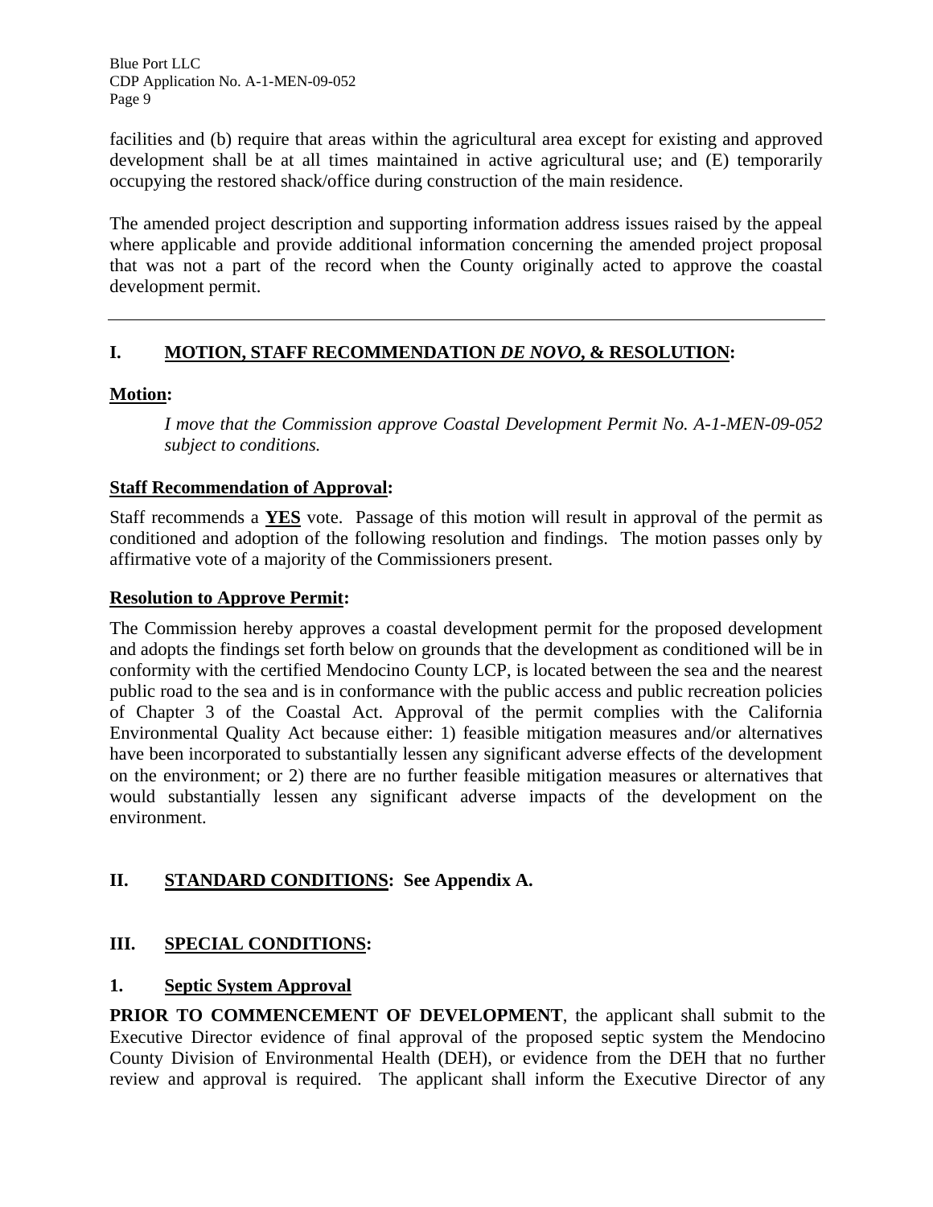facilities and (b) require that areas within the agricultural area except for existing and approved development shall be at all times maintained in active agricultural use; and (E) temporarily occupying the restored shack/office during construction of the main residence.

The amended project description and supporting information address issues raised by the appeal where applicable and provide additional information concerning the amended project proposal that was not a part of the record when the County originally acted to approve the coastal development permit.

---

## I. MOTION, STAFF RECOMMENDATION *DE NOVO*, & RESOLUTION:

**Motion:**

> *I move that the Commission approve Coastal Development Permit No. A-1-MEN-09-052 subject to conditions.*

**Staff Recommendation of Approval:**

Staff recommends a **YES** vote. Passage of this motion will result in approval of the permit as conditioned and adoption of the following resolution and findings. The motion passes only by affirmative vote of a majority of the Commissioners present.

**Resolution to Approve Permit:**

The Commission hereby approves a coastal development permit for the proposed development and adopts the findings set forth below on grounds that the development as conditioned will be in conformity with the certified Mendocino County LCP, is located between the sea and the nearest public road to the sea and is in conformance with the public access and public recreation policies of Chapter 3 of the Coastal Act. Approval of the permit complies with the California Environmental Quality Act because either: 1) feasible mitigation measures and/or alternatives have been incorporated to substantially lessen any significant adverse effects of the development on the environment; or 2) there are no further feasible mitigation measures or alternatives that would substantially lessen any significant adverse impacts of the development on the environment.

## II. STANDARD CONDITIONS: See Appendix A.

## III. SPECIAL CONDITIONS:

### 1. Septic System Approval

**PRIOR TO COMMENCEMENT OF DEVELOPMENT**, the applicant shall submit to the Executive Director evidence of final approval of the proposed septic system the Mendocino County Division of Environmental Health (DEH), or evidence from the DEH that no further review and approval is required. The applicant shall inform the Executive Director of any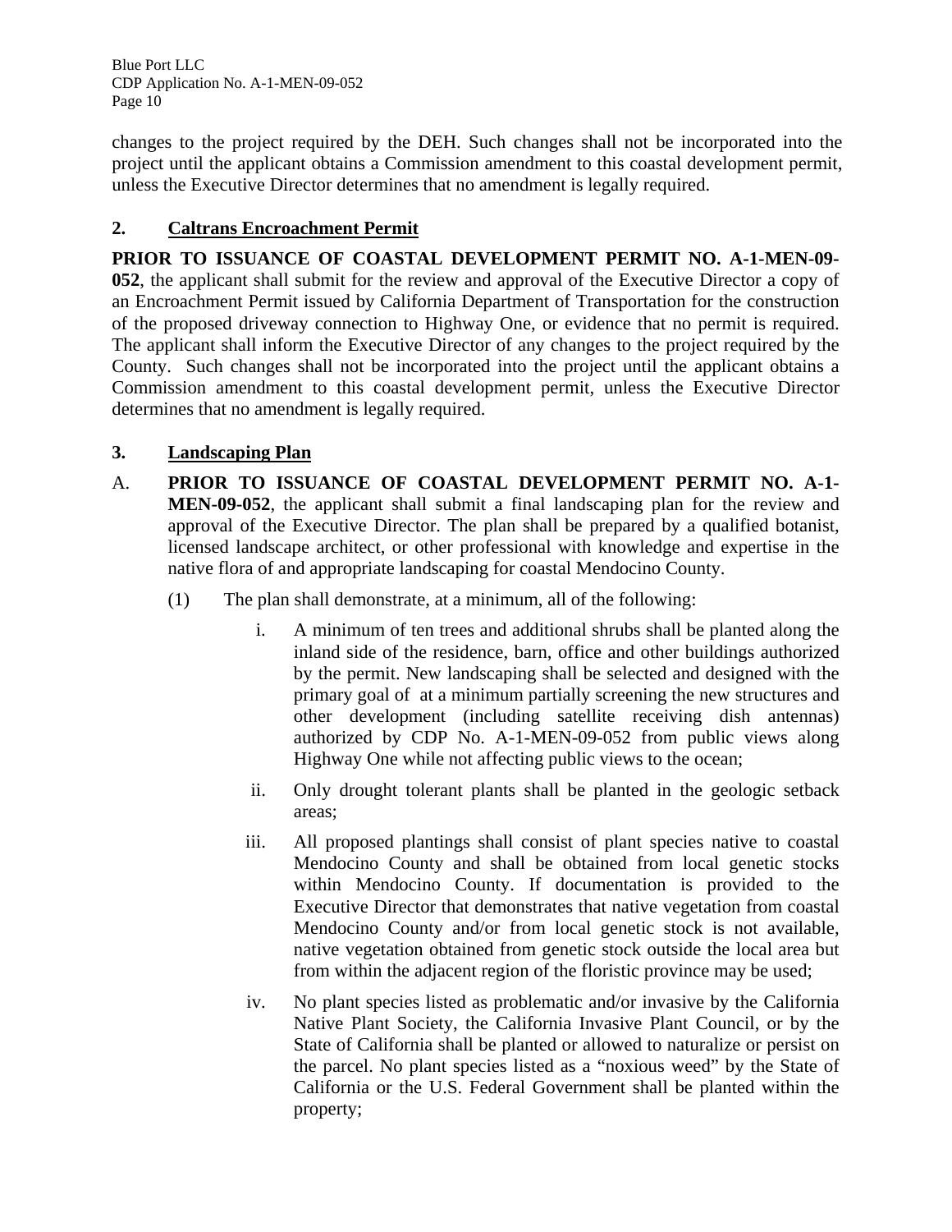changes to the project required by the DEH. Such changes shall not be incorporated into the project until the applicant obtains a Commission amendment to this coastal development permit, unless the Executive Director determines that no amendment is legally required.

## 2. Caltrans Encroachment Permit

**PRIOR TO ISSUANCE OF COASTAL DEVELOPMENT PERMIT NO. A-1-MEN-09-052**, the applicant shall submit for the review and approval of the Executive Director a copy of an Encroachment Permit issued by California Department of Transportation for the construction of the proposed driveway connection to Highway One, or evidence that no permit is required. The applicant shall inform the Executive Director of any changes to the project required by the County. Such changes shall not be incorporated into the project until the applicant obtains a Commission amendment to this coastal development permit, unless the Executive Director determines that no amendment is legally required.

## 3. Landscaping Plan

A. **PRIOR TO ISSUANCE OF COASTAL DEVELOPMENT PERMIT NO. A-1-MEN-09-052**, the applicant shall submit a final landscaping plan for the review and approval of the Executive Director. The plan shall be prepared by a qualified botanist, licensed landscape architect, or other professional with knowledge and expertise in the native flora of and appropriate landscaping for coastal Mendocino County.

(1) The plan shall demonstrate, at a minimum, all of the following:

i. A minimum of ten trees and additional shrubs shall be planted along the inland side of the residence, barn, office and other buildings authorized by the permit. New landscaping shall be selected and designed with the primary goal of at a minimum partially screening the new structures and other development (including satellite receiving dish antennas) authorized by CDP No. A-1-MEN-09-052 from public views along Highway One while not affecting public views to the ocean;

ii. Only drought tolerant plants shall be planted in the geologic setback areas;

iii. All proposed plantings shall consist of plant species native to coastal Mendocino County and shall be obtained from local genetic stocks within Mendocino County. If documentation is provided to the Executive Director that demonstrates that native vegetation from coastal Mendocino County and/or from local genetic stock is not available, native vegetation obtained from genetic stock outside the local area but from within the adjacent region of the floristic province may be used;

iv. No plant species listed as problematic and/or invasive by the California Native Plant Society, the California Invasive Plant Council, or by the State of California shall be planted or allowed to naturalize or persist on the parcel. No plant species listed as a "noxious weed" by the State of California or the U.S. Federal Government shall be planted within the property;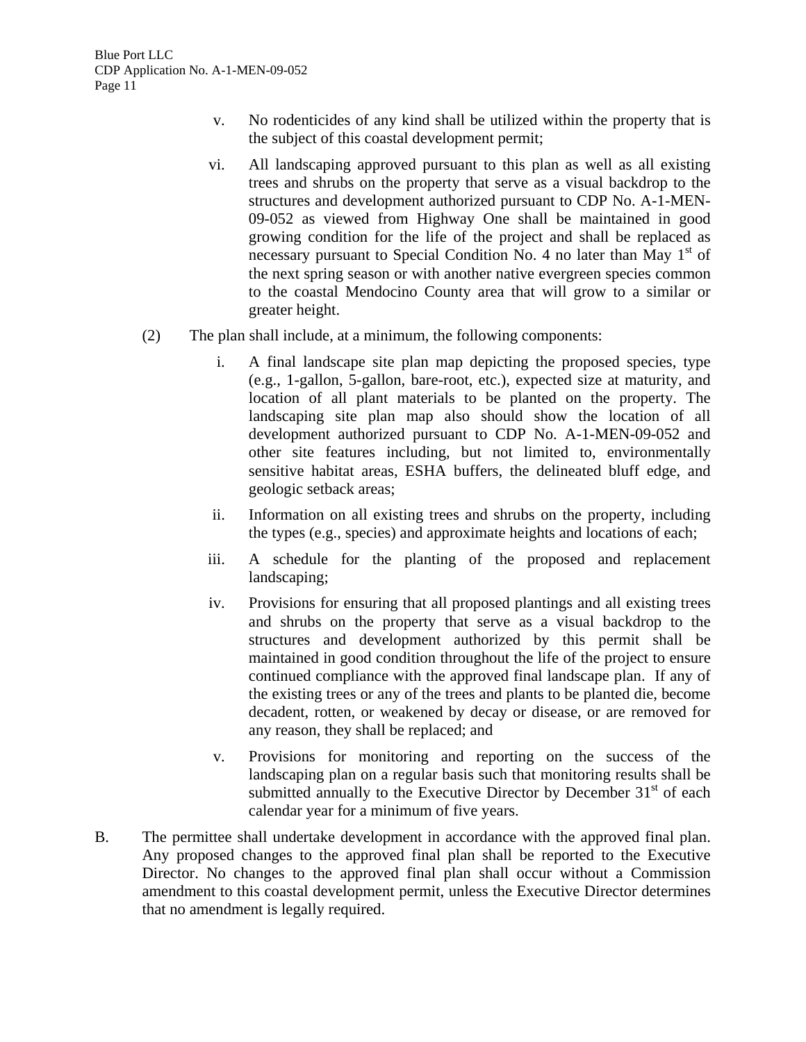v. No rodenticides of any kind shall be utilized within the property that is the subject of this coastal development permit;

vi. All landscaping approved pursuant to this plan as well as all existing trees and shrubs on the property that serve as a visual backdrop to the structures and development authorized pursuant to CDP No. A-1-MEN-09-052 as viewed from Highway One shall be maintained in good growing condition for the life of the project and shall be replaced as necessary pursuant to Special Condition No. 4 no later than May 1st of the next spring season or with another native evergreen species common to the coastal Mendocino County area that will grow to a similar or greater height.

(2) The plan shall include, at a minimum, the following components:

i. A final landscape site plan map depicting the proposed species, type (e.g., 1-gallon, 5-gallon, bare-root, etc.), expected size at maturity, and location of all plant materials to be planted on the property. The landscaping site plan map also should show the location of all development authorized pursuant to CDP No. A-1-MEN-09-052 and other site features including, but not limited to, environmentally sensitive habitat areas, ESHA buffers, the delineated bluff edge, and geologic setback areas;

ii. Information on all existing trees and shrubs on the property, including the types (e.g., species) and approximate heights and locations of each;

iii. A schedule for the planting of the proposed and replacement landscaping;

iv. Provisions for ensuring that all proposed plantings and all existing trees and shrubs on the property that serve as a visual backdrop to the structures and development authorized by this permit shall be maintained in good condition throughout the life of the project to ensure continued compliance with the approved final landscape plan. If any of the existing trees or any of the trees and plants to be planted die, become decadent, rotten, or weakened by decay or disease, or are removed for any reason, they shall be replaced; and

v. Provisions for monitoring and reporting on the success of the landscaping plan on a regular basis such that monitoring results shall be submitted annually to the Executive Director by December 31st of each calendar year for a minimum of five years.

B. The permittee shall undertake development in accordance with the approved final plan. Any proposed changes to the approved final plan shall be reported to the Executive Director. No changes to the approved final plan shall occur without a Commission amendment to this coastal development permit, unless the Executive Director determines that no amendment is legally required.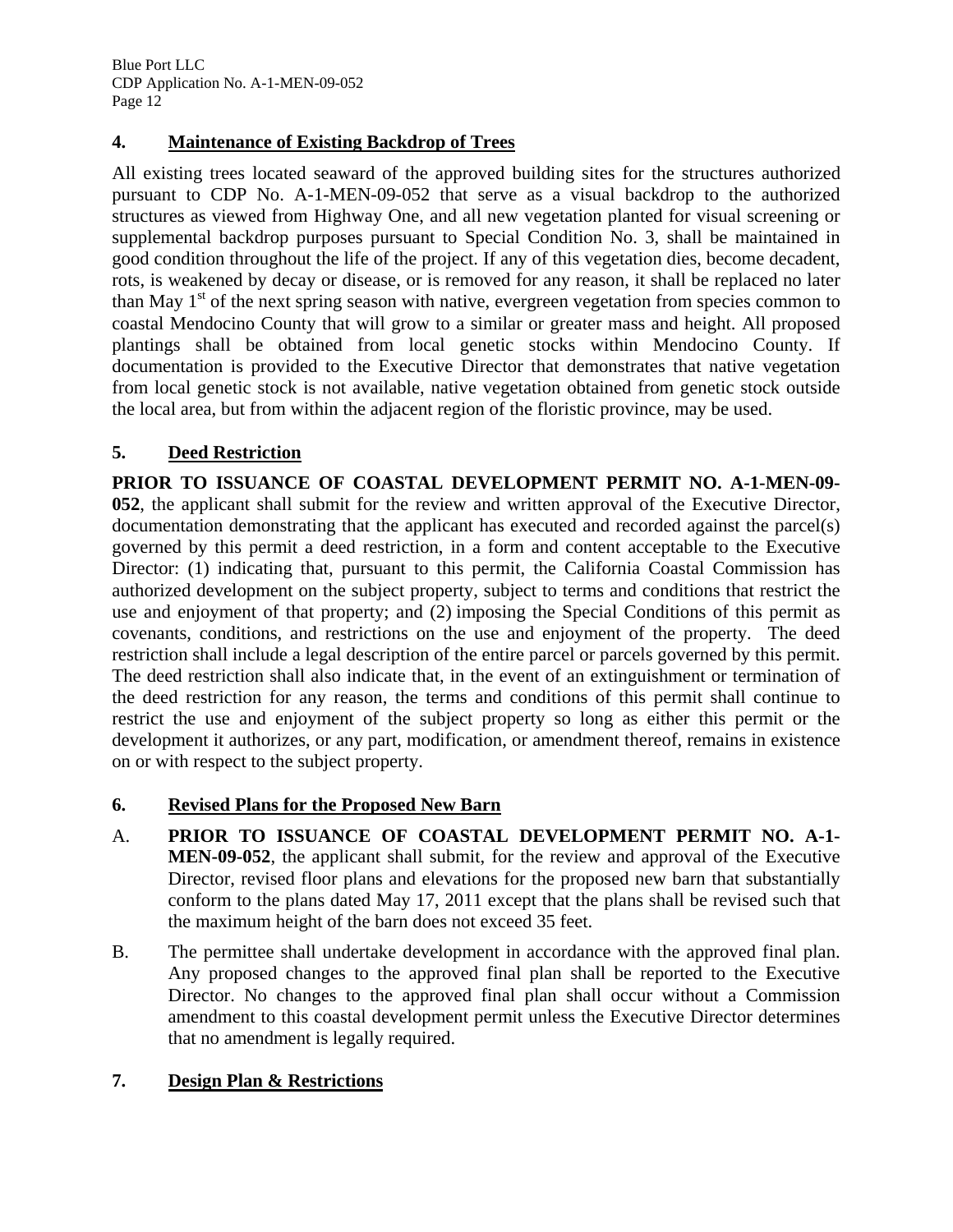### 4. Maintenance of Existing Backdrop of Trees

All existing trees located seaward of the approved building sites for the structures authorized pursuant to CDP No. A-1-MEN-09-052 that serve as a visual backdrop to the authorized structures as viewed from Highway One, and all new vegetation planted for visual screening or supplemental backdrop purposes pursuant to Special Condition No. 3, shall be maintained in good condition throughout the life of the project. If any of this vegetation dies, become decadent, rots, is weakened by decay or disease, or is removed for any reason, it shall be replaced no later than May 1st of the next spring season with native, evergreen vegetation from species common to coastal Mendocino County that will grow to a similar or greater mass and height. All proposed plantings shall be obtained from local genetic stocks within Mendocino County. If documentation is provided to the Executive Director that demonstrates that native vegetation from local genetic stock is not available, native vegetation obtained from genetic stock outside the local area, but from within the adjacent region of the floristic province, may be used.

### 5. Deed Restriction

**PRIOR TO ISSUANCE OF COASTAL DEVELOPMENT PERMIT NO. A-1-MEN-09-052**, the applicant shall submit for the review and written approval of the Executive Director, documentation demonstrating that the applicant has executed and recorded against the parcel(s) governed by this permit a deed restriction, in a form and content acceptable to the Executive Director: (1) indicating that, pursuant to this permit, the California Coastal Commission has authorized development on the subject property, subject to terms and conditions that restrict the use and enjoyment of that property; and (2) imposing the Special Conditions of this permit as covenants, conditions, and restrictions on the use and enjoyment of the property. The deed restriction shall include a legal description of the entire parcel or parcels governed by this permit. The deed restriction shall also indicate that, in the event of an extinguishment or termination of the deed restriction for any reason, the terms and conditions of this permit shall continue to restrict the use and enjoyment of the subject property so long as either this permit or the development it authorizes, or any part, modification, or amendment thereof, remains in existence on or with respect to the subject property.

### 6. Revised Plans for the Proposed New Barn

A. **PRIOR TO ISSUANCE OF COASTAL DEVELOPMENT PERMIT NO. A-1-MEN-09-052**, the applicant shall submit, for the review and approval of the Executive Director, revised floor plans and elevations for the proposed new barn that substantially conform to the plans dated May 17, 2011 except that the plans shall be revised such that the maximum height of the barn does not exceed 35 feet.

B. The permittee shall undertake development in accordance with the approved final plan. Any proposed changes to the approved final plan shall be reported to the Executive Director. No changes to the approved final plan shall occur without a Commission amendment to this coastal development permit unless the Executive Director determines that no amendment is legally required.

### 7. Design Plan & Restrictions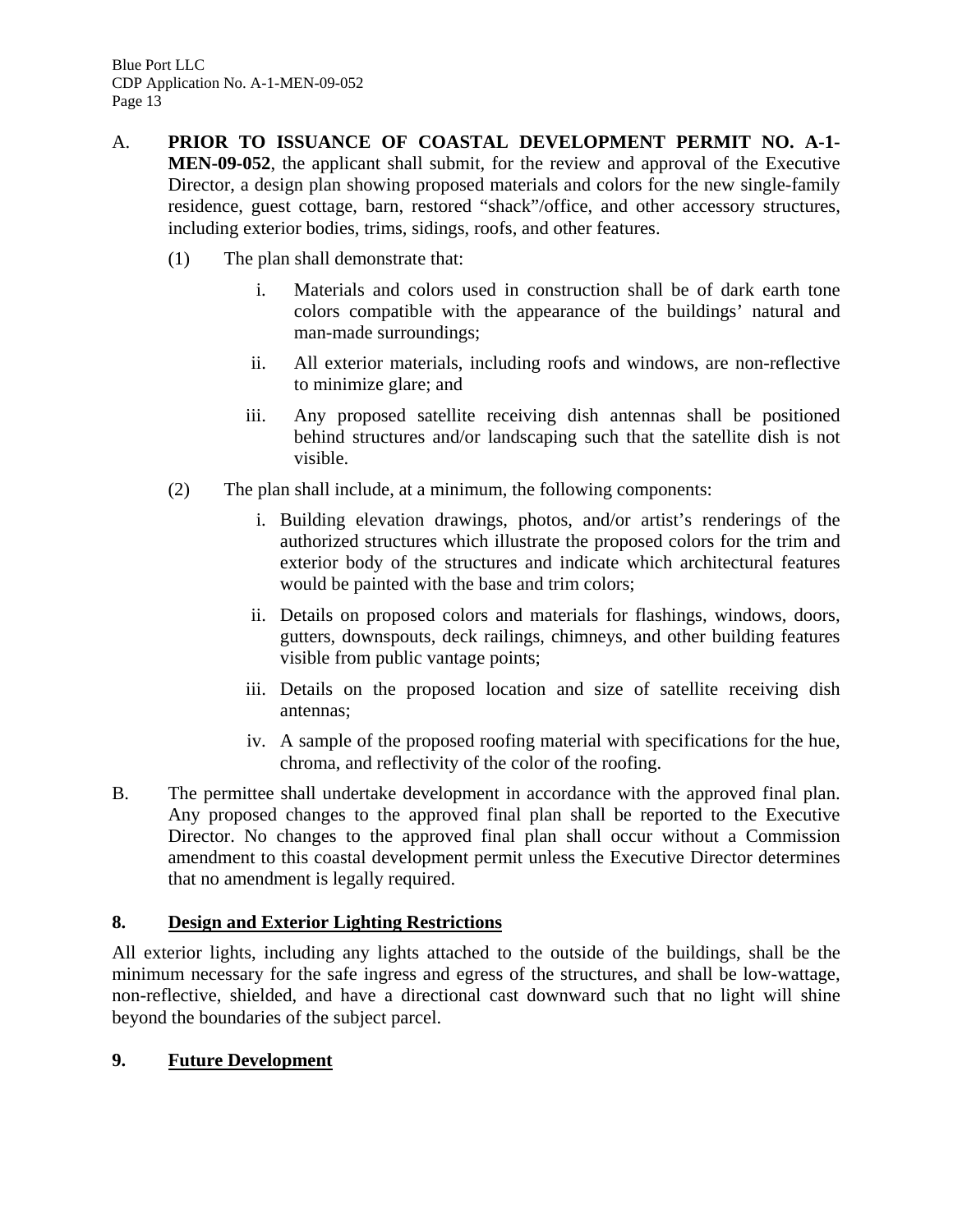A. **PRIOR TO ISSUANCE OF COASTAL DEVELOPMENT PERMIT NO. A-1-MEN-09-052**, the applicant shall submit, for the review and approval of the Executive Director, a design plan showing proposed materials and colors for the new single-family residence, guest cottage, barn, restored "shack"/office, and other accessory structures, including exterior bodies, trims, sidings, roofs, and other features.

   (1) The plan shall demonstrate that:

      i. Materials and colors used in construction shall be of dark earth tone colors compatible with the appearance of the buildings' natural and man-made surroundings;

      ii. All exterior materials, including roofs and windows, are non-reflective to minimize glare; and

      iii. Any proposed satellite receiving dish antennas shall be positioned behind structures and/or landscaping such that the satellite dish is not visible.

   (2) The plan shall include, at a minimum, the following components:

      i. Building elevation drawings, photos, and/or artist's renderings of the authorized structures which illustrate the proposed colors for the trim and exterior body of the structures and indicate which architectural features would be painted with the base and trim colors;

      ii. Details on proposed colors and materials for flashings, windows, doors, gutters, downspouts, deck railings, chimneys, and other building features visible from public vantage points;

      iii. Details on the proposed location and size of satellite receiving dish antennas;

      iv. A sample of the proposed roofing material with specifications for the hue, chroma, and reflectivity of the color of the roofing.

B. The permittee shall undertake development in accordance with the approved final plan. Any proposed changes to the approved final plan shall be reported to the Executive Director. No changes to the approved final plan shall occur without a Commission amendment to this coastal development permit unless the Executive Director determines that no amendment is legally required.

**8. <u>Design and Exterior Lighting Restrictions</u>**

All exterior lights, including any lights attached to the outside of the buildings, shall be the minimum necessary for the safe ingress and egress of the structures, and shall be low-wattage, non-reflective, shielded, and have a directional cast downward such that no light will shine beyond the boundaries of the subject parcel.

**9. <u>Future Development</u>**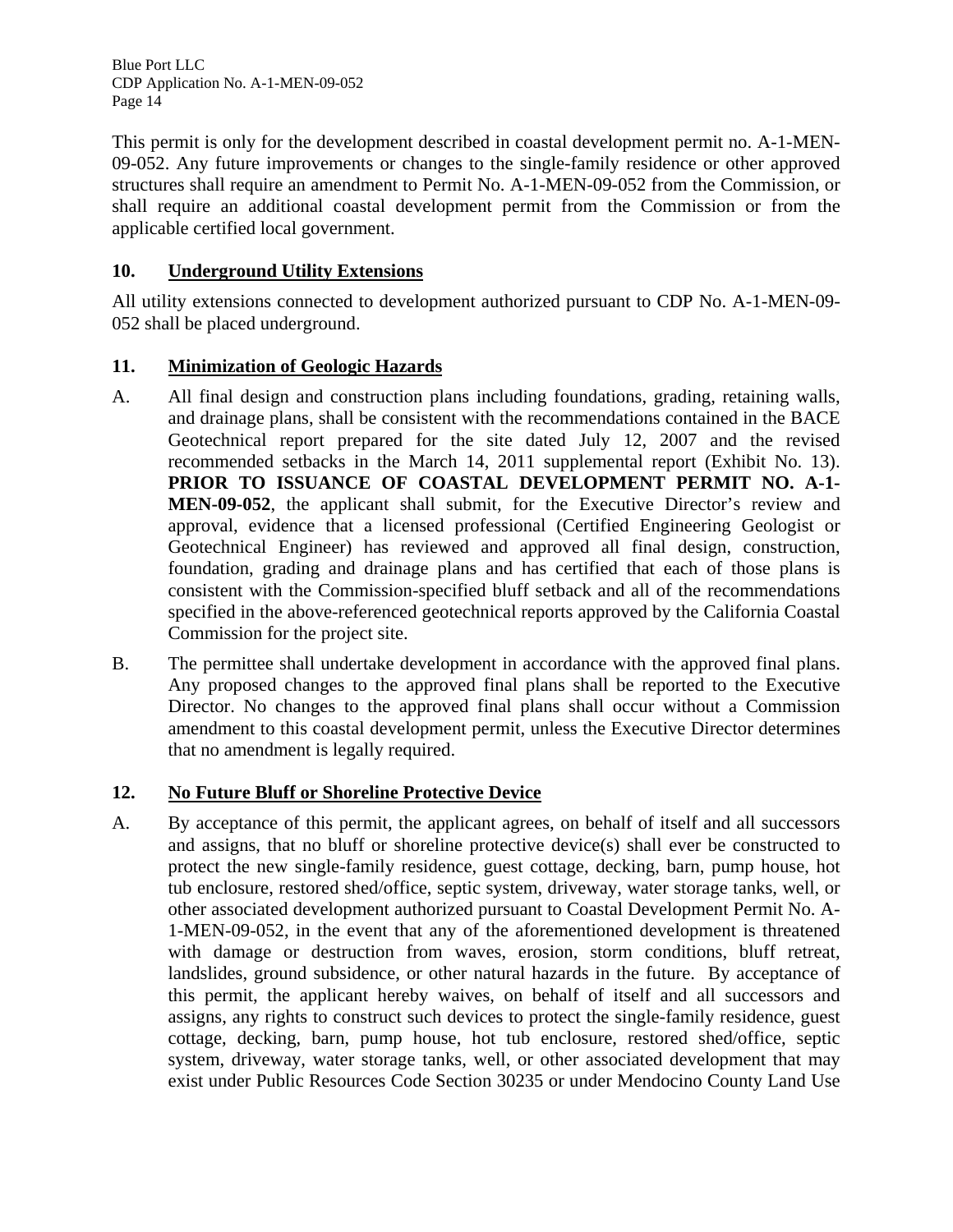This permit is only for the development described in coastal development permit no. A-1-MEN-09-052. Any future improvements or changes to the single-family residence or other approved structures shall require an amendment to Permit No. A-1-MEN-09-052 from the Commission, or shall require an additional coastal development permit from the Commission or from the applicable certified local government.

### 10. Underground Utility Extensions

All utility extensions connected to development authorized pursuant to CDP No. A-1-MEN-09-052 shall be placed underground.

### 11. Minimization of Geologic Hazards

A. All final design and construction plans including foundations, grading, retaining walls, and drainage plans, shall be consistent with the recommendations contained in the BACE Geotechnical report prepared for the site dated July 12, 2007 and the revised recommended setbacks in the March 14, 2011 supplemental report (Exhibit No. 13). **PRIOR TO ISSUANCE OF COASTAL DEVELOPMENT PERMIT NO. A-1-MEN-09-052**, the applicant shall submit, for the Executive Director's review and approval, evidence that a licensed professional (Certified Engineering Geologist or Geotechnical Engineer) has reviewed and approved all final design, construction, foundation, grading and drainage plans and has certified that each of those plans is consistent with the Commission-specified bluff setback and all of the recommendations specified in the above-referenced geotechnical reports approved by the California Coastal Commission for the project site.

B. The permittee shall undertake development in accordance with the approved final plans. Any proposed changes to the approved final plans shall be reported to the Executive Director. No changes to the approved final plans shall occur without a Commission amendment to this coastal development permit, unless the Executive Director determines that no amendment is legally required.

### 12. No Future Bluff or Shoreline Protective Device

A. By acceptance of this permit, the applicant agrees, on behalf of itself and all successors and assigns, that no bluff or shoreline protective device(s) shall ever be constructed to protect the new single-family residence, guest cottage, decking, barn, pump house, hot tub enclosure, restored shed/office, septic system, driveway, water storage tanks, well, or other associated development authorized pursuant to Coastal Development Permit No. A-1-MEN-09-052, in the event that any of the aforementioned development is threatened with damage or destruction from waves, erosion, storm conditions, bluff retreat, landslides, ground subsidence, or other natural hazards in the future. By acceptance of this permit, the applicant hereby waives, on behalf of itself and all successors and assigns, any rights to construct such devices to protect the single-family residence, guest cottage, decking, barn, pump house, hot tub enclosure, restored shed/office, septic system, driveway, water storage tanks, well, or other associated development that may exist under Public Resources Code Section 30235 or under Mendocino County Land Use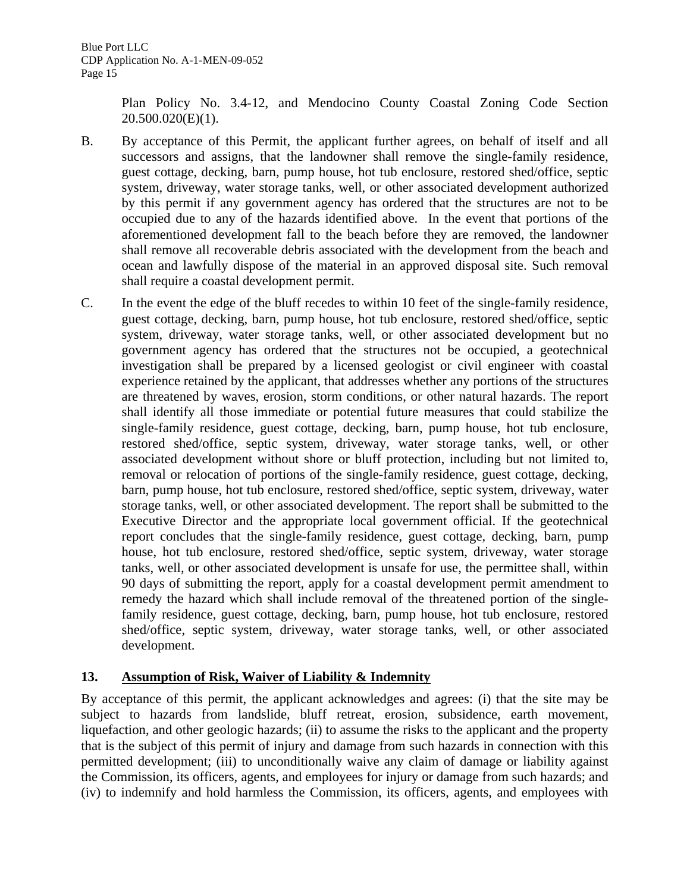Plan Policy No. 3.4-12, and Mendocino County Coastal Zoning Code Section 20.500.020(E)(1).

B. By acceptance of this Permit, the applicant further agrees, on behalf of itself and all successors and assigns, that the landowner shall remove the single-family residence, guest cottage, decking, barn, pump house, hot tub enclosure, restored shed/office, septic system, driveway, water storage tanks, well, or other associated development authorized by this permit if any government agency has ordered that the structures are not to be occupied due to any of the hazards identified above. In the event that portions of the aforementioned development fall to the beach before they are removed, the landowner shall remove all recoverable debris associated with the development from the beach and ocean and lawfully dispose of the material in an approved disposal site. Such removal shall require a coastal development permit.

C. In the event the edge of the bluff recedes to within 10 feet of the single-family residence, guest cottage, decking, barn, pump house, hot tub enclosure, restored shed/office, septic system, driveway, water storage tanks, well, or other associated development but no government agency has ordered that the structures not be occupied, a geotechnical investigation shall be prepared by a licensed geologist or civil engineer with coastal experience retained by the applicant, that addresses whether any portions of the structures are threatened by waves, erosion, storm conditions, or other natural hazards. The report shall identify all those immediate or potential future measures that could stabilize the single-family residence, guest cottage, decking, barn, pump house, hot tub enclosure, restored shed/office, septic system, driveway, water storage tanks, well, or other associated development without shore or bluff protection, including but not limited to, removal or relocation of portions of the single-family residence, guest cottage, decking, barn, pump house, hot tub enclosure, restored shed/office, septic system, driveway, water storage tanks, well, or other associated development. The report shall be submitted to the Executive Director and the appropriate local government official. If the geotechnical report concludes that the single-family residence, guest cottage, decking, barn, pump house, hot tub enclosure, restored shed/office, septic system, driveway, water storage tanks, well, or other associated development is unsafe for use, the permittee shall, within 90 days of submitting the report, apply for a coastal development permit amendment to remedy the hazard which shall include removal of the threatened portion of the single-family residence, guest cottage, decking, barn, pump house, hot tub enclosure, restored shed/office, septic system, driveway, water storage tanks, well, or other associated development.

## 13. Assumption of Risk, Waiver of Liability & Indemnity

By acceptance of this permit, the applicant acknowledges and agrees: (i) that the site may be subject to hazards from landslide, bluff retreat, erosion, subsidence, earth movement, liquefaction, and other geologic hazards; (ii) to assume the risks to the applicant and the property that is the subject of this permit of injury and damage from such hazards in connection with this permitted development; (iii) to unconditionally waive any claim of damage or liability against the Commission, its officers, agents, and employees for injury or damage from such hazards; and (iv) to indemnify and hold harmless the Commission, its officers, agents, and employees with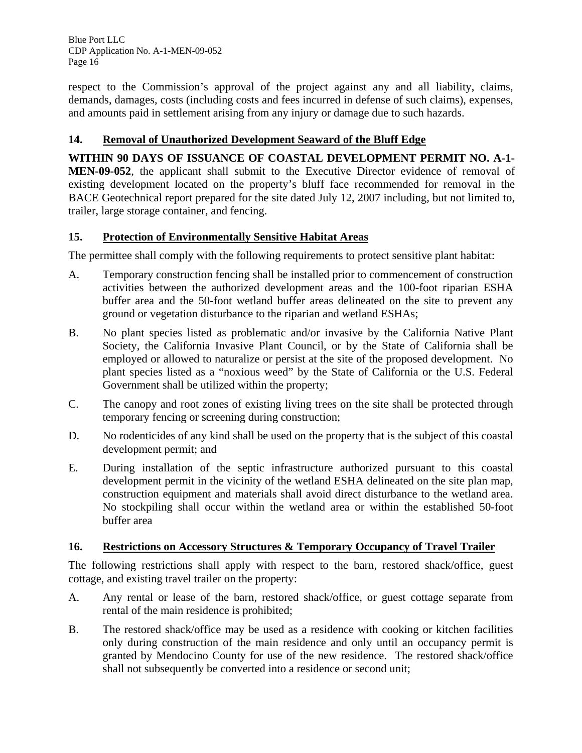respect to the Commission's approval of the project against any and all liability, claims, demands, damages, costs (including costs and fees incurred in defense of such claims), expenses, and amounts paid in settlement arising from any injury or damage due to such hazards.

## 14. Removal of Unauthorized Development Seaward of the Bluff Edge

**WITHIN 90 DAYS OF ISSUANCE OF COASTAL DEVELOPMENT PERMIT NO. A-1-MEN-09-052**, the applicant shall submit to the Executive Director evidence of removal of existing development located on the property's bluff face recommended for removal in the BACE Geotechnical report prepared for the site dated July 12, 2007 including, but not limited to, trailer, large storage container, and fencing.

## 15. Protection of Environmentally Sensitive Habitat Areas

The permittee shall comply with the following requirements to protect sensitive plant habitat:

A. Temporary construction fencing shall be installed prior to commencement of construction activities between the authorized development areas and the 100-foot riparian ESHA buffer area and the 50-foot wetland buffer areas delineated on the site to prevent any ground or vegetation disturbance to the riparian and wetland ESHAs;

B. No plant species listed as problematic and/or invasive by the California Native Plant Society, the California Invasive Plant Council, or by the State of California shall be employed or allowed to naturalize or persist at the site of the proposed development. No plant species listed as a "noxious weed" by the State of California or the U.S. Federal Government shall be utilized within the property;

C. The canopy and root zones of existing living trees on the site shall be protected through temporary fencing or screening during construction;

D. No rodenticides of any kind shall be used on the property that is the subject of this coastal development permit; and

E. During installation of the septic infrastructure authorized pursuant to this coastal development permit in the vicinity of the wetland ESHA delineated on the site plan map, construction equipment and materials shall avoid direct disturbance to the wetland area. No stockpiling shall occur within the wetland area or within the established 50-foot buffer area

## 16. Restrictions on Accessory Structures & Temporary Occupancy of Travel Trailer

The following restrictions shall apply with respect to the barn, restored shack/office, guest cottage, and existing travel trailer on the property:

A. Any rental or lease of the barn, restored shack/office, or guest cottage separate from rental of the main residence is prohibited;

B. The restored shack/office may be used as a residence with cooking or kitchen facilities only during construction of the main residence and only until an occupancy permit is granted by Mendocino County for use of the new residence. The restored shack/office shall not subsequently be converted into a residence or second unit;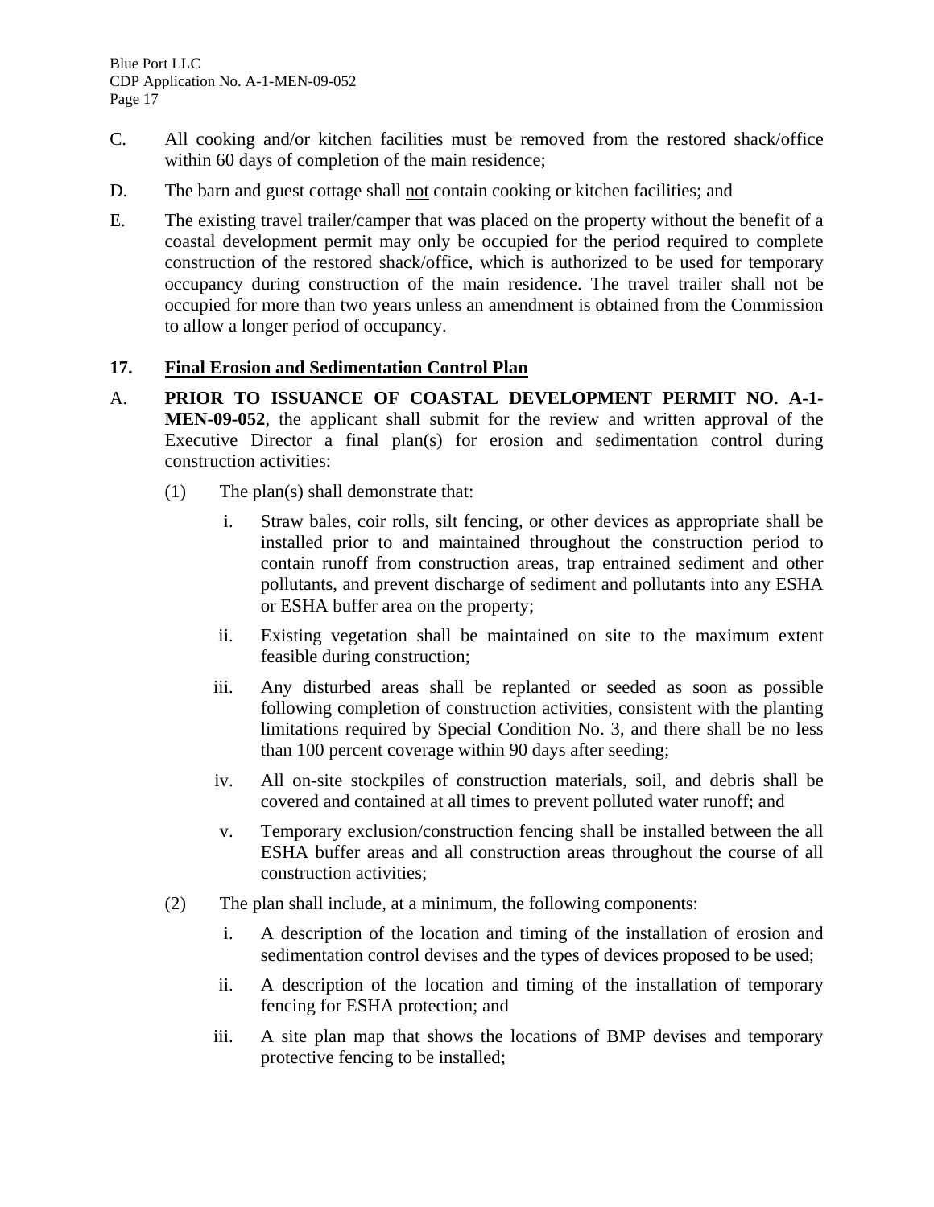C. All cooking and/or kitchen facilities must be removed from the restored shack/office within 60 days of completion of the main residence;

D. The barn and guest cottage shall <u>not</u> contain cooking or kitchen facilities; and

E. The existing travel trailer/camper that was placed on the property without the benefit of a coastal development permit may only be occupied for the period required to complete construction of the restored shack/office, which is authorized to be used for temporary occupancy during construction of the main residence. The travel trailer shall not be occupied for more than two years unless an amendment is obtained from the Commission to allow a longer period of occupancy.

**17. <u>Final Erosion and Sedimentation Control Plan</u>**

A. **PRIOR TO ISSUANCE OF COASTAL DEVELOPMENT PERMIT NO. A-1-MEN-09-052**, the applicant shall submit for the review and written approval of the Executive Director a final plan(s) for erosion and sedimentation control during construction activities:

(1) The plan(s) shall demonstrate that:

i. Straw bales, coir rolls, silt fencing, or other devices as appropriate shall be installed prior to and maintained throughout the construction period to contain runoff from construction areas, trap entrained sediment and other pollutants, and prevent discharge of sediment and pollutants into any ESHA or ESHA buffer area on the property;

ii. Existing vegetation shall be maintained on site to the maximum extent feasible during construction;

iii. Any disturbed areas shall be replanted or seeded as soon as possible following completion of construction activities, consistent with the planting limitations required by Special Condition No. 3, and there shall be no less than 100 percent coverage within 90 days after seeding;

iv. All on-site stockpiles of construction materials, soil, and debris shall be covered and contained at all times to prevent polluted water runoff; and

v. Temporary exclusion/construction fencing shall be installed between the all ESHA buffer areas and all construction areas throughout the course of all construction activities;

(2) The plan shall include, at a minimum, the following components:

i. A description of the location and timing of the installation of erosion and sedimentation control devises and the types of devices proposed to be used;

ii. A description of the location and timing of the installation of temporary fencing for ESHA protection; and

iii. A site plan map that shows the locations of BMP devises and temporary protective fencing to be installed;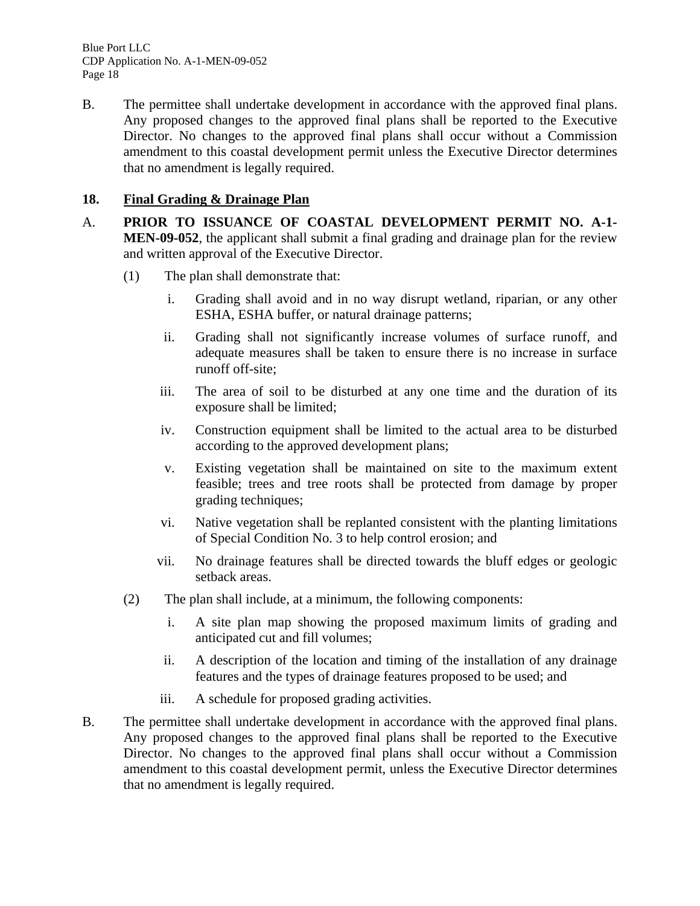B. The permittee shall undertake development in accordance with the approved final plans. Any proposed changes to the approved final plans shall be reported to the Executive Director. No changes to the approved final plans shall occur without a Commission amendment to this coastal development permit unless the Executive Director determines that no amendment is legally required.

### 18. <u>Final Grading & Drainage Plan</u>

A. **PRIOR TO ISSUANCE OF COASTAL DEVELOPMENT PERMIT NO. A-1-MEN-09-052**, the applicant shall submit a final grading and drainage plan for the review and written approval of the Executive Director.

(1) The plan shall demonstrate that:

i. Grading shall avoid and in no way disrupt wetland, riparian, or any other ESHA, ESHA buffer, or natural drainage patterns;

ii. Grading shall not significantly increase volumes of surface runoff, and adequate measures shall be taken to ensure there is no increase in surface runoff off-site;

iii. The area of soil to be disturbed at any one time and the duration of its exposure shall be limited;

iv. Construction equipment shall be limited to the actual area to be disturbed according to the approved development plans;

v. Existing vegetation shall be maintained on site to the maximum extent feasible; trees and tree roots shall be protected from damage by proper grading techniques;

vi. Native vegetation shall be replanted consistent with the planting limitations of Special Condition No. 3 to help control erosion; and

vii. No drainage features shall be directed towards the bluff edges or geologic setback areas.

(2) The plan shall include, at a minimum, the following components:

i. A site plan map showing the proposed maximum limits of grading and anticipated cut and fill volumes;

ii. A description of the location and timing of the installation of any drainage features and the types of drainage features proposed to be used; and

iii. A schedule for proposed grading activities.

B. The permittee shall undertake development in accordance with the approved final plans. Any proposed changes to the approved final plans shall be reported to the Executive Director. No changes to the approved final plans shall occur without a Commission amendment to this coastal development permit, unless the Executive Director determines that no amendment is legally required.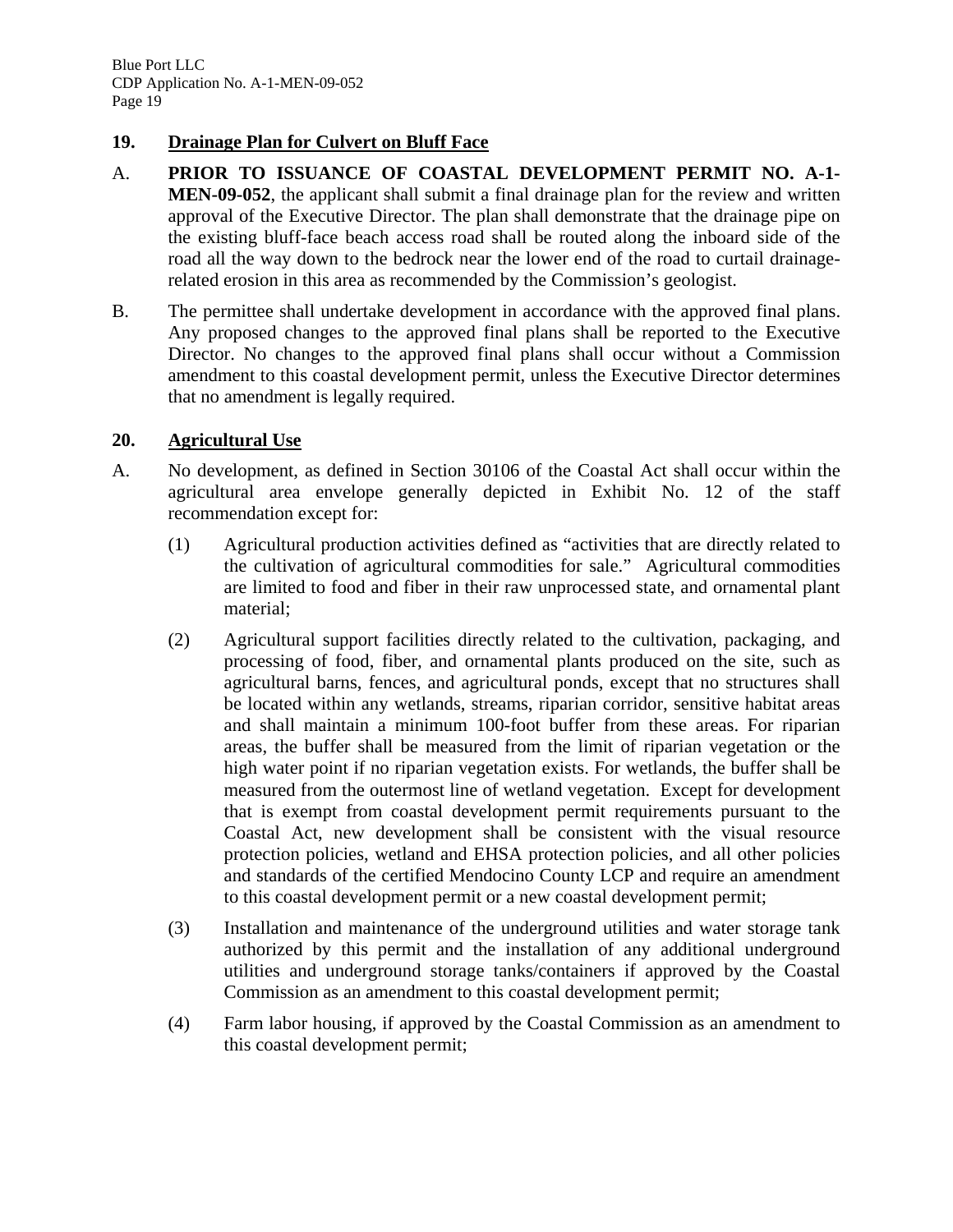### 19. Drainage Plan for Culvert on Bluff Face

A. **PRIOR TO ISSUANCE OF COASTAL DEVELOPMENT PERMIT NO. A-1-MEN-09-052**, the applicant shall submit a final drainage plan for the review and written approval of the Executive Director. The plan shall demonstrate that the drainage pipe on the existing bluff-face beach access road shall be routed along the inboard side of the road all the way down to the bedrock near the lower end of the road to curtail drainage-related erosion in this area as recommended by the Commission's geologist.

B. The permittee shall undertake development in accordance with the approved final plans. Any proposed changes to the approved final plans shall be reported to the Executive Director. No changes to the approved final plans shall occur without a Commission amendment to this coastal development permit, unless the Executive Director determines that no amendment is legally required.

### 20. Agricultural Use

A. No development, as defined in Section 30106 of the Coastal Act shall occur within the agricultural area envelope generally depicted in Exhibit No. 12 of the staff recommendation except for:

(1) Agricultural production activities defined as "activities that are directly related to the cultivation of agricultural commodities for sale." Agricultural commodities are limited to food and fiber in their raw unprocessed state, and ornamental plant material;

(2) Agricultural support facilities directly related to the cultivation, packaging, and processing of food, fiber, and ornamental plants produced on the site, such as agricultural barns, fences, and agricultural ponds, except that no structures shall be located within any wetlands, streams, riparian corridor, sensitive habitat areas and shall maintain a minimum 100-foot buffer from these areas. For riparian areas, the buffer shall be measured from the limit of riparian vegetation or the high water point if no riparian vegetation exists. For wetlands, the buffer shall be measured from the outermost line of wetland vegetation. Except for development that is exempt from coastal development permit requirements pursuant to the Coastal Act, new development shall be consistent with the visual resource protection policies, wetland and EHSA protection policies, and all other policies and standards of the certified Mendocino County LCP and require an amendment to this coastal development permit or a new coastal development permit;

(3) Installation and maintenance of the underground utilities and water storage tank authorized by this permit and the installation of any additional underground utilities and underground storage tanks/containers if approved by the Coastal Commission as an amendment to this coastal development permit;

(4) Farm labor housing, if approved by the Coastal Commission as an amendment to this coastal development permit;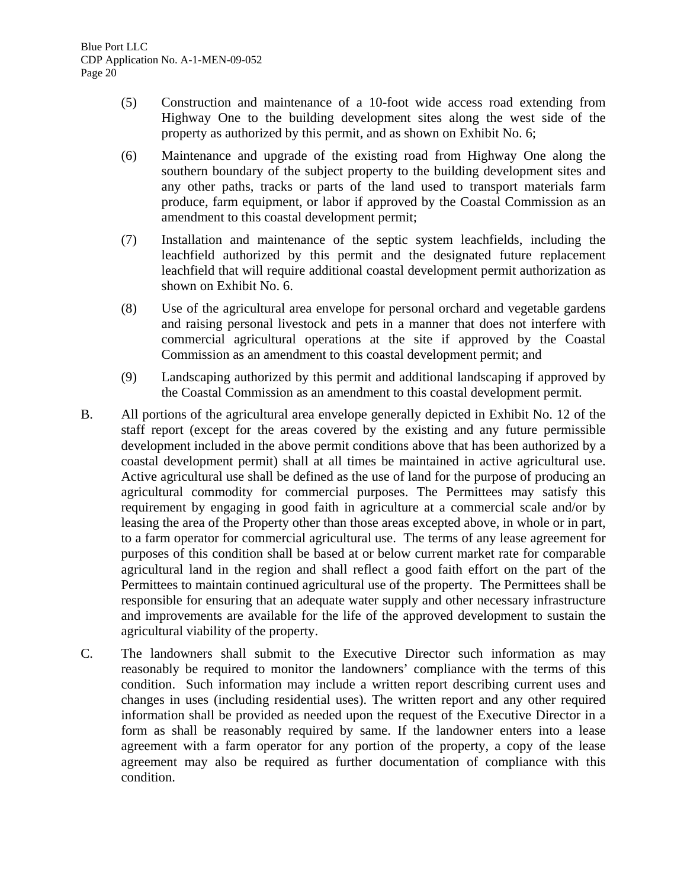(5) Construction and maintenance of a 10-foot wide access road extending from Highway One to the building development sites along the west side of the property as authorized by this permit, and as shown on Exhibit No. 6;

(6) Maintenance and upgrade of the existing road from Highway One along the southern boundary of the subject property to the building development sites and any other paths, tracks or parts of the land used to transport materials farm produce, farm equipment, or labor if approved by the Coastal Commission as an amendment to this coastal development permit;

(7) Installation and maintenance of the septic system leachfields, including the leachfield authorized by this permit and the designated future replacement leachfield that will require additional coastal development permit authorization as shown on Exhibit No. 6.

(8) Use of the agricultural area envelope for personal orchard and vegetable gardens and raising personal livestock and pets in a manner that does not interfere with commercial agricultural operations at the site if approved by the Coastal Commission as an amendment to this coastal development permit; and

(9) Landscaping authorized by this permit and additional landscaping if approved by the Coastal Commission as an amendment to this coastal development permit.

B. All portions of the agricultural area envelope generally depicted in Exhibit No. 12 of the staff report (except for the areas covered by the existing and any future permissible development included in the above permit conditions above that has been authorized by a coastal development permit) shall at all times be maintained in active agricultural use. Active agricultural use shall be defined as the use of land for the purpose of producing an agricultural commodity for commercial purposes. The Permittees may satisfy this requirement by engaging in good faith in agriculture at a commercial scale and/or by leasing the area of the Property other than those areas excepted above, in whole or in part, to a farm operator for commercial agricultural use. The terms of any lease agreement for purposes of this condition shall be based at or below current market rate for comparable agricultural land in the region and shall reflect a good faith effort on the part of the Permittees to maintain continued agricultural use of the property. The Permittees shall be responsible for ensuring that an adequate water supply and other necessary infrastructure and improvements are available for the life of the approved development to sustain the agricultural viability of the property.

C. The landowners shall submit to the Executive Director such information as may reasonably be required to monitor the landowners' compliance with the terms of this condition. Such information may include a written report describing current uses and changes in uses (including residential uses). The written report and any other required information shall be provided as needed upon the request of the Executive Director in a form as shall be reasonably required by same. If the landowner enters into a lease agreement with a farm operator for any portion of the property, a copy of the lease agreement may also be required as further documentation of compliance with this condition.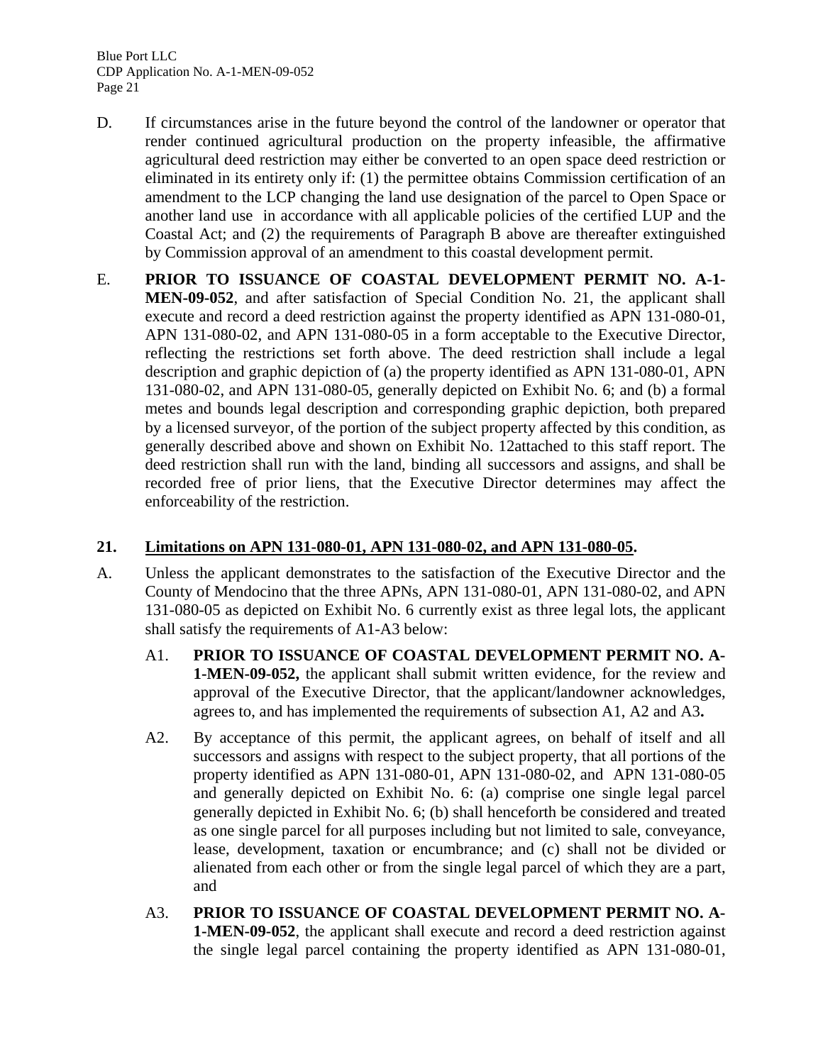D. If circumstances arise in the future beyond the control of the landowner or operator that render continued agricultural production on the property infeasible, the affirmative agricultural deed restriction may either be converted to an open space deed restriction or eliminated in its entirety only if: (1) the permittee obtains Commission certification of an amendment to the LCP changing the land use designation of the parcel to Open Space or another land use in accordance with all applicable policies of the certified LUP and the Coastal Act; and (2) the requirements of Paragraph B above are thereafter extinguished by Commission approval of an amendment to this coastal development permit.

E. **PRIOR TO ISSUANCE OF COASTAL DEVELOPMENT PERMIT NO. A-1-MEN-09-052**, and after satisfaction of Special Condition No. 21, the applicant shall execute and record a deed restriction against the property identified as APN 131-080-01, APN 131-080-02, and APN 131-080-05 in a form acceptable to the Executive Director, reflecting the restrictions set forth above. The deed restriction shall include a legal description and graphic depiction of (a) the property identified as APN 131-080-01, APN 131-080-02, and APN 131-080-05, generally depicted on Exhibit No. 6; and (b) a formal metes and bounds legal description and corresponding graphic depiction, both prepared by a licensed surveyor, of the portion of the subject property affected by this condition, as generally described above and shown on Exhibit No. 12attached to this staff report. The deed restriction shall run with the land, binding all successors and assigns, and shall be recorded free of prior liens, that the Executive Director determines may affect the enforceability of the restriction.

## 21. Limitations on APN 131-080-01, APN 131-080-02, and APN 131-080-05.

A. Unless the applicant demonstrates to the satisfaction of the Executive Director and the County of Mendocino that the three APNs, APN 131-080-01, APN 131-080-02, and APN 131-080-05 as depicted on Exhibit No. 6 currently exist as three legal lots, the applicant shall satisfy the requirements of A1-A3 below:

A1. **PRIOR TO ISSUANCE OF COASTAL DEVELOPMENT PERMIT NO. A-1-MEN-09-052,** the applicant shall submit written evidence, for the review and approval of the Executive Director, that the applicant/landowner acknowledges, agrees to, and has implemented the requirements of subsection A1, A2 and A3**.**

A2. By acceptance of this permit, the applicant agrees, on behalf of itself and all successors and assigns with respect to the subject property, that all portions of the property identified as APN 131-080-01, APN 131-080-02, and APN 131-080-05 and generally depicted on Exhibit No. 6: (a) comprise one single legal parcel generally depicted in Exhibit No. 6; (b) shall henceforth be considered and treated as one single parcel for all purposes including but not limited to sale, conveyance, lease, development, taxation or encumbrance; and (c) shall not be divided or alienated from each other or from the single legal parcel of which they are a part, and

A3. **PRIOR TO ISSUANCE OF COASTAL DEVELOPMENT PERMIT NO. A-1-MEN-09-052**, the applicant shall execute and record a deed restriction against the single legal parcel containing the property identified as APN 131-080-01,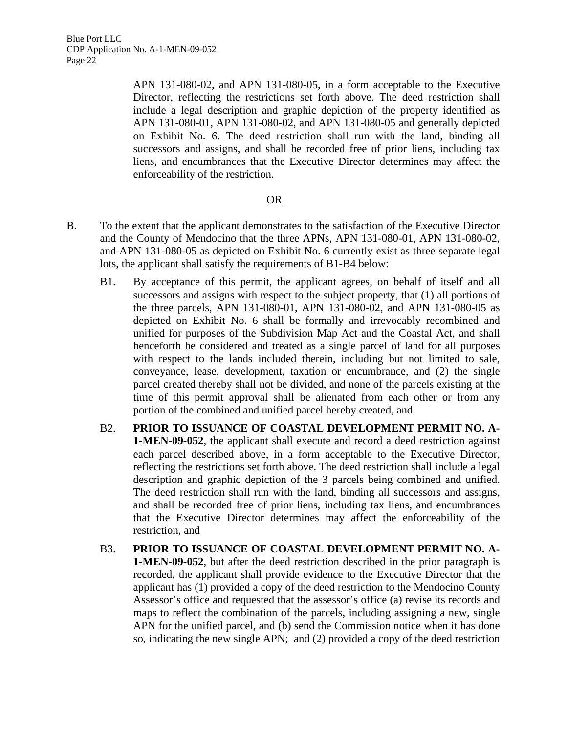APN 131-080-02, and APN 131-080-05, in a form acceptable to the Executive Director, reflecting the restrictions set forth above. The deed restriction shall include a legal description and graphic depiction of the property identified as APN 131-080-01, APN 131-080-02, and APN 131-080-05 and generally depicted on Exhibit No. 6. The deed restriction shall run with the land, binding all successors and assigns, and shall be recorded free of prior liens, including tax liens, and encumbrances that the Executive Director determines may affect the enforceability of the restriction.

<u>OR</u>

B. To the extent that the applicant demonstrates to the satisfaction of the Executive Director and the County of Mendocino that the three APNs, APN 131-080-01, APN 131-080-02, and APN 131-080-05 as depicted on Exhibit No. 6 currently exist as three separate legal lots, the applicant shall satisfy the requirements of B1-B4 below:

B1. By acceptance of this permit, the applicant agrees, on behalf of itself and all successors and assigns with respect to the subject property, that (1) all portions of the three parcels, APN 131-080-01, APN 131-080-02, and APN 131-080-05 as depicted on Exhibit No. 6 shall be formally and irrevocably recombined and unified for purposes of the Subdivision Map Act and the Coastal Act, and shall henceforth be considered and treated as a single parcel of land for all purposes with respect to the lands included therein, including but not limited to sale, conveyance, lease, development, taxation or encumbrance, and (2) the single parcel created thereby shall not be divided, and none of the parcels existing at the time of this permit approval shall be alienated from each other or from any portion of the combined and unified parcel hereby created, and

B2. **PRIOR TO ISSUANCE OF COASTAL DEVELOPMENT PERMIT NO. A-1-MEN-09-052**, the applicant shall execute and record a deed restriction against each parcel described above, in a form acceptable to the Executive Director, reflecting the restrictions set forth above. The deed restriction shall include a legal description and graphic depiction of the 3 parcels being combined and unified. The deed restriction shall run with the land, binding all successors and assigns, and shall be recorded free of prior liens, including tax liens, and encumbrances that the Executive Director determines may affect the enforceability of the restriction, and

B3. **PRIOR TO ISSUANCE OF COASTAL DEVELOPMENT PERMIT NO. A-1-MEN-09-052**, but after the deed restriction described in the prior paragraph is recorded, the applicant shall provide evidence to the Executive Director that the applicant has (1) provided a copy of the deed restriction to the Mendocino County Assessor's office and requested that the assessor's office (a) revise its records and maps to reflect the combination of the parcels, including assigning a new, single APN for the unified parcel, and (b) send the Commission notice when it has done so, indicating the new single APN; and (2) provided a copy of the deed restriction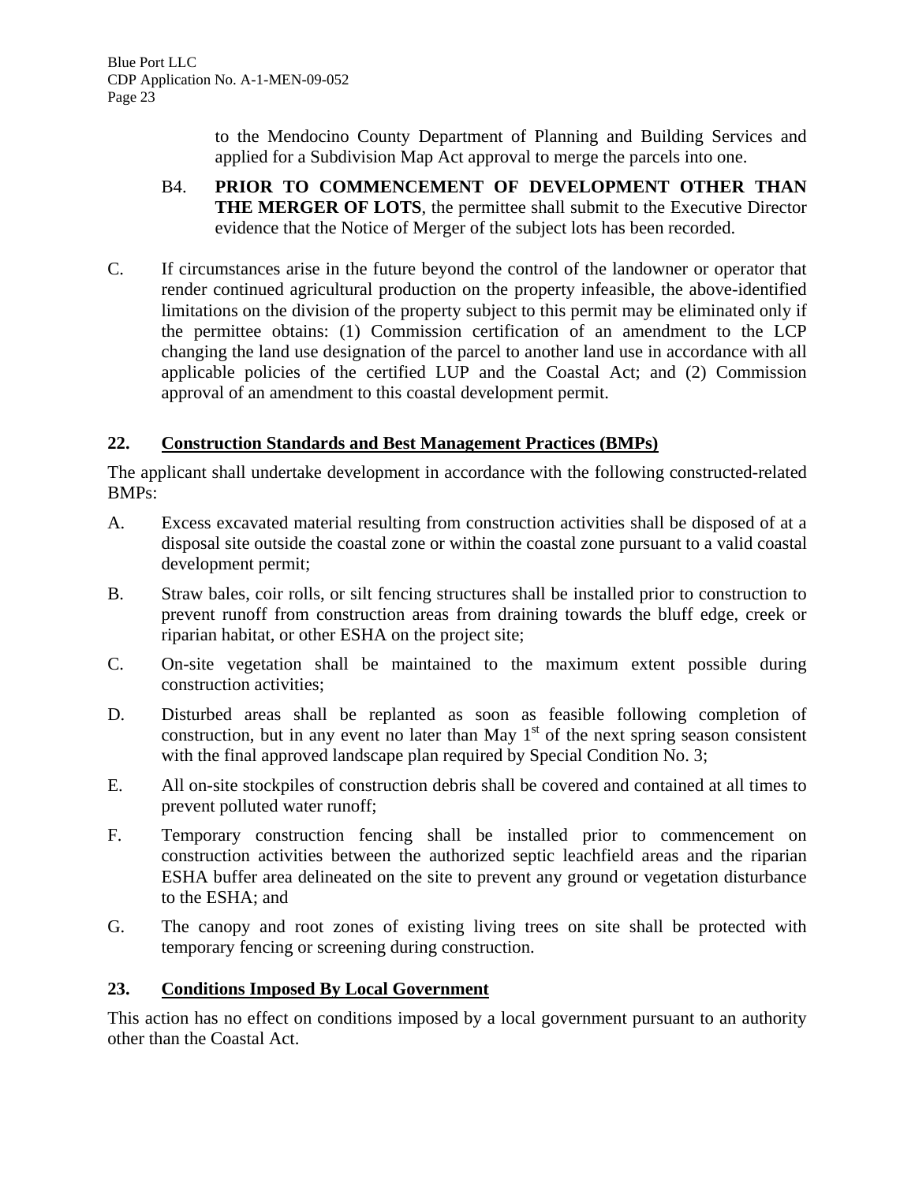to the Mendocino County Department of Planning and Building Services and applied for a Subdivision Map Act approval to merge the parcels into one.

B4. **PRIOR TO COMMENCEMENT OF DEVELOPMENT OTHER THAN THE MERGER OF LOTS**, the permittee shall submit to the Executive Director evidence that the Notice of Merger of the subject lots has been recorded.

C. If circumstances arise in the future beyond the control of the landowner or operator that render continued agricultural production on the property infeasible, the above-identified limitations on the division of the property subject to this permit may be eliminated only if the permittee obtains: (1) Commission certification of an amendment to the LCP changing the land use designation of the parcel to another land use in accordance with all applicable policies of the certified LUP and the Coastal Act; and (2) Commission approval of an amendment to this coastal development permit.

## 22. Construction Standards and Best Management Practices (BMPs)

The applicant shall undertake development in accordance with the following constructed-related BMPs:

A. Excess excavated material resulting from construction activities shall be disposed of at a disposal site outside the coastal zone or within the coastal zone pursuant to a valid coastal development permit;

B. Straw bales, coir rolls, or silt fencing structures shall be installed prior to construction to prevent runoff from construction areas from draining towards the bluff edge, creek or riparian habitat, or other ESHA on the project site;

C. On-site vegetation shall be maintained to the maximum extent possible during construction activities;

D. Disturbed areas shall be replanted as soon as feasible following completion of construction, but in any event no later than May 1st of the next spring season consistent with the final approved landscape plan required by Special Condition No. 3;

E. All on-site stockpiles of construction debris shall be covered and contained at all times to prevent polluted water runoff;

F. Temporary construction fencing shall be installed prior to commencement on construction activities between the authorized septic leachfield areas and the riparian ESHA buffer area delineated on the site to prevent any ground or vegetation disturbance to the ESHA; and

G. The canopy and root zones of existing living trees on site shall be protected with temporary fencing or screening during construction.

## 23. Conditions Imposed By Local Government

This action has no effect on conditions imposed by a local government pursuant to an authority other than the Coastal Act.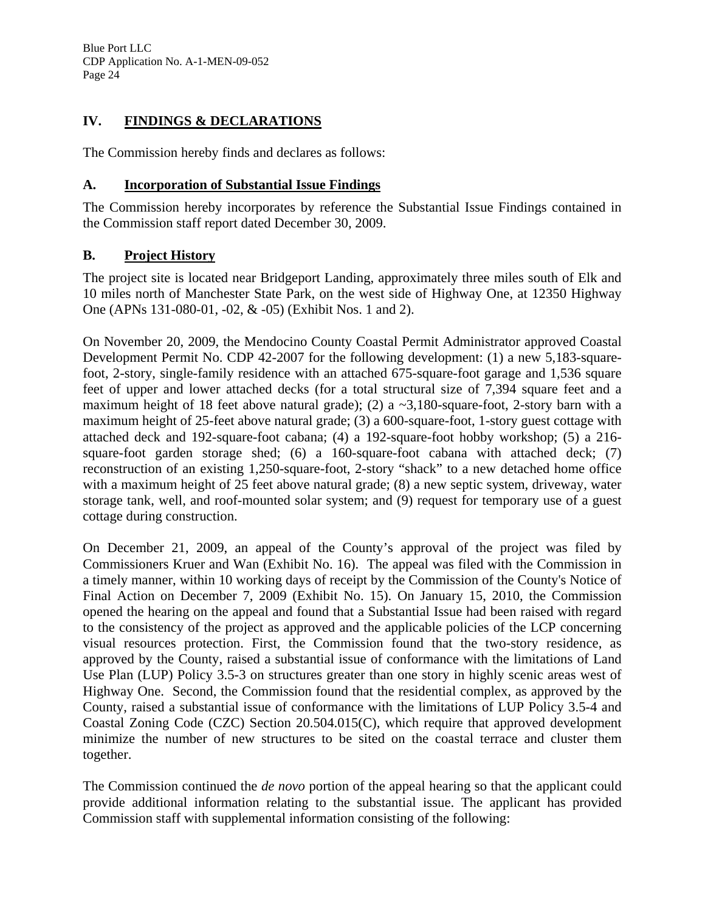## IV. FINDINGS & DECLARATIONS

The Commission hereby finds and declares as follows:

### A. Incorporation of Substantial Issue Findings

The Commission hereby incorporates by reference the Substantial Issue Findings contained in the Commission staff report dated December 30, 2009.

### B. Project History

The project site is located near Bridgeport Landing, approximately three miles south of Elk and 10 miles north of Manchester State Park, on the west side of Highway One, at 12350 Highway One (APNs 131-080-01, -02, & -05) (Exhibit Nos. 1 and 2).

On November 20, 2009, the Mendocino County Coastal Permit Administrator approved Coastal Development Permit No. CDP 42-2007 for the following development: (1) a new 5,183-square-foot, 2-story, single-family residence with an attached 675-square-foot garage and 1,536 square feet of upper and lower attached decks (for a total structural size of 7,394 square feet and a maximum height of 18 feet above natural grade); (2) a ~3,180-square-foot, 2-story barn with a maximum height of 25-feet above natural grade; (3) a 600-square-foot, 1-story guest cottage with attached deck and 192-square-foot cabana; (4) a 192-square-foot hobby workshop; (5) a 216-square-foot garden storage shed; (6) a 160-square-foot cabana with attached deck; (7) reconstruction of an existing 1,250-square-foot, 2-story "shack" to a new detached home office with a maximum height of 25 feet above natural grade; (8) a new septic system, driveway, water storage tank, well, and roof-mounted solar system; and (9) request for temporary use of a guest cottage during construction.

On December 21, 2009, an appeal of the County's approval of the project was filed by Commissioners Kruer and Wan (Exhibit No. 16). The appeal was filed with the Commission in a timely manner, within 10 working days of receipt by the Commission of the County's Notice of Final Action on December 7, 2009 (Exhibit No. 15). On January 15, 2010, the Commission opened the hearing on the appeal and found that a Substantial Issue had been raised with regard to the consistency of the project as approved and the applicable policies of the LCP concerning visual resources protection. First, the Commission found that the two-story residence, as approved by the County, raised a substantial issue of conformance with the limitations of Land Use Plan (LUP) Policy 3.5-3 on structures greater than one story in highly scenic areas west of Highway One. Second, the Commission found that the residential complex, as approved by the County, raised a substantial issue of conformance with the limitations of LUP Policy 3.5-4 and Coastal Zoning Code (CZC) Section 20.504.015(C), which require that approved development minimize the number of new structures to be sited on the coastal terrace and cluster them together.

The Commission continued the *de novo* portion of the appeal hearing so that the applicant could provide additional information relating to the substantial issue. The applicant has provided Commission staff with supplemental information consisting of the following: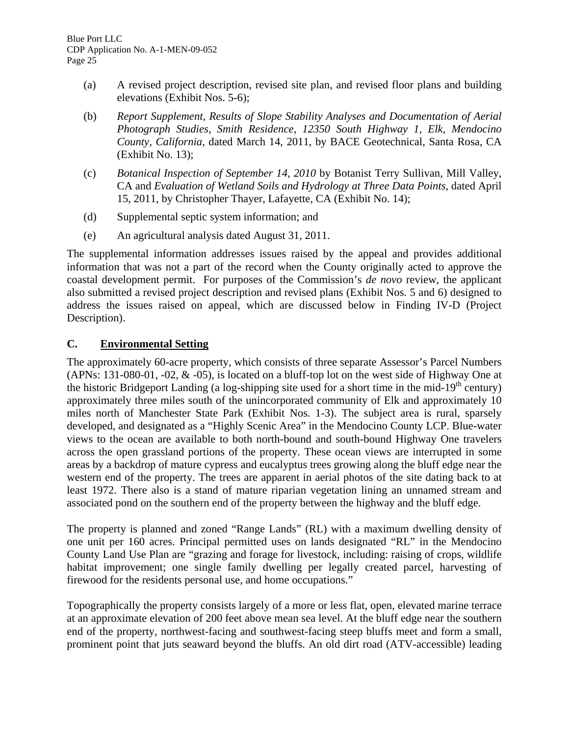(a) A revised project description, revised site plan, and revised floor plans and building elevations (Exhibit Nos. 5-6);

(b) *Report Supplement, Results of Slope Stability Analyses and Documentation of Aerial Photograph Studies, Smith Residence, 12350 South Highway 1, Elk, Mendocino County, California*, dated March 14, 2011, by BACE Geotechnical, Santa Rosa, CA (Exhibit No. 13);

(c) *Botanical Inspection of September 14, 2010* by Botanist Terry Sullivan, Mill Valley, CA and *Evaluation of Wetland Soils and Hydrology at Three Data Points*, dated April 15, 2011, by Christopher Thayer, Lafayette, CA (Exhibit No. 14);

(d) Supplemental septic system information; and

(e) An agricultural analysis dated August 31, 2011.

The supplemental information addresses issues raised by the appeal and provides additional information that was not a part of the record when the County originally acted to approve the coastal development permit. For purposes of the Commission's *de novo* review, the applicant also submitted a revised project description and revised plans (Exhibit Nos. 5 and 6) designed to address the issues raised on appeal, which are discussed below in Finding IV-D (Project Description).

## C. Environmental Setting

The approximately 60-acre property, which consists of three separate Assessor's Parcel Numbers (APNs: 131-080-01, -02, & -05), is located on a bluff-top lot on the west side of Highway One at the historic Bridgeport Landing (a log-shipping site used for a short time in the mid-19th century) approximately three miles south of the unincorporated community of Elk and approximately 10 miles north of Manchester State Park (Exhibit Nos. 1-3). The subject area is rural, sparsely developed, and designated as a "Highly Scenic Area" in the Mendocino County LCP. Blue-water views to the ocean are available to both north-bound and south-bound Highway One travelers across the open grassland portions of the property. These ocean views are interrupted in some areas by a backdrop of mature cypress and eucalyptus trees growing along the bluff edge near the western end of the property. The trees are apparent in aerial photos of the site dating back to at least 1972. There also is a stand of mature riparian vegetation lining an unnamed stream and associated pond on the southern end of the property between the highway and the bluff edge.

The property is planned and zoned "Range Lands" (RL) with a maximum dwelling density of one unit per 160 acres. Principal permitted uses on lands designated "RL" in the Mendocino County Land Use Plan are "grazing and forage for livestock, including: raising of crops, wildlife habitat improvement; one single family dwelling per legally created parcel, harvesting of firewood for the residents personal use, and home occupations."

Topographically the property consists largely of a more or less flat, open, elevated marine terrace at an approximate elevation of 200 feet above mean sea level. At the bluff edge near the southern end of the property, northwest-facing and southwest-facing steep bluffs meet and form a small, prominent point that juts seaward beyond the bluffs. An old dirt road (ATV-accessible) leading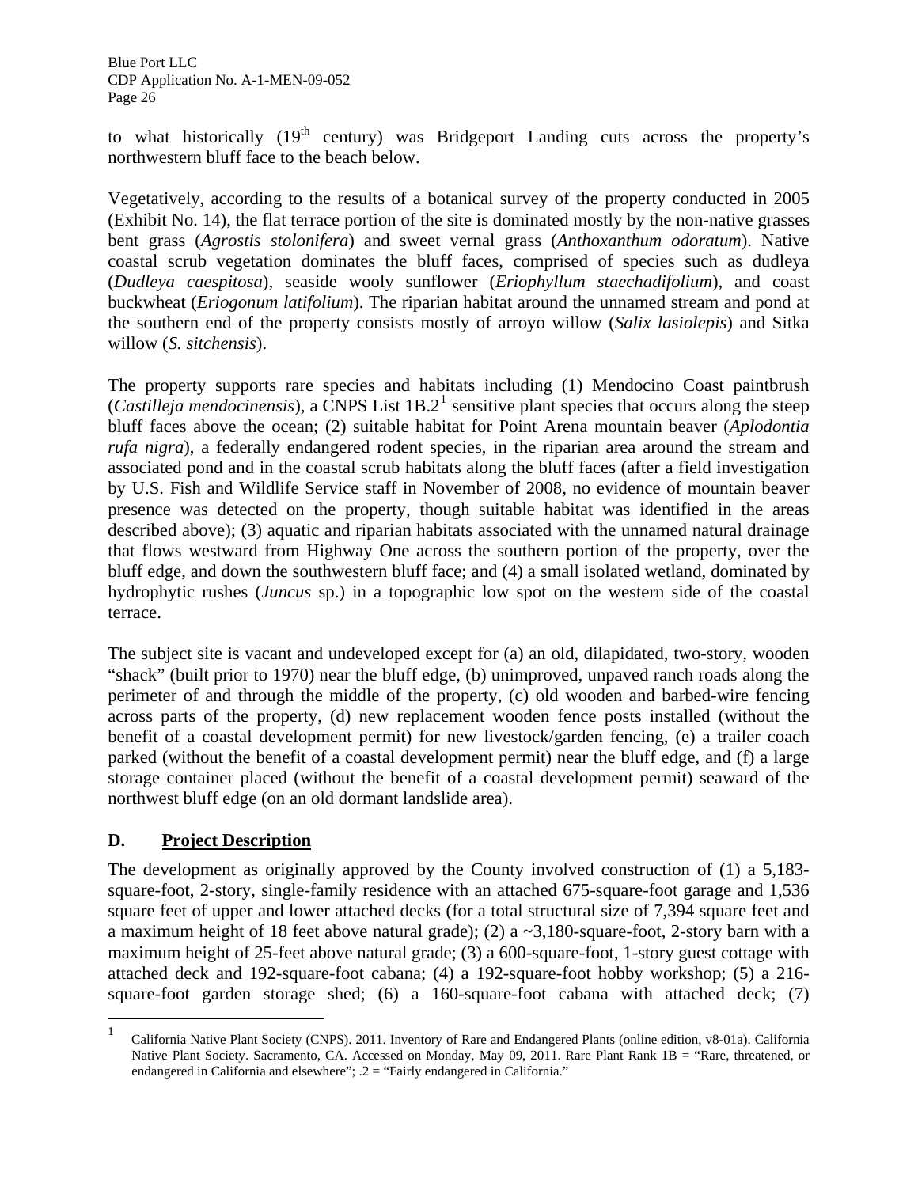to what historically (19th century) was Bridgeport Landing cuts across the property's northwestern bluff face to the beach below.

Vegetatively, according to the results of a botanical survey of the property conducted in 2005 (Exhibit No. 14), the flat terrace portion of the site is dominated mostly by the non-native grasses bent grass (*Agrostis stolonifera*) and sweet vernal grass (*Anthoxanthum odoratum*). Native coastal scrub vegetation dominates the bluff faces, comprised of species such as dudleya (*Dudleya caespitosa*), seaside wooly sunflower (*Eriophyllum staechadifolium*), and coast buckwheat (*Eriogonum latifolium*). The riparian habitat around the unnamed stream and pond at the southern end of the property consists mostly of arroyo willow (*Salix lasiolepis*) and Sitka willow (*S. sitchensis*).

The property supports rare species and habitats including (1) Mendocino Coast paintbrush (*Castilleja mendocinensis*), a CNPS List 1B.2[1] sensitive plant species that occurs along the steep bluff faces above the ocean; (2) suitable habitat for Point Arena mountain beaver (*Aplodontia rufa nigra*), a federally endangered rodent species, in the riparian area around the stream and associated pond and in the coastal scrub habitats along the bluff faces (after a field investigation by U.S. Fish and Wildlife Service staff in November of 2008, no evidence of mountain beaver presence was detected on the property, though suitable habitat was identified in the areas described above); (3) aquatic and riparian habitats associated with the unnamed natural drainage that flows westward from Highway One across the southern portion of the property, over the bluff edge, and down the southwestern bluff face; and (4) a small isolated wetland, dominated by hydrophytic rushes (*Juncus* sp.) in a topographic low spot on the western side of the coastal terrace.

The subject site is vacant and undeveloped except for (a) an old, dilapidated, two-story, wooden "shack" (built prior to 1970) near the bluff edge, (b) unimproved, unpaved ranch roads along the perimeter of and through the middle of the property, (c) old wooden and barbed-wire fencing across parts of the property, (d) new replacement wooden fence posts installed (without the benefit of a coastal development permit) for new livestock/garden fencing, (e) a trailer coach parked (without the benefit of a coastal development permit) near the bluff edge, and (f) a large storage container placed (without the benefit of a coastal development permit) seaward of the northwest bluff edge (on an old dormant landslide area).

## D. Project Description

The development as originally approved by the County involved construction of (1) a 5,183-square-foot, 2-story, single-family residence with an attached 675-square-foot garage and 1,536 square feet of upper and lower attached decks (for a total structural size of 7,394 square feet and a maximum height of 18 feet above natural grade); (2) a ~3,180-square-foot, 2-story barn with a maximum height of 25-feet above natural grade; (3) a 600-square-foot, 1-story guest cottage with attached deck and 192-square-foot cabana; (4) a 192-square-foot hobby workshop; (5) a 216-square-foot garden storage shed; (6) a 160-square-foot cabana with attached deck; (7)

---

[1] California Native Plant Society (CNPS). 2011. Inventory of Rare and Endangered Plants (online edition, v8-01a). California Native Plant Society. Sacramento, CA. Accessed on Monday, May 09, 2011. Rare Plant Rank 1B = "Rare, threatened, or endangered in California and elsewhere"; .2 = "Fairly endangered in California."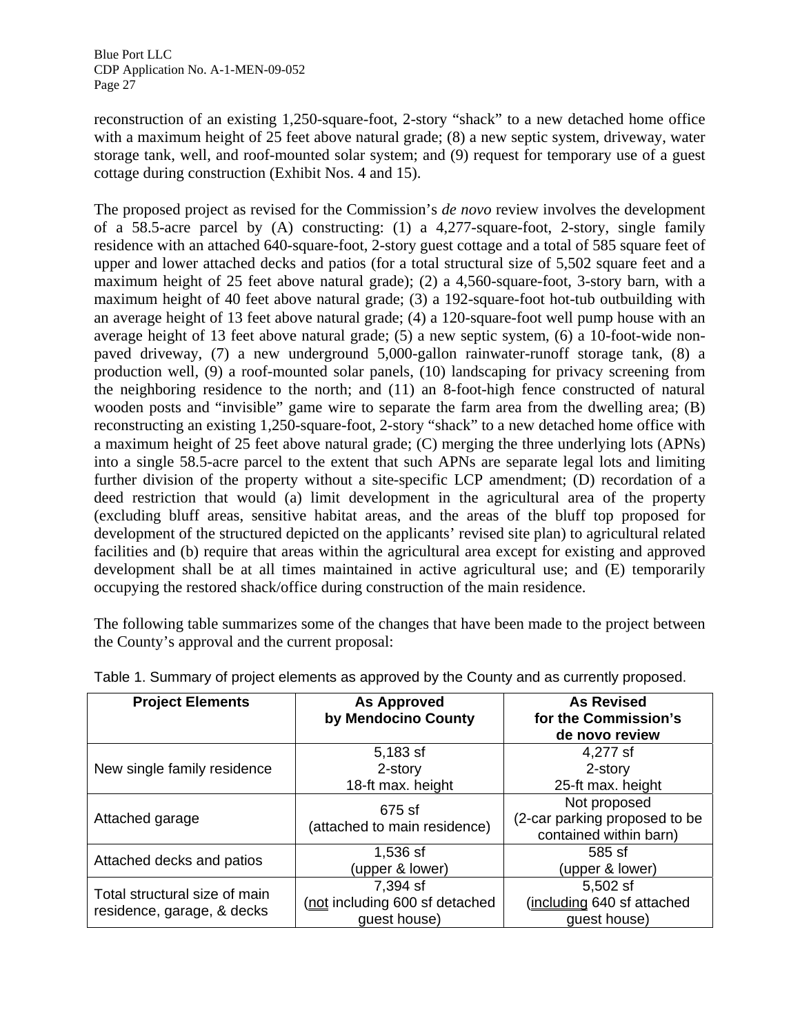reconstruction of an existing 1,250-square-foot, 2-story "shack" to a new detached home office with a maximum height of 25 feet above natural grade; (8) a new septic system, driveway, water storage tank, well, and roof-mounted solar system; and (9) request for temporary use of a guest cottage during construction (Exhibit Nos. 4 and 15).

The proposed project as revised for the Commission's *de novo* review involves the development of a 58.5-acre parcel by (A) constructing: (1) a 4,277-square-foot, 2-story, single family residence with an attached 640-square-foot, 2-story guest cottage and a total of 585 square feet of upper and lower attached decks and patios (for a total structural size of 5,502 square feet and a maximum height of 25 feet above natural grade); (2) a 4,560-square-foot, 3-story barn, with a maximum height of 40 feet above natural grade; (3) a 192-square-foot hot-tub outbuilding with an average height of 13 feet above natural grade; (4) a 120-square-foot well pump house with an average height of 13 feet above natural grade; (5) a new septic system, (6) a 10-foot-wide non-paved driveway, (7) a new underground 5,000-gallon rainwater-runoff storage tank, (8) a production well, (9) a roof-mounted solar panels, (10) landscaping for privacy screening from the neighboring residence to the north; and (11) an 8-foot-high fence constructed of natural wooden posts and "invisible" game wire to separate the farm area from the dwelling area; (B) reconstructing an existing 1,250-square-foot, 2-story "shack" to a new detached home office with a maximum height of 25 feet above natural grade; (C) merging the three underlying lots (APNs) into a single 58.5-acre parcel to the extent that such APNs are separate legal lots and limiting further division of the property without a site-specific LCP amendment; (D) recordation of a deed restriction that would (a) limit development in the agricultural area of the property (excluding bluff areas, sensitive habitat areas, and the areas of the bluff top proposed for development of the structured depicted on the applicants' revised site plan) to agricultural related facilities and (b) require that areas within the agricultural area except for existing and approved development shall be at all times maintained in active agricultural use; and (E) temporarily occupying the restored shack/office during construction of the main residence.

The following table summarizes some of the changes that have been made to the project between the County's approval and the current proposal:

Table 1. Summary of project elements as approved by the County and as currently proposed.

| Project Elements | As Approved by Mendocino County | As Revised for the Commission's de novo review |
|---|---|---|
| New single family residence | 5,183 sf<br>2-story<br>18-ft max. height | 4,277 sf<br>2-story<br>25-ft max. height |
| Attached garage | 675 sf<br>(attached to main residence) | Not proposed<br>(2-car parking proposed to be contained within barn) |
| Attached decks and patios | 1,536 sf<br>(upper & lower) | 585 sf<br>(upper & lower) |
| Total structural size of main residence, garage, & decks | 7,394 sf<br>(<u>not</u> including 600 sf detached guest house) | 5,502 sf<br>(<u>including</u> 640 sf attached guest house) |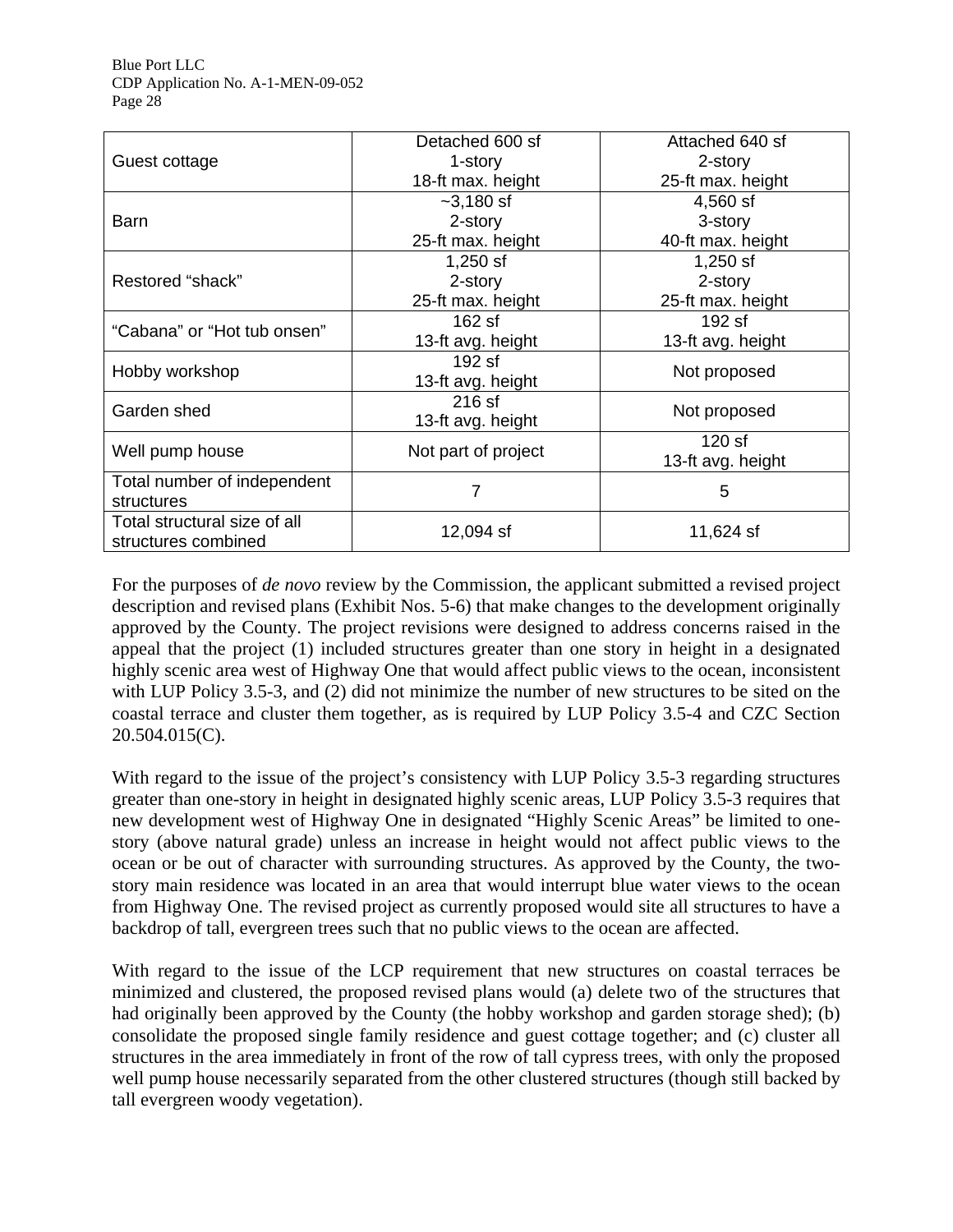| | | |
|---|---|---|
| Guest cottage | Detached 600 sf<br>1-story<br>18-ft max. height | Attached 640 sf<br>2-story<br>25-ft max. height |
| Barn | ~3,180 sf<br>2-story<br>25-ft max. height | 4,560 sf<br>3-story<br>40-ft max. height |
| Restored "shack" | 1,250 sf<br>2-story<br>25-ft max. height | 1,250 sf<br>2-story<br>25-ft max. height |
| "Cabana" or "Hot tub onsen" | 162 sf<br>13-ft avg. height | 192 sf<br>13-ft avg. height |
| Hobby workshop | 192 sf<br>13-ft avg. height | Not proposed |
| Garden shed | 216 sf<br>13-ft avg. height | Not proposed |
| Well pump house | Not part of project | 120 sf<br>13-ft avg. height |
| Total number of independent structures | 7 | 5 |
| Total structural size of all structures combined | 12,094 sf | 11,624 sf |

For the purposes of *de novo* review by the Commission, the applicant submitted a revised project description and revised plans (Exhibit Nos. 5-6) that make changes to the development originally approved by the County. The project revisions were designed to address concerns raised in the appeal that the project (1) included structures greater than one story in height in a designated highly scenic area west of Highway One that would affect public views to the ocean, inconsistent with LUP Policy 3.5-3, and (2) did not minimize the number of new structures to be sited on the coastal terrace and cluster them together, as is required by LUP Policy 3.5-4 and CZC Section 20.504.015(C).

With regard to the issue of the project's consistency with LUP Policy 3.5-3 regarding structures greater than one-story in height in designated highly scenic areas, LUP Policy 3.5-3 requires that new development west of Highway One in designated "Highly Scenic Areas" be limited to one-story (above natural grade) unless an increase in height would not affect public views to the ocean or be out of character with surrounding structures. As approved by the County, the two-story main residence was located in an area that would interrupt blue water views to the ocean from Highway One. The revised project as currently proposed would site all structures to have a backdrop of tall, evergreen trees such that no public views to the ocean are affected.

With regard to the issue of the LCP requirement that new structures on coastal terraces be minimized and clustered, the proposed revised plans would (a) delete two of the structures that had originally been approved by the County (the hobby workshop and garden storage shed); (b) consolidate the proposed single family residence and guest cottage together; and (c) cluster all structures in the area immediately in front of the row of tall cypress trees, with only the proposed well pump house necessarily separated from the other clustered structures (though still backed by tall evergreen woody vegetation).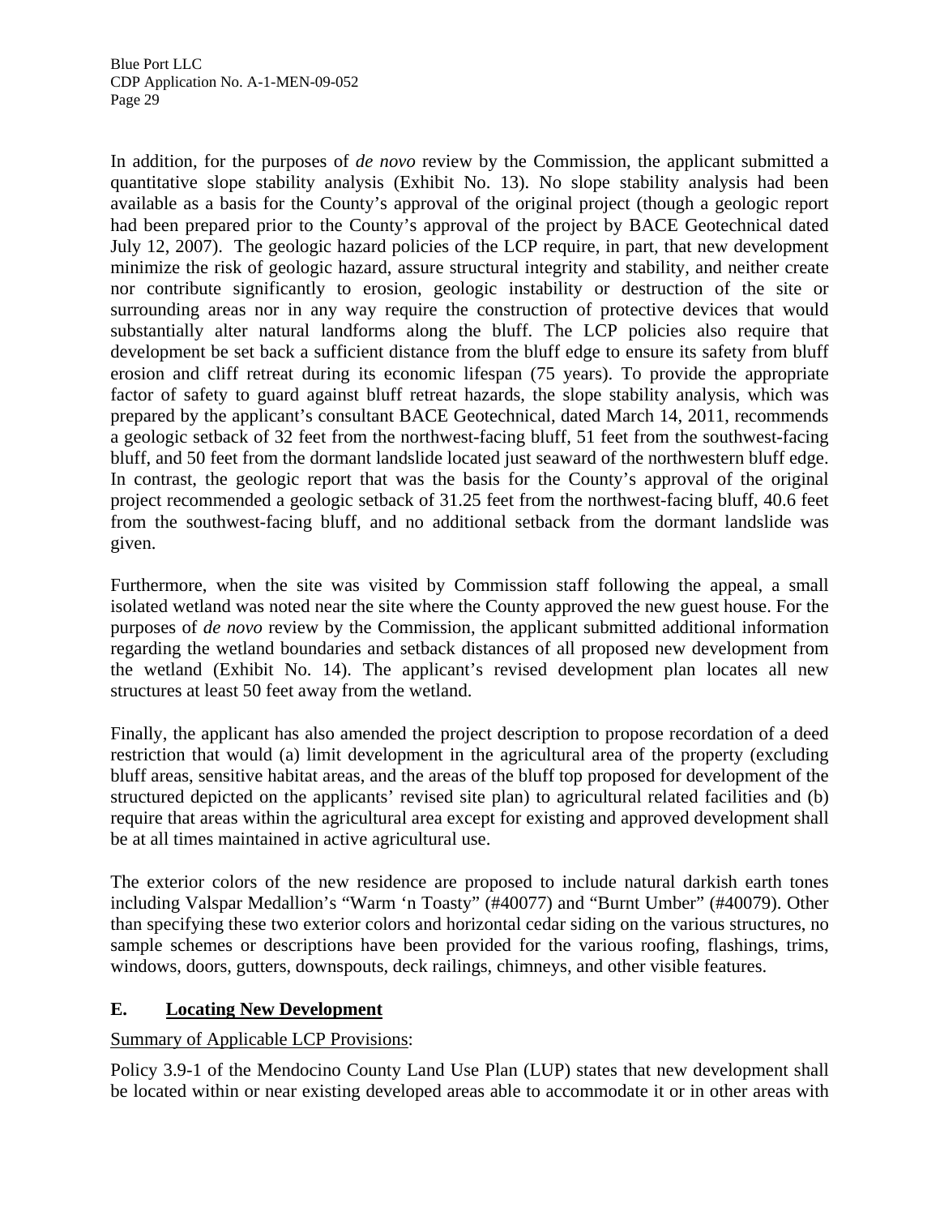In addition, for the purposes of *de novo* review by the Commission, the applicant submitted a quantitative slope stability analysis (Exhibit No. 13). No slope stability analysis had been available as a basis for the County's approval of the original project (though a geologic report had been prepared prior to the County's approval of the project by BACE Geotechnical dated July 12, 2007). The geologic hazard policies of the LCP require, in part, that new development minimize the risk of geologic hazard, assure structural integrity and stability, and neither create nor contribute significantly to erosion, geologic instability or destruction of the site or surrounding areas nor in any way require the construction of protective devices that would substantially alter natural landforms along the bluff. The LCP policies also require that development be set back a sufficient distance from the bluff edge to ensure its safety from bluff erosion and cliff retreat during its economic lifespan (75 years). To provide the appropriate factor of safety to guard against bluff retreat hazards, the slope stability analysis, which was prepared by the applicant's consultant BACE Geotechnical, dated March 14, 2011, recommends a geologic setback of 32 feet from the northwest-facing bluff, 51 feet from the southwest-facing bluff, and 50 feet from the dormant landslide located just seaward of the northwestern bluff edge. In contrast, the geologic report that was the basis for the County's approval of the original project recommended a geologic setback of 31.25 feet from the northwest-facing bluff, 40.6 feet from the southwest-facing bluff, and no additional setback from the dormant landslide was given.

Furthermore, when the site was visited by Commission staff following the appeal, a small isolated wetland was noted near the site where the County approved the new guest house. For the purposes of *de novo* review by the Commission, the applicant submitted additional information regarding the wetland boundaries and setback distances of all proposed new development from the wetland (Exhibit No. 14). The applicant's revised development plan locates all new structures at least 50 feet away from the wetland.

Finally, the applicant has also amended the project description to propose recordation of a deed restriction that would (a) limit development in the agricultural area of the property (excluding bluff areas, sensitive habitat areas, and the areas of the bluff top proposed for development of the structured depicted on the applicants' revised site plan) to agricultural related facilities and (b) require that areas within the agricultural area except for existing and approved development shall be at all times maintained in active agricultural use.

The exterior colors of the new residence are proposed to include natural darkish earth tones including Valspar Medallion's "Warm 'n Toasty" (#40077) and "Burnt Umber" (#40079). Other than specifying these two exterior colors and horizontal cedar siding on the various structures, no sample schemes or descriptions have been provided for the various roofing, flashings, trims, windows, doors, gutters, downspouts, deck railings, chimneys, and other visible features.

## E. Locating New Development

Summary of Applicable LCP Provisions:

Policy 3.9-1 of the Mendocino County Land Use Plan (LUP) states that new development shall be located within or near existing developed areas able to accommodate it or in other areas with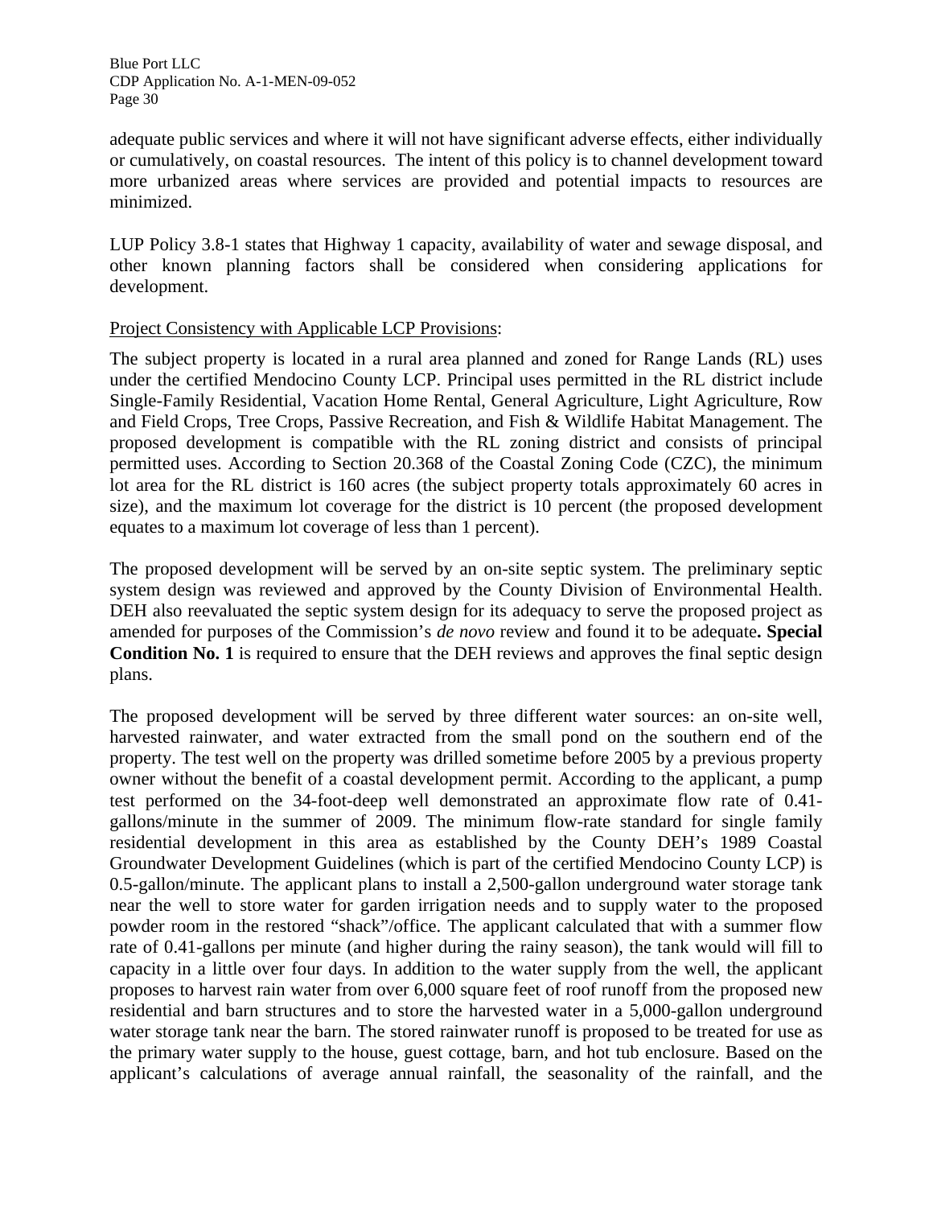adequate public services and where it will not have significant adverse effects, either individually or cumulatively, on coastal resources. The intent of this policy is to channel development toward more urbanized areas where services are provided and potential impacts to resources are minimized.

LUP Policy 3.8-1 states that Highway 1 capacity, availability of water and sewage disposal, and other known planning factors shall be considered when considering applications for development.

Project Consistency with Applicable LCP Provisions:

The subject property is located in a rural area planned and zoned for Range Lands (RL) uses under the certified Mendocino County LCP. Principal uses permitted in the RL district include Single-Family Residential, Vacation Home Rental, General Agriculture, Light Agriculture, Row and Field Crops, Tree Crops, Passive Recreation, and Fish & Wildlife Habitat Management. The proposed development is compatible with the RL zoning district and consists of principal permitted uses. According to Section 20.368 of the Coastal Zoning Code (CZC), the minimum lot area for the RL district is 160 acres (the subject property totals approximately 60 acres in size), and the maximum lot coverage for the district is 10 percent (the proposed development equates to a maximum lot coverage of less than 1 percent).

The proposed development will be served by an on-site septic system. The preliminary septic system design was reviewed and approved by the County Division of Environmental Health. DEH also reevaluated the septic system design for its adequacy to serve the proposed project as amended for purposes of the Commission's *de novo* review and found it to be adequate**. Special Condition No. 1** is required to ensure that the DEH reviews and approves the final septic design plans.

The proposed development will be served by three different water sources: an on-site well, harvested rainwater, and water extracted from the small pond on the southern end of the property. The test well on the property was drilled sometime before 2005 by a previous property owner without the benefit of a coastal development permit. According to the applicant, a pump test performed on the 34-foot-deep well demonstrated an approximate flow rate of 0.41-gallons/minute in the summer of 2009. The minimum flow-rate standard for single family residential development in this area as established by the County DEH's 1989 Coastal Groundwater Development Guidelines (which is part of the certified Mendocino County LCP) is 0.5-gallon/minute. The applicant plans to install a 2,500-gallon underground water storage tank near the well to store water for garden irrigation needs and to supply water to the proposed powder room in the restored "shack"/office. The applicant calculated that with a summer flow rate of 0.41-gallons per minute (and higher during the rainy season), the tank would will fill to capacity in a little over four days. In addition to the water supply from the well, the applicant proposes to harvest rain water from over 6,000 square feet of roof runoff from the proposed new residential and barn structures and to store the harvested water in a 5,000-gallon underground water storage tank near the barn. The stored rainwater runoff is proposed to be treated for use as the primary water supply to the house, guest cottage, barn, and hot tub enclosure. Based on the applicant's calculations of average annual rainfall, the seasonality of the rainfall, and the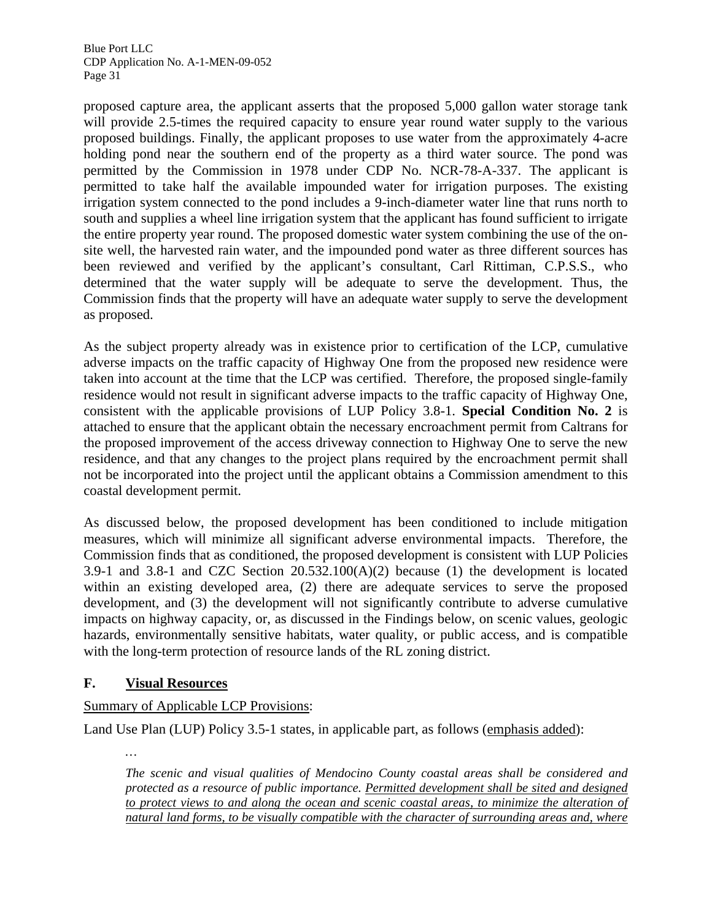proposed capture area, the applicant asserts that the proposed 5,000 gallon water storage tank will provide 2.5-times the required capacity to ensure year round water supply to the various proposed buildings. Finally, the applicant proposes to use water from the approximately 4-acre holding pond near the southern end of the property as a third water source. The pond was permitted by the Commission in 1978 under CDP No. NCR-78-A-337. The applicant is permitted to take half the available impounded water for irrigation purposes. The existing irrigation system connected to the pond includes a 9-inch-diameter water line that runs north to south and supplies a wheel line irrigation system that the applicant has found sufficient to irrigate the entire property year round. The proposed domestic water system combining the use of the on-site well, the harvested rain water, and the impounded pond water as three different sources has been reviewed and verified by the applicant's consultant, Carl Rittiman, C.P.S.S., who determined that the water supply will be adequate to serve the development. Thus, the Commission finds that the property will have an adequate water supply to serve the development as proposed.

As the subject property already was in existence prior to certification of the LCP, cumulative adverse impacts on the traffic capacity of Highway One from the proposed new residence were taken into account at the time that the LCP was certified. Therefore, the proposed single-family residence would not result in significant adverse impacts to the traffic capacity of Highway One, consistent with the applicable provisions of LUP Policy 3.8-1. **Special Condition No. 2** is attached to ensure that the applicant obtain the necessary encroachment permit from Caltrans for the proposed improvement of the access driveway connection to Highway One to serve the new residence, and that any changes to the project plans required by the encroachment permit shall not be incorporated into the project until the applicant obtains a Commission amendment to this coastal development permit.

As discussed below, the proposed development has been conditioned to include mitigation measures, which will minimize all significant adverse environmental impacts. Therefore, the Commission finds that as conditioned, the proposed development is consistent with LUP Policies 3.9-1 and 3.8-1 and CZC Section 20.532.100(A)(2) because (1) the development is located within an existing developed area, (2) there are adequate services to serve the proposed development, and (3) the development will not significantly contribute to adverse cumulative impacts on highway capacity, or, as discussed in the Findings below, on scenic values, geologic hazards, environmentally sensitive habitats, water quality, or public access, and is compatible with the long-term protection of resource lands of the RL zoning district.

## F. Visual Resources

Summary of Applicable LCP Provisions:

Land Use Plan (LUP) Policy 3.5-1 states, in applicable part, as follows (emphasis added):

> …
>
> *The scenic and visual qualities of Mendocino County coastal areas shall be considered and protected as a resource of public importance. Permitted development shall be sited and designed to protect views to and along the ocean and scenic coastal areas, to minimize the alteration of natural land forms, to be visually compatible with the character of surrounding areas and, where*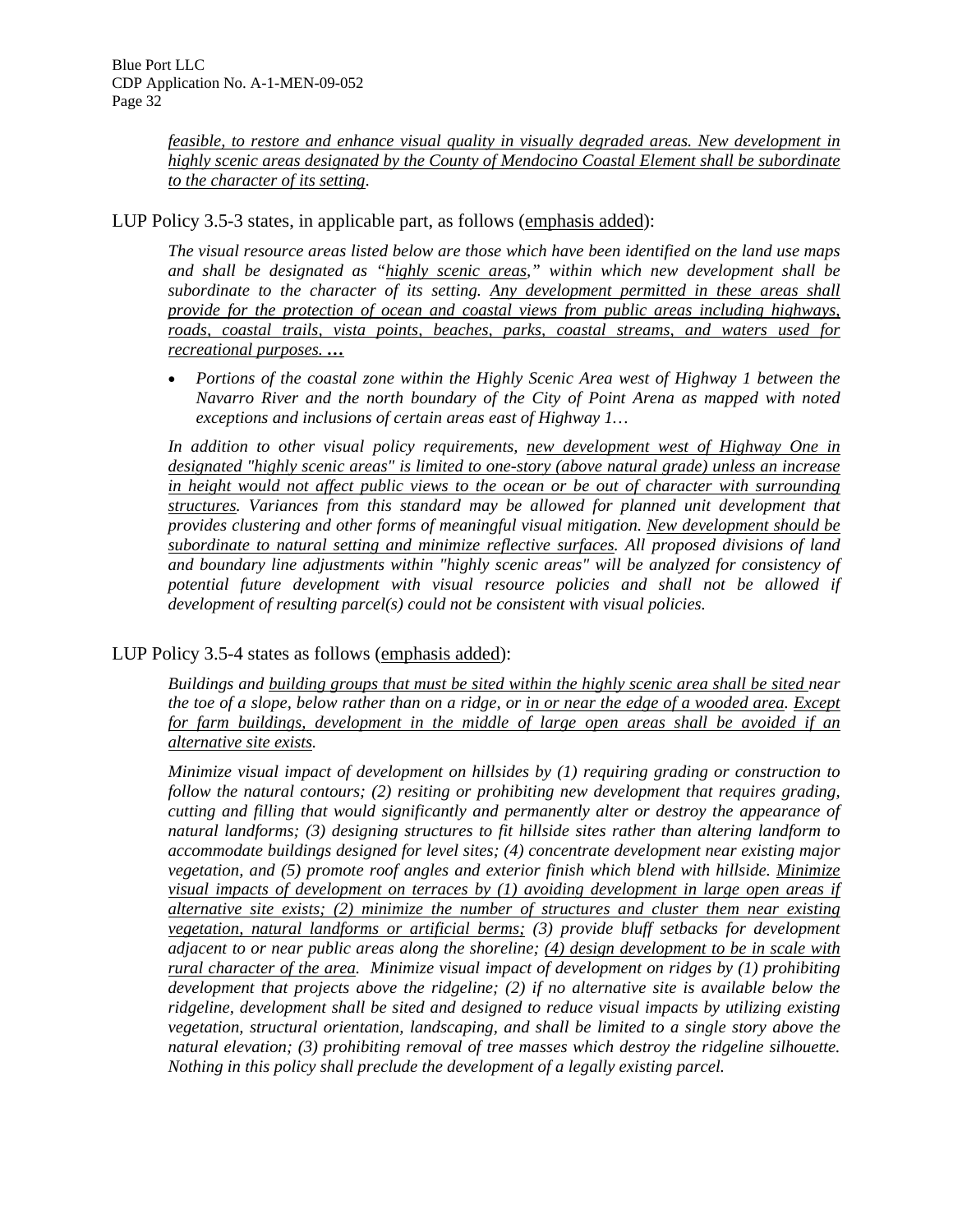*<u>feasible, to restore and enhance visual quality in visually degraded areas. New development in highly scenic areas designated by the County of Mendocino Coastal Element shall be subordinate to the character of its setting</u>.*

LUP Policy 3.5-3 states, in applicable part, as follows (<u>emphasis added</u>):

> *The visual resource areas listed below are those which have been identified on the land use maps and shall be designated as "<u>highly scenic areas</u>," within which new development shall be subordinate to the character of its setting. <u>Any development permitted in these areas shall provide for the protection of ocean and coastal views from public areas including highways, roads, coastal trails, vista points, beaches, parks, coastal streams, and waters used for recreational purposes. …</u>*
>
> - *Portions of the coastal zone within the Highly Scenic Area west of Highway 1 between the Navarro River and the north boundary of the City of Point Arena as mapped with noted exceptions and inclusions of certain areas east of Highway 1…*
>
> *In addition to other visual policy requirements, <u>new development west of Highway One in designated "highly scenic areas" is limited to one-story (above natural grade) unless an increase in height would not affect public views to the ocean or be out of character with surrounding structures</u>. Variances from this standard may be allowed for planned unit development that provides clustering and other forms of meaningful visual mitigation. <u>New development should be subordinate to natural setting and minimize reflective surfaces</u>. All proposed divisions of land and boundary line adjustments within "highly scenic areas" will be analyzed for consistency of potential future development with visual resource policies and shall not be allowed if development of resulting parcel(s) could not be consistent with visual policies.*

LUP Policy 3.5-4 states as follows (<u>emphasis added</u>):

> *Buildings and <u>building groups that must be sited within the highly scenic area shall be sited</u> near the toe of a slope, below rather than on a ridge, or <u>in or near the edge of a wooded area</u>. <u>Except for farm buildings, development in the middle of large open areas shall be avoided if an alternative site exists</u>.*
>
> *Minimize visual impact of development on hillsides by (1) requiring grading or construction to follow the natural contours; (2) resiting or prohibiting new development that requires grading, cutting and filling that would significantly and permanently alter or destroy the appearance of natural landforms; (3) designing structures to fit hillside sites rather than altering landform to accommodate buildings designed for level sites; (4) concentrate development near existing major vegetation, and (5) promote roof angles and exterior finish which blend with hillside. <u>Minimize visual impacts of development on terraces by (1) avoiding development in large open areas if alternative site exists; (2) minimize the number of structures and cluster them near existing vegetation, natural landforms or artificial berms;</u> (3) provide bluff setbacks for development adjacent to or near public areas along the shoreline; <u>(4) design development to be in scale with rural character of the area</u>. Minimize visual impact of development on ridges by (1) prohibiting development that projects above the ridgeline; (2) if no alternative site is available below the ridgeline, development shall be sited and designed to reduce visual impacts by utilizing existing vegetation, structural orientation, landscaping, and shall be limited to a single story above the natural elevation; (3) prohibiting removal of tree masses which destroy the ridgeline silhouette. Nothing in this policy shall preclude the development of a legally existing parcel.*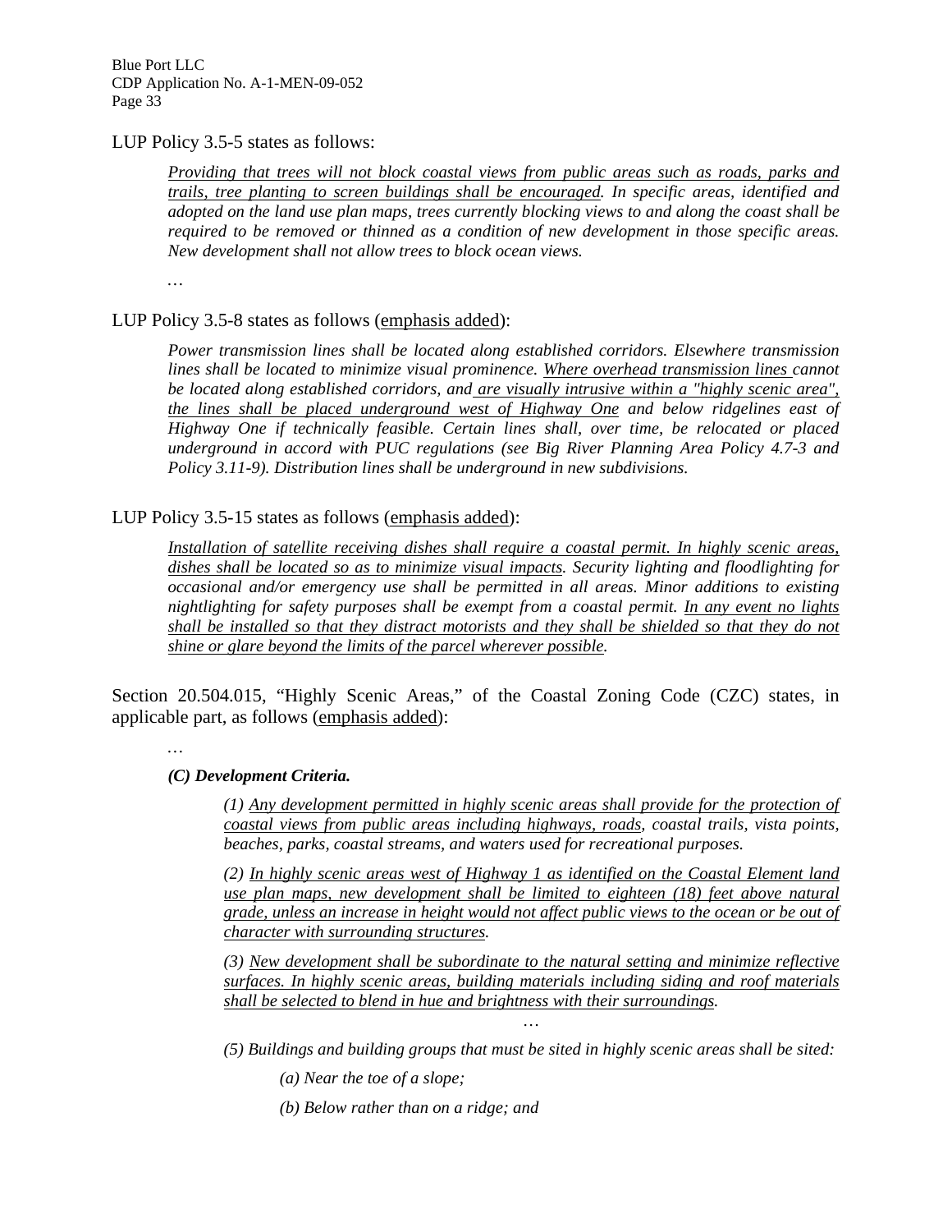LUP Policy 3.5-5 states as follows:

> *Providing that trees will not block coastal views from public areas such as roads, parks and trails, tree planting to screen buildings shall be encouraged. In specific areas, identified and adopted on the land use plan maps, trees currently blocking views to and along the coast shall be required to be removed or thinned as a condition of new development in those specific areas. New development shall not allow trees to block ocean views.*
>
> …

LUP Policy 3.5-8 states as follows (emphasis added):

> *Power transmission lines shall be located along established corridors. Elsewhere transmission lines shall be located to minimize visual prominence. Where overhead transmission lines cannot be located along established corridors, and are visually intrusive within a "highly scenic area", the lines shall be placed underground west of Highway One and below ridgelines east of Highway One if technically feasible. Certain lines shall, over time, be relocated or placed underground in accord with PUC regulations (see Big River Planning Area Policy 4.7-3 and Policy 3.11-9). Distribution lines shall be underground in new subdivisions.*

LUP Policy 3.5-15 states as follows (emphasis added):

> *Installation of satellite receiving dishes shall require a coastal permit. In highly scenic areas, dishes shall be located so as to minimize visual impacts. Security lighting and floodlighting for occasional and/or emergency use shall be permitted in all areas. Minor additions to existing nightlighting for safety purposes shall be exempt from a coastal permit. In any event no lights shall be installed so that they distract motorists and they shall be shielded so that they do not shine or glare beyond the limits of the parcel wherever possible.*

Section 20.504.015, "Highly Scenic Areas," of the Coastal Zoning Code (CZC) states, in applicable part, as follows (emphasis added):

> …
>
> ***(C) Development Criteria.***
>
> > *(1) Any development permitted in highly scenic areas shall provide for the protection of coastal views from public areas including highways, roads, coastal trails, vista points, beaches, parks, coastal streams, and waters used for recreational purposes.*
> >
> > *(2) In highly scenic areas west of Highway 1 as identified on the Coastal Element land use plan maps, new development shall be limited to eighteen (18) feet above natural grade, unless an increase in height would not affect public views to the ocean or be out of character with surrounding structures.*
> >
> > *(3) New development shall be subordinate to the natural setting and minimize reflective surfaces. In highly scenic areas, building materials including siding and roof materials shall be selected to blend in hue and brightness with their surroundings.*
> >
> > …
> >
> > *(5) Buildings and building groups that must be sited in highly scenic areas shall be sited:*
> >
> > > *(a) Near the toe of a slope;*
> > >
> > > *(b) Below rather than on a ridge; and*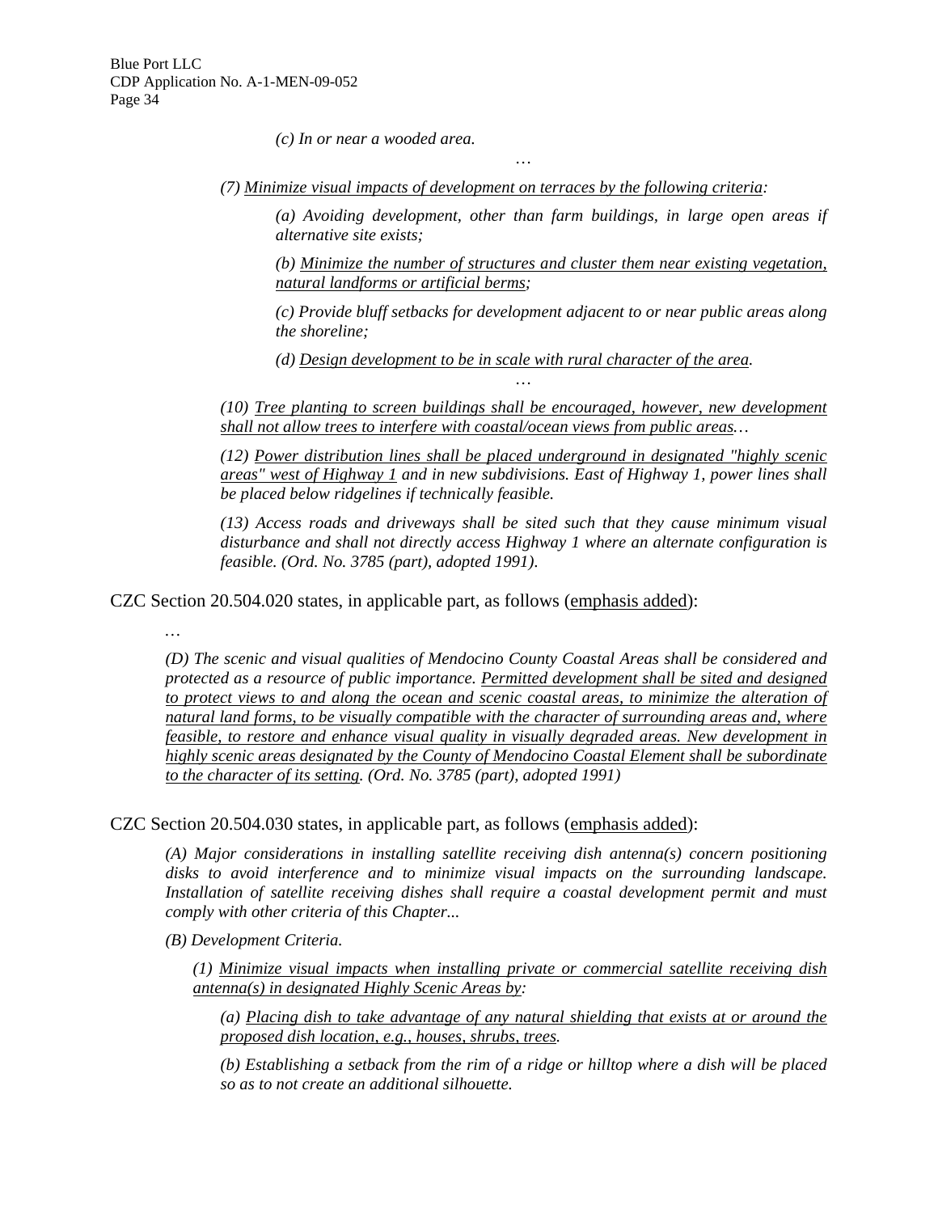*(c) In or near a wooded area.*

…

*(7) <u>Minimize visual impacts of development on terraces by the following criteria</u>:*

*(a) Avoiding development, other than farm buildings, in large open areas if alternative site exists;*

*(b) <u>Minimize the number of structures and cluster them near existing vegetation, natural landforms or artificial berms</u>;*

*(c) Provide bluff setbacks for development adjacent to or near public areas along the shoreline;*

*(d) <u>Design development to be in scale with rural character of the area</u>.*

…

*(10) <u>Tree planting to screen buildings shall be encouraged, however, new development shall not allow trees to interfere with coastal/ocean views from public areas</u>…*

*(12) <u>Power distribution lines shall be placed underground in designated "highly scenic areas" west of Highway 1</u> and in new subdivisions. East of Highway 1, power lines shall be placed below ridgelines if technically feasible.*

*(13) Access roads and driveways shall be sited such that they cause minimum visual disturbance and shall not directly access Highway 1 where an alternate configuration is feasible. (Ord. No. 3785 (part), adopted 1991).*

CZC Section 20.504.020 states, in applicable part, as follows (<u>emphasis added</u>):

…

*(D) The scenic and visual qualities of Mendocino County Coastal Areas shall be considered and protected as a resource of public importance. <u>Permitted development shall be sited and designed to protect views to and along the ocean and scenic coastal areas, to minimize the alteration of natural land forms, to be visually compatible with the character of surrounding areas and, where feasible, to restore and enhance visual quality in visually degraded areas. New development in highly scenic areas designated by the County of Mendocino Coastal Element shall be subordinate to the character of its setting</u>. (Ord. No. 3785 (part), adopted 1991)*

CZC Section 20.504.030 states, in applicable part, as follows (<u>emphasis added</u>):

*(A) Major considerations in installing satellite receiving dish antenna(s) concern positioning disks to avoid interference and to minimize visual impacts on the surrounding landscape. Installation of satellite receiving dishes shall require a coastal development permit and must comply with other criteria of this Chapter...*

*(B) Development Criteria.*

*(1) <u>Minimize visual impacts when installing private or commercial satellite receiving dish antenna(s) in designated Highly Scenic Areas by</u>:*

*(a) <u>Placing dish to take advantage of any natural shielding that exists at or around the proposed dish location, e.g., houses, shrubs, trees</u>.*

*(b) Establishing a setback from the rim of a ridge or hilltop where a dish will be placed so as to not create an additional silhouette.*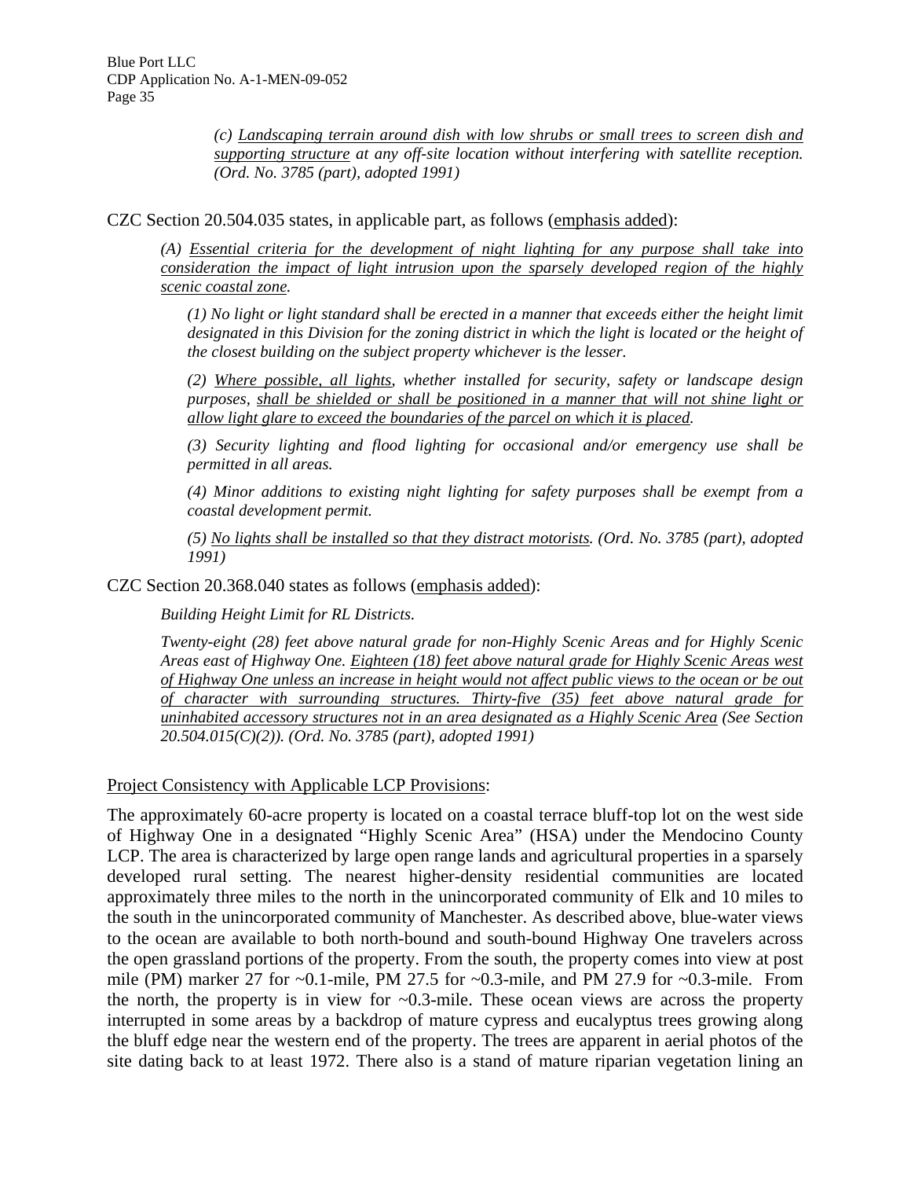*(c) <u>Landscaping terrain around dish with low shrubs or small trees to screen dish and supporting structure</u> at any off-site location without interfering with satellite reception. (Ord. No. 3785 (part), adopted 1991)*

CZC Section 20.504.035 states, in applicable part, as follows (<u>emphasis added</u>):

*(A) <u>Essential criteria for the development of night lighting for any purpose shall take into consideration the impact of light intrusion upon the sparsely developed region of the highly scenic coastal zone</u>.*

*(1) No light or light standard shall be erected in a manner that exceeds either the height limit designated in this Division for the zoning district in which the light is located or the height of the closest building on the subject property whichever is the lesser.*

*(2) <u>Where possible, all lights</u>, whether installed for security, safety or landscape design purposes, <u>shall be shielded or shall be positioned in a manner that will not shine light or allow light glare to exceed the boundaries of the parcel on which it is placed</u>.*

*(3) Security lighting and flood lighting for occasional and/or emergency use shall be permitted in all areas.*

*(4) Minor additions to existing night lighting for safety purposes shall be exempt from a coastal development permit.*

*(5) <u>No lights shall be installed so that they distract motorists</u>. (Ord. No. 3785 (part), adopted 1991)*

CZC Section 20.368.040 states as follows (<u>emphasis added</u>):

*Building Height Limit for RL Districts.*

*Twenty-eight (28) feet above natural grade for non-Highly Scenic Areas and for Highly Scenic Areas east of Highway One. <u>Eighteen (18) feet above natural grade for Highly Scenic Areas west of Highway One unless an increase in height would not affect public views to the ocean or be out of character with surrounding structures. Thirty-five (35) feet above natural grade for uninhabited accessory structures not in an area designated as a Highly Scenic Area</u> (See Section 20.504.015(C)(2)). (Ord. No. 3785 (part), adopted 1991)*

<u>Project Consistency with Applicable LCP Provisions</u>:

The approximately 60-acre property is located on a coastal terrace bluff-top lot on the west side of Highway One in a designated "Highly Scenic Area" (HSA) under the Mendocino County LCP. The area is characterized by large open range lands and agricultural properties in a sparsely developed rural setting. The nearest higher-density residential communities are located approximately three miles to the north in the unincorporated community of Elk and 10 miles to the south in the unincorporated community of Manchester. As described above, blue-water views to the ocean are available to both north-bound and south-bound Highway One travelers across the open grassland portions of the property. From the south, the property comes into view at post mile (PM) marker 27 for ~0.1-mile, PM 27.5 for ~0.3-mile, and PM 27.9 for ~0.3-mile. From the north, the property is in view for ~0.3-mile. These ocean views are across the property interrupted in some areas by a backdrop of mature cypress and eucalyptus trees growing along the bluff edge near the western end of the property. The trees are apparent in aerial photos of the site dating back to at least 1972. There also is a stand of mature riparian vegetation lining an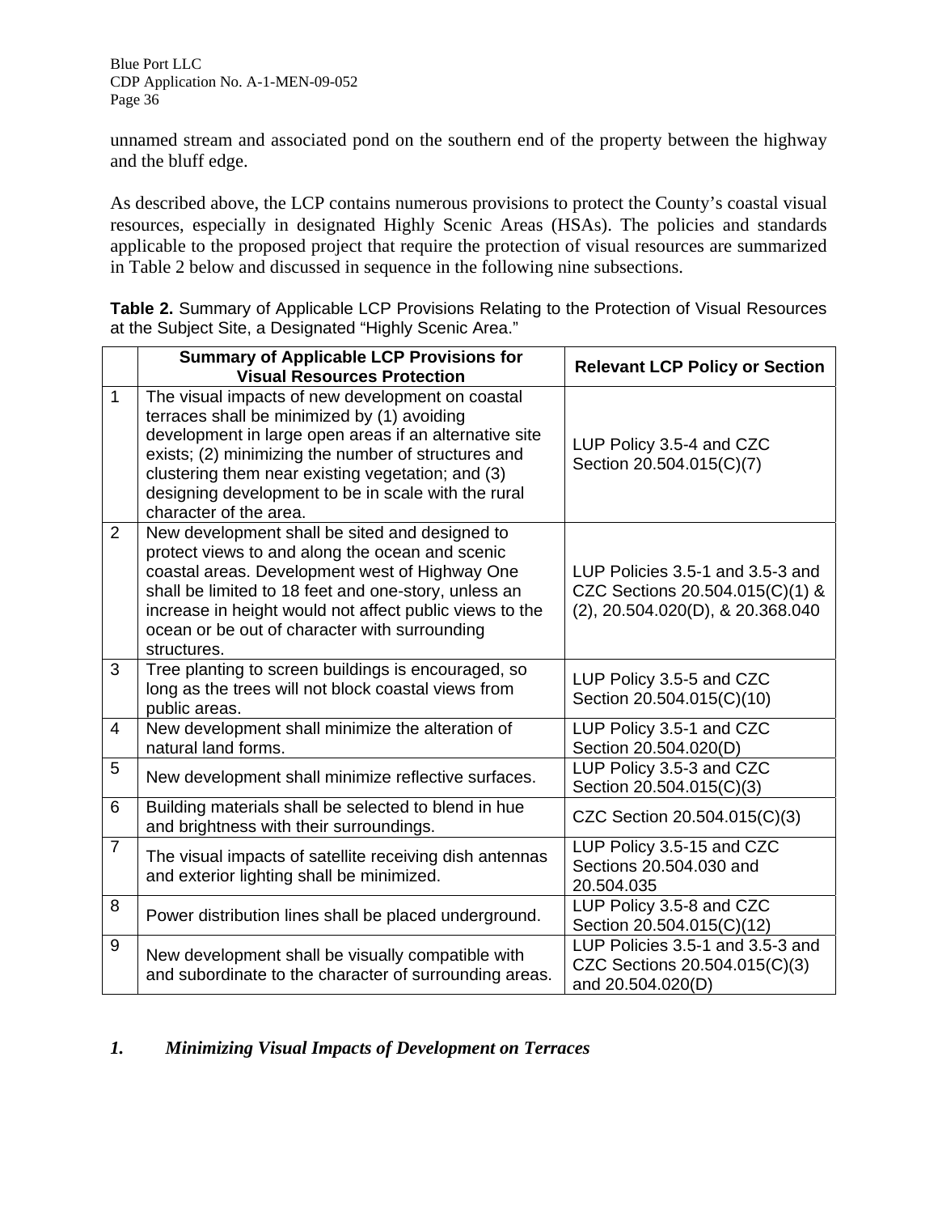unnamed stream and associated pond on the southern end of the property between the highway and the bluff edge.

As described above, the LCP contains numerous provisions to protect the County's coastal visual resources, especially in designated Highly Scenic Areas (HSAs). The policies and standards applicable to the proposed project that require the protection of visual resources are summarized in Table 2 below and discussed in sequence in the following nine subsections.

**Table 2.** Summary of Applicable LCP Provisions Relating to the Protection of Visual Resources at the Subject Site, a Designated "Highly Scenic Area."

| | Summary of Applicable LCP Provisions for Visual Resources Protection | Relevant LCP Policy or Section |
|---|---|---|
| 1 | The visual impacts of new development on coastal terraces shall be minimized by (1) avoiding development in large open areas if an alternative site exists; (2) minimizing the number of structures and clustering them near existing vegetation; and (3) designing development to be in scale with the rural character of the area. | LUP Policy 3.5-4 and CZC Section 20.504.015(C)(7) |
| 2 | New development shall be sited and designed to protect views to and along the ocean and scenic coastal areas. Development west of Highway One shall be limited to 18 feet and one-story, unless an increase in height would not affect public views to the ocean or be out of character with surrounding structures. | LUP Policies 3.5-1 and 3.5-3 and CZC Sections 20.504.015(C)(1) & (2), 20.504.020(D), & 20.368.040 |
| 3 | Tree planting to screen buildings is encouraged, so long as the trees will not block coastal views from public areas. | LUP Policy 3.5-5 and CZC Section 20.504.015(C)(10) |
| 4 | New development shall minimize the alteration of natural land forms. | LUP Policy 3.5-1 and CZC Section 20.504.020(D) |
| 5 | New development shall minimize reflective surfaces. | LUP Policy 3.5-3 and CZC Section 20.504.015(C)(3) |
| 6 | Building materials shall be selected to blend in hue and brightness with their surroundings. | CZC Section 20.504.015(C)(3) |
| 7 | The visual impacts of satellite receiving dish antennas and exterior lighting shall be minimized. | LUP Policy 3.5-15 and CZC Sections 20.504.030 and 20.504.035 |
| 8 | Power distribution lines shall be placed underground. | LUP Policy 3.5-8 and CZC Section 20.504.015(C)(12) |
| 9 | New development shall be visually compatible with and subordinate to the character of surrounding areas. | LUP Policies 3.5-1 and 3.5-3 and CZC Sections 20.504.015(C)(3) and 20.504.020(D) |

### *1. Minimizing Visual Impacts of Development on Terraces*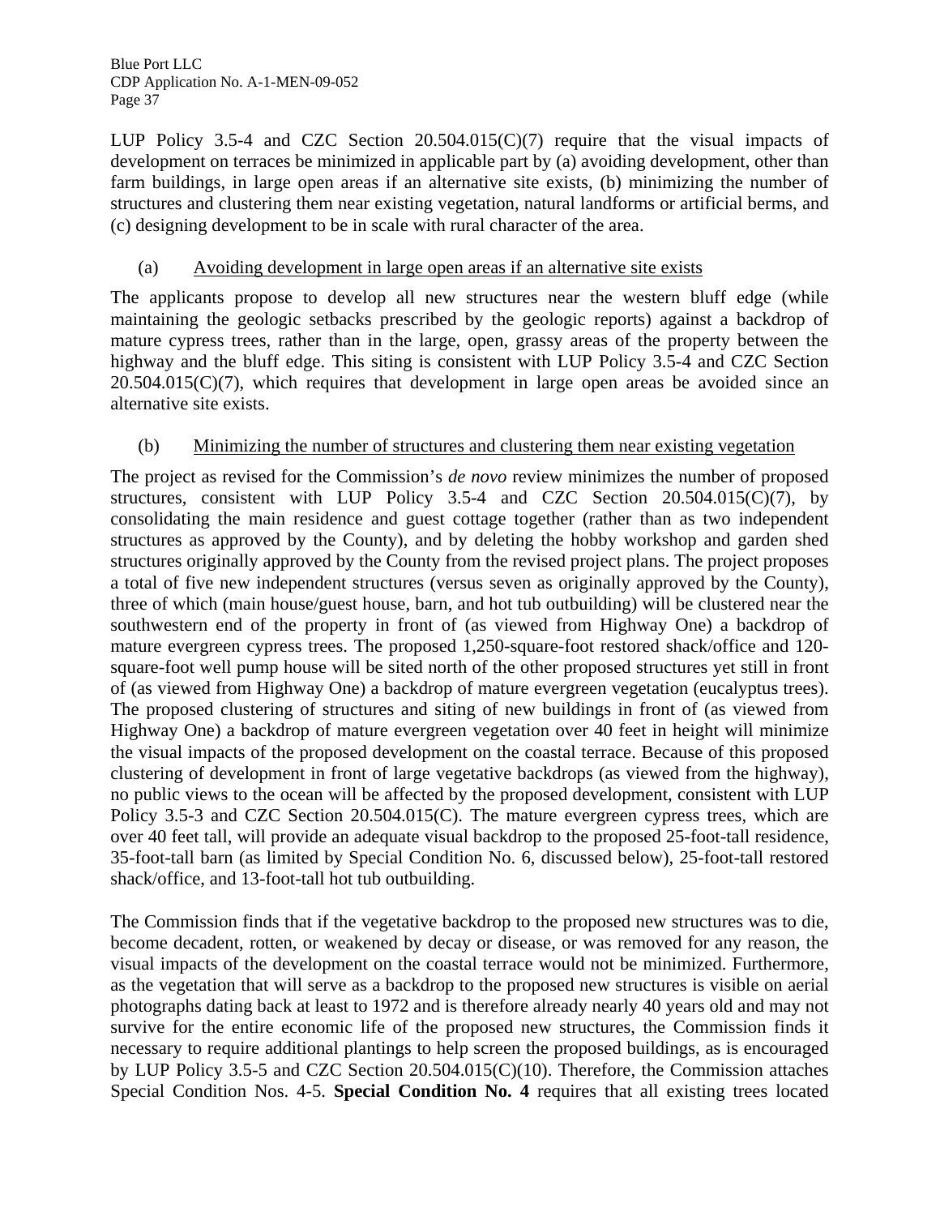LUP Policy 3.5-4 and CZC Section 20.504.015(C)(7) require that the visual impacts of development on terraces be minimized in applicable part by (a) avoiding development, other than farm buildings, in large open areas if an alternative site exists, (b) minimizing the number of structures and clustering them near existing vegetation, natural landforms or artificial berms, and (c) designing development to be in scale with rural character of the area.

(a) Avoiding development in large open areas if an alternative site exists

The applicants propose to develop all new structures near the western bluff edge (while maintaining the geologic setbacks prescribed by the geologic reports) against a backdrop of mature cypress trees, rather than in the large, open, grassy areas of the property between the highway and the bluff edge. This siting is consistent with LUP Policy 3.5-4 and CZC Section 20.504.015(C)(7), which requires that development in large open areas be avoided since an alternative site exists.

(b) Minimizing the number of structures and clustering them near existing vegetation

The project as revised for the Commission's *de novo* review minimizes the number of proposed structures, consistent with LUP Policy 3.5-4 and CZC Section 20.504.015(C)(7), by consolidating the main residence and guest cottage together (rather than as two independent structures as approved by the County), and by deleting the hobby workshop and garden shed structures originally approved by the County from the revised project plans. The project proposes a total of five new independent structures (versus seven as originally approved by the County), three of which (main house/guest house, barn, and hot tub outbuilding) will be clustered near the southwestern end of the property in front of (as viewed from Highway One) a backdrop of mature evergreen cypress trees. The proposed 1,250-square-foot restored shack/office and 120-square-foot well pump house will be sited north of the other proposed structures yet still in front of (as viewed from Highway One) a backdrop of mature evergreen vegetation (eucalyptus trees). The proposed clustering of structures and siting of new buildings in front of (as viewed from Highway One) a backdrop of mature evergreen vegetation over 40 feet in height will minimize the visual impacts of the proposed development on the coastal terrace. Because of this proposed clustering of development in front of large vegetative backdrops (as viewed from the highway), no public views to the ocean will be affected by the proposed development, consistent with LUP Policy 3.5-3 and CZC Section 20.504.015(C). The mature evergreen cypress trees, which are over 40 feet tall, will provide an adequate visual backdrop to the proposed 25-foot-tall residence, 35-foot-tall barn (as limited by Special Condition No. 6, discussed below), 25-foot-tall restored shack/office, and 13-foot-tall hot tub outbuilding.

The Commission finds that if the vegetative backdrop to the proposed new structures was to die, become decadent, rotten, or weakened by decay or disease, or was removed for any reason, the visual impacts of the development on the coastal terrace would not be minimized. Furthermore, as the vegetation that will serve as a backdrop to the proposed new structures is visible on aerial photographs dating back at least to 1972 and is therefore already nearly 40 years old and may not survive for the entire economic life of the proposed new structures, the Commission finds it necessary to require additional plantings to help screen the proposed buildings, as is encouraged by LUP Policy 3.5-5 and CZC Section 20.504.015(C)(10). Therefore, the Commission attaches Special Condition Nos. 4-5. **Special Condition No. 4** requires that all existing trees located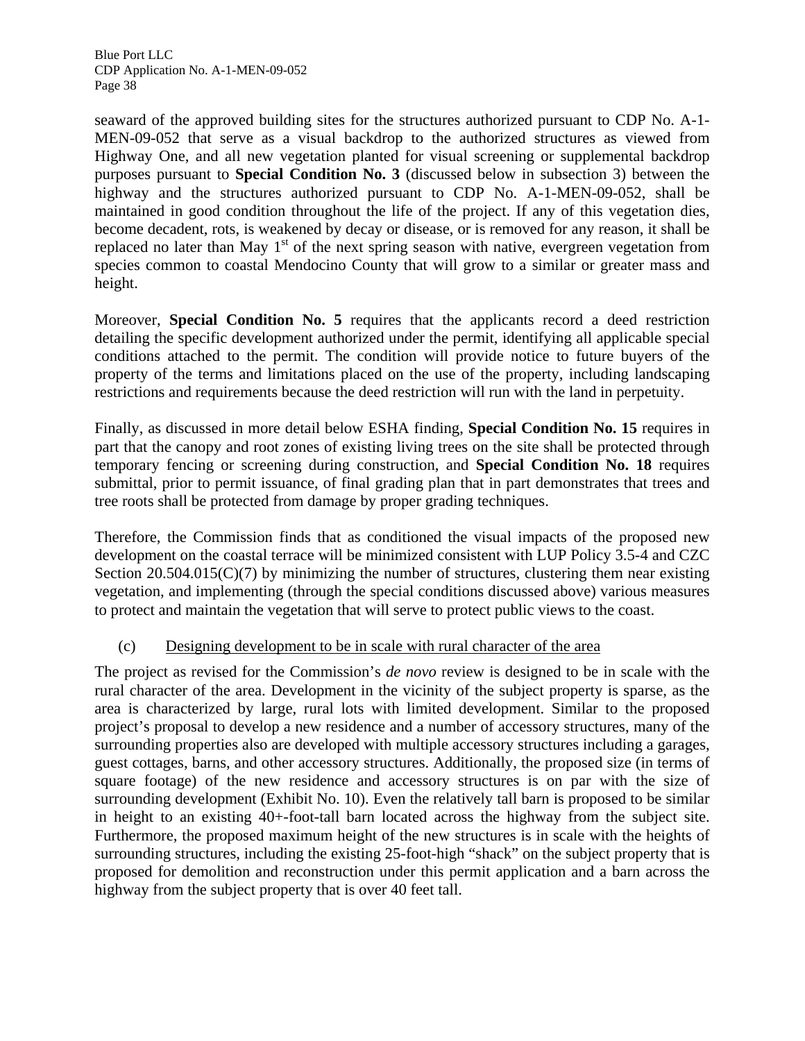seaward of the approved building sites for the structures authorized pursuant to CDP No. A-1-MEN-09-052 that serve as a visual backdrop to the authorized structures as viewed from Highway One, and all new vegetation planted for visual screening or supplemental backdrop purposes pursuant to **Special Condition No. 3** (discussed below in subsection 3) between the highway and the structures authorized pursuant to CDP No. A-1-MEN-09-052, shall be maintained in good condition throughout the life of the project. If any of this vegetation dies, become decadent, rots, is weakened by decay or disease, or is removed for any reason, it shall be replaced no later than May 1st of the next spring season with native, evergreen vegetation from species common to coastal Mendocino County that will grow to a similar or greater mass and height.

Moreover, **Special Condition No. 5** requires that the applicants record a deed restriction detailing the specific development authorized under the permit, identifying all applicable special conditions attached to the permit. The condition will provide notice to future buyers of the property of the terms and limitations placed on the use of the property, including landscaping restrictions and requirements because the deed restriction will run with the land in perpetuity.

Finally, as discussed in more detail below ESHA finding, **Special Condition No. 15** requires in part that the canopy and root zones of existing living trees on the site shall be protected through temporary fencing or screening during construction, and **Special Condition No. 18** requires submittal, prior to permit issuance, of final grading plan that in part demonstrates that trees and tree roots shall be protected from damage by proper grading techniques.

Therefore, the Commission finds that as conditioned the visual impacts of the proposed new development on the coastal terrace will be minimized consistent with LUP Policy 3.5-4 and CZC Section 20.504.015(C)(7) by minimizing the number of structures, clustering them near existing vegetation, and implementing (through the special conditions discussed above) various measures to protect and maintain the vegetation that will serve to protect public views to the coast.

(c) Designing development to be in scale with rural character of the area

The project as revised for the Commission's *de novo* review is designed to be in scale with the rural character of the area. Development in the vicinity of the subject property is sparse, as the area is characterized by large, rural lots with limited development. Similar to the proposed project's proposal to develop a new residence and a number of accessory structures, many of the surrounding properties also are developed with multiple accessory structures including a garages, guest cottages, barns, and other accessory structures. Additionally, the proposed size (in terms of square footage) of the new residence and accessory structures is on par with the size of surrounding development (Exhibit No. 10). Even the relatively tall barn is proposed to be similar in height to an existing 40+-foot-tall barn located across the highway from the subject site. Furthermore, the proposed maximum height of the new structures is in scale with the heights of surrounding structures, including the existing 25-foot-high "shack" on the subject property that is proposed for demolition and reconstruction under this permit application and a barn across the highway from the subject property that is over 40 feet tall.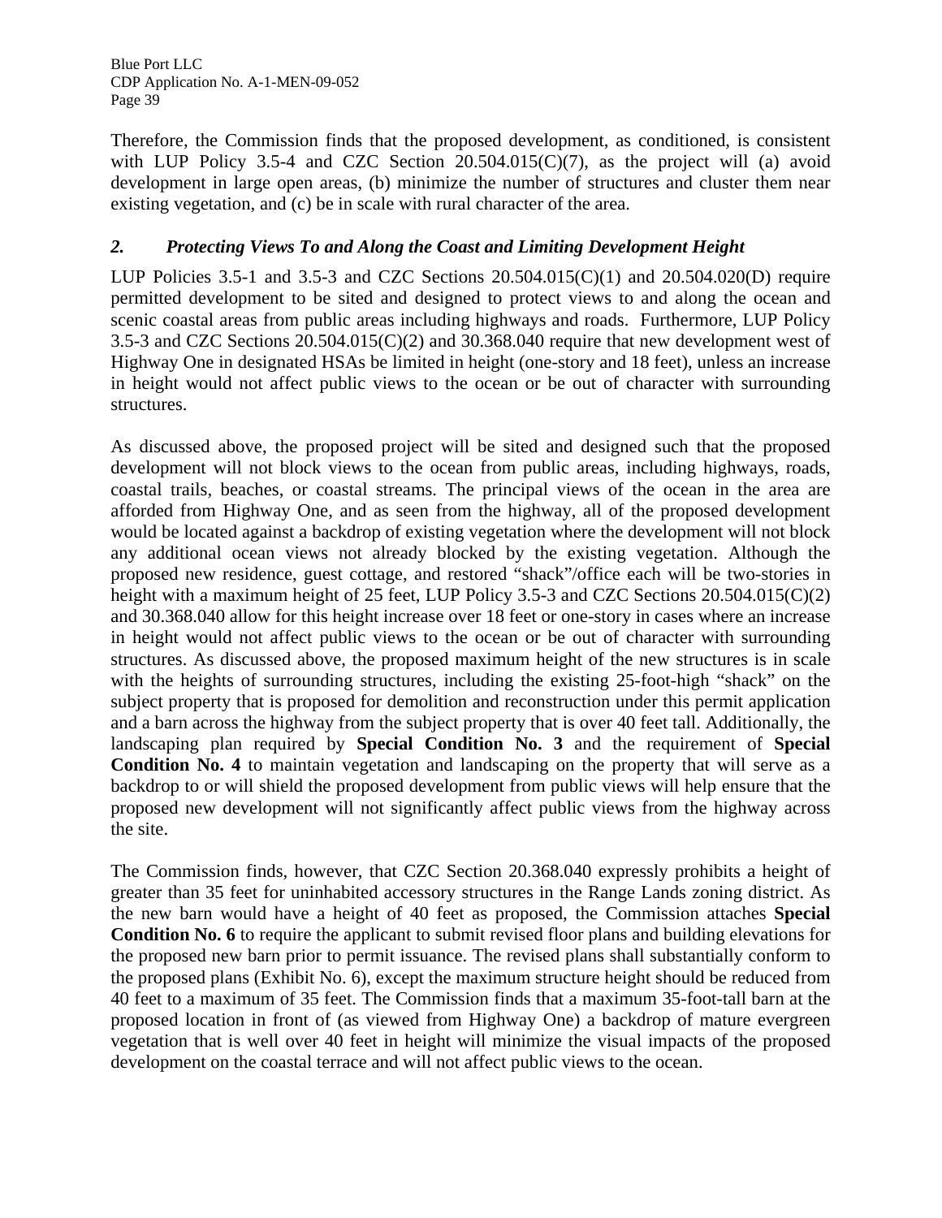Therefore, the Commission finds that the proposed development, as conditioned, is consistent with LUP Policy 3.5-4 and CZC Section 20.504.015(C)(7), as the project will (a) avoid development in large open areas, (b) minimize the number of structures and cluster them near existing vegetation, and (c) be in scale with rural character of the area.

### *2. Protecting Views To and Along the Coast and Limiting Development Height*

LUP Policies 3.5-1 and 3.5-3 and CZC Sections 20.504.015(C)(1) and 20.504.020(D) require permitted development to be sited and designed to protect views to and along the ocean and scenic coastal areas from public areas including highways and roads. Furthermore, LUP Policy 3.5-3 and CZC Sections 20.504.015(C)(2) and 30.368.040 require that new development west of Highway One in designated HSAs be limited in height (one-story and 18 feet), unless an increase in height would not affect public views to the ocean or be out of character with surrounding structures.

As discussed above, the proposed project will be sited and designed such that the proposed development will not block views to the ocean from public areas, including highways, roads, coastal trails, beaches, or coastal streams. The principal views of the ocean in the area are afforded from Highway One, and as seen from the highway, all of the proposed development would be located against a backdrop of existing vegetation where the development will not block any additional ocean views not already blocked by the existing vegetation. Although the proposed new residence, guest cottage, and restored "shack"/office each will be two-stories in height with a maximum height of 25 feet, LUP Policy 3.5-3 and CZC Sections 20.504.015(C)(2) and 30.368.040 allow for this height increase over 18 feet or one-story in cases where an increase in height would not affect public views to the ocean or be out of character with surrounding structures. As discussed above, the proposed maximum height of the new structures is in scale with the heights of surrounding structures, including the existing 25-foot-high "shack" on the subject property that is proposed for demolition and reconstruction under this permit application and a barn across the highway from the subject property that is over 40 feet tall. Additionally, the landscaping plan required by **Special Condition No. 3** and the requirement of **Special Condition No. 4** to maintain vegetation and landscaping on the property that will serve as a backdrop to or will shield the proposed development from public views will help ensure that the proposed new development will not significantly affect public views from the highway across the site.

The Commission finds, however, that CZC Section 20.368.040 expressly prohibits a height of greater than 35 feet for uninhabited accessory structures in the Range Lands zoning district. As the new barn would have a height of 40 feet as proposed, the Commission attaches **Special Condition No. 6** to require the applicant to submit revised floor plans and building elevations for the proposed new barn prior to permit issuance. The revised plans shall substantially conform to the proposed plans (Exhibit No. 6), except the maximum structure height should be reduced from 40 feet to a maximum of 35 feet. The Commission finds that a maximum 35-foot-tall barn at the proposed location in front of (as viewed from Highway One) a backdrop of mature evergreen vegetation that is well over 40 feet in height will minimize the visual impacts of the proposed development on the coastal terrace and will not affect public views to the ocean.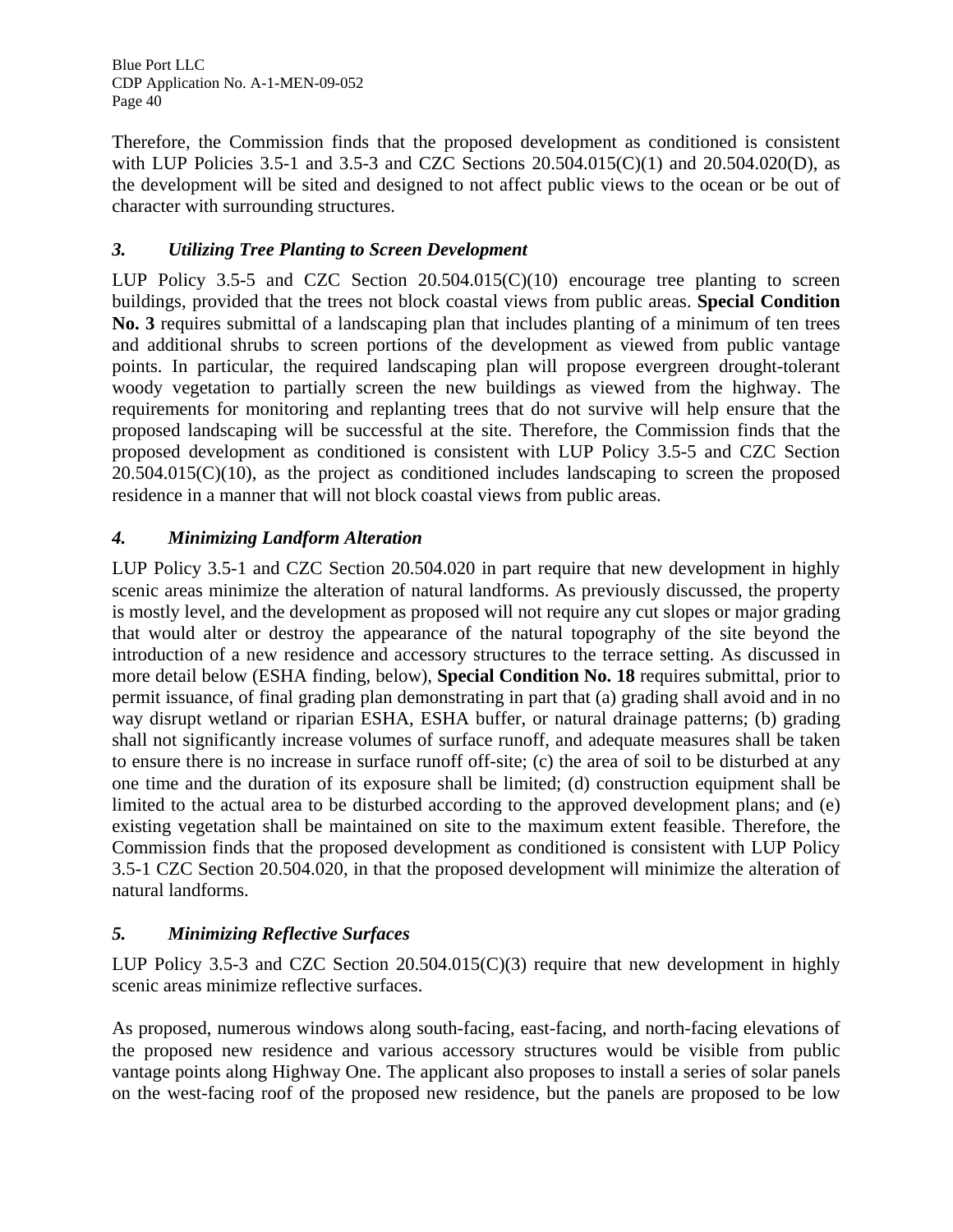Therefore, the Commission finds that the proposed development as conditioned is consistent with LUP Policies 3.5-1 and 3.5-3 and CZC Sections 20.504.015(C)(1) and 20.504.020(D), as the development will be sited and designed to not affect public views to the ocean or be out of character with surrounding structures.

### *3. Utilizing Tree Planting to Screen Development*

LUP Policy 3.5-5 and CZC Section 20.504.015(C)(10) encourage tree planting to screen buildings, provided that the trees not block coastal views from public areas. **Special Condition No. 3** requires submittal of a landscaping plan that includes planting of a minimum of ten trees and additional shrubs to screen portions of the development as viewed from public vantage points. In particular, the required landscaping plan will propose evergreen drought-tolerant woody vegetation to partially screen the new buildings as viewed from the highway. The requirements for monitoring and replanting trees that do not survive will help ensure that the proposed landscaping will be successful at the site. Therefore, the Commission finds that the proposed development as conditioned is consistent with LUP Policy 3.5-5 and CZC Section 20.504.015(C)(10), as the project as conditioned includes landscaping to screen the proposed residence in a manner that will not block coastal views from public areas.

### *4. Minimizing Landform Alteration*

LUP Policy 3.5-1 and CZC Section 20.504.020 in part require that new development in highly scenic areas minimize the alteration of natural landforms. As previously discussed, the property is mostly level, and the development as proposed will not require any cut slopes or major grading that would alter or destroy the appearance of the natural topography of the site beyond the introduction of a new residence and accessory structures to the terrace setting. As discussed in more detail below (ESHA finding, below), **Special Condition No. 18** requires submittal, prior to permit issuance, of final grading plan demonstrating in part that (a) grading shall avoid and in no way disrupt wetland or riparian ESHA, ESHA buffer, or natural drainage patterns; (b) grading shall not significantly increase volumes of surface runoff, and adequate measures shall be taken to ensure there is no increase in surface runoff off-site; (c) the area of soil to be disturbed at any one time and the duration of its exposure shall be limited; (d) construction equipment shall be limited to the actual area to be disturbed according to the approved development plans; and (e) existing vegetation shall be maintained on site to the maximum extent feasible. Therefore, the Commission finds that the proposed development as conditioned is consistent with LUP Policy 3.5-1 CZC Section 20.504.020, in that the proposed development will minimize the alteration of natural landforms.

### *5. Minimizing Reflective Surfaces*

LUP Policy 3.5-3 and CZC Section 20.504.015(C)(3) require that new development in highly scenic areas minimize reflective surfaces.

As proposed, numerous windows along south-facing, east-facing, and north-facing elevations of the proposed new residence and various accessory structures would be visible from public vantage points along Highway One. The applicant also proposes to install a series of solar panels on the west-facing roof of the proposed new residence, but the panels are proposed to be low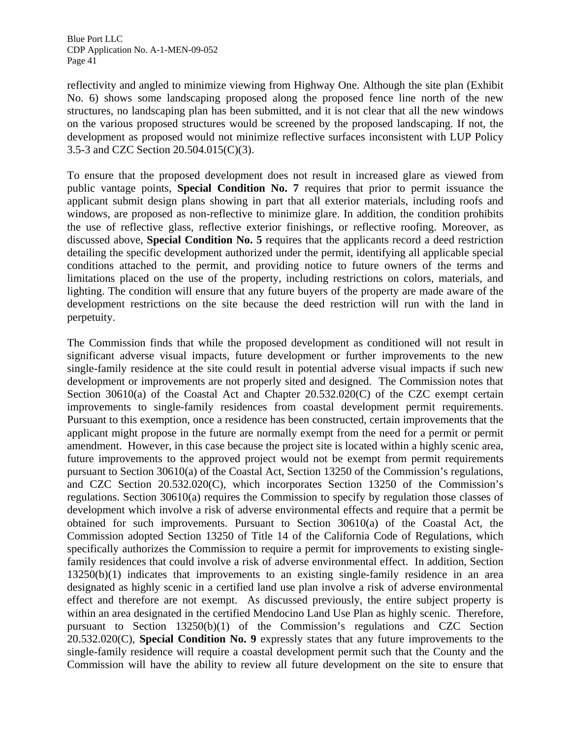reflectivity and angled to minimize viewing from Highway One. Although the site plan (Exhibit No. 6) shows some landscaping proposed along the proposed fence line north of the new structures, no landscaping plan has been submitted, and it is not clear that all the new windows on the various proposed structures would be screened by the proposed landscaping. If not, the development as proposed would not minimize reflective surfaces inconsistent with LUP Policy 3.5-3 and CZC Section 20.504.015(C)(3).

To ensure that the proposed development does not result in increased glare as viewed from public vantage points, **Special Condition No. 7** requires that prior to permit issuance the applicant submit design plans showing in part that all exterior materials, including roofs and windows, are proposed as non-reflective to minimize glare. In addition, the condition prohibits the use of reflective glass, reflective exterior finishings, or reflective roofing. Moreover, as discussed above, **Special Condition No. 5** requires that the applicants record a deed restriction detailing the specific development authorized under the permit, identifying all applicable special conditions attached to the permit, and providing notice to future owners of the terms and limitations placed on the use of the property, including restrictions on colors, materials, and lighting. The condition will ensure that any future buyers of the property are made aware of the development restrictions on the site because the deed restriction will run with the land in perpetuity.

The Commission finds that while the proposed development as conditioned will not result in significant adverse visual impacts, future development or further improvements to the new single-family residence at the site could result in potential adverse visual impacts if such new development or improvements are not properly sited and designed. The Commission notes that Section 30610(a) of the Coastal Act and Chapter 20.532.020(C) of the CZC exempt certain improvements to single-family residences from coastal development permit requirements. Pursuant to this exemption, once a residence has been constructed, certain improvements that the applicant might propose in the future are normally exempt from the need for a permit or permit amendment. However, in this case because the project site is located within a highly scenic area, future improvements to the approved project would not be exempt from permit requirements pursuant to Section 30610(a) of the Coastal Act, Section 13250 of the Commission's regulations, and CZC Section 20.532.020(C), which incorporates Section 13250 of the Commission's regulations. Section 30610(a) requires the Commission to specify by regulation those classes of development which involve a risk of adverse environmental effects and require that a permit be obtained for such improvements. Pursuant to Section 30610(a) of the Coastal Act, the Commission adopted Section 13250 of Title 14 of the California Code of Regulations, which specifically authorizes the Commission to require a permit for improvements to existing single-family residences that could involve a risk of adverse environmental effect. In addition, Section 13250(b)(1) indicates that improvements to an existing single-family residence in an area designated as highly scenic in a certified land use plan involve a risk of adverse environmental effect and therefore are not exempt. As discussed previously, the entire subject property is within an area designated in the certified Mendocino Land Use Plan as highly scenic. Therefore, pursuant to Section 13250(b)(1) of the Commission's regulations and CZC Section 20.532.020(C), **Special Condition No. 9** expressly states that any future improvements to the single-family residence will require a coastal development permit such that the County and the Commission will have the ability to review all future development on the site to ensure that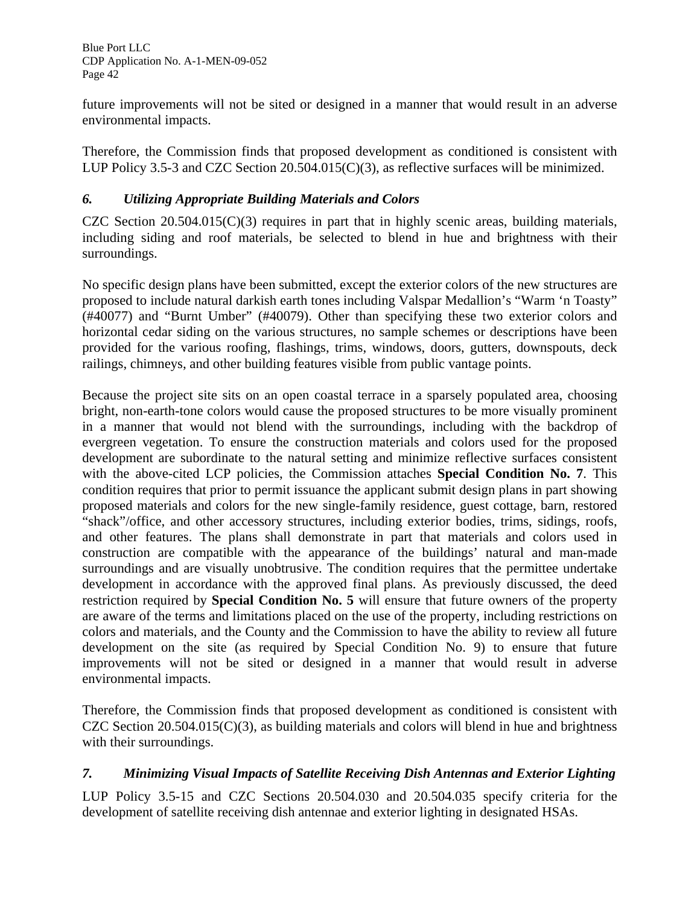future improvements will not be sited or designed in a manner that would result in an adverse environmental impacts.

Therefore, the Commission finds that proposed development as conditioned is consistent with LUP Policy 3.5-3 and CZC Section 20.504.015(C)(3), as reflective surfaces will be minimized.

### *6. Utilizing Appropriate Building Materials and Colors*

CZC Section 20.504.015(C)(3) requires in part that in highly scenic areas, building materials, including siding and roof materials, be selected to blend in hue and brightness with their surroundings.

No specific design plans have been submitted, except the exterior colors of the new structures are proposed to include natural darkish earth tones including Valspar Medallion's "Warm 'n Toasty" (#40077) and "Burnt Umber" (#40079). Other than specifying these two exterior colors and horizontal cedar siding on the various structures, no sample schemes or descriptions have been provided for the various roofing, flashings, trims, windows, doors, gutters, downspouts, deck railings, chimneys, and other building features visible from public vantage points.

Because the project site sits on an open coastal terrace in a sparsely populated area, choosing bright, non-earth-tone colors would cause the proposed structures to be more visually prominent in a manner that would not blend with the surroundings, including with the backdrop of evergreen vegetation. To ensure the construction materials and colors used for the proposed development are subordinate to the natural setting and minimize reflective surfaces consistent with the above-cited LCP policies, the Commission attaches **Special Condition No. 7**. This condition requires that prior to permit issuance the applicant submit design plans in part showing proposed materials and colors for the new single-family residence, guest cottage, barn, restored "shack"/office, and other accessory structures, including exterior bodies, trims, sidings, roofs, and other features. The plans shall demonstrate in part that materials and colors used in construction are compatible with the appearance of the buildings' natural and man-made surroundings and are visually unobtrusive. The condition requires that the permittee undertake development in accordance with the approved final plans. As previously discussed, the deed restriction required by **Special Condition No. 5** will ensure that future owners of the property are aware of the terms and limitations placed on the use of the property, including restrictions on colors and materials, and the County and the Commission to have the ability to review all future development on the site (as required by Special Condition No. 9) to ensure that future improvements will not be sited or designed in a manner that would result in adverse environmental impacts.

Therefore, the Commission finds that proposed development as conditioned is consistent with CZC Section 20.504.015(C)(3), as building materials and colors will blend in hue and brightness with their surroundings.

### *7. Minimizing Visual Impacts of Satellite Receiving Dish Antennas and Exterior Lighting*

LUP Policy 3.5-15 and CZC Sections 20.504.030 and 20.504.035 specify criteria for the development of satellite receiving dish antennae and exterior lighting in designated HSAs.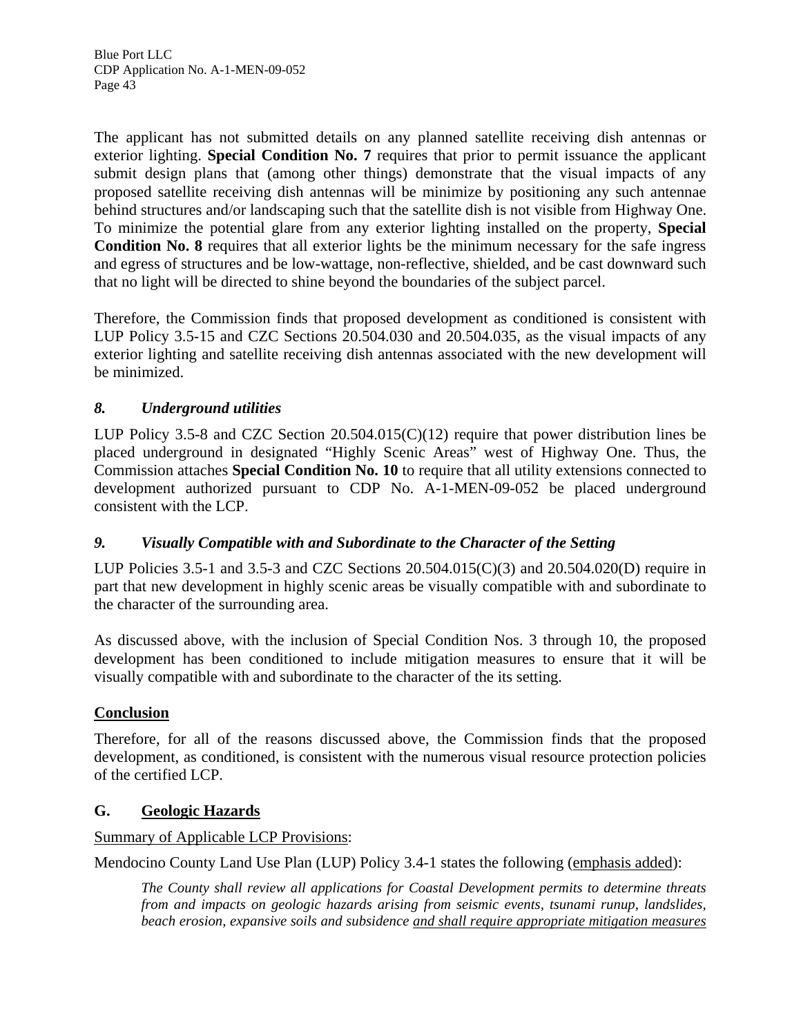The applicant has not submitted details on any planned satellite receiving dish antennas or exterior lighting. **Special Condition No. 7** requires that prior to permit issuance the applicant submit design plans that (among other things) demonstrate that the visual impacts of any proposed satellite receiving dish antennas will be minimize by positioning any such antennae behind structures and/or landscaping such that the satellite dish is not visible from Highway One. To minimize the potential glare from any exterior lighting installed on the property, **Special Condition No. 8** requires that all exterior lights be the minimum necessary for the safe ingress and egress of structures and be low-wattage, non-reflective, shielded, and be cast downward such that no light will be directed to shine beyond the boundaries of the subject parcel.

Therefore, the Commission finds that proposed development as conditioned is consistent with LUP Policy 3.5-15 and CZC Sections 20.504.030 and 20.504.035, as the visual impacts of any exterior lighting and satellite receiving dish antennas associated with the new development will be minimized.

### *8. Underground utilities*

LUP Policy 3.5-8 and CZC Section 20.504.015(C)(12) require that power distribution lines be placed underground in designated "Highly Scenic Areas" west of Highway One. Thus, the Commission attaches **Special Condition No. 10** to require that all utility extensions connected to development authorized pursuant to CDP No. A-1-MEN-09-052 be placed underground consistent with the LCP.

### *9. Visually Compatible with and Subordinate to the Character of the Setting*

LUP Policies 3.5-1 and 3.5-3 and CZC Sections 20.504.015(C)(3) and 20.504.020(D) require in part that new development in highly scenic areas be visually compatible with and subordinate to the character of the surrounding area.

As discussed above, with the inclusion of Special Condition Nos. 3 through 10, the proposed development has been conditioned to include mitigation measures to ensure that it will be visually compatible with and subordinate to the character of the its setting.

### <u>Conclusion</u>

Therefore, for all of the reasons discussed above, the Commission finds that the proposed development, as conditioned, is consistent with the numerous visual resource protection policies of the certified LCP.

## G. <u>Geologic Hazards</u>

<u>Summary of Applicable LCP Provisions</u>:

Mendocino County Land Use Plan (LUP) Policy 3.4-1 states the following (<u>emphasis added</u>):

> *The County shall review all applications for Coastal Development permits to determine threats from and impacts on geologic hazards arising from seismic events, tsunami runup, landslides, beach erosion, expansive soils and subsidence <u>and shall require appropriate mitigation measures</u>*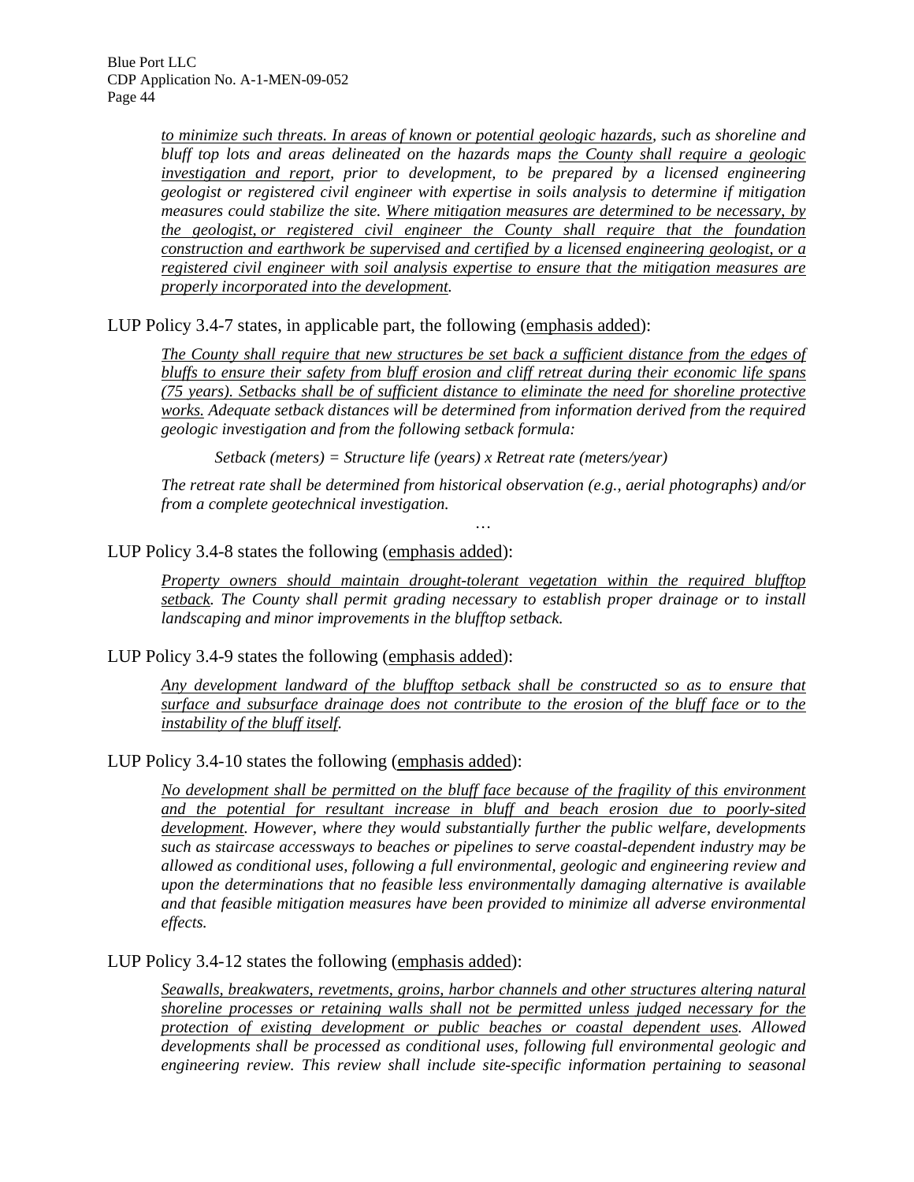*to minimize such threats. In areas of known or potential geologic hazards, such as shoreline and bluff top lots and areas delineated on the hazards maps the County shall require a geologic investigation and report, prior to development, to be prepared by a licensed engineering geologist or registered civil engineer with expertise in soils analysis to determine if mitigation measures could stabilize the site. Where mitigation measures are determined to be necessary, by the geologist, or registered civil engineer the County shall require that the foundation construction and earthwork be supervised and certified by a licensed engineering geologist, or a registered civil engineer with soil analysis expertise to ensure that the mitigation measures are properly incorporated into the development.*

LUP Policy 3.4-7 states, in applicable part, the following (emphasis added):

> *The County shall require that new structures be set back a sufficient distance from the edges of bluffs to ensure their safety from bluff erosion and cliff retreat during their economic life spans (75 years). Setbacks shall be of sufficient distance to eliminate the need for shoreline protective works. Adequate setback distances will be determined from information derived from the required geologic investigation and from the following setback formula:*
>
> *Setback (meters) = Structure life (years) x Retreat rate (meters/year)*
>
> *The retreat rate shall be determined from historical observation (e.g., aerial photographs) and/or from a complete geotechnical investigation.*
>
> …

LUP Policy 3.4-8 states the following (emphasis added):

> *Property owners should maintain drought-tolerant vegetation within the required blufftop setback. The County shall permit grading necessary to establish proper drainage or to install landscaping and minor improvements in the blufftop setback.*

LUP Policy 3.4-9 states the following (emphasis added):

> *Any development landward of the blufftop setback shall be constructed so as to ensure that surface and subsurface drainage does not contribute to the erosion of the bluff face or to the instability of the bluff itself.*

LUP Policy 3.4-10 states the following (emphasis added):

> *No development shall be permitted on the bluff face because of the fragility of this environment and the potential for resultant increase in bluff and beach erosion due to poorly-sited development. However, where they would substantially further the public welfare, developments such as staircase accessways to beaches or pipelines to serve coastal-dependent industry may be allowed as conditional uses, following a full environmental, geologic and engineering review and upon the determinations that no feasible less environmentally damaging alternative is available and that feasible mitigation measures have been provided to minimize all adverse environmental effects.*

LUP Policy 3.4-12 states the following (emphasis added):

> *Seawalls, breakwaters, revetments, groins, harbor channels and other structures altering natural shoreline processes or retaining walls shall not be permitted unless judged necessary for the protection of existing development or public beaches or coastal dependent uses. Allowed developments shall be processed as conditional uses, following full environmental geologic and engineering review. This review shall include site-specific information pertaining to seasonal*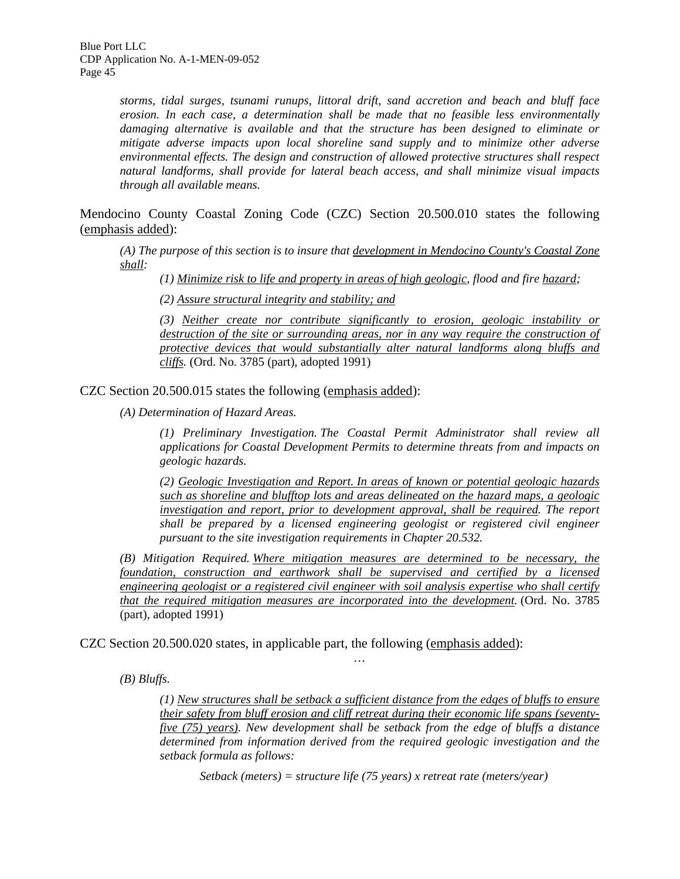*storms, tidal surges, tsunami runups, littoral drift, sand accretion and beach and bluff face erosion. In each case, a determination shall be made that no feasible less environmentally damaging alternative is available and that the structure has been designed to eliminate or mitigate adverse impacts upon local shoreline sand supply and to minimize other adverse environmental effects. The design and construction of allowed protective structures shall respect natural landforms, shall provide for lateral beach access, and shall minimize visual impacts through all available means.*

Mendocino County Coastal Zoning Code (CZC) Section 20.500.010 states the following (<u>emphasis added</u>):

> *(A) The purpose of this section is to insure that <u>development in Mendocino County's Coastal Zone shall</u>:*
>
> > *(1) <u>Minimize risk to life and property in areas of high geologic</u>, flood and fire <u>hazard</u>;*
> >
> > *(2) <u>Assure structural integrity and stability; and</u>*
> >
> > *(3) <u>Neither create nor contribute significantly to erosion, geologic instability or destruction of the site or surrounding areas, nor in any way require the construction of protective devices that would substantially alter natural landforms along bluffs and cliffs</u>.* (Ord. No. 3785 (part), adopted 1991)

CZC Section 20.500.015 states the following (<u>emphasis added</u>):

> *(A) Determination of Hazard Areas.*
>
> > *(1) Preliminary Investigation. The Coastal Permit Administrator shall review all applications for Coastal Development Permits to determine threats from and impacts on geologic hazards.*
> >
> > *(2) <u>Geologic Investigation and Report. In areas of known or potential geologic hazards such as shoreline and blufftop lots and areas delineated on the hazard maps, a geologic investigation and report, prior to development approval, shall be required</u>. The report shall be prepared by a licensed engineering geologist or registered civil engineer pursuant to the site investigation requirements in Chapter 20.532.*
>
> *(B) Mitigation Required. <u>Where mitigation measures are determined to be necessary, the foundation, construction and earthwork shall be supervised and certified by a licensed engineering geologist or a registered civil engineer with soil analysis expertise who shall certify that the required mitigation measures are incorporated into the development</u>.* (Ord. No. 3785 (part), adopted 1991)

CZC Section 20.500.020 states, in applicable part, the following (<u>emphasis added</u>):

…

> *(B) Bluffs.*
>
> > *(1) <u>New structures shall be setback a sufficient distance from the edges of bluffs to ensure their safety from bluff erosion and cliff retreat during their economic life spans (seventy-five (75) years)</u>. New development shall be setback from the edge of bluffs a distance determined from information derived from the required geologic investigation and the setback formula as follows:*
> >
> > *Setback (meters) = structure life (75 years) x retreat rate (meters/year)*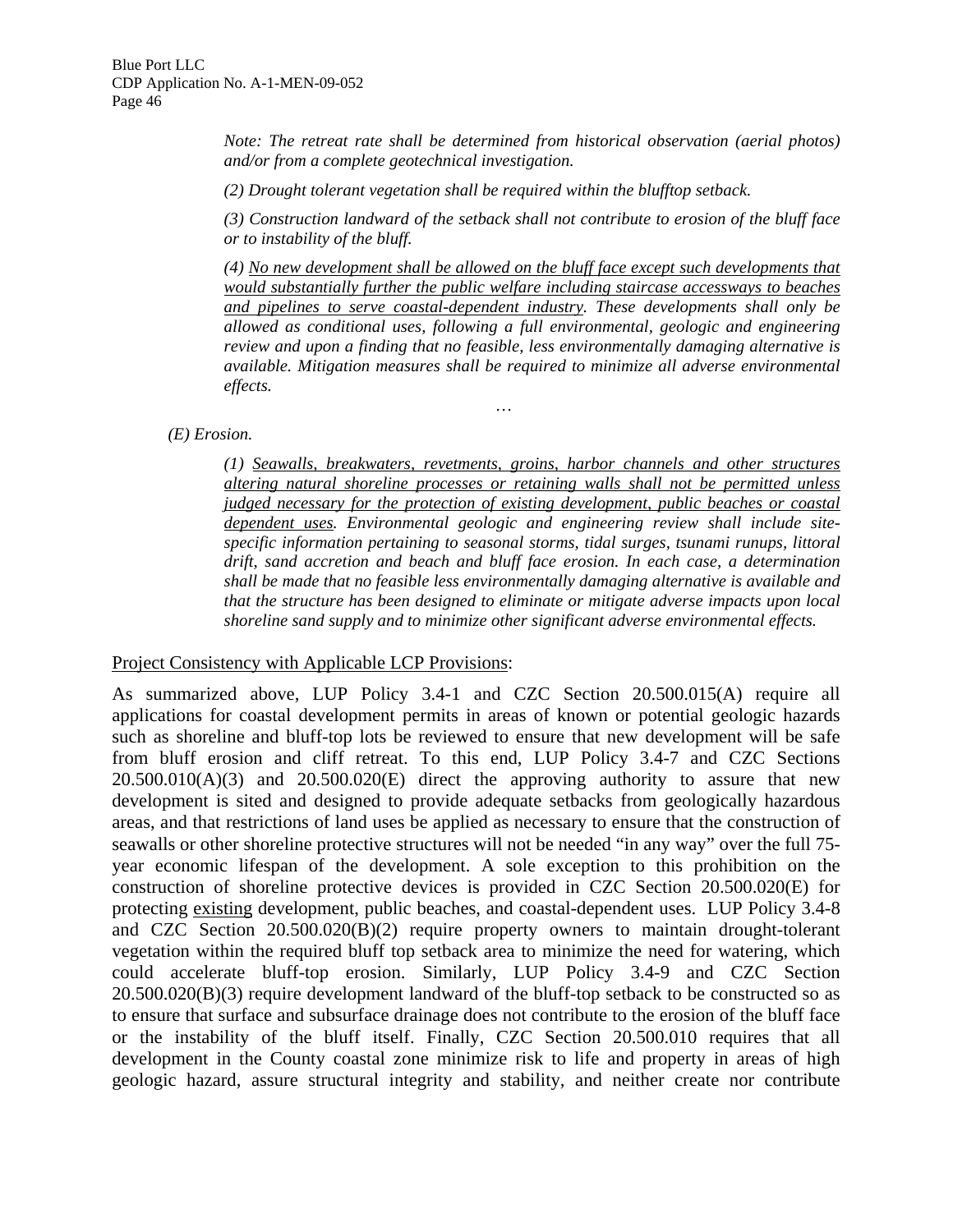*Note: The retreat rate shall be determined from historical observation (aerial photos) and/or from a complete geotechnical investigation.*

*(2) Drought tolerant vegetation shall be required within the blufftop setback.*

*(3) Construction landward of the setback shall not contribute to erosion of the bluff face or to instability of the bluff.*

*(4) <u>No new development shall be allowed on the bluff face except such developments that would substantially further the public welfare including staircase accessways to beaches and pipelines to serve coastal-dependent industry</u>. These developments shall only be allowed as conditional uses, following a full environmental, geologic and engineering review and upon a finding that no feasible, less environmentally damaging alternative is available. Mitigation measures shall be required to minimize all adverse environmental effects.*

…

*(E) Erosion.*

*(1) <u>Seawalls, breakwaters, revetments, groins, harbor channels and other structures altering natural shoreline processes or retaining walls shall not be permitted unless judged necessary for the protection of existing development, public beaches or coastal dependent uses</u>. Environmental geologic and engineering review shall include site-specific information pertaining to seasonal storms, tidal surges, tsunami runups, littoral drift, sand accretion and beach and bluff face erosion. In each case, a determination shall be made that no feasible less environmentally damaging alternative is available and that the structure has been designed to eliminate or mitigate adverse impacts upon local shoreline sand supply and to minimize other significant adverse environmental effects.*

<u>Project Consistency with Applicable LCP Provisions</u>:

As summarized above, LUP Policy 3.4-1 and CZC Section 20.500.015(A) require all applications for coastal development permits in areas of known or potential geologic hazards such as shoreline and bluff-top lots be reviewed to ensure that new development will be safe from bluff erosion and cliff retreat. To this end, LUP Policy 3.4-7 and CZC Sections 20.500.010(A)(3) and 20.500.020(E) direct the approving authority to assure that new development is sited and designed to provide adequate setbacks from geologically hazardous areas, and that restrictions of land uses be applied as necessary to ensure that the construction of seawalls or other shoreline protective structures will not be needed "in any way" over the full 75-year economic lifespan of the development. A sole exception to this prohibition on the construction of shoreline protective devices is provided in CZC Section 20.500.020(E) for protecting <u>existing</u> development, public beaches, and coastal-dependent uses. LUP Policy 3.4-8 and CZC Section 20.500.020(B)(2) require property owners to maintain drought-tolerant vegetation within the required bluff top setback area to minimize the need for watering, which could accelerate bluff-top erosion. Similarly, LUP Policy 3.4-9 and CZC Section 20.500.020(B)(3) require development landward of the bluff-top setback to be constructed so as to ensure that surface and subsurface drainage does not contribute to the erosion of the bluff face or the instability of the bluff itself. Finally, CZC Section 20.500.010 requires that all development in the County coastal zone minimize risk to life and property in areas of high geologic hazard, assure structural integrity and stability, and neither create nor contribute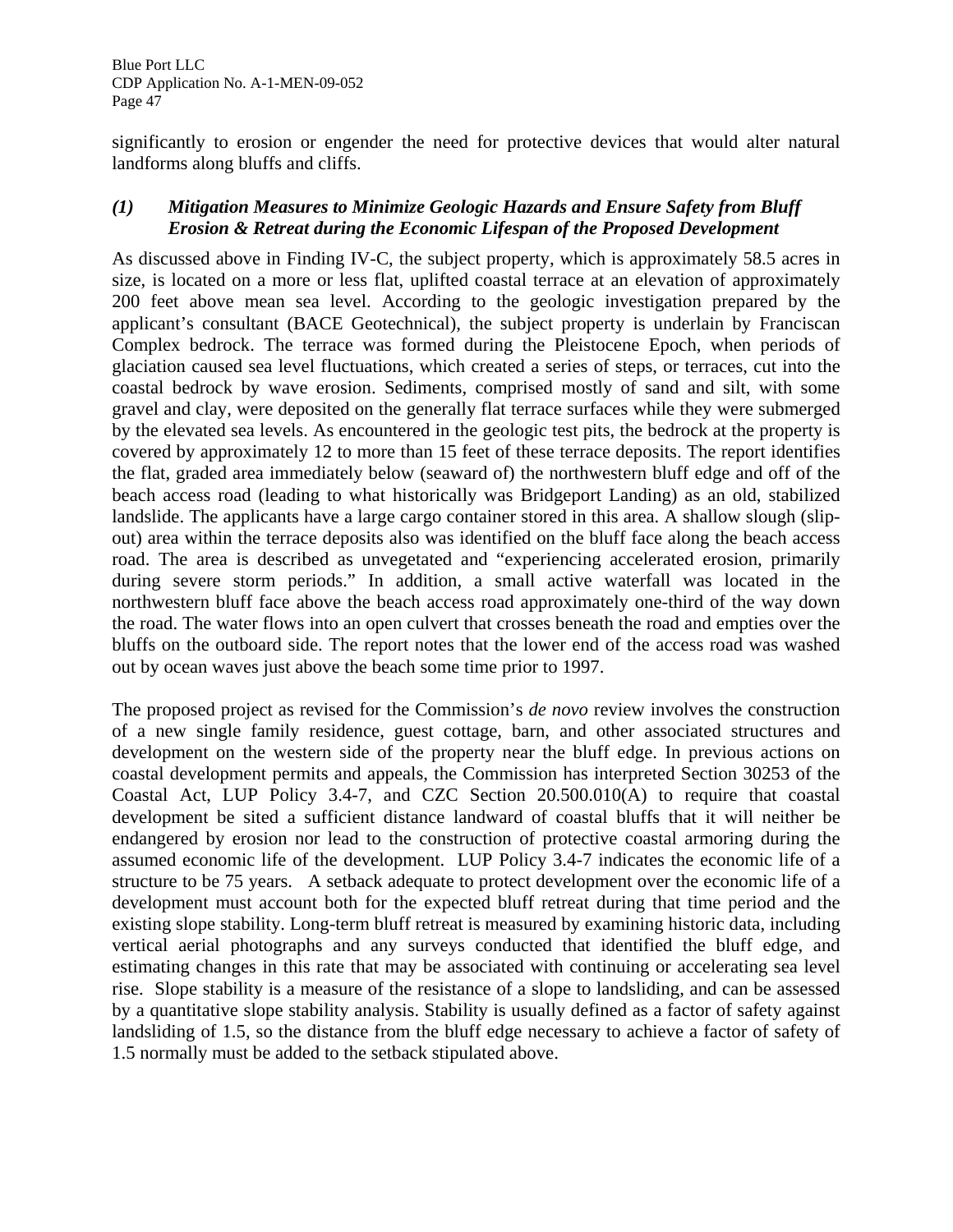significantly to erosion or engender the need for protective devices that would alter natural landforms along bluffs and cliffs.

### *(1) Mitigation Measures to Minimize Geologic Hazards and Ensure Safety from Bluff Erosion & Retreat during the Economic Lifespan of the Proposed Development*

As discussed above in Finding IV-C, the subject property, which is approximately 58.5 acres in size, is located on a more or less flat, uplifted coastal terrace at an elevation of approximately 200 feet above mean sea level. According to the geologic investigation prepared by the applicant's consultant (BACE Geotechnical), the subject property is underlain by Franciscan Complex bedrock. The terrace was formed during the Pleistocene Epoch, when periods of glaciation caused sea level fluctuations, which created a series of steps, or terraces, cut into the coastal bedrock by wave erosion. Sediments, comprised mostly of sand and silt, with some gravel and clay, were deposited on the generally flat terrace surfaces while they were submerged by the elevated sea levels. As encountered in the geologic test pits, the bedrock at the property is covered by approximately 12 to more than 15 feet of these terrace deposits. The report identifies the flat, graded area immediately below (seaward of) the northwestern bluff edge and off of the beach access road (leading to what historically was Bridgeport Landing) as an old, stabilized landslide. The applicants have a large cargo container stored in this area. A shallow slough (slip-out) area within the terrace deposits also was identified on the bluff face along the beach access road. The area is described as unvegetated and "experiencing accelerated erosion, primarily during severe storm periods." In addition, a small active waterfall was located in the northwestern bluff face above the beach access road approximately one-third of the way down the road. The water flows into an open culvert that crosses beneath the road and empties over the bluffs on the outboard side. The report notes that the lower end of the access road was washed out by ocean waves just above the beach some time prior to 1997.

The proposed project as revised for the Commission's *de novo* review involves the construction of a new single family residence, guest cottage, barn, and other associated structures and development on the western side of the property near the bluff edge. In previous actions on coastal development permits and appeals, the Commission has interpreted Section 30253 of the Coastal Act, LUP Policy 3.4-7, and CZC Section 20.500.010(A) to require that coastal development be sited a sufficient distance landward of coastal bluffs that it will neither be endangered by erosion nor lead to the construction of protective coastal armoring during the assumed economic life of the development. LUP Policy 3.4-7 indicates the economic life of a structure to be 75 years. A setback adequate to protect development over the economic life of a development must account both for the expected bluff retreat during that time period and the existing slope stability. Long-term bluff retreat is measured by examining historic data, including vertical aerial photographs and any surveys conducted that identified the bluff edge, and estimating changes in this rate that may be associated with continuing or accelerating sea level rise. Slope stability is a measure of the resistance of a slope to landsliding, and can be assessed by a quantitative slope stability analysis. Stability is usually defined as a factor of safety against landsliding of 1.5, so the distance from the bluff edge necessary to achieve a factor of safety of 1.5 normally must be added to the setback stipulated above.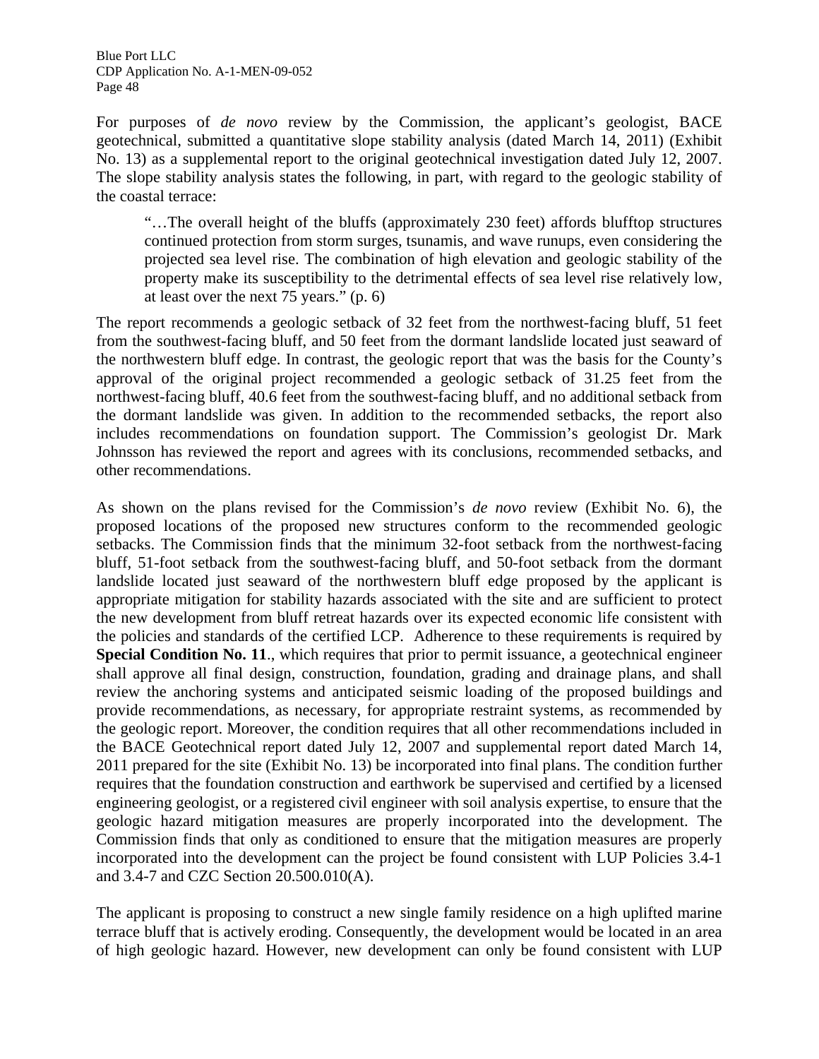For purposes of *de novo* review by the Commission, the applicant's geologist, BACE geotechnical, submitted a quantitative slope stability analysis (dated March 14, 2011) (Exhibit No. 13) as a supplemental report to the original geotechnical investigation dated July 12, 2007. The slope stability analysis states the following, in part, with regard to the geologic stability of the coastal terrace:

> "…The overall height of the bluffs (approximately 230 feet) affords blufftop structures continued protection from storm surges, tsunamis, and wave runups, even considering the projected sea level rise. The combination of high elevation and geologic stability of the property make its susceptibility to the detrimental effects of sea level rise relatively low, at least over the next 75 years." (p. 6)

The report recommends a geologic setback of 32 feet from the northwest-facing bluff, 51 feet from the southwest-facing bluff, and 50 feet from the dormant landslide located just seaward of the northwestern bluff edge. In contrast, the geologic report that was the basis for the County's approval of the original project recommended a geologic setback of 31.25 feet from the northwest-facing bluff, 40.6 feet from the southwest-facing bluff, and no additional setback from the dormant landslide was given. In addition to the recommended setbacks, the report also includes recommendations on foundation support. The Commission's geologist Dr. Mark Johnsson has reviewed the report and agrees with its conclusions, recommended setbacks, and other recommendations.

As shown on the plans revised for the Commission's *de novo* review (Exhibit No. 6), the proposed locations of the proposed new structures conform to the recommended geologic setbacks. The Commission finds that the minimum 32-foot setback from the northwest-facing bluff, 51-foot setback from the southwest-facing bluff, and 50-foot setback from the dormant landslide located just seaward of the northwestern bluff edge proposed by the applicant is appropriate mitigation for stability hazards associated with the site and are sufficient to protect the new development from bluff retreat hazards over its expected economic life consistent with the policies and standards of the certified LCP. Adherence to these requirements is required by **Special Condition No. 11**., which requires that prior to permit issuance, a geotechnical engineer shall approve all final design, construction, foundation, grading and drainage plans, and shall review the anchoring systems and anticipated seismic loading of the proposed buildings and provide recommendations, as necessary, for appropriate restraint systems, as recommended by the geologic report. Moreover, the condition requires that all other recommendations included in the BACE Geotechnical report dated July 12, 2007 and supplemental report dated March 14, 2011 prepared for the site (Exhibit No. 13) be incorporated into final plans. The condition further requires that the foundation construction and earthwork be supervised and certified by a licensed engineering geologist, or a registered civil engineer with soil analysis expertise, to ensure that the geologic hazard mitigation measures are properly incorporated into the development. The Commission finds that only as conditioned to ensure that the mitigation measures are properly incorporated into the development can the project be found consistent with LUP Policies 3.4-1 and 3.4-7 and CZC Section 20.500.010(A).

The applicant is proposing to construct a new single family residence on a high uplifted marine terrace bluff that is actively eroding. Consequently, the development would be located in an area of high geologic hazard. However, new development can only be found consistent with LUP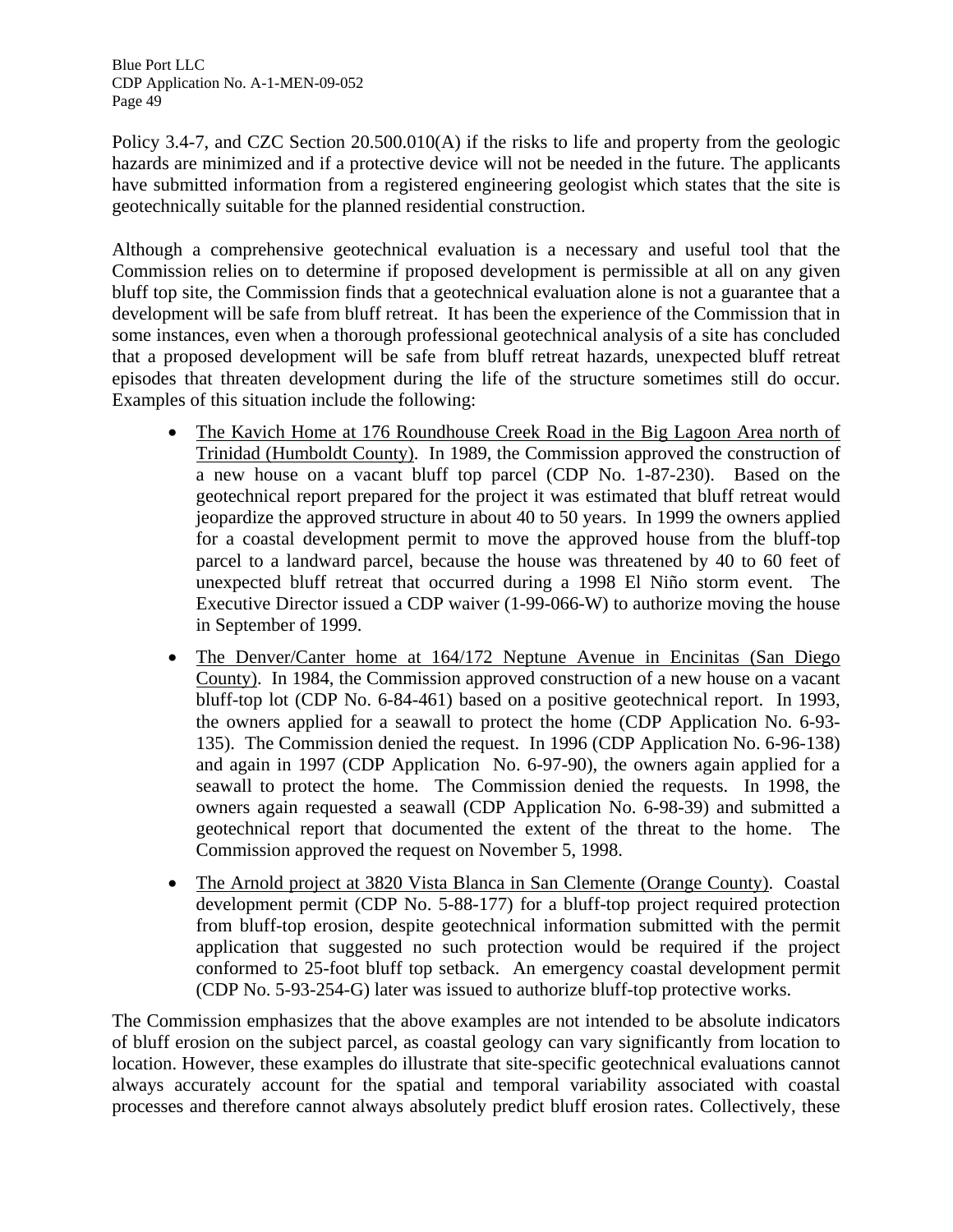Policy 3.4-7, and CZC Section 20.500.010(A) if the risks to life and property from the geologic hazards are minimized and if a protective device will not be needed in the future. The applicants have submitted information from a registered engineering geologist which states that the site is geotechnically suitable for the planned residential construction.

Although a comprehensive geotechnical evaluation is a necessary and useful tool that the Commission relies on to determine if proposed development is permissible at all on any given bluff top site, the Commission finds that a geotechnical evaluation alone is not a guarantee that a development will be safe from bluff retreat. It has been the experience of the Commission that in some instances, even when a thorough professional geotechnical analysis of a site has concluded that a proposed development will be safe from bluff retreat hazards, unexpected bluff retreat episodes that threaten development during the life of the structure sometimes still do occur. Examples of this situation include the following:

- <u>The Kavich Home at 176 Roundhouse Creek Road in the Big Lagoon Area north of Trinidad (Humboldt County)</u>. In 1989, the Commission approved the construction of a new house on a vacant bluff top parcel (CDP No. 1-87-230). Based on the geotechnical report prepared for the project it was estimated that bluff retreat would jeopardize the approved structure in about 40 to 50 years. In 1999 the owners applied for a coastal development permit to move the approved house from the bluff-top parcel to a landward parcel, because the house was threatened by 40 to 60 feet of unexpected bluff retreat that occurred during a 1998 El Niño storm event. The Executive Director issued a CDP waiver (1-99-066-W) to authorize moving the house in September of 1999.
- <u>The Denver/Canter home at 164/172 Neptune Avenue in Encinitas (San Diego County)</u>. In 1984, the Commission approved construction of a new house on a vacant bluff-top lot (CDP No. 6-84-461) based on a positive geotechnical report. In 1993, the owners applied for a seawall to protect the home (CDP Application No. 6-93-135). The Commission denied the request. In 1996 (CDP Application No. 6-96-138) and again in 1997 (CDP Application No. 6-97-90), the owners again applied for a seawall to protect the home. The Commission denied the requests. In 1998, the owners again requested a seawall (CDP Application No. 6-98-39) and submitted a geotechnical report that documented the extent of the threat to the home. The Commission approved the request on November 5, 1998.
- <u>The Arnold project at 3820 Vista Blanca in San Clemente (Orange County)</u>. Coastal development permit (CDP No. 5-88-177) for a bluff-top project required protection from bluff-top erosion, despite geotechnical information submitted with the permit application that suggested no such protection would be required if the project conformed to 25-foot bluff top setback. An emergency coastal development permit (CDP No. 5-93-254-G) later was issued to authorize bluff-top protective works.

The Commission emphasizes that the above examples are not intended to be absolute indicators of bluff erosion on the subject parcel, as coastal geology can vary significantly from location to location. However, these examples do illustrate that site-specific geotechnical evaluations cannot always accurately account for the spatial and temporal variability associated with coastal processes and therefore cannot always absolutely predict bluff erosion rates. Collectively, these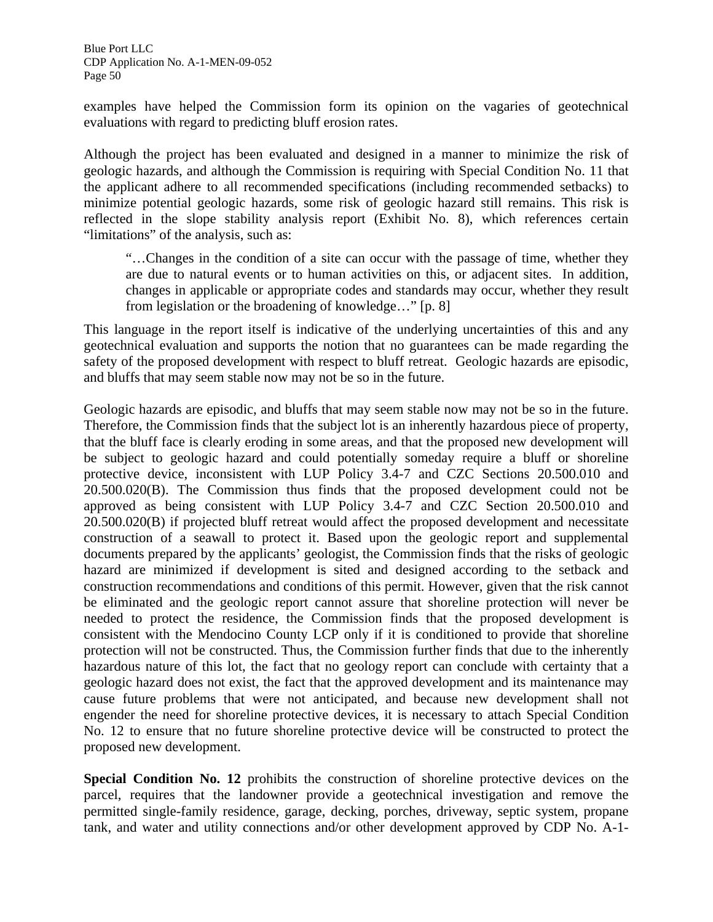examples have helped the Commission form its opinion on the vagaries of geotechnical evaluations with regard to predicting bluff erosion rates.

Although the project has been evaluated and designed in a manner to minimize the risk of geologic hazards, and although the Commission is requiring with Special Condition No. 11 that the applicant adhere to all recommended specifications (including recommended setbacks) to minimize potential geologic hazards, some risk of geologic hazard still remains. This risk is reflected in the slope stability analysis report (Exhibit No. 8), which references certain "limitations" of the analysis, such as:

> "…Changes in the condition of a site can occur with the passage of time, whether they are due to natural events or to human activities on this, or adjacent sites. In addition, changes in applicable or appropriate codes and standards may occur, whether they result from legislation or the broadening of knowledge…" [p. 8]

This language in the report itself is indicative of the underlying uncertainties of this and any geotechnical evaluation and supports the notion that no guarantees can be made regarding the safety of the proposed development with respect to bluff retreat. Geologic hazards are episodic, and bluffs that may seem stable now may not be so in the future.

Geologic hazards are episodic, and bluffs that may seem stable now may not be so in the future. Therefore, the Commission finds that the subject lot is an inherently hazardous piece of property, that the bluff face is clearly eroding in some areas, and that the proposed new development will be subject to geologic hazard and could potentially someday require a bluff or shoreline protective device, inconsistent with LUP Policy 3.4-7 and CZC Sections 20.500.010 and 20.500.020(B). The Commission thus finds that the proposed development could not be approved as being consistent with LUP Policy 3.4-7 and CZC Section 20.500.010 and 20.500.020(B) if projected bluff retreat would affect the proposed development and necessitate construction of a seawall to protect it. Based upon the geologic report and supplemental documents prepared by the applicants' geologist, the Commission finds that the risks of geologic hazard are minimized if development is sited and designed according to the setback and construction recommendations and conditions of this permit. However, given that the risk cannot be eliminated and the geologic report cannot assure that shoreline protection will never be needed to protect the residence, the Commission finds that the proposed development is consistent with the Mendocino County LCP only if it is conditioned to provide that shoreline protection will not be constructed. Thus, the Commission further finds that due to the inherently hazardous nature of this lot, the fact that no geology report can conclude with certainty that a geologic hazard does not exist, the fact that the approved development and its maintenance may cause future problems that were not anticipated, and because new development shall not engender the need for shoreline protective devices, it is necessary to attach Special Condition No. 12 to ensure that no future shoreline protective device will be constructed to protect the proposed new development.

**Special Condition No. 12** prohibits the construction of shoreline protective devices on the parcel, requires that the landowner provide a geotechnical investigation and remove the permitted single-family residence, garage, decking, porches, driveway, septic system, propane tank, and water and utility connections and/or other development approved by CDP No. A-1-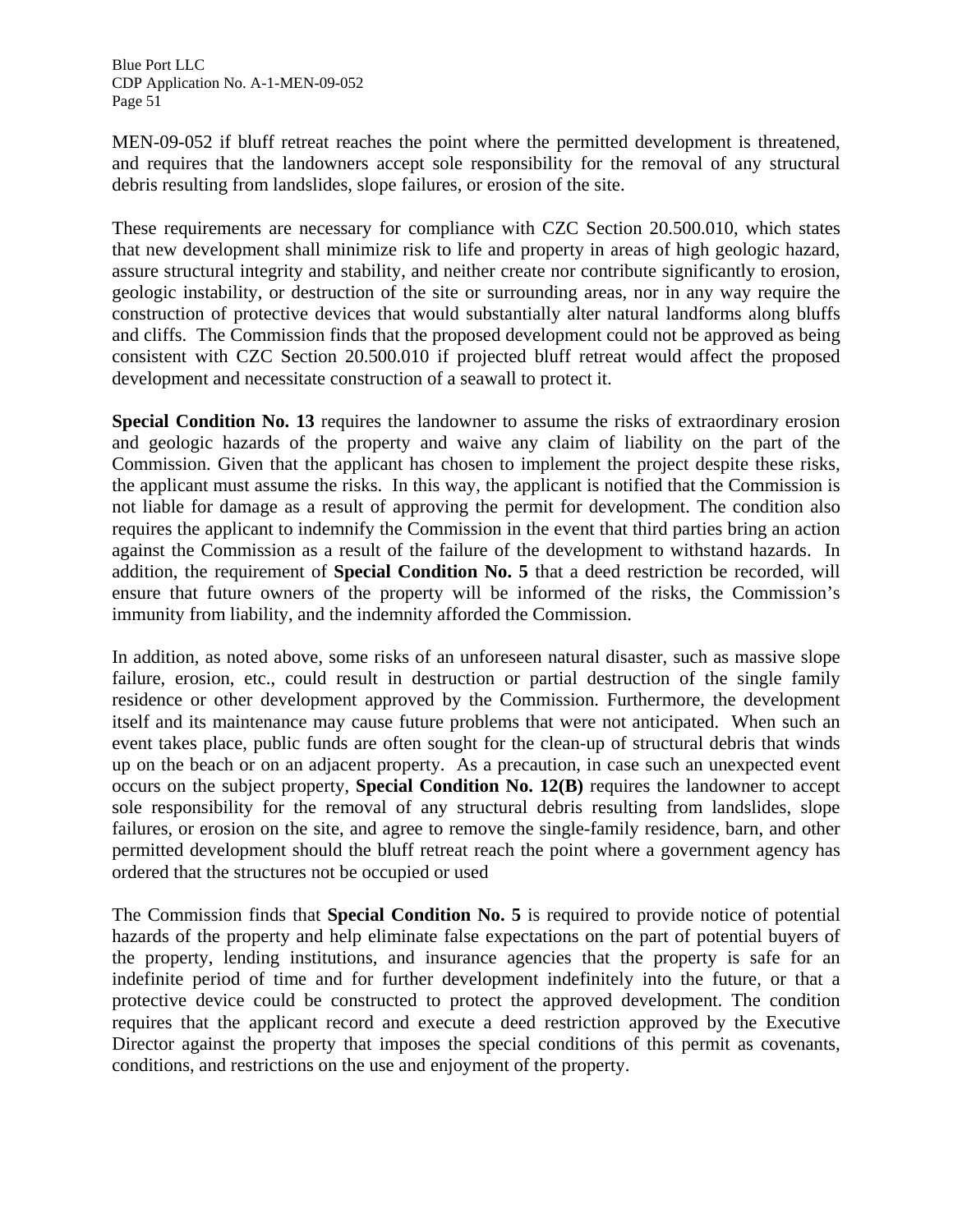MEN-09-052 if bluff retreat reaches the point where the permitted development is threatened, and requires that the landowners accept sole responsibility for the removal of any structural debris resulting from landslides, slope failures, or erosion of the site.

These requirements are necessary for compliance with CZC Section 20.500.010, which states that new development shall minimize risk to life and property in areas of high geologic hazard, assure structural integrity and stability, and neither create nor contribute significantly to erosion, geologic instability, or destruction of the site or surrounding areas, nor in any way require the construction of protective devices that would substantially alter natural landforms along bluffs and cliffs. The Commission finds that the proposed development could not be approved as being consistent with CZC Section 20.500.010 if projected bluff retreat would affect the proposed development and necessitate construction of a seawall to protect it.

**Special Condition No. 13** requires the landowner to assume the risks of extraordinary erosion and geologic hazards of the property and waive any claim of liability on the part of the Commission. Given that the applicant has chosen to implement the project despite these risks, the applicant must assume the risks. In this way, the applicant is notified that the Commission is not liable for damage as a result of approving the permit for development. The condition also requires the applicant to indemnify the Commission in the event that third parties bring an action against the Commission as a result of the failure of the development to withstand hazards. In addition, the requirement of **Special Condition No. 5** that a deed restriction be recorded, will ensure that future owners of the property will be informed of the risks, the Commission's immunity from liability, and the indemnity afforded the Commission.

In addition, as noted above, some risks of an unforeseen natural disaster, such as massive slope failure, erosion, etc., could result in destruction or partial destruction of the single family residence or other development approved by the Commission. Furthermore, the development itself and its maintenance may cause future problems that were not anticipated. When such an event takes place, public funds are often sought for the clean-up of structural debris that winds up on the beach or on an adjacent property. As a precaution, in case such an unexpected event occurs on the subject property, **Special Condition No. 12(B)** requires the landowner to accept sole responsibility for the removal of any structural debris resulting from landslides, slope failures, or erosion on the site, and agree to remove the single-family residence, barn, and other permitted development should the bluff retreat reach the point where a government agency has ordered that the structures not be occupied or used

The Commission finds that **Special Condition No. 5** is required to provide notice of potential hazards of the property and help eliminate false expectations on the part of potential buyers of the property, lending institutions, and insurance agencies that the property is safe for an indefinite period of time and for further development indefinitely into the future, or that a protective device could be constructed to protect the approved development. The condition requires that the applicant record and execute a deed restriction approved by the Executive Director against the property that imposes the special conditions of this permit as covenants, conditions, and restrictions on the use and enjoyment of the property.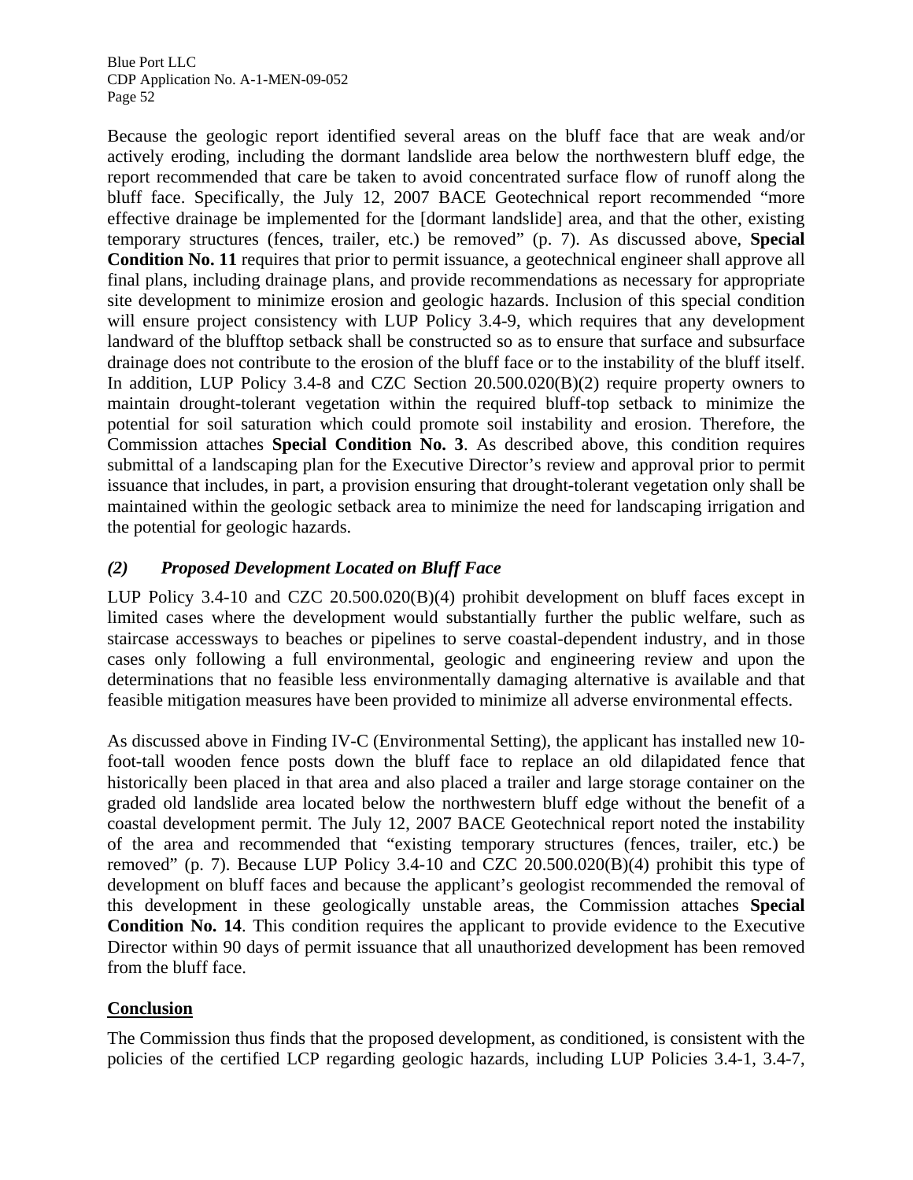Because the geologic report identified several areas on the bluff face that are weak and/or actively eroding, including the dormant landslide area below the northwestern bluff edge, the report recommended that care be taken to avoid concentrated surface flow of runoff along the bluff face. Specifically, the July 12, 2007 BACE Geotechnical report recommended "more effective drainage be implemented for the [dormant landslide] area, and that the other, existing temporary structures (fences, trailer, etc.) be removed" (p. 7). As discussed above, **Special Condition No. 11** requires that prior to permit issuance, a geotechnical engineer shall approve all final plans, including drainage plans, and provide recommendations as necessary for appropriate site development to minimize erosion and geologic hazards. Inclusion of this special condition will ensure project consistency with LUP Policy 3.4-9, which requires that any development landward of the blufftop setback shall be constructed so as to ensure that surface and subsurface drainage does not contribute to the erosion of the bluff face or to the instability of the bluff itself. In addition, LUP Policy 3.4-8 and CZC Section 20.500.020(B)(2) require property owners to maintain drought-tolerant vegetation within the required bluff-top setback to minimize the potential for soil saturation which could promote soil instability and erosion. Therefore, the Commission attaches **Special Condition No. 3**. As described above, this condition requires submittal of a landscaping plan for the Executive Director's review and approval prior to permit issuance that includes, in part, a provision ensuring that drought-tolerant vegetation only shall be maintained within the geologic setback area to minimize the need for landscaping irrigation and the potential for geologic hazards.

### *(2) Proposed Development Located on Bluff Face*

LUP Policy 3.4-10 and CZC 20.500.020(B)(4) prohibit development on bluff faces except in limited cases where the development would substantially further the public welfare, such as staircase accessways to beaches or pipelines to serve coastal-dependent industry, and in those cases only following a full environmental, geologic and engineering review and upon the determinations that no feasible less environmentally damaging alternative is available and that feasible mitigation measures have been provided to minimize all adverse environmental effects.

As discussed above in Finding IV-C (Environmental Setting), the applicant has installed new 10-foot-tall wooden fence posts down the bluff face to replace an old dilapidated fence that historically been placed in that area and also placed a trailer and large storage container on the graded old landslide area located below the northwestern bluff edge without the benefit of a coastal development permit. The July 12, 2007 BACE Geotechnical report noted the instability of the area and recommended that "existing temporary structures (fences, trailer, etc.) be removed" (p. 7). Because LUP Policy 3.4-10 and CZC 20.500.020(B)(4) prohibit this type of development on bluff faces and because the applicant's geologist recommended the removal of this development in these geologically unstable areas, the Commission attaches **Special Condition No. 14**. This condition requires the applicant to provide evidence to the Executive Director within 90 days of permit issuance that all unauthorized development has been removed from the bluff face.

**Conclusion**

The Commission thus finds that the proposed development, as conditioned, is consistent with the policies of the certified LCP regarding geologic hazards, including LUP Policies 3.4-1, 3.4-7,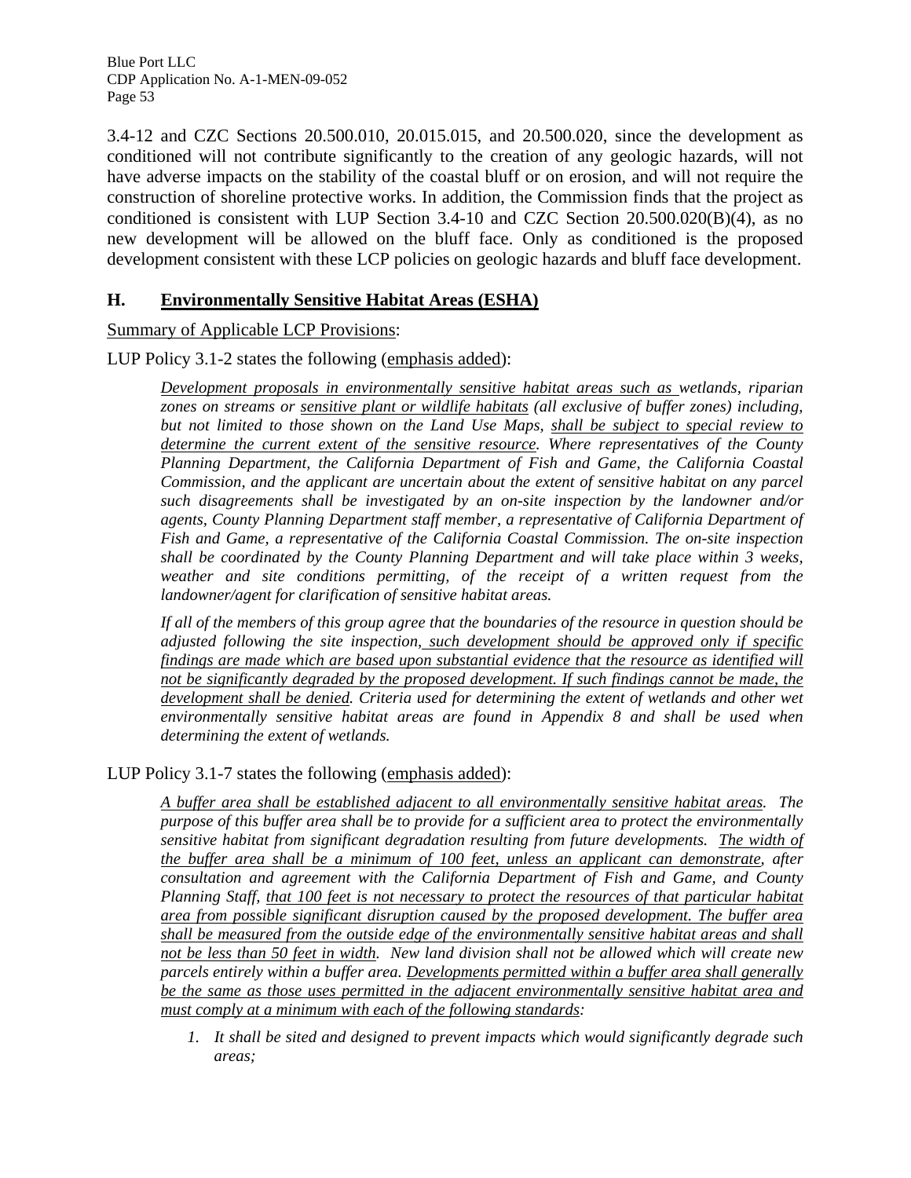3.4-12 and CZC Sections 20.500.010, 20.015.015, and 20.500.020, since the development as conditioned will not contribute significantly to the creation of any geologic hazards, will not have adverse impacts on the stability of the coastal bluff or on erosion, and will not require the construction of shoreline protective works. In addition, the Commission finds that the project as conditioned is consistent with LUP Section 3.4-10 and CZC Section 20.500.020(B)(4), as no new development will be allowed on the bluff face. Only as conditioned is the proposed development consistent with these LCP policies on geologic hazards and bluff face development.

## H. Environmentally Sensitive Habitat Areas (ESHA)

Summary of Applicable LCP Provisions:

LUP Policy 3.1-2 states the following (emphasis added):

> *Development proposals in environmentally sensitive habitat areas such as wetlands, riparian zones on streams or sensitive plant or wildlife habitats (all exclusive of buffer zones) including, but not limited to those shown on the Land Use Maps, shall be subject to special review to determine the current extent of the sensitive resource. Where representatives of the County Planning Department, the California Department of Fish and Game, the California Coastal Commission, and the applicant are uncertain about the extent of sensitive habitat on any parcel such disagreements shall be investigated by an on-site inspection by the landowner and/or agents, County Planning Department staff member, a representative of California Department of Fish and Game, a representative of the California Coastal Commission. The on-site inspection shall be coordinated by the County Planning Department and will take place within 3 weeks, weather and site conditions permitting, of the receipt of a written request from the landowner/agent for clarification of sensitive habitat areas.*
>
> *If all of the members of this group agree that the boundaries of the resource in question should be adjusted following the site inspection, such development should be approved only if specific findings are made which are based upon substantial evidence that the resource as identified will not be significantly degraded by the proposed development. If such findings cannot be made, the development shall be denied. Criteria used for determining the extent of wetlands and other wet environmentally sensitive habitat areas are found in Appendix 8 and shall be used when determining the extent of wetlands.*

LUP Policy 3.1-7 states the following (emphasis added):

> *A buffer area shall be established adjacent to all environmentally sensitive habitat areas. The purpose of this buffer area shall be to provide for a sufficient area to protect the environmentally sensitive habitat from significant degradation resulting from future developments. The width of the buffer area shall be a minimum of 100 feet, unless an applicant can demonstrate, after consultation and agreement with the California Department of Fish and Game, and County Planning Staff, that 100 feet is not necessary to protect the resources of that particular habitat area from possible significant disruption caused by the proposed development. The buffer area shall be measured from the outside edge of the environmentally sensitive habitat areas and shall not be less than 50 feet in width. New land division shall not be allowed which will create new parcels entirely within a buffer area. Developments permitted within a buffer area shall generally be the same as those uses permitted in the adjacent environmentally sensitive habitat area and must comply at a minimum with each of the following standards:*
>
> 1. *It shall be sited and designed to prevent impacts which would significantly degrade such areas;*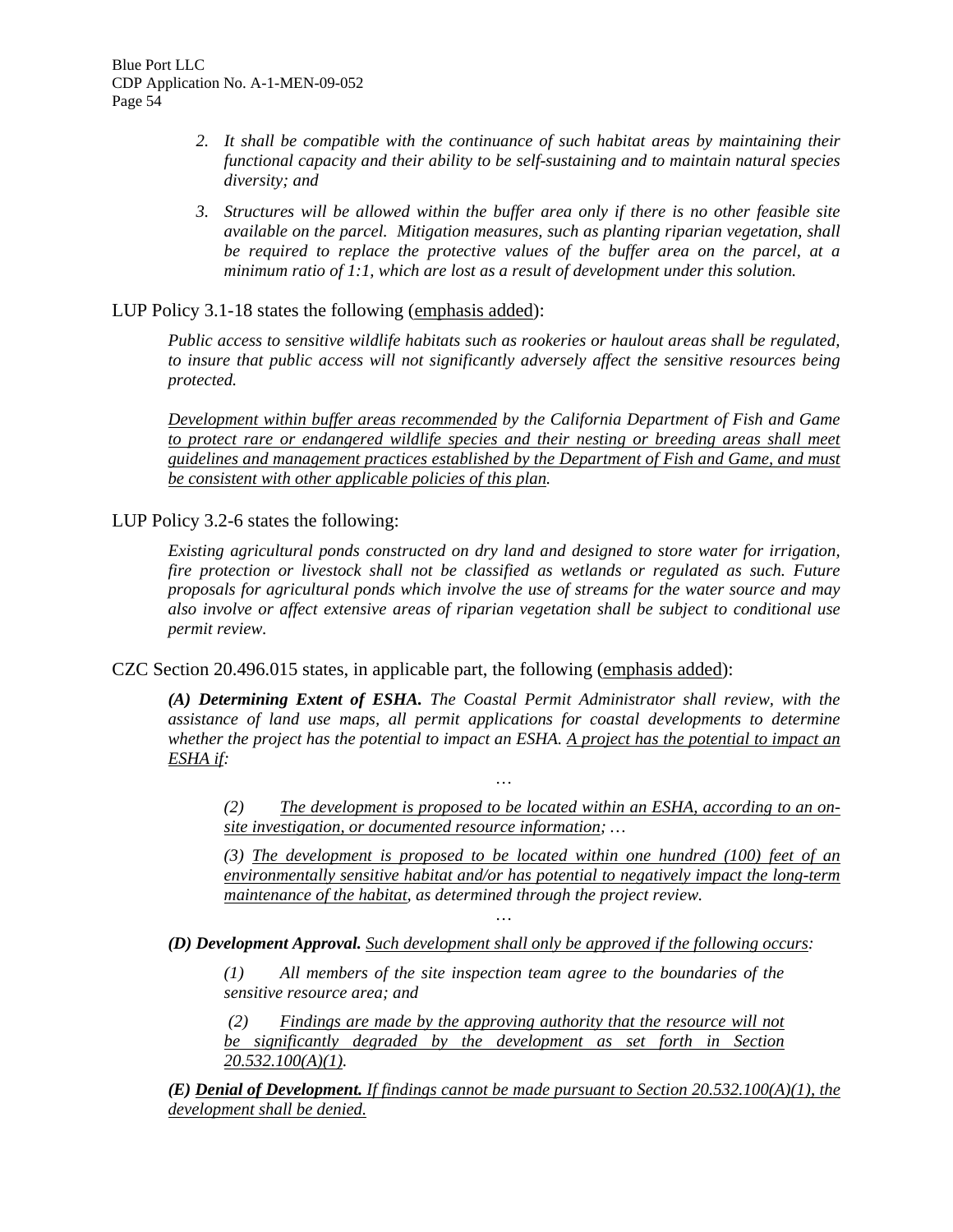2. *It shall be compatible with the continuance of such habitat areas by maintaining their functional capacity and their ability to be self-sustaining and to maintain natural species diversity; and*

3. *Structures will be allowed within the buffer area only if there is no other feasible site available on the parcel. Mitigation measures, such as planting riparian vegetation, shall be required to replace the protective values of the buffer area on the parcel, at a minimum ratio of 1:1, which are lost as a result of development under this solution.*

LUP Policy 3.1-18 states the following (<u>emphasis added</u>):

> *Public access to sensitive wildlife habitats such as rookeries or haulout areas shall be regulated, to insure that public access will not significantly adversely affect the sensitive resources being protected.*
>
> *<u>Development within buffer areas recommended</u> by the California Department of Fish and Game <u>to protect rare or endangered wildlife species and their nesting or breeding areas shall meet guidelines and management practices established by the Department of Fish and Game, and must be consistent with other applicable policies of this plan</u>.*

LUP Policy 3.2-6 states the following:

> *Existing agricultural ponds constructed on dry land and designed to store water for irrigation, fire protection or livestock shall not be classified as wetlands or regulated as such. Future proposals for agricultural ponds which involve the use of streams for the water source and may also involve or affect extensive areas of riparian vegetation shall be subject to conditional use permit review.*

CZC Section 20.496.015 states, in applicable part, the following (<u>emphasis added</u>):

> ***(A) Determining Extent of ESHA.*** *The Coastal Permit Administrator shall review, with the assistance of land use maps, all permit applications for coastal developments to determine whether the project has the potential to impact an ESHA. <u>A project has the potential to impact an ESHA if</u>:*
>
> …
>
> *(2) <u>The development is proposed to be located within an ESHA, according to an on-site investigation, or documented resource information</u>; …*
>
> *(3) <u>The development is proposed to be located within one hundred (100) feet of an environmentally sensitive habitat and/or has potential to negatively impact the long-term maintenance of the habitat</u>, as determined through the project review.*
>
> …
>
> ***(D) Development Approval.*** *<u>Such development shall only be approved if the following occurs</u>:*
>
> *(1) All members of the site inspection team agree to the boundaries of the sensitive resource area; and*
>
> *(2) <u>Findings are made by the approving authority that the resource will not be significantly degraded by the development as set forth in Section 20.532.100(A)(1)</u>.*
>
> ***<u>(E) Denial of Development.</u>*** *<u>If findings cannot be made pursuant to Section 20.532.100(A)(1), the development shall be denied.</u>*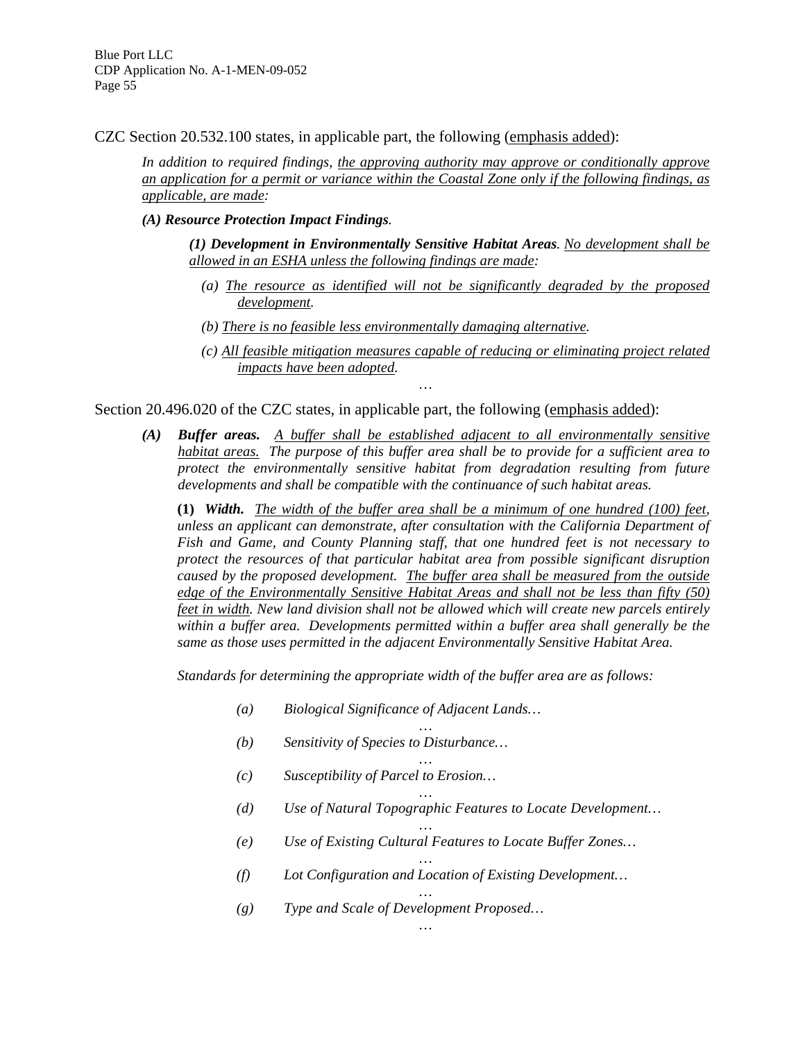CZC Section 20.532.100 states, in applicable part, the following (emphasis added):

> *In addition to required findings, the approving authority may approve or conditionally approve an application for a permit or variance within the Coastal Zone only if the following findings, as applicable, are made:*
>
> ***(A) Resource Protection Impact Findings.***
>
> > ***(1) Development in Environmentally Sensitive Habitat Areas.*** *No development shall be allowed in an ESHA unless the following findings are made:*
> >
> > *(a) The resource as identified will not be significantly degraded by the proposed development.*
> >
> > *(b) There is no feasible less environmentally damaging alternative.*
> >
> > *(c) All feasible mitigation measures capable of reducing or eliminating project related impacts have been adopted.*
>
> …

Section 20.496.020 of the CZC states, in applicable part, the following (emphasis added):

> ***(A) Buffer areas.*** *A buffer shall be established adjacent to all environmentally sensitive habitat areas. The purpose of this buffer area shall be to provide for a sufficient area to protect the environmentally sensitive habitat from degradation resulting from future developments and shall be compatible with the continuance of such habitat areas.*
>
> **(1)** ***Width.*** *The width of the buffer area shall be a minimum of one hundred (100) feet, unless an applicant can demonstrate, after consultation with the California Department of Fish and Game, and County Planning staff, that one hundred feet is not necessary to protect the resources of that particular habitat area from possible significant disruption caused by the proposed development. The buffer area shall be measured from the outside edge of the Environmentally Sensitive Habitat Areas and shall not be less than fifty (50) feet in width. New land division shall not be allowed which will create new parcels entirely within a buffer area. Developments permitted within a buffer area shall generally be the same as those uses permitted in the adjacent Environmentally Sensitive Habitat Area.*
>
> *Standards for determining the appropriate width of the buffer area are as follows:*
>
> *(a) Biological Significance of Adjacent Lands…*
>
> …
>
> *(b) Sensitivity of Species to Disturbance…*
>
> …
>
> *(c) Susceptibility of Parcel to Erosion…*
>
> …
>
> *(d) Use of Natural Topographic Features to Locate Development…*
>
> …
>
> *(e) Use of Existing Cultural Features to Locate Buffer Zones…*
>
> …
>
> *(f) Lot Configuration and Location of Existing Development…*
>
> …
>
> *(g) Type and Scale of Development Proposed…*
>
> …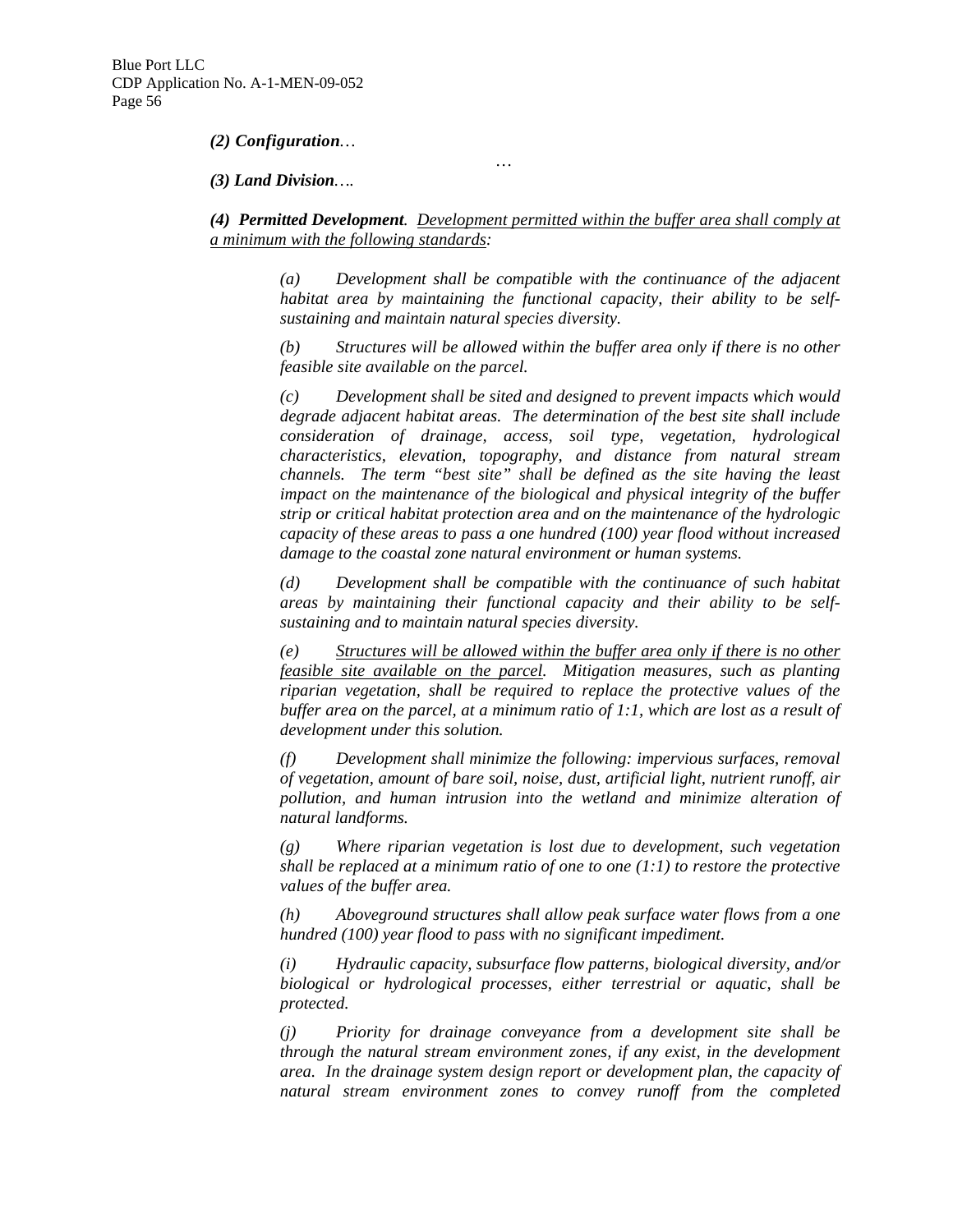***(2) Configuration**…*

…

***(3) Land Division**….*

***(4) Permitted Development**. <u>Development permitted within the buffer area shall comply at a minimum with the following standards</u>:*

*(a) Development shall be compatible with the continuance of the adjacent habitat area by maintaining the functional capacity, their ability to be self-sustaining and maintain natural species diversity.*

*(b) Structures will be allowed within the buffer area only if there is no other feasible site available on the parcel.*

*(c) Development shall be sited and designed to prevent impacts which would degrade adjacent habitat areas. The determination of the best site shall include consideration of drainage, access, soil type, vegetation, hydrological characteristics, elevation, topography, and distance from natural stream channels. The term "best site" shall be defined as the site having the least impact on the maintenance of the biological and physical integrity of the buffer strip or critical habitat protection area and on the maintenance of the hydrologic capacity of these areas to pass a one hundred (100) year flood without increased damage to the coastal zone natural environment or human systems.*

*(d) Development shall be compatible with the continuance of such habitat areas by maintaining their functional capacity and their ability to be self-sustaining and to maintain natural species diversity.*

*(e) <u>Structures will be allowed within the buffer area only if there is no other feasible site available on the parcel</u>. Mitigation measures, such as planting riparian vegetation, shall be required to replace the protective values of the buffer area on the parcel, at a minimum ratio of 1:1, which are lost as a result of development under this solution.*

*(f) Development shall minimize the following: impervious surfaces, removal of vegetation, amount of bare soil, noise, dust, artificial light, nutrient runoff, air pollution, and human intrusion into the wetland and minimize alteration of natural landforms.*

*(g) Where riparian vegetation is lost due to development, such vegetation shall be replaced at a minimum ratio of one to one (1:1) to restore the protective values of the buffer area.*

*(h) Aboveground structures shall allow peak surface water flows from a one hundred (100) year flood to pass with no significant impediment.*

*(i) Hydraulic capacity, subsurface flow patterns, biological diversity, and/or biological or hydrological processes, either terrestrial or aquatic, shall be protected.*

*(j) Priority for drainage conveyance from a development site shall be through the natural stream environment zones, if any exist, in the development area. In the drainage system design report or development plan, the capacity of natural stream environment zones to convey runoff from the completed*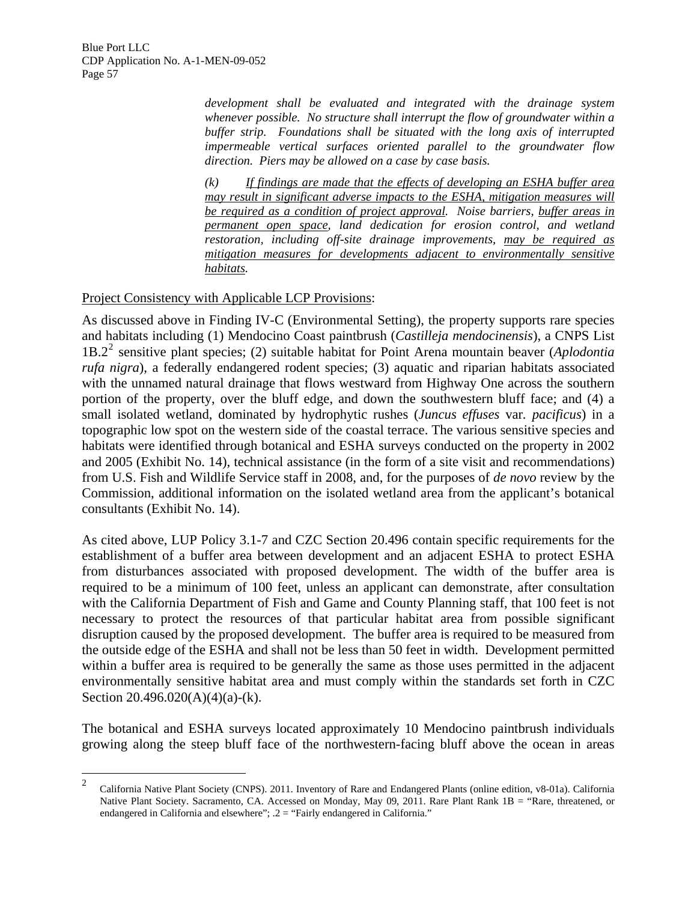*development shall be evaluated and integrated with the drainage system whenever possible. No structure shall interrupt the flow of groundwater within a buffer strip. Foundations shall be situated with the long axis of interrupted impermeable vertical surfaces oriented parallel to the groundwater flow direction. Piers may be allowed on a case by case basis.*

*(k) <u>If findings are made that the effects of developing an ESHA buffer area may result in significant adverse impacts to the ESHA, mitigation measures will be required as a condition of project approval</u>. Noise barriers, <u>buffer areas in permanent open space</u>, land dedication for erosion control, and wetland restoration, including off-site drainage improvements, <u>may be required as mitigation measures for developments adjacent to environmentally sensitive habitats</u>.*

<u>Project Consistency with Applicable LCP Provisions</u>:

As discussed above in Finding IV-C (Environmental Setting), the property supports rare species and habitats including (1) Mendocino Coast paintbrush (*Castilleja mendocinensis*), a CNPS List 1B.2[2] sensitive plant species; (2) suitable habitat for Point Arena mountain beaver (*Aplodontia rufa nigra*), a federally endangered rodent species; (3) aquatic and riparian habitats associated with the unnamed natural drainage that flows westward from Highway One across the southern portion of the property, over the bluff edge, and down the southwestern bluff face; and (4) a small isolated wetland, dominated by hydrophytic rushes (*Juncus effuses* var. *pacificus*) in a topographic low spot on the western side of the coastal terrace. The various sensitive species and habitats were identified through botanical and ESHA surveys conducted on the property in 2002 and 2005 (Exhibit No. 14), technical assistance (in the form of a site visit and recommendations) from U.S. Fish and Wildlife Service staff in 2008, and, for the purposes of *de novo* review by the Commission, additional information on the isolated wetland area from the applicant's botanical consultants (Exhibit No. 14).

As cited above, LUP Policy 3.1-7 and CZC Section 20.496 contain specific requirements for the establishment of a buffer area between development and an adjacent ESHA to protect ESHA from disturbances associated with proposed development. The width of the buffer area is required to be a minimum of 100 feet, unless an applicant can demonstrate, after consultation with the California Department of Fish and Game and County Planning staff, that 100 feet is not necessary to protect the resources of that particular habitat area from possible significant disruption caused by the proposed development. The buffer area is required to be measured from the outside edge of the ESHA and shall not be less than 50 feet in width. Development permitted within a buffer area is required to be generally the same as those uses permitted in the adjacent environmentally sensitive habitat area and must comply within the standards set forth in CZC Section 20.496.020(A)(4)(a)-(k).

The botanical and ESHA surveys located approximately 10 Mendocino paintbrush individuals growing along the steep bluff face of the northwestern-facing bluff above the ocean in areas

---

[2] California Native Plant Society (CNPS). 2011. Inventory of Rare and Endangered Plants (online edition, v8-01a). California Native Plant Society. Sacramento, CA. Accessed on Monday, May 09, 2011. Rare Plant Rank 1B = "Rare, threatened, or endangered in California and elsewhere"; .2 = "Fairly endangered in California."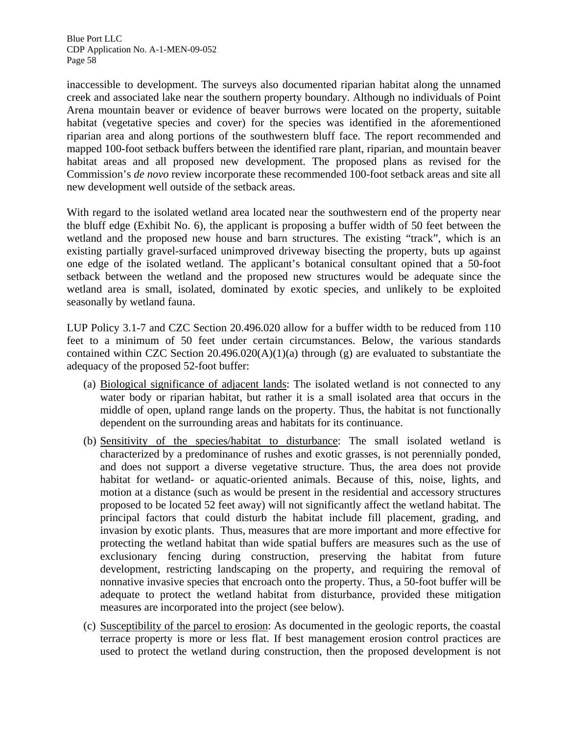inaccessible to development. The surveys also documented riparian habitat along the unnamed creek and associated lake near the southern property boundary. Although no individuals of Point Arena mountain beaver or evidence of beaver burrows were located on the property, suitable habitat (vegetative species and cover) for the species was identified in the aforementioned riparian area and along portions of the southwestern bluff face. The report recommended and mapped 100-foot setback buffers between the identified rare plant, riparian, and mountain beaver habitat areas and all proposed new development. The proposed plans as revised for the Commission's *de novo* review incorporate these recommended 100-foot setback areas and site all new development well outside of the setback areas.

With regard to the isolated wetland area located near the southwestern end of the property near the bluff edge (Exhibit No. 6), the applicant is proposing a buffer width of 50 feet between the wetland and the proposed new house and barn structures. The existing "track", which is an existing partially gravel-surfaced unimproved driveway bisecting the property, buts up against one edge of the isolated wetland. The applicant's botanical consultant opined that a 50-foot setback between the wetland and the proposed new structures would be adequate since the wetland area is small, isolated, dominated by exotic species, and unlikely to be exploited seasonally by wetland fauna.

LUP Policy 3.1-7 and CZC Section 20.496.020 allow for a buffer width to be reduced from 110 feet to a minimum of 50 feet under certain circumstances. Below, the various standards contained within CZC Section 20.496.020(A)(1)(a) through (g) are evaluated to substantiate the adequacy of the proposed 52-foot buffer:

(a) Biological significance of adjacent lands: The isolated wetland is not connected to any water body or riparian habitat, but rather it is a small isolated area that occurs in the middle of open, upland range lands on the property. Thus, the habitat is not functionally dependent on the surrounding areas and habitats for its continuance.

(b) Sensitivity of the species/habitat to disturbance: The small isolated wetland is characterized by a predominance of rushes and exotic grasses, is not perennially ponded, and does not support a diverse vegetative structure. Thus, the area does not provide habitat for wetland- or aquatic-oriented animals. Because of this, noise, lights, and motion at a distance (such as would be present in the residential and accessory structures proposed to be located 52 feet away) will not significantly affect the wetland habitat. The principal factors that could disturb the habitat include fill placement, grading, and invasion by exotic plants. Thus, measures that are more important and more effective for protecting the wetland habitat than wide spatial buffers are measures such as the use of exclusionary fencing during construction, preserving the habitat from future development, restricting landscaping on the property, and requiring the removal of nonnative invasive species that encroach onto the property. Thus, a 50-foot buffer will be adequate to protect the wetland habitat from disturbance, provided these mitigation measures are incorporated into the project (see below).

(c) Susceptibility of the parcel to erosion: As documented in the geologic reports, the coastal terrace property is more or less flat. If best management erosion control practices are used to protect the wetland during construction, then the proposed development is not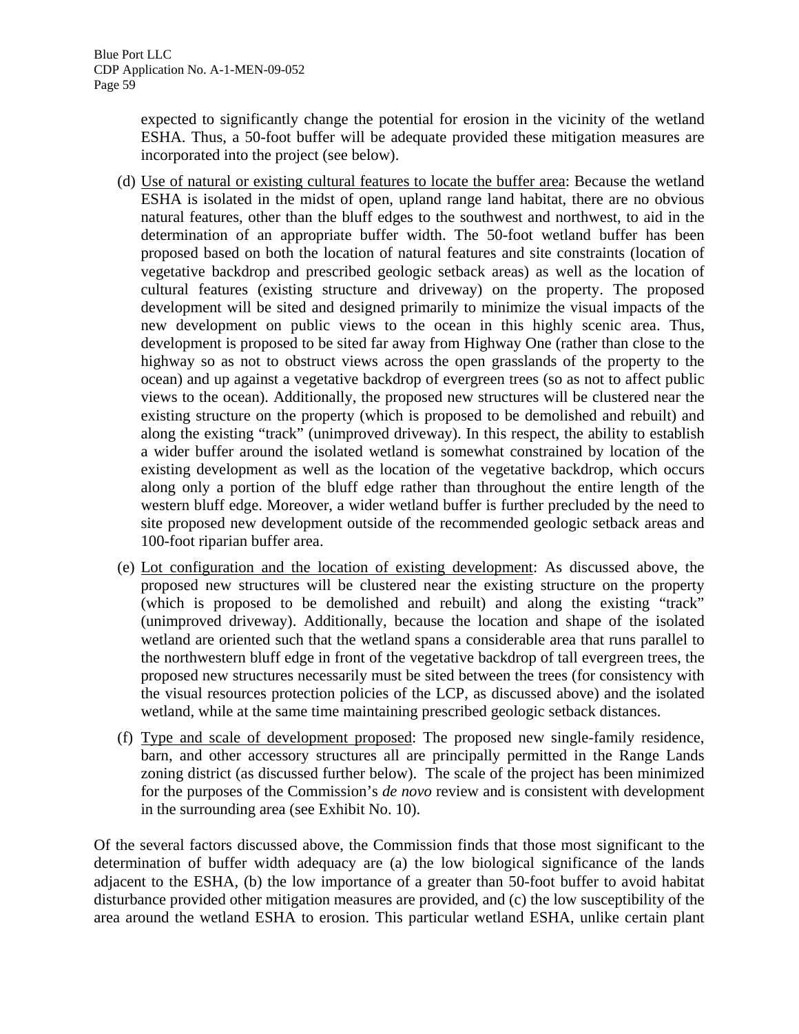expected to significantly change the potential for erosion in the vicinity of the wetland ESHA. Thus, a 50-foot buffer will be adequate provided these mitigation measures are incorporated into the project (see below).

(d) Use of natural or existing cultural features to locate the buffer area: Because the wetland ESHA is isolated in the midst of open, upland range land habitat, there are no obvious natural features, other than the bluff edges to the southwest and northwest, to aid in the determination of an appropriate buffer width. The 50-foot wetland buffer has been proposed based on both the location of natural features and site constraints (location of vegetative backdrop and prescribed geologic setback areas) as well as the location of cultural features (existing structure and driveway) on the property. The proposed development will be sited and designed primarily to minimize the visual impacts of the new development on public views to the ocean in this highly scenic area. Thus, development is proposed to be sited far away from Highway One (rather than close to the highway so as not to obstruct views across the open grasslands of the property to the ocean) and up against a vegetative backdrop of evergreen trees (so as not to affect public views to the ocean). Additionally, the proposed new structures will be clustered near the existing structure on the property (which is proposed to be demolished and rebuilt) and along the existing "track" (unimproved driveway). In this respect, the ability to establish a wider buffer around the isolated wetland is somewhat constrained by location of the existing development as well as the location of the vegetative backdrop, which occurs along only a portion of the bluff edge rather than throughout the entire length of the western bluff edge. Moreover, a wider wetland buffer is further precluded by the need to site proposed new development outside of the recommended geologic setback areas and 100-foot riparian buffer area.

(e) Lot configuration and the location of existing development: As discussed above, the proposed new structures will be clustered near the existing structure on the property (which is proposed to be demolished and rebuilt) and along the existing "track" (unimproved driveway). Additionally, because the location and shape of the isolated wetland are oriented such that the wetland spans a considerable area that runs parallel to the northwestern bluff edge in front of the vegetative backdrop of tall evergreen trees, the proposed new structures necessarily must be sited between the trees (for consistency with the visual resources protection policies of the LCP, as discussed above) and the isolated wetland, while at the same time maintaining prescribed geologic setback distances.

(f) Type and scale of development proposed: The proposed new single-family residence, barn, and other accessory structures all are principally permitted in the Range Lands zoning district (as discussed further below). The scale of the project has been minimized for the purposes of the Commission's *de novo* review and is consistent with development in the surrounding area (see Exhibit No. 10).

Of the several factors discussed above, the Commission finds that those most significant to the determination of buffer width adequacy are (a) the low biological significance of the lands adjacent to the ESHA, (b) the low importance of a greater than 50-foot buffer to avoid habitat disturbance provided other mitigation measures are provided, and (c) the low susceptibility of the area around the wetland ESHA to erosion. This particular wetland ESHA, unlike certain plant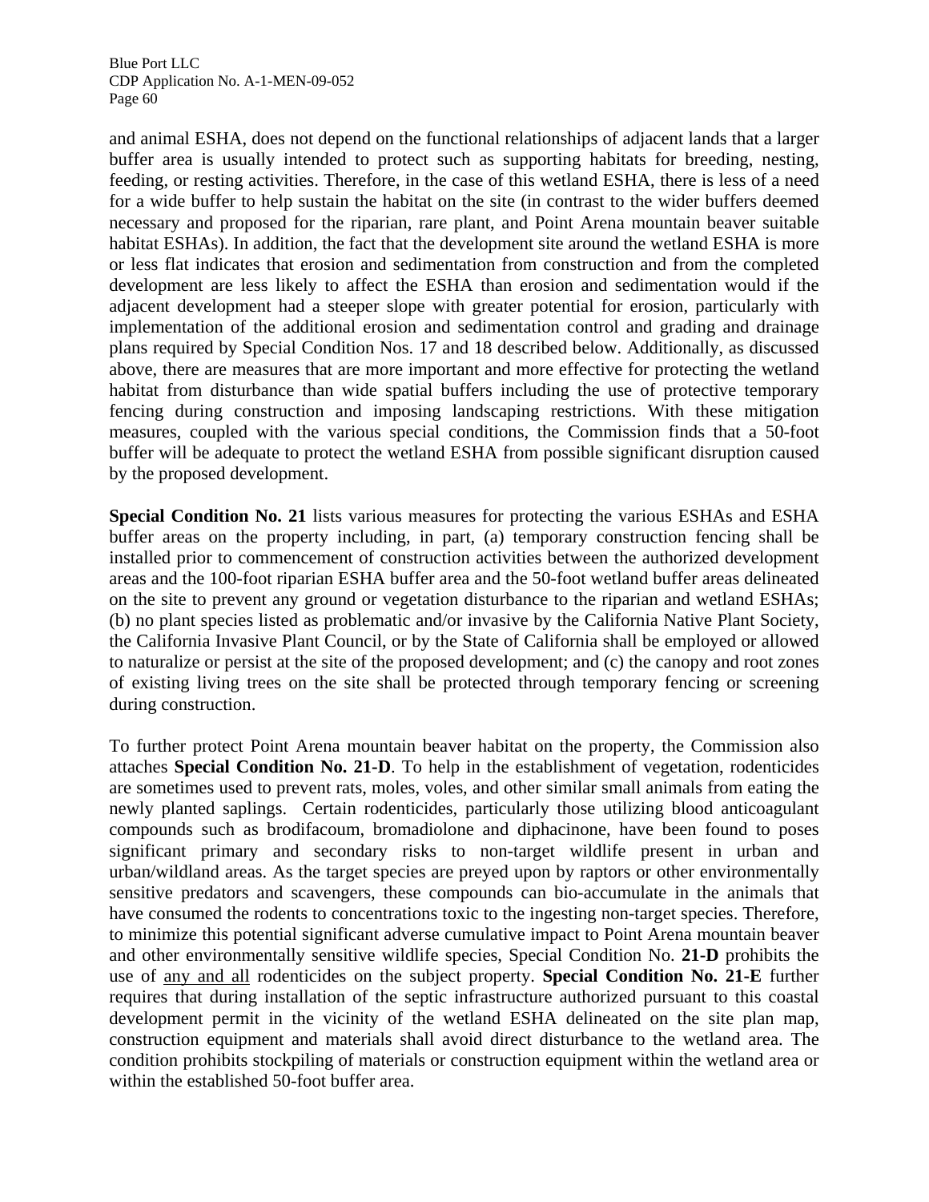and animal ESHA, does not depend on the functional relationships of adjacent lands that a larger buffer area is usually intended to protect such as supporting habitats for breeding, nesting, feeding, or resting activities. Therefore, in the case of this wetland ESHA, there is less of a need for a wide buffer to help sustain the habitat on the site (in contrast to the wider buffers deemed necessary and proposed for the riparian, rare plant, and Point Arena mountain beaver suitable habitat ESHAs). In addition, the fact that the development site around the wetland ESHA is more or less flat indicates that erosion and sedimentation from construction and from the completed development are less likely to affect the ESHA than erosion and sedimentation would if the adjacent development had a steeper slope with greater potential for erosion, particularly with implementation of the additional erosion and sedimentation control and grading and drainage plans required by Special Condition Nos. 17 and 18 described below. Additionally, as discussed above, there are measures that are more important and more effective for protecting the wetland habitat from disturbance than wide spatial buffers including the use of protective temporary fencing during construction and imposing landscaping restrictions. With these mitigation measures, coupled with the various special conditions, the Commission finds that a 50-foot buffer will be adequate to protect the wetland ESHA from possible significant disruption caused by the proposed development.

**Special Condition No. 21** lists various measures for protecting the various ESHAs and ESHA buffer areas on the property including, in part, (a) temporary construction fencing shall be installed prior to commencement of construction activities between the authorized development areas and the 100-foot riparian ESHA buffer area and the 50-foot wetland buffer areas delineated on the site to prevent any ground or vegetation disturbance to the riparian and wetland ESHAs; (b) no plant species listed as problematic and/or invasive by the California Native Plant Society, the California Invasive Plant Council, or by the State of California shall be employed or allowed to naturalize or persist at the site of the proposed development; and (c) the canopy and root zones of existing living trees on the site shall be protected through temporary fencing or screening during construction.

To further protect Point Arena mountain beaver habitat on the property, the Commission also attaches **Special Condition No. 21-D**. To help in the establishment of vegetation, rodenticides are sometimes used to prevent rats, moles, voles, and other similar small animals from eating the newly planted saplings. Certain rodenticides, particularly those utilizing blood anticoagulant compounds such as brodifacoum, bromadiolone and diphacinone, have been found to poses significant primary and secondary risks to non-target wildlife present in urban and urban/wildland areas. As the target species are preyed upon by raptors or other environmentally sensitive predators and scavengers, these compounds can bio-accumulate in the animals that have consumed the rodents to concentrations toxic to the ingesting non-target species. Therefore, to minimize this potential significant adverse cumulative impact to Point Arena mountain beaver and other environmentally sensitive wildlife species, Special Condition No. **21-D** prohibits the use of <u>any and all</u> rodenticides on the subject property. **Special Condition No. 21-E** further requires that during installation of the septic infrastructure authorized pursuant to this coastal development permit in the vicinity of the wetland ESHA delineated on the site plan map, construction equipment and materials shall avoid direct disturbance to the wetland area. The condition prohibits stockpiling of materials or construction equipment within the wetland area or within the established 50-foot buffer area.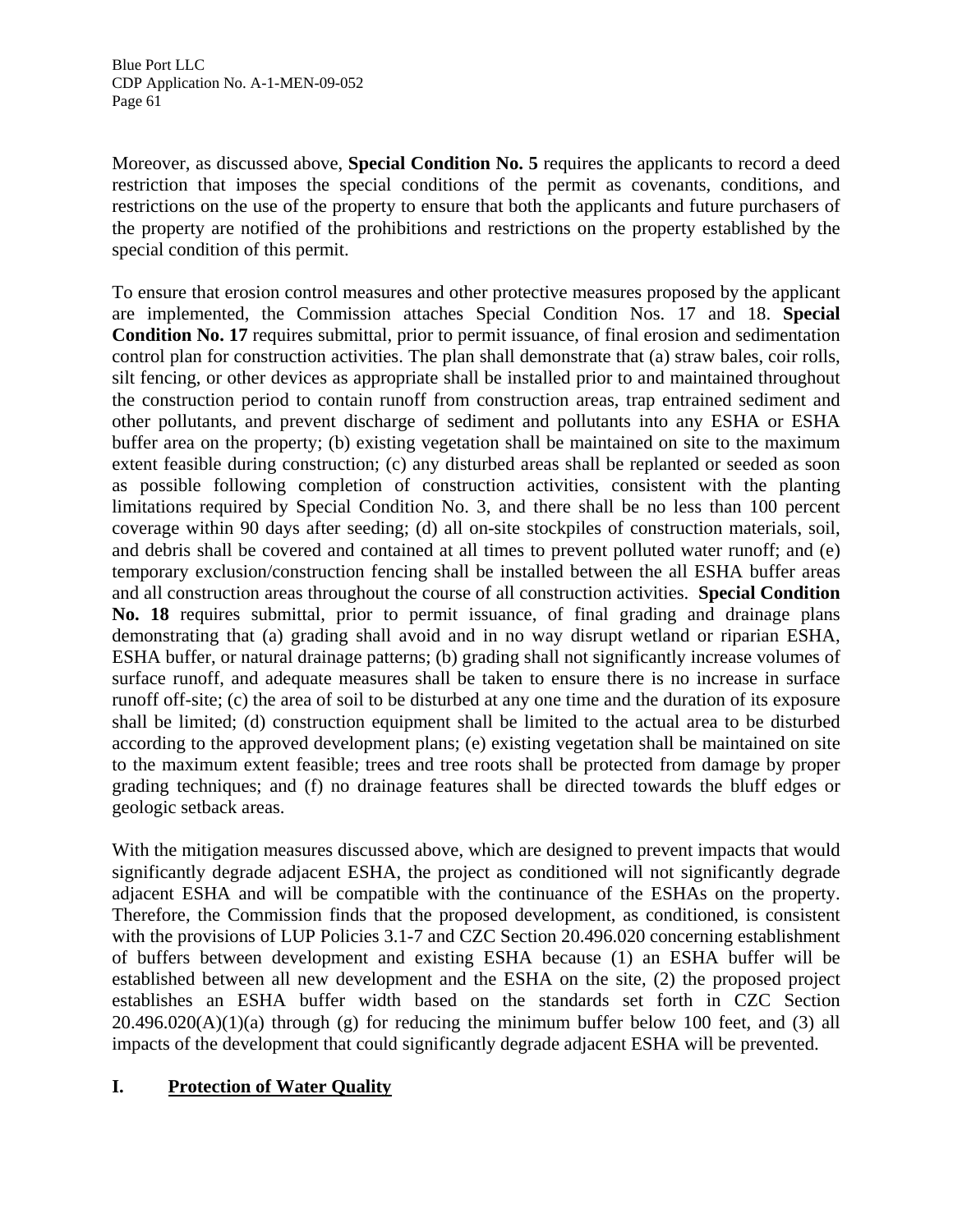Moreover, as discussed above, **Special Condition No. 5** requires the applicants to record a deed restriction that imposes the special conditions of the permit as covenants, conditions, and restrictions on the use of the property to ensure that both the applicants and future purchasers of the property are notified of the prohibitions and restrictions on the property established by the special condition of this permit.

To ensure that erosion control measures and other protective measures proposed by the applicant are implemented, the Commission attaches Special Condition Nos. 17 and 18. **Special Condition No. 17** requires submittal, prior to permit issuance, of final erosion and sedimentation control plan for construction activities. The plan shall demonstrate that (a) straw bales, coir rolls, silt fencing, or other devices as appropriate shall be installed prior to and maintained throughout the construction period to contain runoff from construction areas, trap entrained sediment and other pollutants, and prevent discharge of sediment and pollutants into any ESHA or ESHA buffer area on the property; (b) existing vegetation shall be maintained on site to the maximum extent feasible during construction; (c) any disturbed areas shall be replanted or seeded as soon as possible following completion of construction activities, consistent with the planting limitations required by Special Condition No. 3, and there shall be no less than 100 percent coverage within 90 days after seeding; (d) all on-site stockpiles of construction materials, soil, and debris shall be covered and contained at all times to prevent polluted water runoff; and (e) temporary exclusion/construction fencing shall be installed between the all ESHA buffer areas and all construction areas throughout the course of all construction activities. **Special Condition No. 18** requires submittal, prior to permit issuance, of final grading and drainage plans demonstrating that (a) grading shall avoid and in no way disrupt wetland or riparian ESHA, ESHA buffer, or natural drainage patterns; (b) grading shall not significantly increase volumes of surface runoff, and adequate measures shall be taken to ensure there is no increase in surface runoff off-site; (c) the area of soil to be disturbed at any one time and the duration of its exposure shall be limited; (d) construction equipment shall be limited to the actual area to be disturbed according to the approved development plans; (e) existing vegetation shall be maintained on site to the maximum extent feasible; trees and tree roots shall be protected from damage by proper grading techniques; and (f) no drainage features shall be directed towards the bluff edges or geologic setback areas.

With the mitigation measures discussed above, which are designed to prevent impacts that would significantly degrade adjacent ESHA, the project as conditioned will not significantly degrade adjacent ESHA and will be compatible with the continuance of the ESHAs on the property. Therefore, the Commission finds that the proposed development, as conditioned, is consistent with the provisions of LUP Policies 3.1-7 and CZC Section 20.496.020 concerning establishment of buffers between development and existing ESHA because (1) an ESHA buffer will be established between all new development and the ESHA on the site, (2) the proposed project establishes an ESHA buffer width based on the standards set forth in CZC Section 20.496.020(A)(1)(a) through (g) for reducing the minimum buffer below 100 feet, and (3) all impacts of the development that could significantly degrade adjacent ESHA will be prevented.

## I. Protection of Water Quality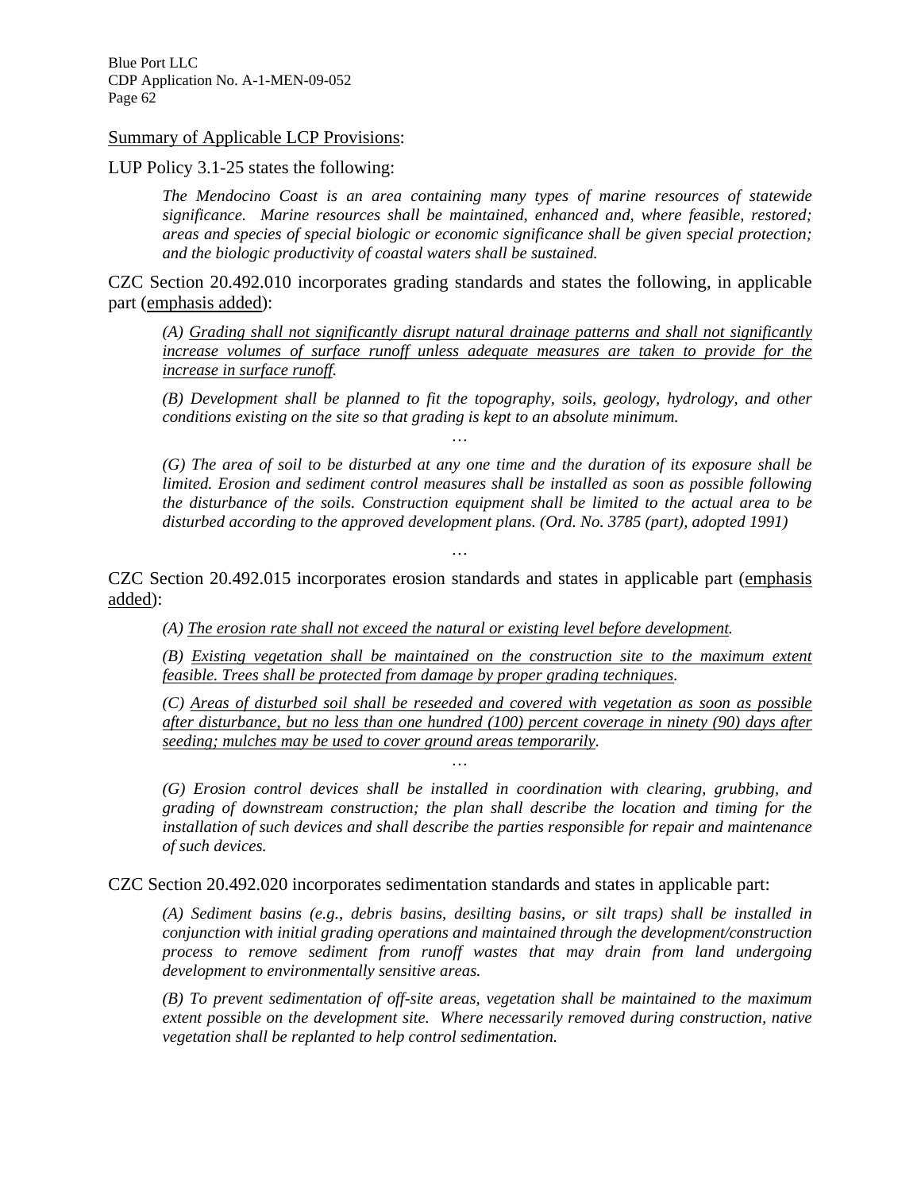<u>Summary of Applicable LCP Provisions</u>:

LUP Policy 3.1-25 states the following:

> *The Mendocino Coast is an area containing many types of marine resources of statewide significance. Marine resources shall be maintained, enhanced and, where feasible, restored; areas and species of special biologic or economic significance shall be given special protection; and the biologic productivity of coastal waters shall be sustained.*

CZC Section 20.492.010 incorporates grading standards and states the following, in applicable part (<u>emphasis added</u>):

> *(A) <u>Grading shall not significantly disrupt natural drainage patterns and shall not significantly increase volumes of surface runoff unless adequate measures are taken to provide for the increase in surface runoff.</u>*
>
> *(B) Development shall be planned to fit the topography, soils, geology, hydrology, and other conditions existing on the site so that grading is kept to an absolute minimum.*
>
> …
>
> *(G) The area of soil to be disturbed at any one time and the duration of its exposure shall be limited. Erosion and sediment control measures shall be installed as soon as possible following the disturbance of the soils. Construction equipment shall be limited to the actual area to be disturbed according to the approved development plans. (Ord. No. 3785 (part), adopted 1991)*

…

CZC Section 20.492.015 incorporates erosion standards and states in applicable part (<u>emphasis added</u>):

> *(A) <u>The erosion rate shall not exceed the natural or existing level before development.</u>*
>
> *(B) <u>Existing vegetation shall be maintained on the construction site to the maximum extent feasible. Trees shall be protected from damage by proper grading techniques.</u>*
>
> *(C) <u>Areas of disturbed soil shall be reseeded and covered with vegetation as soon as possible after disturbance, but no less than one hundred (100) percent coverage in ninety (90) days after seeding; mulches may be used to cover ground areas temporarily</u>.*
>
> …
>
> *(G) Erosion control devices shall be installed in coordination with clearing, grubbing, and grading of downstream construction; the plan shall describe the location and timing for the installation of such devices and shall describe the parties responsible for repair and maintenance of such devices.*

CZC Section 20.492.020 incorporates sedimentation standards and states in applicable part:

> *(A) Sediment basins (e.g., debris basins, desilting basins, or silt traps) shall be installed in conjunction with initial grading operations and maintained through the development/construction process to remove sediment from runoff wastes that may drain from land undergoing development to environmentally sensitive areas.*
>
> *(B) To prevent sedimentation of off-site areas, vegetation shall be maintained to the maximum extent possible on the development site. Where necessarily removed during construction, native vegetation shall be replanted to help control sedimentation.*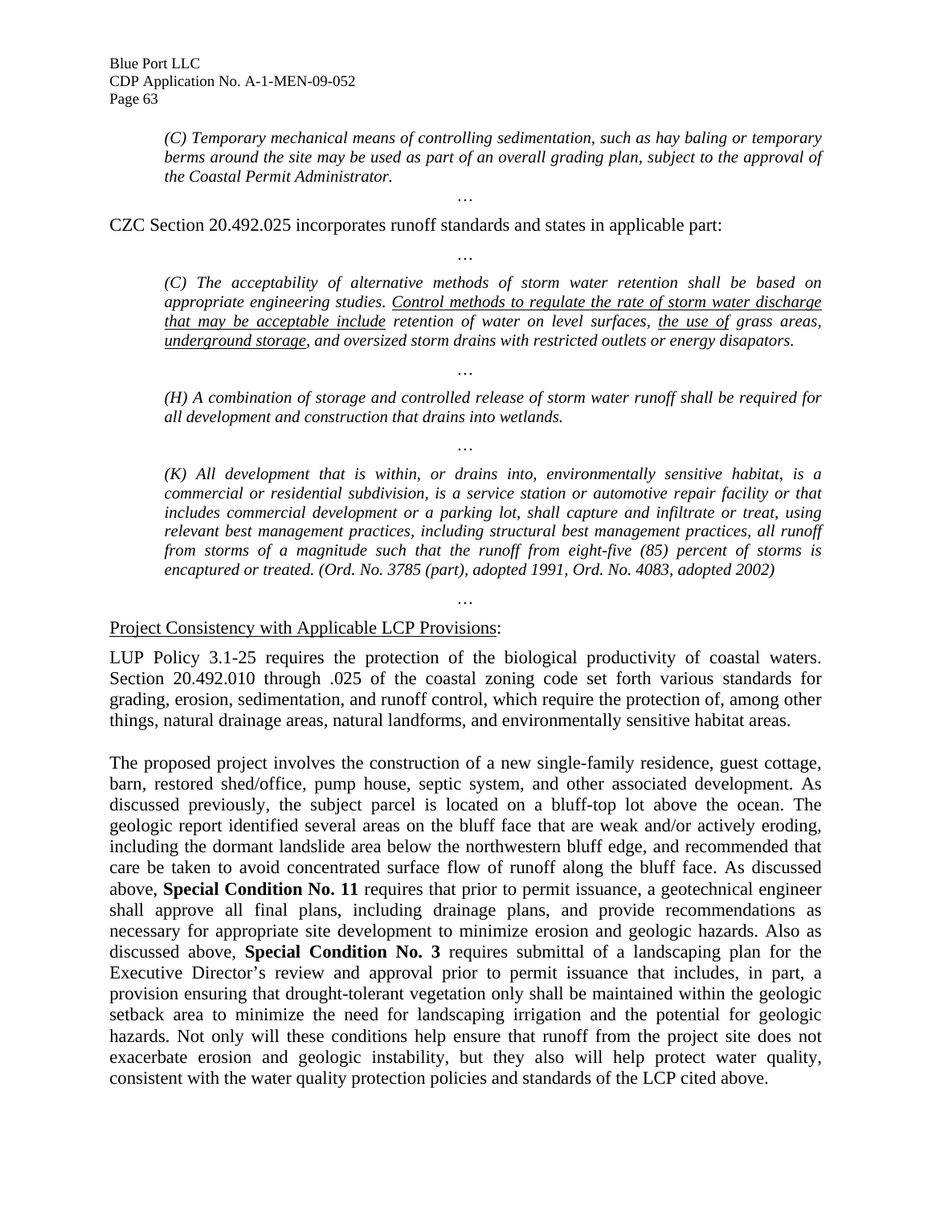*(C) Temporary mechanical means of controlling sedimentation, such as hay baling or temporary berms around the site may be used as part of an overall grading plan, subject to the approval of the Coastal Permit Administrator.*

…

CZC Section 20.492.025 incorporates runoff standards and states in applicable part:

…

*(C) The acceptability of alternative methods of storm water retention shall be based on appropriate engineering studies. <u>Control methods to regulate the rate of storm water discharge that may be acceptable include</u> retention of water on level surfaces, <u>the use of</u> grass areas, <u>underground storage</u>, and oversized storm drains with restricted outlets or energy disapators.*

…

*(H) A combination of storage and controlled release of storm water runoff shall be required for all development and construction that drains into wetlands.*

…

*(K) All development that is within, or drains into, environmentally sensitive habitat, is a commercial or residential subdivision, is a service station or automotive repair facility or that includes commercial development or a parking lot, shall capture and infiltrate or treat, using relevant best management practices, including structural best management practices, all runoff from storms of a magnitude such that the runoff from eight-five (85) percent of storms is encaptured or treated. (Ord. No. 3785 (part), adopted 1991, Ord. No. 4083, adopted 2002)*

…

<u>Project Consistency with Applicable LCP Provisions</u>:

LUP Policy 3.1-25 requires the protection of the biological productivity of coastal waters. Section 20.492.010 through .025 of the coastal zoning code set forth various standards for grading, erosion, sedimentation, and runoff control, which require the protection of, among other things, natural drainage areas, natural landforms, and environmentally sensitive habitat areas.

The proposed project involves the construction of a new single-family residence, guest cottage, barn, restored shed/office, pump house, septic system, and other associated development. As discussed previously, the subject parcel is located on a bluff-top lot above the ocean. The geologic report identified several areas on the bluff face that are weak and/or actively eroding, including the dormant landslide area below the northwestern bluff edge, and recommended that care be taken to avoid concentrated surface flow of runoff along the bluff face. As discussed above, **Special Condition No. 11** requires that prior to permit issuance, a geotechnical engineer shall approve all final plans, including drainage plans, and provide recommendations as necessary for appropriate site development to minimize erosion and geologic hazards. Also as discussed above, **Special Condition No. 3** requires submittal of a landscaping plan for the Executive Director's review and approval prior to permit issuance that includes, in part, a provision ensuring that drought-tolerant vegetation only shall be maintained within the geologic setback area to minimize the need for landscaping irrigation and the potential for geologic hazards. Not only will these conditions help ensure that runoff from the project site does not exacerbate erosion and geologic instability, but they also will help protect water quality, consistent with the water quality protection policies and standards of the LCP cited above.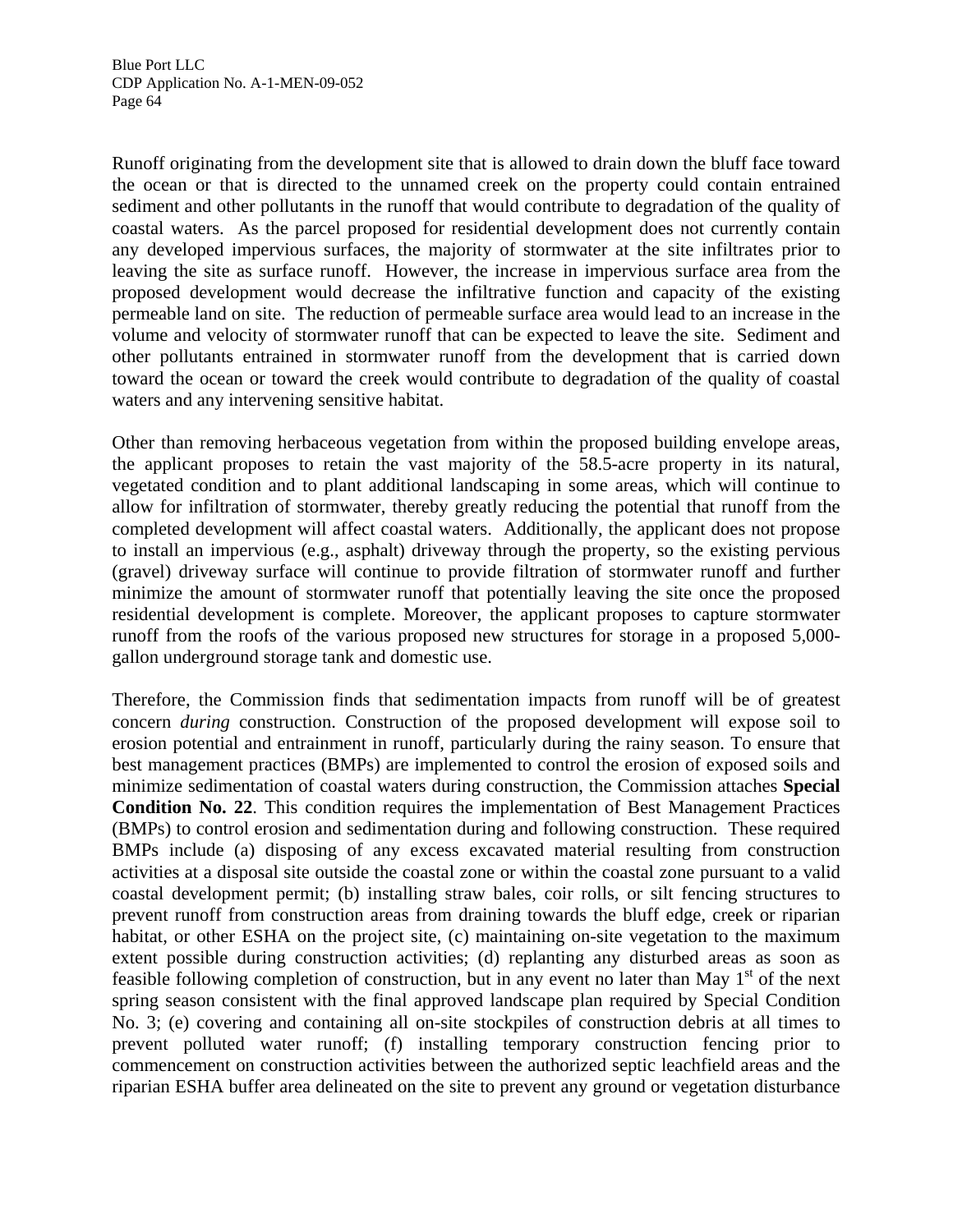Runoff originating from the development site that is allowed to drain down the bluff face toward the ocean or that is directed to the unnamed creek on the property could contain entrained sediment and other pollutants in the runoff that would contribute to degradation of the quality of coastal waters. As the parcel proposed for residential development does not currently contain any developed impervious surfaces, the majority of stormwater at the site infiltrates prior to leaving the site as surface runoff. However, the increase in impervious surface area from the proposed development would decrease the infiltrative function and capacity of the existing permeable land on site. The reduction of permeable surface area would lead to an increase in the volume and velocity of stormwater runoff that can be expected to leave the site. Sediment and other pollutants entrained in stormwater runoff from the development that is carried down toward the ocean or toward the creek would contribute to degradation of the quality of coastal waters and any intervening sensitive habitat.

Other than removing herbaceous vegetation from within the proposed building envelope areas, the applicant proposes to retain the vast majority of the 58.5-acre property in its natural, vegetated condition and to plant additional landscaping in some areas, which will continue to allow for infiltration of stormwater, thereby greatly reducing the potential that runoff from the completed development will affect coastal waters. Additionally, the applicant does not propose to install an impervious (e.g., asphalt) driveway through the property, so the existing pervious (gravel) driveway surface will continue to provide filtration of stormwater runoff and further minimize the amount of stormwater runoff that potentially leaving the site once the proposed residential development is complete. Moreover, the applicant proposes to capture stormwater runoff from the roofs of the various proposed new structures for storage in a proposed 5,000-gallon underground storage tank and domestic use.

Therefore, the Commission finds that sedimentation impacts from runoff will be of greatest concern *during* construction. Construction of the proposed development will expose soil to erosion potential and entrainment in runoff, particularly during the rainy season. To ensure that best management practices (BMPs) are implemented to control the erosion of exposed soils and minimize sedimentation of coastal waters during construction, the Commission attaches **Special Condition No. 22**. This condition requires the implementation of Best Management Practices (BMPs) to control erosion and sedimentation during and following construction. These required BMPs include (a) disposing of any excess excavated material resulting from construction activities at a disposal site outside the coastal zone or within the coastal zone pursuant to a valid coastal development permit; (b) installing straw bales, coir rolls, or silt fencing structures to prevent runoff from construction areas from draining towards the bluff edge, creek or riparian habitat, or other ESHA on the project site, (c) maintaining on-site vegetation to the maximum extent possible during construction activities; (d) replanting any disturbed areas as soon as feasible following completion of construction, but in any event no later than May 1st of the next spring season consistent with the final approved landscape plan required by Special Condition No. 3; (e) covering and containing all on-site stockpiles of construction debris at all times to prevent polluted water runoff; (f) installing temporary construction fencing prior to commencement on construction activities between the authorized septic leachfield areas and the riparian ESHA buffer area delineated on the site to prevent any ground or vegetation disturbance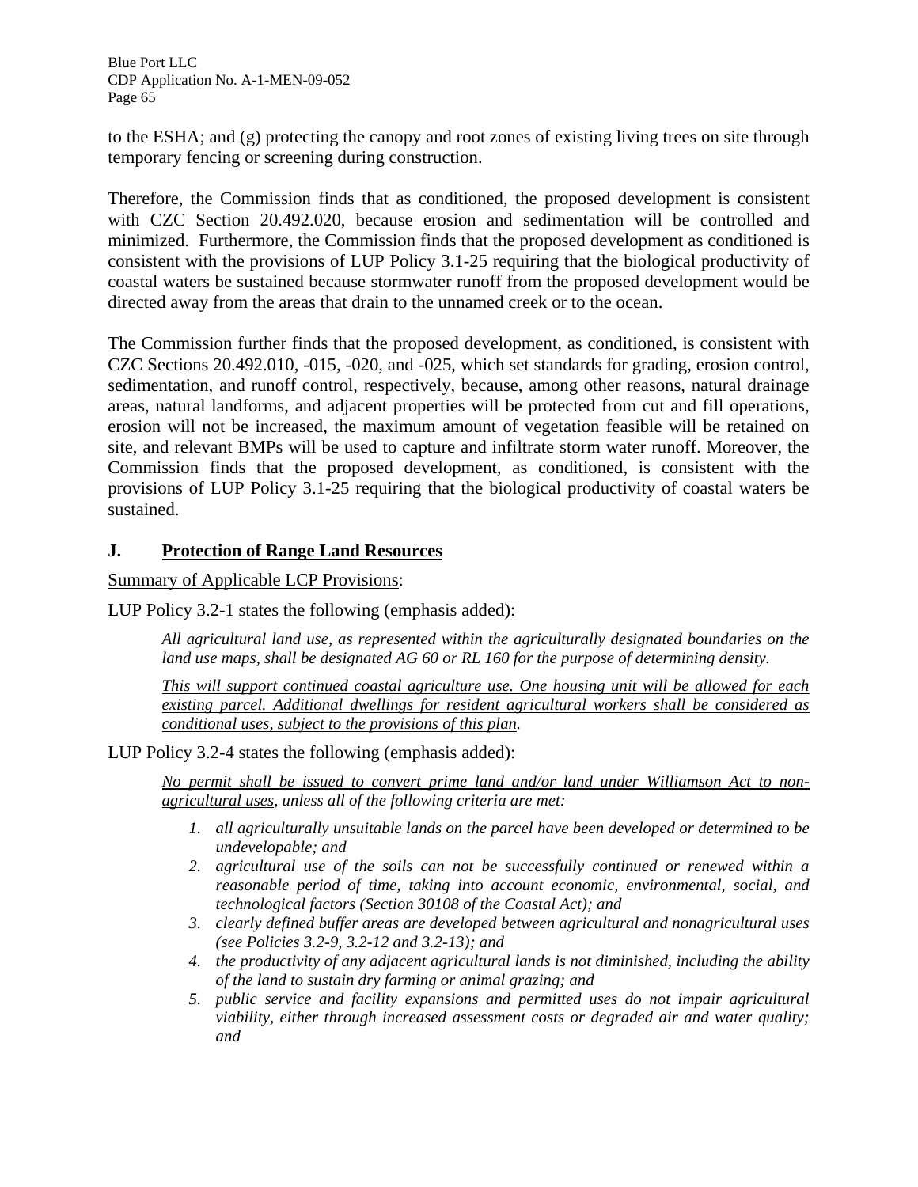to the ESHA; and (g) protecting the canopy and root zones of existing living trees on site through temporary fencing or screening during construction.

Therefore, the Commission finds that as conditioned, the proposed development is consistent with CZC Section 20.492.020, because erosion and sedimentation will be controlled and minimized. Furthermore, the Commission finds that the proposed development as conditioned is consistent with the provisions of LUP Policy 3.1-25 requiring that the biological productivity of coastal waters be sustained because stormwater runoff from the proposed development would be directed away from the areas that drain to the unnamed creek or to the ocean.

The Commission further finds that the proposed development, as conditioned, is consistent with CZC Sections 20.492.010, -015, -020, and -025, which set standards for grading, erosion control, sedimentation, and runoff control, respectively, because, among other reasons, natural drainage areas, natural landforms, and adjacent properties will be protected from cut and fill operations, erosion will not be increased, the maximum amount of vegetation feasible will be retained on site, and relevant BMPs will be used to capture and infiltrate storm water runoff. Moreover, the Commission finds that the proposed development, as conditioned, is consistent with the provisions of LUP Policy 3.1-25 requiring that the biological productivity of coastal waters be sustained.

## J. Protection of Range Land Resources

Summary of Applicable LCP Provisions:

LUP Policy 3.2-1 states the following (emphasis added):

> *All agricultural land use, as represented within the agriculturally designated boundaries on the land use maps, shall be designated AG 60 or RL 160 for the purpose of determining density.*
>
> *<u>This will support continued coastal agriculture use. One housing unit will be allowed for each existing parcel. Additional dwellings for resident agricultural workers shall be considered as conditional uses, subject to the provisions of this plan.</u>*

LUP Policy 3.2-4 states the following (emphasis added):

> *<u>No permit shall be issued to convert prime land and/or land under Williamson Act to non-agricultural uses</u>, unless all of the following criteria are met:*
>
> 1. *all agriculturally unsuitable lands on the parcel have been developed or determined to be undevelopable; and*
> 2. *agricultural use of the soils can not be successfully continued or renewed within a reasonable period of time, taking into account economic, environmental, social, and technological factors (Section 30108 of the Coastal Act); and*
> 3. *clearly defined buffer areas are developed between agricultural and nonagricultural uses (see Policies 3.2-9, 3.2-12 and 3.2-13); and*
> 4. *the productivity of any adjacent agricultural lands is not diminished, including the ability of the land to sustain dry farming or animal grazing; and*
> 5. *public service and facility expansions and permitted uses do not impair agricultural viability, either through increased assessment costs or degraded air and water quality; and*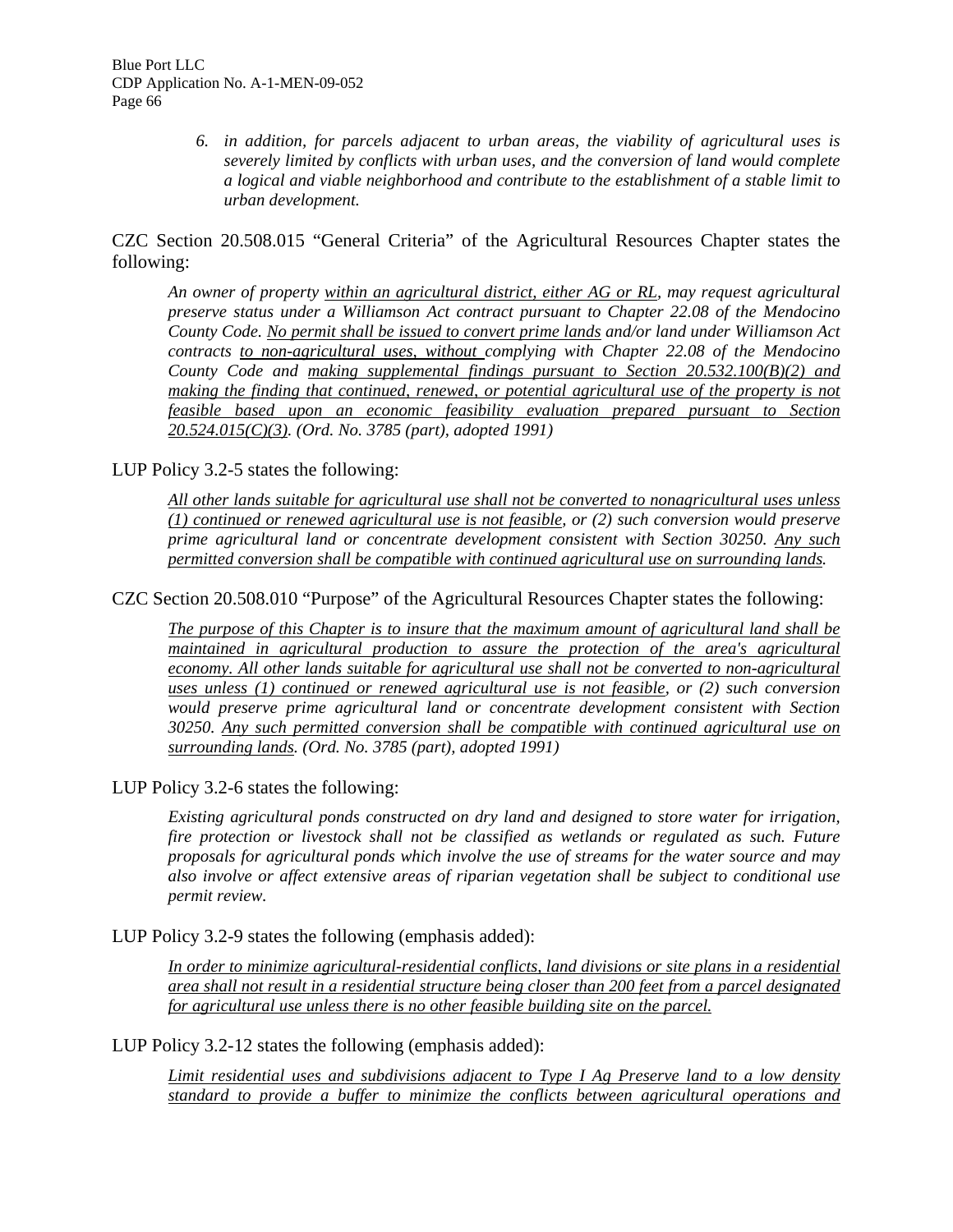6. *in addition, for parcels adjacent to urban areas, the viability of agricultural uses is severely limited by conflicts with urban uses, and the conversion of land would complete a logical and viable neighborhood and contribute to the establishment of a stable limit to urban development.*

CZC Section 20.508.015 "General Criteria" of the Agricultural Resources Chapter states the following:

> *An owner of property <u>within an agricultural district, either AG or RL</u>, may request agricultural preserve status under a Williamson Act contract pursuant to Chapter 22.08 of the Mendocino County Code. <u>No permit shall be issued to convert prime lands</u> and/or land under Williamson Act contracts <u>to non-agricultural uses, without</u> complying with Chapter 22.08 of the Mendocino County Code and <u>making supplemental findings pursuant to Section 20.532.100(B)(2) and making the finding that continued, renewed, or potential agricultural use of the property is not feasible based upon an economic feasibility evaluation prepared pursuant to Section 20.524.015(C)(3)</u>. (Ord. No. 3785 (part), adopted 1991)*

LUP Policy 3.2-5 states the following:

> *<u>All other lands suitable for agricultural use shall not be converted to nonagricultural uses unless (1) continued or renewed agricultural use is not feasible</u>, or (2) such conversion would preserve prime agricultural land or concentrate development consistent with Section 30250. <u>Any such permitted conversion shall be compatible with continued agricultural use on surrounding lands</u>.*

CZC Section 20.508.010 "Purpose" of the Agricultural Resources Chapter states the following:

> *<u>The purpose of this Chapter is to insure that the maximum amount of agricultural land shall be maintained in agricultural production to assure the protection of the area's agricultural economy. All other lands suitable for agricultural use shall not be converted to non-agricultural uses unless (1) continued or renewed agricultural use is not feasible</u>, or (2) such conversion would preserve prime agricultural land or concentrate development consistent with Section 30250. <u>Any such permitted conversion shall be compatible with continued agricultural use on surrounding lands</u>. (Ord. No. 3785 (part), adopted 1991)*

LUP Policy 3.2-6 states the following:

> *Existing agricultural ponds constructed on dry land and designed to store water for irrigation, fire protection or livestock shall not be classified as wetlands or regulated as such. Future proposals for agricultural ponds which involve the use of streams for the water source and may also involve or affect extensive areas of riparian vegetation shall be subject to conditional use permit review.*

LUP Policy 3.2-9 states the following (emphasis added):

> *<u>In order to minimize agricultural-residential conflicts, land divisions or site plans in a residential area shall not result in a residential structure being closer than 200 feet from a parcel designated for agricultural use unless there is no other feasible building site on the parcel.</u>*

LUP Policy 3.2-12 states the following (emphasis added):

> *<u>Limit residential uses and subdivisions adjacent to Type I Ag Preserve land to a low density standard to provide a buffer to minimize the conflicts between agricultural operations and</u>*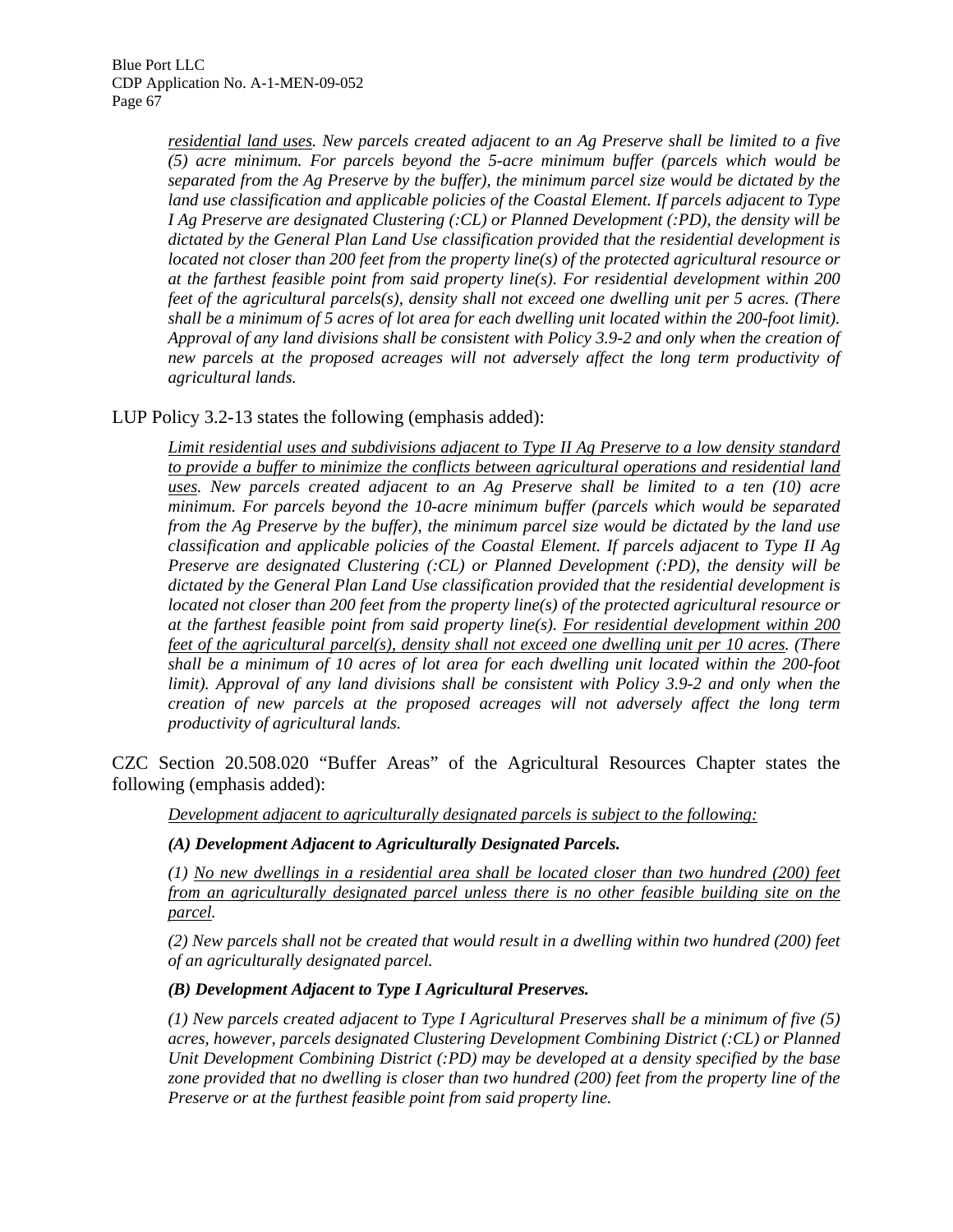> *<u>residential land uses</u>. New parcels created adjacent to an Ag Preserve shall be limited to a five (5) acre minimum. For parcels beyond the 5-acre minimum buffer (parcels which would be separated from the Ag Preserve by the buffer), the minimum parcel size would be dictated by the land use classification and applicable policies of the Coastal Element. If parcels adjacent to Type I Ag Preserve are designated Clustering (:CL) or Planned Development (:PD), the density will be dictated by the General Plan Land Use classification provided that the residential development is located not closer than 200 feet from the property line(s) of the protected agricultural resource or at the farthest feasible point from said property line(s). For residential development within 200 feet of the agricultural parcels(s), density shall not exceed one dwelling unit per 5 acres. (There shall be a minimum of 5 acres of lot area for each dwelling unit located within the 200-foot limit). Approval of any land divisions shall be consistent with Policy 3.9-2 and only when the creation of new parcels at the proposed acreages will not adversely affect the long term productivity of agricultural lands.*

LUP Policy 3.2-13 states the following (emphasis added):

> *<u>Limit residential uses and subdivisions adjacent to Type II Ag Preserve to a low density standard to provide a buffer to minimize the conflicts between agricultural operations and residential land uses</u>. New parcels created adjacent to an Ag Preserve shall be limited to a ten (10) acre minimum. For parcels beyond the 10-acre minimum buffer (parcels which would be separated from the Ag Preserve by the buffer), the minimum parcel size would be dictated by the land use classification and applicable policies of the Coastal Element. If parcels adjacent to Type II Ag Preserve are designated Clustering (:CL) or Planned Development (:PD), the density will be dictated by the General Plan Land Use classification provided that the residential development is located not closer than 200 feet from the property line(s) of the protected agricultural resource or at the farthest feasible point from said property line(s). <u>For residential development within 200 feet of the agricultural parcel(s), density shall not exceed one dwelling unit per 10 acres</u>. (There shall be a minimum of 10 acres of lot area for each dwelling unit located within the 200-foot limit). Approval of any land divisions shall be consistent with Policy 3.9-2 and only when the creation of new parcels at the proposed acreages will not adversely affect the long term productivity of agricultural lands.*

CZC Section 20.508.020 "Buffer Areas" of the Agricultural Resources Chapter states the following (emphasis added):

> *<u>Development adjacent to agriculturally designated parcels is subject to the following:</u>*
>
> ***(A) Development Adjacent to Agriculturally Designated Parcels.***
>
> *(1) <u>No new dwellings in a residential area shall be located closer than two hundred (200) feet from an agriculturally designated parcel unless there is no other feasible building site on the parcel</u>.*
>
> *(2) New parcels shall not be created that would result in a dwelling within two hundred (200) feet of an agriculturally designated parcel.*
>
> ***(B) Development Adjacent to Type I Agricultural Preserves.***
>
> *(1) New parcels created adjacent to Type I Agricultural Preserves shall be a minimum of five (5) acres, however, parcels designated Clustering Development Combining District (:CL) or Planned Unit Development Combining District (:PD) may be developed at a density specified by the base zone provided that no dwelling is closer than two hundred (200) feet from the property line of the Preserve or at the furthest feasible point from said property line.*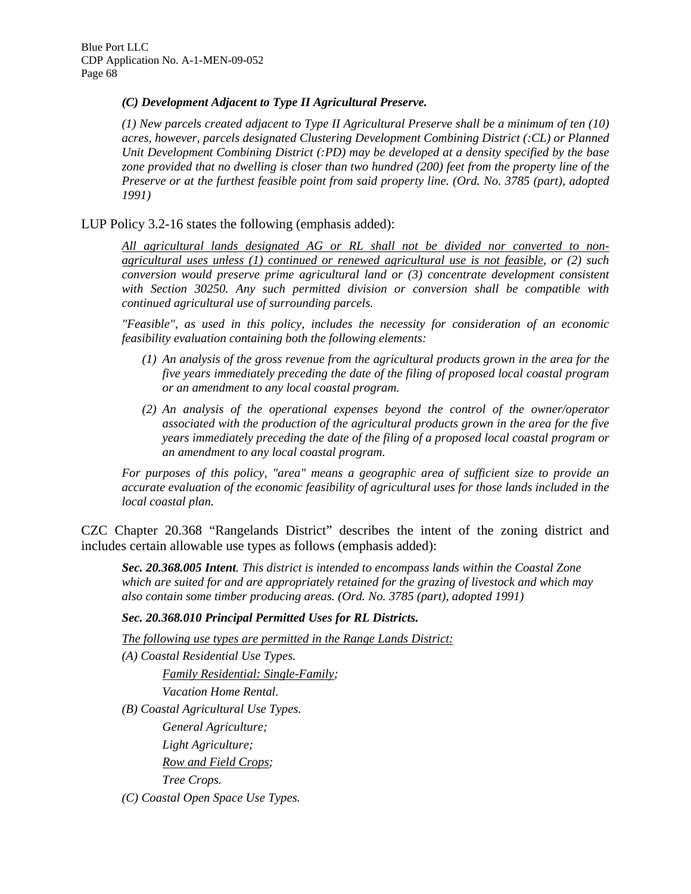*(C) Development Adjacent to Type II Agricultural Preserve.*

*(1) New parcels created adjacent to Type II Agricultural Preserve shall be a minimum of ten (10) acres, however, parcels designated Clustering Development Combining District (:CL) or Planned Unit Development Combining District (:PD) may be developed at a density specified by the base zone provided that no dwelling is closer than two hundred (200) feet from the property line of the Preserve or at the furthest feasible point from said property line. (Ord. No. 3785 (part), adopted 1991)*

LUP Policy 3.2-16 states the following (emphasis added):

*<u>All agricultural lands designated AG or RL shall not be divided nor converted to non-agricultural uses unless (1) continued or renewed agricultural use is not feasible</u>, or (2) such conversion would preserve prime agricultural land or (3) concentrate development consistent with Section 30250. Any such permitted division or conversion shall be compatible with continued agricultural use of surrounding parcels.*

*"Feasible", as used in this policy, includes the necessity for consideration of an economic feasibility evaluation containing both the following elements:*

*(1) An analysis of the gross revenue from the agricultural products grown in the area for the five years immediately preceding the date of the filing of proposed local coastal program or an amendment to any local coastal program.*

*(2) An analysis of the operational expenses beyond the control of the owner/operator associated with the production of the agricultural products grown in the area for the five years immediately preceding the date of the filing of a proposed local coastal program or an amendment to any local coastal program.*

*For purposes of this policy, "area" means a geographic area of sufficient size to provide an accurate evaluation of the economic feasibility of agricultural uses for those lands included in the local coastal plan.*

CZC Chapter 20.368 "Rangelands District" describes the intent of the zoning district and includes certain allowable use types as follows (emphasis added):

***Sec. 20.368.005 Intent**. This district is intended to encompass lands within the Coastal Zone which are suited for and are appropriately retained for the grazing of livestock and which may also contain some timber producing areas. (Ord. No. 3785 (part), adopted 1991)*

***Sec. 20.368.010 Principal Permitted Uses for RL Districts.***

*<u>The following use types are permitted in the Range Lands District:</u>*

*(A) Coastal Residential Use Types.*

- *<u>Family Residential: Single-Family</u>;*
- *Vacation Home Rental.*

*(B) Coastal Agricultural Use Types.*

- *General Agriculture;*
- *Light Agriculture;*
- *<u>Row and Field Crops</u>;*
- *Tree Crops.*

*(C) Coastal Open Space Use Types.*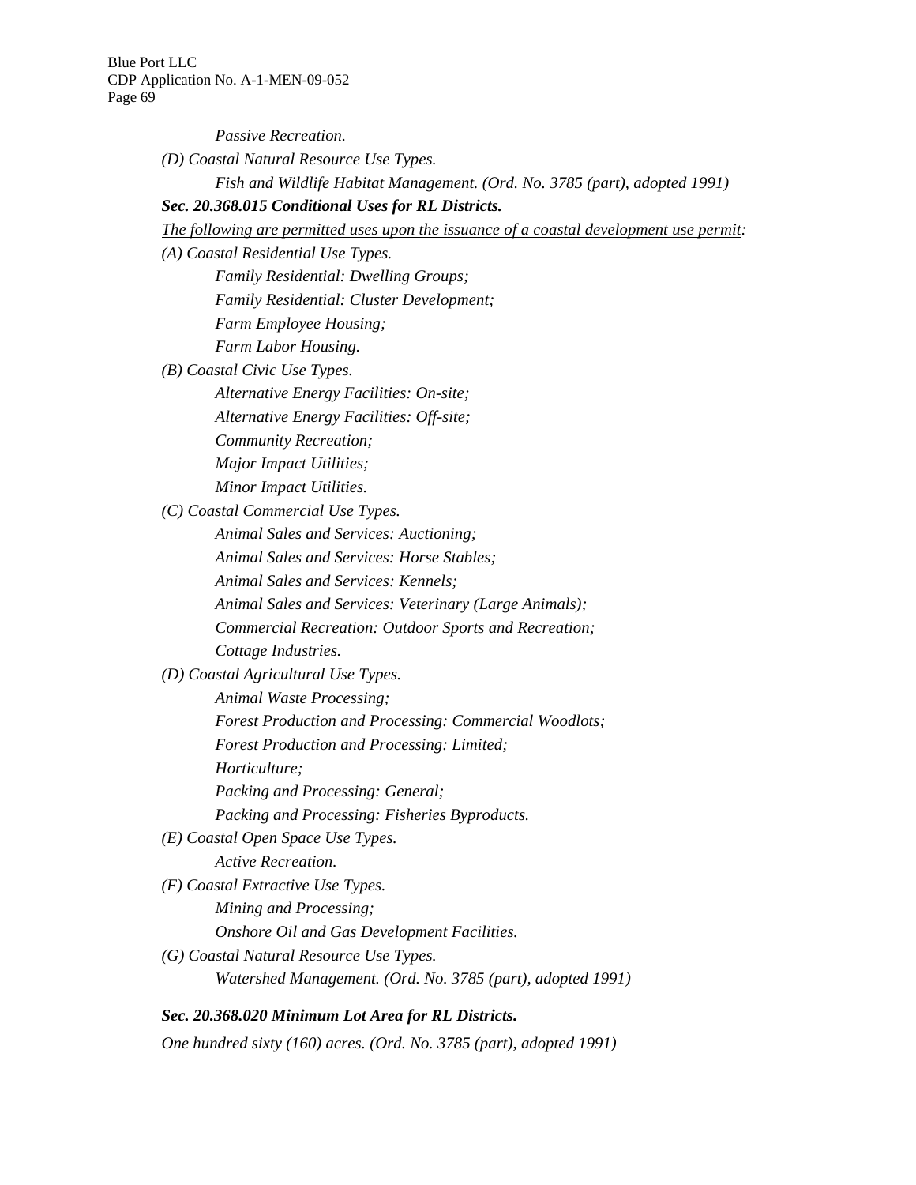*Passive Recreation.*

*(D) Coastal Natural Resource Use Types.*

*Fish and Wildlife Habitat Management. (Ord. No. 3785 (part), adopted 1991)*

***Sec. 20.368.015 Conditional Uses for RL Districts.***

*<u>The following are permitted uses upon the issuance of a coastal development use permit</u>:*

*(A) Coastal Residential Use Types.*

*Family Residential: Dwelling Groups;*

*Family Residential: Cluster Development;*

*Farm Employee Housing;*

*Farm Labor Housing.*

*(B) Coastal Civic Use Types.*

*Alternative Energy Facilities: On-site;*

*Alternative Energy Facilities: Off-site;*

*Community Recreation;*

*Major Impact Utilities;*

*Minor Impact Utilities.*

*(C) Coastal Commercial Use Types.*

*Animal Sales and Services: Auctioning;*

*Animal Sales and Services: Horse Stables;*

*Animal Sales and Services: Kennels;*

*Animal Sales and Services: Veterinary (Large Animals);*

*Commercial Recreation: Outdoor Sports and Recreation;*

*Cottage Industries.*

*(D) Coastal Agricultural Use Types.*

*Animal Waste Processing;*

*Forest Production and Processing: Commercial Woodlots;*

*Forest Production and Processing: Limited;*

*Horticulture;*

*Packing and Processing: General;*

*Packing and Processing: Fisheries Byproducts.*

*(E) Coastal Open Space Use Types.*

*Active Recreation.*

*(F) Coastal Extractive Use Types.*

*Mining and Processing;*

*Onshore Oil and Gas Development Facilities.*

*(G) Coastal Natural Resource Use Types.*

*Watershed Management. (Ord. No. 3785 (part), adopted 1991)*

***Sec. 20.368.020 Minimum Lot Area for RL Districts.***

*<u>One hundred sixty (160) acres</u>. (Ord. No. 3785 (part), adopted 1991)*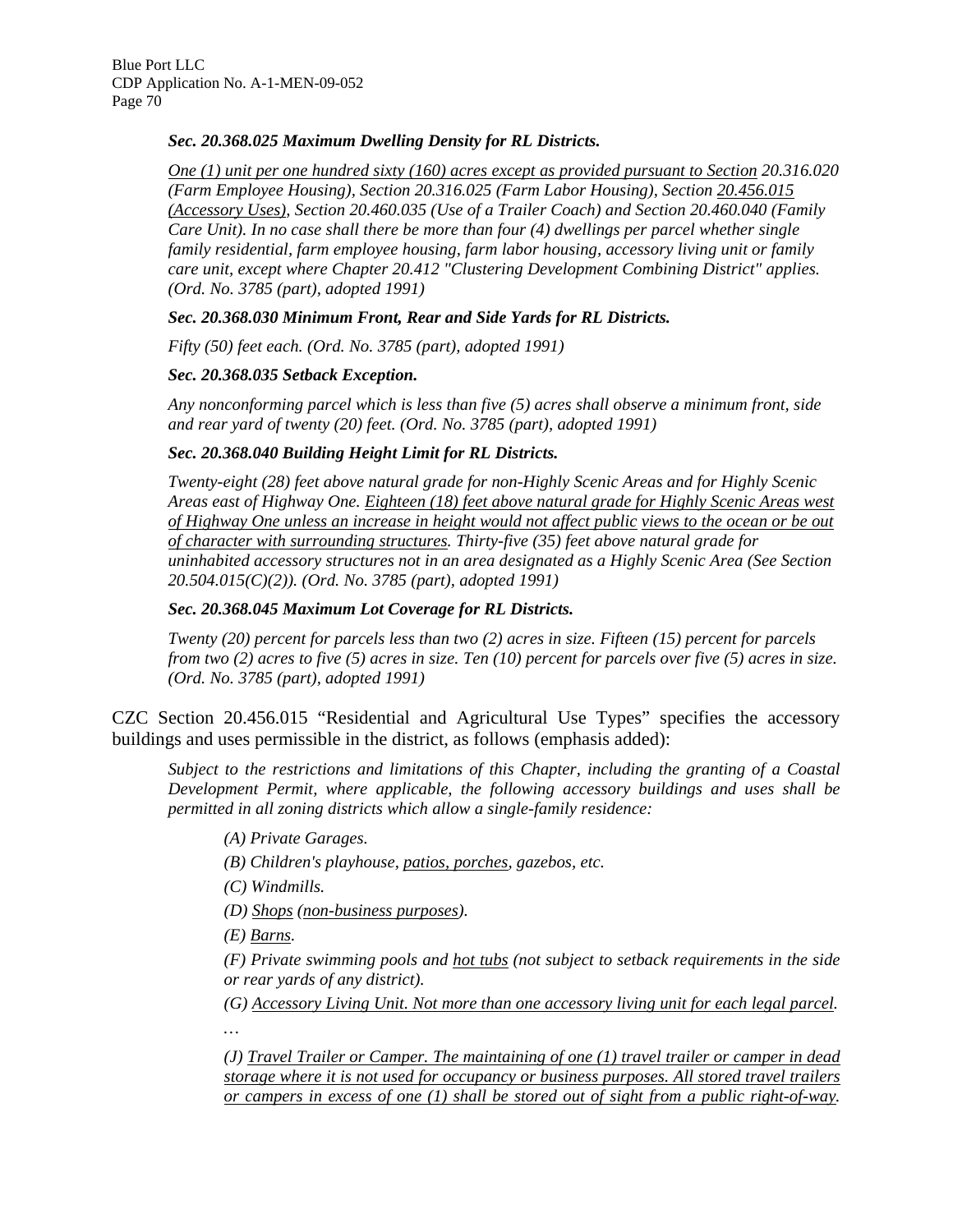***Sec. 20.368.025 Maximum Dwelling Density for RL Districts.***

*<u>One (1) unit per one hundred sixty (160) acres except as provided pursuant to Section</u> 20.316.020 (Farm Employee Housing), Section 20.316.025 (Farm Labor Housing), Section <u>20.456.015 (Accessory Uses)</u>, Section 20.460.035 (Use of a Trailer Coach) and Section 20.460.040 (Family Care Unit). In no case shall there be more than four (4) dwellings per parcel whether single family residential, farm employee housing, farm labor housing, accessory living unit or family care unit, except where Chapter 20.412 "Clustering Development Combining District" applies. (Ord. No. 3785 (part), adopted 1991)*

***Sec. 20.368.030 Minimum Front, Rear and Side Yards for RL Districts.***

*Fifty (50) feet each. (Ord. No. 3785 (part), adopted 1991)*

***Sec. 20.368.035 Setback Exception.***

*Any nonconforming parcel which is less than five (5) acres shall observe a minimum front, side and rear yard of twenty (20) feet. (Ord. No. 3785 (part), adopted 1991)*

***Sec. 20.368.040 Building Height Limit for RL Districts.***

*Twenty-eight (28) feet above natural grade for non-Highly Scenic Areas and for Highly Scenic Areas east of Highway One. <u>Eighteen (18) feet above natural grade for Highly Scenic Areas west of Highway One unless an increase in height would not affect public</u> <u>views to the ocean or be out of character with surrounding structures</u>. Thirty-five (35) feet above natural grade for uninhabited accessory structures not in an area designated as a Highly Scenic Area (See Section 20.504.015(C)(2)). (Ord. No. 3785 (part), adopted 1991)*

***Sec. 20.368.045 Maximum Lot Coverage for RL Districts.***

*Twenty (20) percent for parcels less than two (2) acres in size. Fifteen (15) percent for parcels from two (2) acres to five (5) acres in size. Ten (10) percent for parcels over five (5) acres in size. (Ord. No. 3785 (part), adopted 1991)*

CZC Section 20.456.015 "Residential and Agricultural Use Types" specifies the accessory buildings and uses permissible in the district, as follows (emphasis added):

> *Subject to the restrictions and limitations of this Chapter, including the granting of a Coastal Development Permit, where applicable, the following accessory buildings and uses shall be permitted in all zoning districts which allow a single-family residence:*
>
> *(A) Private Garages.*
>
> *(B) Children's playhouse, <u>patios, porches</u>, gazebos, etc.*
>
> *(C) Windmills.*
>
> *(D) <u>Shops</u> (<u>non-business purposes</u>).*
>
> *(E) <u>Barns</u>.*
>
> *(F) Private swimming pools and <u>hot tubs</u> (not subject to setback requirements in the side or rear yards of any district).*
>
> *(G) <u>Accessory Living Unit. Not more than one accessory living unit for each legal parcel</u>.*
>
> *…*
>
> *(J) <u>Travel Trailer or Camper. The maintaining of one (1) travel trailer or camper in dead storage where it is not used for occupancy or business purposes. All stored travel trailers or campers in excess of one (1) shall be stored out of sight from a public right-of-way</u>.*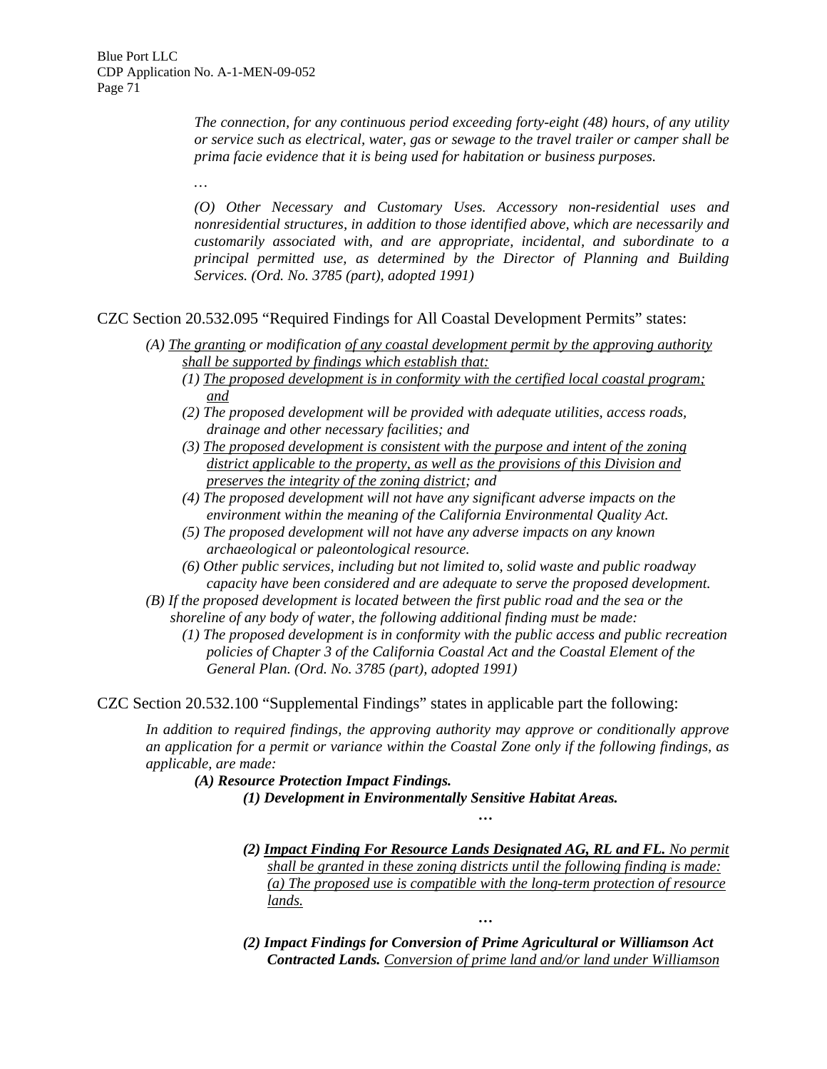*The connection, for any continuous period exceeding forty-eight (48) hours, of any utility or service such as electrical, water, gas or sewage to the travel trailer or camper shall be prima facie evidence that it is being used for habitation or business purposes.*

*…*

*(O) Other Necessary and Customary Uses. Accessory non-residential uses and nonresidential structures, in addition to those identified above, which are necessarily and customarily associated with, and are appropriate, incidental, and subordinate to a principal permitted use, as determined by the Director of Planning and Building Services. (Ord. No. 3785 (part), adopted 1991)*

CZC Section 20.532.095 "Required Findings for All Coastal Development Permits" states:

*(A) <u>The granting</u> or modification <u>of any coastal development permit by the approving authority shall be supported by findings which establish that:</u>*

- *(1) <u>The proposed development is in conformity with the certified local coastal program; and</u>*
- *(2) The proposed development will be provided with adequate utilities, access roads, drainage and other necessary facilities; and*
- *(3) <u>The proposed development is consistent with the purpose and intent of the zoning district applicable to the property, as well as the provisions of this Division and preserves the integrity of the zoning district</u>; and*
- *(4) The proposed development will not have any significant adverse impacts on the environment within the meaning of the California Environmental Quality Act.*
- *(5) The proposed development will not have any adverse impacts on any known archaeological or paleontological resource.*
- *(6) Other public services, including but not limited to, solid waste and public roadway capacity have been considered and are adequate to serve the proposed development.*

*(B) If the proposed development is located between the first public road and the sea or the shoreline of any body of water, the following additional finding must be made:*

- *(1) The proposed development is in conformity with the public access and public recreation policies of Chapter 3 of the California Coastal Act and the Coastal Element of the General Plan. (Ord. No. 3785 (part), adopted 1991)*

CZC Section 20.532.100 "Supplemental Findings" states in applicable part the following:

*In addition to required findings, the approving authority may approve or conditionally approve an application for a permit or variance within the Coastal Zone only if the following findings, as applicable, are made:*

***(A) Resource Protection Impact Findings.***

***(1) Development in Environmentally Sensitive Habitat Areas.***

***…***

***(2) <u>Impact Finding For Resource Lands Designated AG, RL and FL.</u>*** *<u>No permit shall be granted in these zoning districts until the following finding is made: (a) The proposed use is compatible with the long-term protection of resource lands.</u>*

***…***

***(2) Impact Findings for Conversion of Prime Agricultural or Williamson Act Contracted Lands.*** *<u>Conversion of prime land and/or land under Williamson</u>*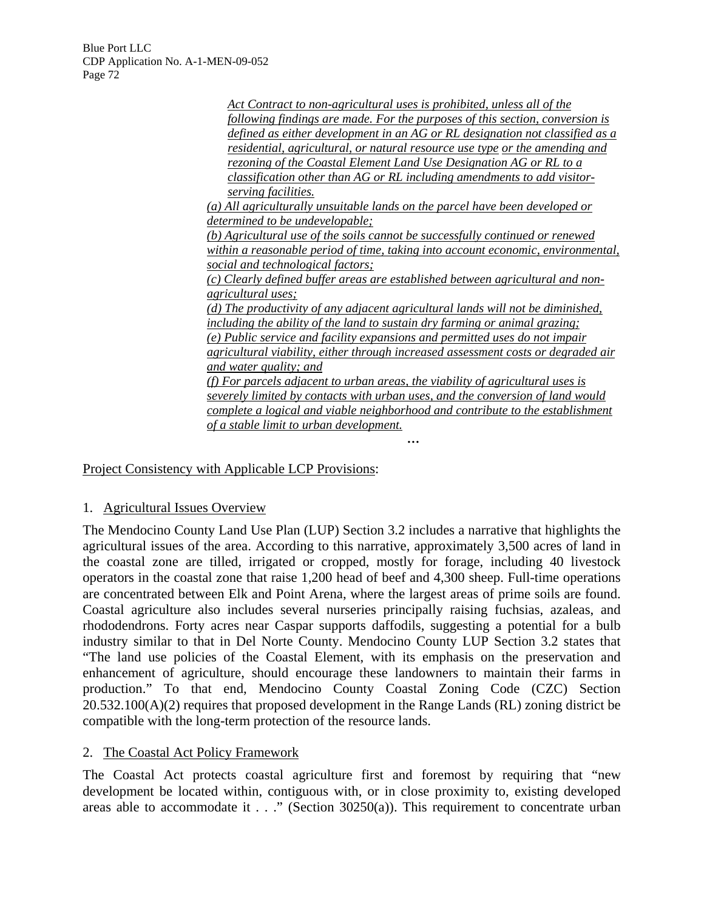*Act Contract to non-agricultural uses is prohibited, unless all of the following findings are made. For the purposes of this section, conversion is defined as either development in an AG or RL designation not classified as a residential, agricultural, or natural resource use type or the amending and rezoning of the Coastal Element Land Use Designation AG or RL to a classification other than AG or RL including amendments to add visitor-serving facilities.*

*(a) All agriculturally unsuitable lands on the parcel have been developed or determined to be undevelopable;*

*(b) Agricultural use of the soils cannot be successfully continued or renewed within a reasonable period of time, taking into account economic, environmental, social and technological factors;*

*(c) Clearly defined buffer areas are established between agricultural and non-agricultural uses;*

*(d) The productivity of any adjacent agricultural lands will not be diminished, including the ability of the land to sustain dry farming or animal grazing;*

*(e) Public service and facility expansions and permitted uses do not impair agricultural viability, either through increased assessment costs or degraded air and water quality; and*

*(f) For parcels adjacent to urban areas, the viability of agricultural uses is severely limited by contacts with urban uses, and the conversion of land would complete a logical and viable neighborhood and contribute to the establishment of a stable limit to urban development.*

…

Project Consistency with Applicable LCP Provisions:

1. Agricultural Issues Overview

The Mendocino County Land Use Plan (LUP) Section 3.2 includes a narrative that highlights the agricultural issues of the area. According to this narrative, approximately 3,500 acres of land in the coastal zone are tilled, irrigated or cropped, mostly for forage, including 40 livestock operators in the coastal zone that raise 1,200 head of beef and 4,300 sheep. Full-time operations are concentrated between Elk and Point Arena, where the largest areas of prime soils are found. Coastal agriculture also includes several nurseries principally raising fuchsias, azaleas, and rhododendrons. Forty acres near Caspar supports daffodils, suggesting a potential for a bulb industry similar to that in Del Norte County. Mendocino County LUP Section 3.2 states that "The land use policies of the Coastal Element, with its emphasis on the preservation and enhancement of agriculture, should encourage these landowners to maintain their farms in production." To that end, Mendocino County Coastal Zoning Code (CZC) Section 20.532.100(A)(2) requires that proposed development in the Range Lands (RL) zoning district be compatible with the long-term protection of the resource lands.

2. The Coastal Act Policy Framework

The Coastal Act protects coastal agriculture first and foremost by requiring that "new development be located within, contiguous with, or in close proximity to, existing developed areas able to accommodate it . . ." (Section 30250(a)). This requirement to concentrate urban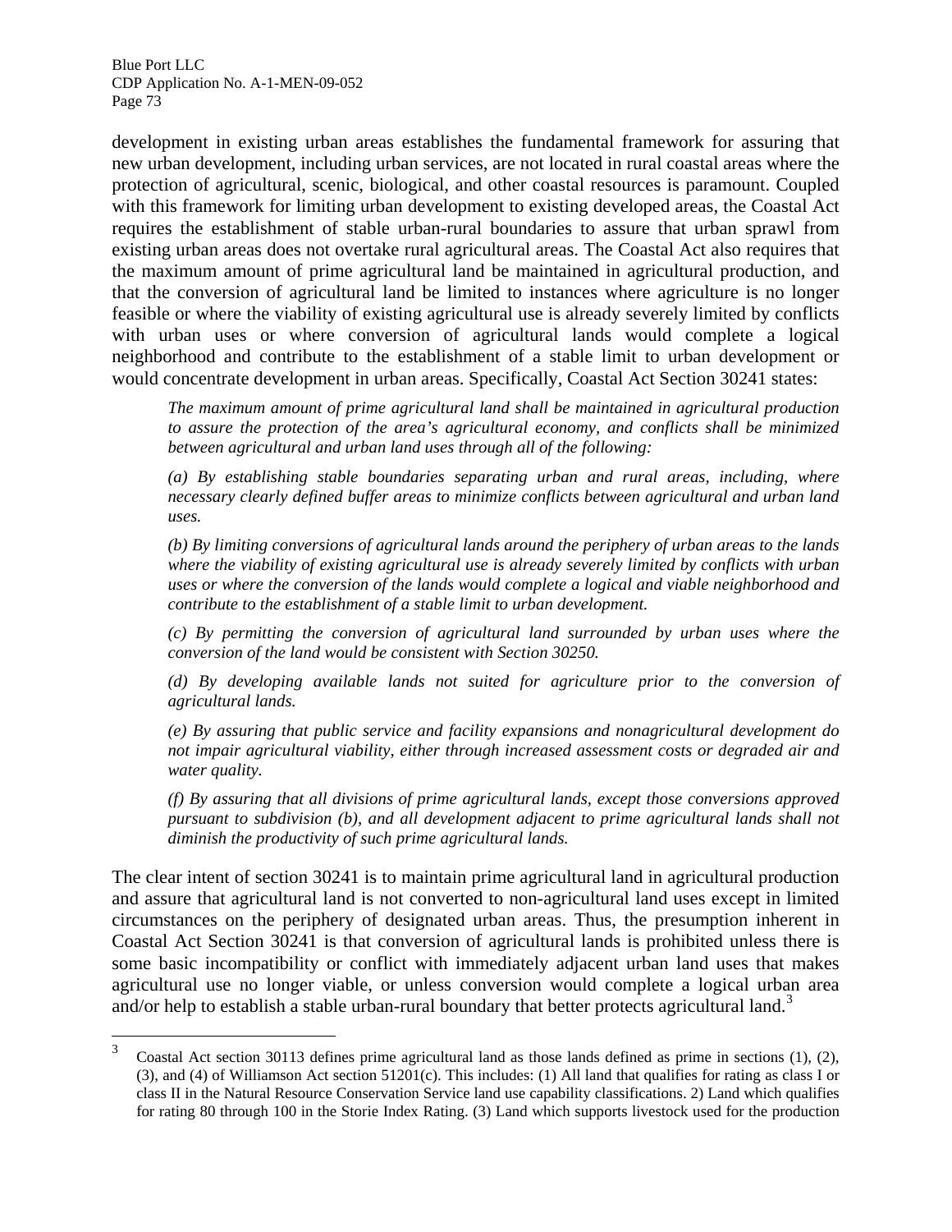development in existing urban areas establishes the fundamental framework for assuring that new urban development, including urban services, are not located in rural coastal areas where the protection of agricultural, scenic, biological, and other coastal resources is paramount. Coupled with this framework for limiting urban development to existing developed areas, the Coastal Act requires the establishment of stable urban-rural boundaries to assure that urban sprawl from existing urban areas does not overtake rural agricultural areas. The Coastal Act also requires that the maximum amount of prime agricultural land be maintained in agricultural production, and that the conversion of agricultural land be limited to instances where agriculture is no longer feasible or where the viability of existing agricultural use is already severely limited by conflicts with urban uses or where conversion of agricultural lands would complete a logical neighborhood and contribute to the establishment of a stable limit to urban development or would concentrate development in urban areas. Specifically, Coastal Act Section 30241 states:

> *The maximum amount of prime agricultural land shall be maintained in agricultural production to assure the protection of the area's agricultural economy, and conflicts shall be minimized between agricultural and urban land uses through all of the following:*
>
> *(a) By establishing stable boundaries separating urban and rural areas, including, where necessary clearly defined buffer areas to minimize conflicts between agricultural and urban land uses.*
>
> *(b) By limiting conversions of agricultural lands around the periphery of urban areas to the lands where the viability of existing agricultural use is already severely limited by conflicts with urban uses or where the conversion of the lands would complete a logical and viable neighborhood and contribute to the establishment of a stable limit to urban development.*
>
> *(c) By permitting the conversion of agricultural land surrounded by urban uses where the conversion of the land would be consistent with Section 30250.*
>
> *(d) By developing available lands not suited for agriculture prior to the conversion of agricultural lands.*
>
> *(e) By assuring that public service and facility expansions and nonagricultural development do not impair agricultural viability, either through increased assessment costs or degraded air and water quality.*
>
> *(f) By assuring that all divisions of prime agricultural lands, except those conversions approved pursuant to subdivision (b), and all development adjacent to prime agricultural lands shall not diminish the productivity of such prime agricultural lands.*

The clear intent of section 30241 is to maintain prime agricultural land in agricultural production and assure that agricultural land is not converted to non-agricultural land uses except in limited circumstances on the periphery of designated urban areas. Thus, the presumption inherent in Coastal Act Section 30241 is that conversion of agricultural lands is prohibited unless there is some basic incompatibility or conflict with immediately adjacent urban land uses that makes agricultural use no longer viable, or unless conversion would complete a logical urban area and/or help to establish a stable urban-rural boundary that better protects agricultural land.[3]

---

[3] Coastal Act section 30113 defines prime agricultural land as those lands defined as prime in sections (1), (2), (3), and (4) of Williamson Act section 51201(c). This includes: (1) All land that qualifies for rating as class I or class II in the Natural Resource Conservation Service land use capability classifications. 2) Land which qualifies for rating 80 through 100 in the Storie Index Rating. (3) Land which supports livestock used for the production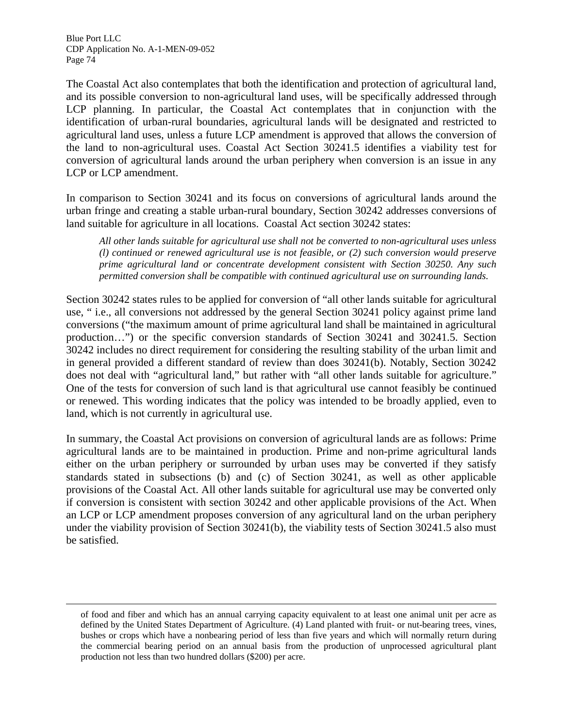The Coastal Act also contemplates that both the identification and protection of agricultural land, and its possible conversion to non-agricultural land uses, will be specifically addressed through LCP planning. In particular, the Coastal Act contemplates that in conjunction with the identification of urban-rural boundaries, agricultural lands will be designated and restricted to agricultural land uses, unless a future LCP amendment is approved that allows the conversion of the land to non-agricultural uses. Coastal Act Section 30241.5 identifies a viability test for conversion of agricultural lands around the urban periphery when conversion is an issue in any LCP or LCP amendment.

In comparison to Section 30241 and its focus on conversions of agricultural lands around the urban fringe and creating a stable urban-rural boundary, Section 30242 addresses conversions of land suitable for agriculture in all locations. Coastal Act section 30242 states:

> *All other lands suitable for agricultural use shall not be converted to non-agricultural uses unless (l) continued or renewed agricultural use is not feasible, or (2) such conversion would preserve prime agricultural land or concentrate development consistent with Section 30250. Any such permitted conversion shall be compatible with continued agricultural use on surrounding lands.*

Section 30242 states rules to be applied for conversion of "all other lands suitable for agricultural use, " i.e., all conversions not addressed by the general Section 30241 policy against prime land conversions ("the maximum amount of prime agricultural land shall be maintained in agricultural production…") or the specific conversion standards of Section 30241 and 30241.5. Section 30242 includes no direct requirement for considering the resulting stability of the urban limit and in general provided a different standard of review than does 30241(b). Notably, Section 30242 does not deal with "agricultural land," but rather with "all other lands suitable for agriculture." One of the tests for conversion of such land is that agricultural use cannot feasibly be continued or renewed. This wording indicates that the policy was intended to be broadly applied, even to land, which is not currently in agricultural use.

In summary, the Coastal Act provisions on conversion of agricultural lands are as follows: Prime agricultural lands are to be maintained in production. Prime and non-prime agricultural lands either on the urban periphery or surrounded by urban uses may be converted if they satisfy standards stated in subsections (b) and (c) of Section 30241, as well as other applicable provisions of the Coastal Act. All other lands suitable for agricultural use may be converted only if conversion is consistent with section 30242 and other applicable provisions of the Act. When an LCP or LCP amendment proposes conversion of any agricultural land on the urban periphery under the viability provision of Section 30241(b), the viability tests of Section 30241.5 also must be satisfied.

---

of food and fiber and which has an annual carrying capacity equivalent to at least one animal unit per acre as defined by the United States Department of Agriculture. (4) Land planted with fruit- or nut-bearing trees, vines, bushes or crops which have a nonbearing period of less than five years and which will normally return during the commercial bearing period on an annual basis from the production of unprocessed agricultural plant production not less than two hundred dollars ($200) per acre.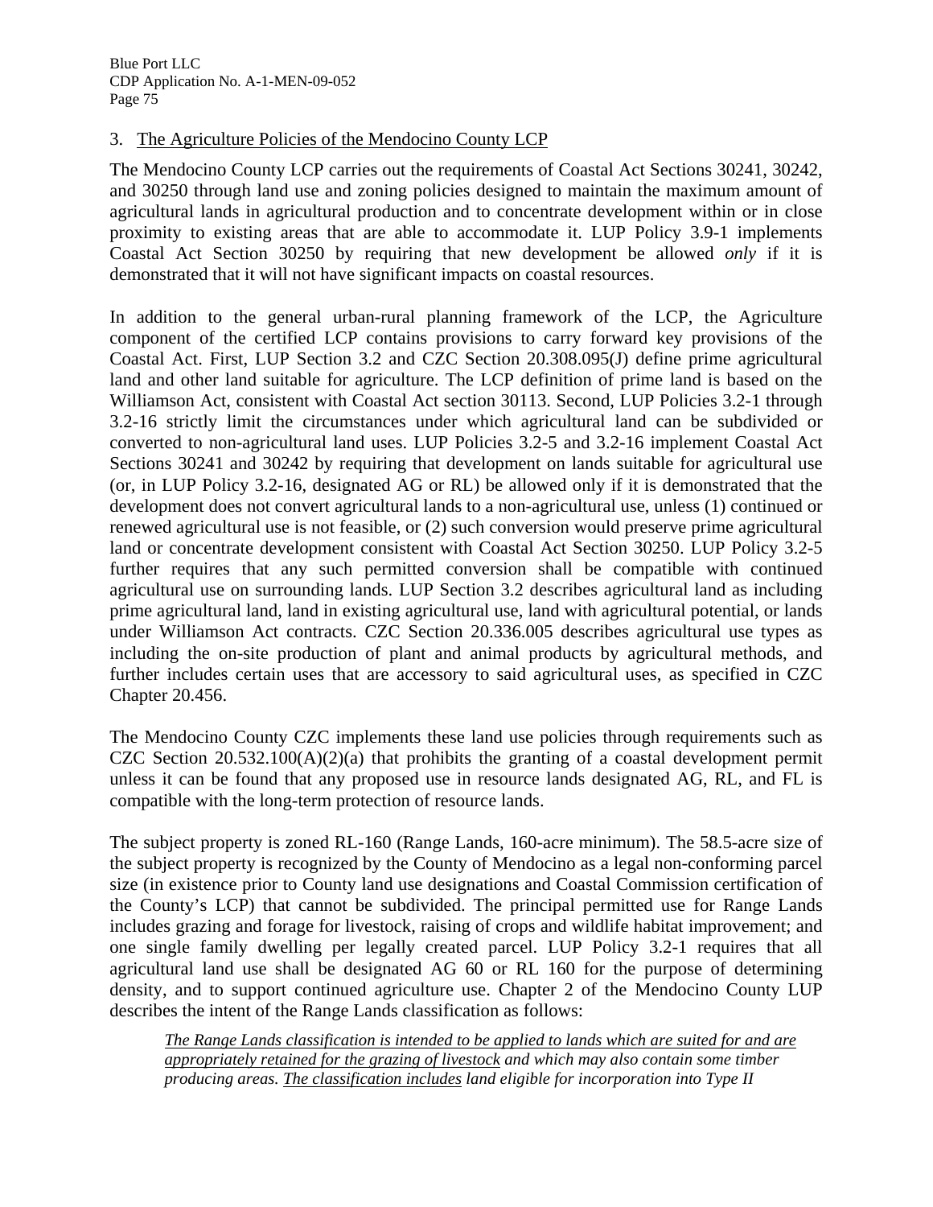3. <u>The Agriculture Policies of the Mendocino County LCP</u>

The Mendocino County LCP carries out the requirements of Coastal Act Sections 30241, 30242, and 30250 through land use and zoning policies designed to maintain the maximum amount of agricultural lands in agricultural production and to concentrate development within or in close proximity to existing areas that are able to accommodate it. LUP Policy 3.9-1 implements Coastal Act Section 30250 by requiring that new development be allowed *only* if it is demonstrated that it will not have significant impacts on coastal resources.

In addition to the general urban-rural planning framework of the LCP, the Agriculture component of the certified LCP contains provisions to carry forward key provisions of the Coastal Act. First, LUP Section 3.2 and CZC Section 20.308.095(J) define prime agricultural land and other land suitable for agriculture. The LCP definition of prime land is based on the Williamson Act, consistent with Coastal Act section 30113. Second, LUP Policies 3.2-1 through 3.2-16 strictly limit the circumstances under which agricultural land can be subdivided or converted to non-agricultural land uses. LUP Policies 3.2-5 and 3.2-16 implement Coastal Act Sections 30241 and 30242 by requiring that development on lands suitable for agricultural use (or, in LUP Policy 3.2-16, designated AG or RL) be allowed only if it is demonstrated that the development does not convert agricultural lands to a non-agricultural use, unless (1) continued or renewed agricultural use is not feasible, or (2) such conversion would preserve prime agricultural land or concentrate development consistent with Coastal Act Section 30250. LUP Policy 3.2-5 further requires that any such permitted conversion shall be compatible with continued agricultural use on surrounding lands. LUP Section 3.2 describes agricultural land as including prime agricultural land, land in existing agricultural use, land with agricultural potential, or lands under Williamson Act contracts. CZC Section 20.336.005 describes agricultural use types as including the on-site production of plant and animal products by agricultural methods, and further includes certain uses that are accessory to said agricultural uses, as specified in CZC Chapter 20.456.

The Mendocino County CZC implements these land use policies through requirements such as CZC Section 20.532.100(A)(2)(a) that prohibits the granting of a coastal development permit unless it can be found that any proposed use in resource lands designated AG, RL, and FL is compatible with the long-term protection of resource lands.

The subject property is zoned RL-160 (Range Lands, 160-acre minimum). The 58.5-acre size of the subject property is recognized by the County of Mendocino as a legal non-conforming parcel size (in existence prior to County land use designations and Coastal Commission certification of the County's LCP) that cannot be subdivided. The principal permitted use for Range Lands includes grazing and forage for livestock, raising of crops and wildlife habitat improvement; and one single family dwelling per legally created parcel. LUP Policy 3.2-1 requires that all agricultural land use shall be designated AG 60 or RL 160 for the purpose of determining density, and to support continued agriculture use. Chapter 2 of the Mendocino County LUP describes the intent of the Range Lands classification as follows:

> *<u>The Range Lands classification is intended to be applied to lands which are suited for and are appropriately retained for the grazing of livestock</u> and which may also contain some timber producing areas. <u>The classification includes</u> land eligible for incorporation into Type II*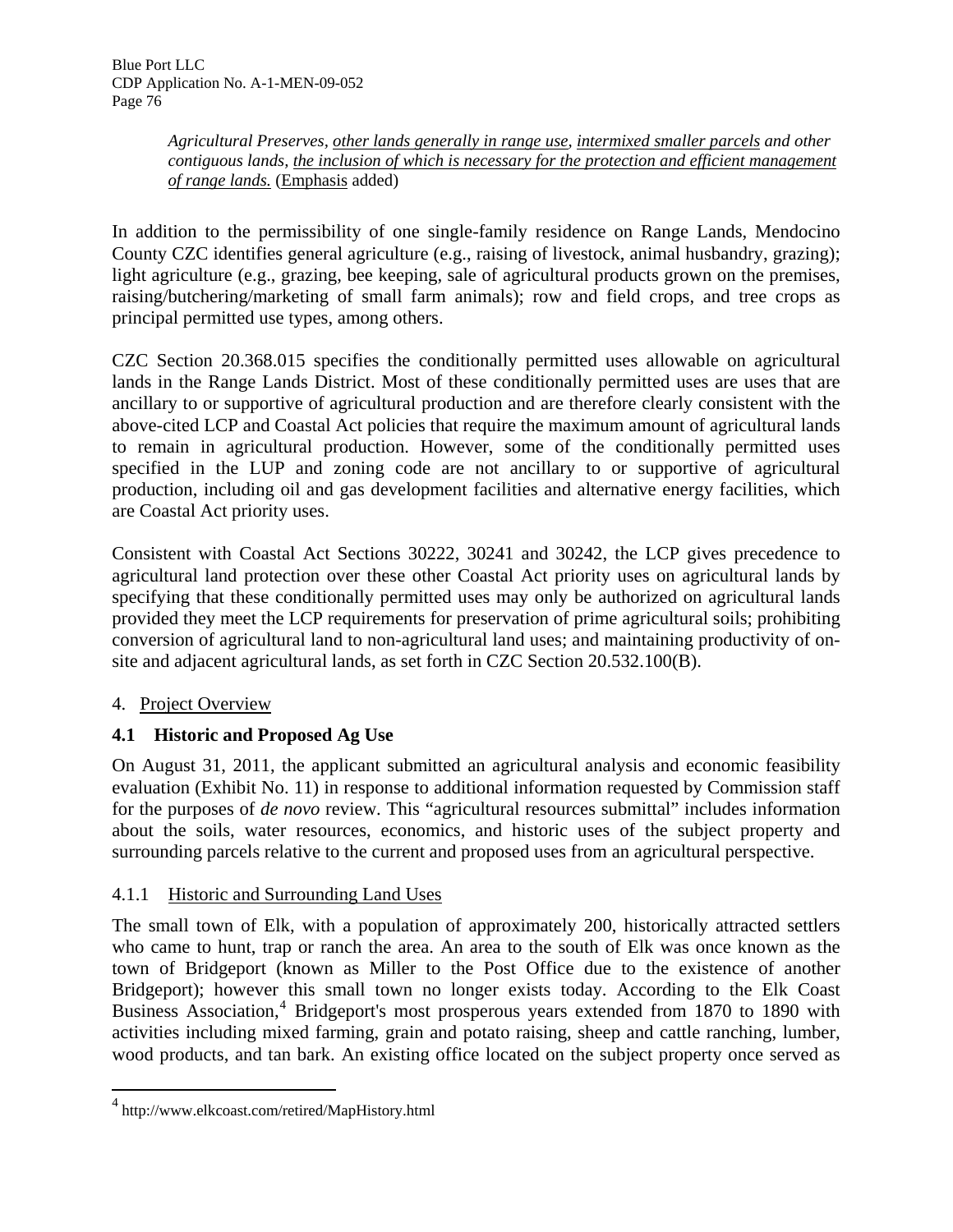*Agricultural Preserves*, *other lands generally in range use*, *intermixed smaller parcels* and other *contiguous lands*, *the inclusion of which is necessary for the protection and efficient management of range lands.* (Emphasis added)

In addition to the permissibility of one single-family residence on Range Lands, Mendocino County CZC identifies general agriculture (e.g., raising of livestock, animal husbandry, grazing); light agriculture (e.g., grazing, bee keeping, sale of agricultural products grown on the premises, raising/butchering/marketing of small farm animals); row and field crops, and tree crops as principal permitted use types, among others.

CZC Section 20.368.015 specifies the conditionally permitted uses allowable on agricultural lands in the Range Lands District. Most of these conditionally permitted uses are uses that are ancillary to or supportive of agricultural production and are therefore clearly consistent with the above-cited LCP and Coastal Act policies that require the maximum amount of agricultural lands to remain in agricultural production. However, some of the conditionally permitted uses specified in the LUP and zoning code are not ancillary to or supportive of agricultural production, including oil and gas development facilities and alternative energy facilities, which are Coastal Act priority uses.

Consistent with Coastal Act Sections 30222, 30241 and 30242, the LCP gives precedence to agricultural land protection over these other Coastal Act priority uses on agricultural lands by specifying that these conditionally permitted uses may only be authorized on agricultural lands provided they meet the LCP requirements for preservation of prime agricultural soils; prohibiting conversion of agricultural land to non-agricultural land uses; and maintaining productivity of on-site and adjacent agricultural lands, as set forth in CZC Section 20.532.100(B).

4. Project Overview

## 4.1 Historic and Proposed Ag Use

On August 31, 2011, the applicant submitted an agricultural analysis and economic feasibility evaluation (Exhibit No. 11) in response to additional information requested by Commission staff for the purposes of *de novo* review. This "agricultural resources submittal" includes information about the soils, water resources, economics, and historic uses of the subject property and surrounding parcels relative to the current and proposed uses from an agricultural perspective.

### 4.1.1 Historic and Surrounding Land Uses

The small town of Elk, with a population of approximately 200, historically attracted settlers who came to hunt, trap or ranch the area. An area to the south of Elk was once known as the town of Bridgeport (known as Miller to the Post Office due to the existence of another Bridgeport); however this small town no longer exists today. According to the Elk Coast Business Association,[4] Bridgeport's most prosperous years extended from 1870 to 1890 with activities including mixed farming, grain and potato raising, sheep and cattle ranching, lumber, wood products, and tan bark. An existing office located on the subject property once served as

[4] http://www.elkcoast.com/retired/MapHistory.html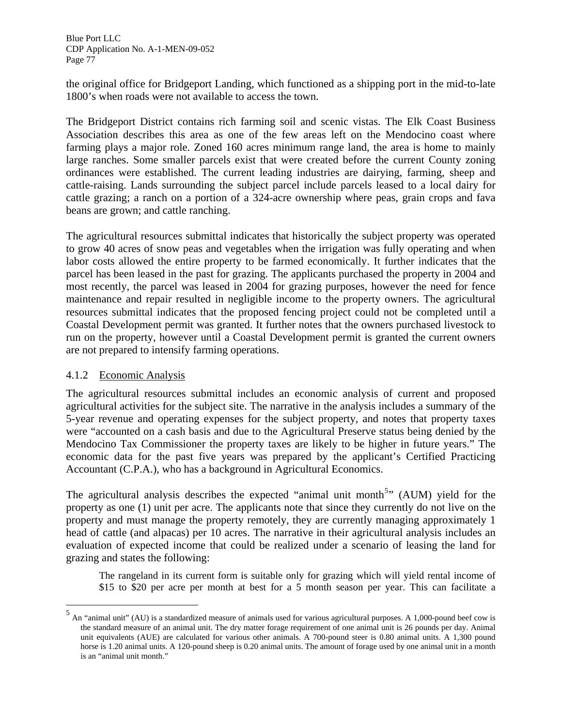the original office for Bridgeport Landing, which functioned as a shipping port in the mid-to-late 1800's when roads were not available to access the town.

The Bridgeport District contains rich farming soil and scenic vistas. The Elk Coast Business Association describes this area as one of the few areas left on the Mendocino coast where farming plays a major role. Zoned 160 acres minimum range land, the area is home to mainly large ranches. Some smaller parcels exist that were created before the current County zoning ordinances were established. The current leading industries are dairying, farming, sheep and cattle-raising. Lands surrounding the subject parcel include parcels leased to a local dairy for cattle grazing; a ranch on a portion of a 324-acre ownership where peas, grain crops and fava beans are grown; and cattle ranching.

The agricultural resources submittal indicates that historically the subject property was operated to grow 40 acres of snow peas and vegetables when the irrigation was fully operating and when labor costs allowed the entire property to be farmed economically. It further indicates that the parcel has been leased in the past for grazing. The applicants purchased the property in 2004 and most recently, the parcel was leased in 2004 for grazing purposes, however the need for fence maintenance and repair resulted in negligible income to the property owners. The agricultural resources submittal indicates that the proposed fencing project could not be completed until a Coastal Development permit was granted. It further notes that the owners purchased livestock to run on the property, however until a Coastal Development permit is granted the current owners are not prepared to intensify farming operations.

### 4.1.2 Economic Analysis

The agricultural resources submittal includes an economic analysis of current and proposed agricultural activities for the subject site. The narrative in the analysis includes a summary of the 5-year revenue and operating expenses for the subject property, and notes that property taxes were "accounted on a cash basis and due to the Agricultural Preserve status being denied by the Mendocino Tax Commissioner the property taxes are likely to be higher in future years." The economic data for the past five years was prepared by the applicant's Certified Practicing Accountant (C.P.A.), who has a background in Agricultural Economics.

The agricultural analysis describes the expected "animal unit month[5]" (AUM) yield for the property as one (1) unit per acre. The applicants note that since they currently do not live on the property and must manage the property remotely, they are currently managing approximately 1 head of cattle (and alpacas) per 10 acres. The narrative in their agricultural analysis includes an evaluation of expected income that could be realized under a scenario of leasing the land for grazing and states the following:

> The rangeland in its current form is suitable only for grazing which will yield rental income of \$15 to \$20 per acre per month at best for a 5 month season per year. This can facilitate a

[5] An "animal unit" (AU) is a standardized measure of animals used for various agricultural purposes. A 1,000-pound beef cow is the standard measure of an animal unit. The dry matter forage requirement of one animal unit is 26 pounds per day. Animal unit equivalents (AUE) are calculated for various other animals. A 700-pound steer is 0.80 animal units. A 1,300 pound horse is 1.20 animal units. A 120-pound sheep is 0.20 animal units. The amount of forage used by one animal unit in a month is an "animal unit month."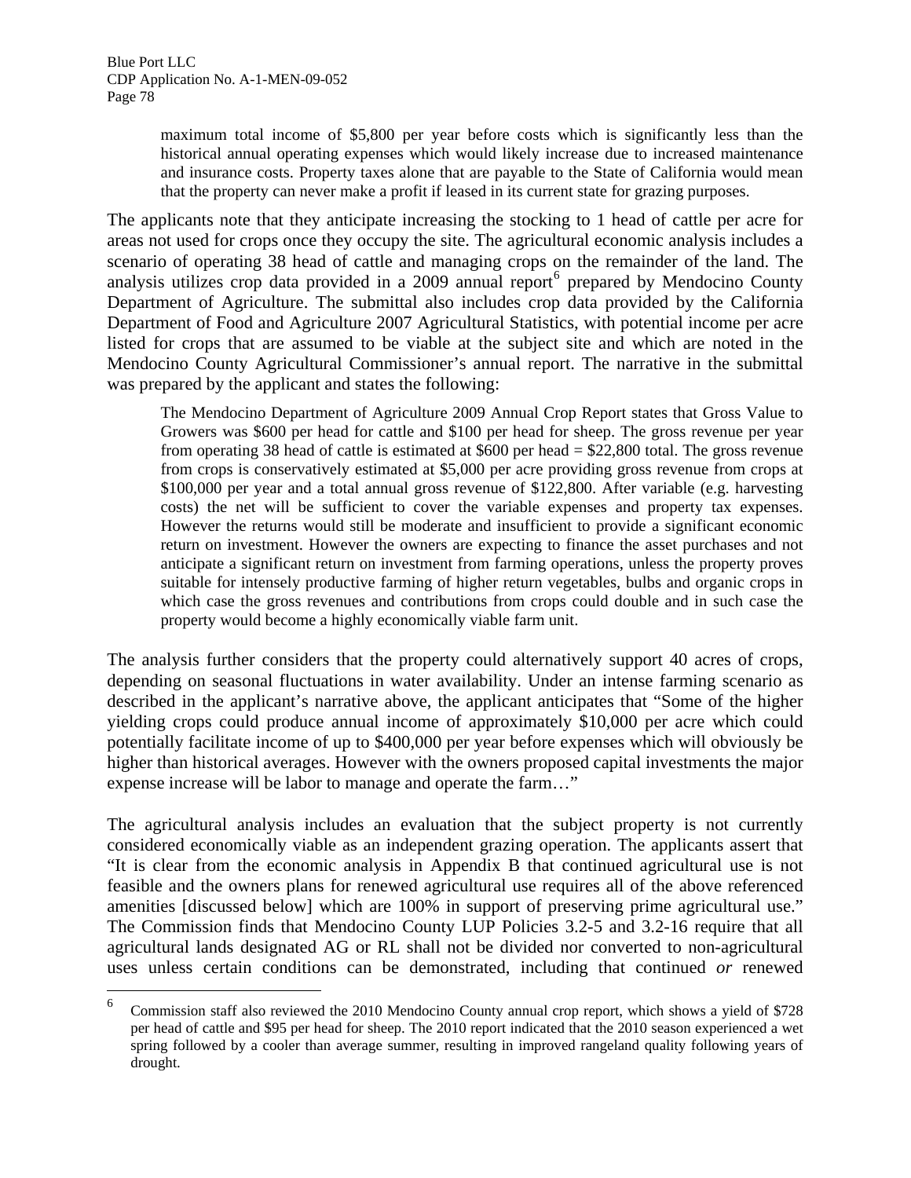> maximum total income of $5,800 per year before costs which is significantly less than the historical annual operating expenses which would likely increase due to increased maintenance and insurance costs. Property taxes alone that are payable to the State of California would mean that the property can never make a profit if leased in its current state for grazing purposes.

The applicants note that they anticipate increasing the stocking to 1 head of cattle per acre for areas not used for crops once they occupy the site. The agricultural economic analysis includes a scenario of operating 38 head of cattle and managing crops on the remainder of the land. The analysis utilizes crop data provided in a 2009 annual report[6] prepared by Mendocino County Department of Agriculture. The submittal also includes crop data provided by the California Department of Food and Agriculture 2007 Agricultural Statistics, with potential income per acre listed for crops that are assumed to be viable at the subject site and which are noted in the Mendocino County Agricultural Commissioner's annual report. The narrative in the submittal was prepared by the applicant and states the following:

> The Mendocino Department of Agriculture 2009 Annual Crop Report states that Gross Value to Growers was $600 per head for cattle and $100 per head for sheep. The gross revenue per year from operating 38 head of cattle is estimated at $600 per head = $22,800 total. The gross revenue from crops is conservatively estimated at $5,000 per acre providing gross revenue from crops at $100,000 per year and a total annual gross revenue of $122,800. After variable (e.g. harvesting costs) the net will be sufficient to cover the variable expenses and property tax expenses. However the returns would still be moderate and insufficient to provide a significant economic return on investment. However the owners are expecting to finance the asset purchases and not anticipate a significant return on investment from farming operations, unless the property proves suitable for intensely productive farming of higher return vegetables, bulbs and organic crops in which case the gross revenues and contributions from crops could double and in such case the property would become a highly economically viable farm unit.

The analysis further considers that the property could alternatively support 40 acres of crops, depending on seasonal fluctuations in water availability. Under an intense farming scenario as described in the applicant's narrative above, the applicant anticipates that "Some of the higher yielding crops could produce annual income of approximately $10,000 per acre which could potentially facilitate income of up to $400,000 per year before expenses which will obviously be higher than historical averages. However with the owners proposed capital investments the major expense increase will be labor to manage and operate the farm…"

The agricultural analysis includes an evaluation that the subject property is not currently considered economically viable as an independent grazing operation. The applicants assert that "It is clear from the economic analysis in Appendix B that continued agricultural use is not feasible and the owners plans for renewed agricultural use requires all of the above referenced amenities [discussed below] which are 100% in support of preserving prime agricultural use." The Commission finds that Mendocino County LUP Policies 3.2-5 and 3.2-16 require that all agricultural lands designated AG or RL shall not be divided nor converted to non-agricultural uses unless certain conditions can be demonstrated, including that continued *or* renewed

---

[6] Commission staff also reviewed the 2010 Mendocino County annual crop report, which shows a yield of $728 per head of cattle and $95 per head for sheep. The 2010 report indicated that the 2010 season experienced a wet spring followed by a cooler than average summer, resulting in improved rangeland quality following years of drought.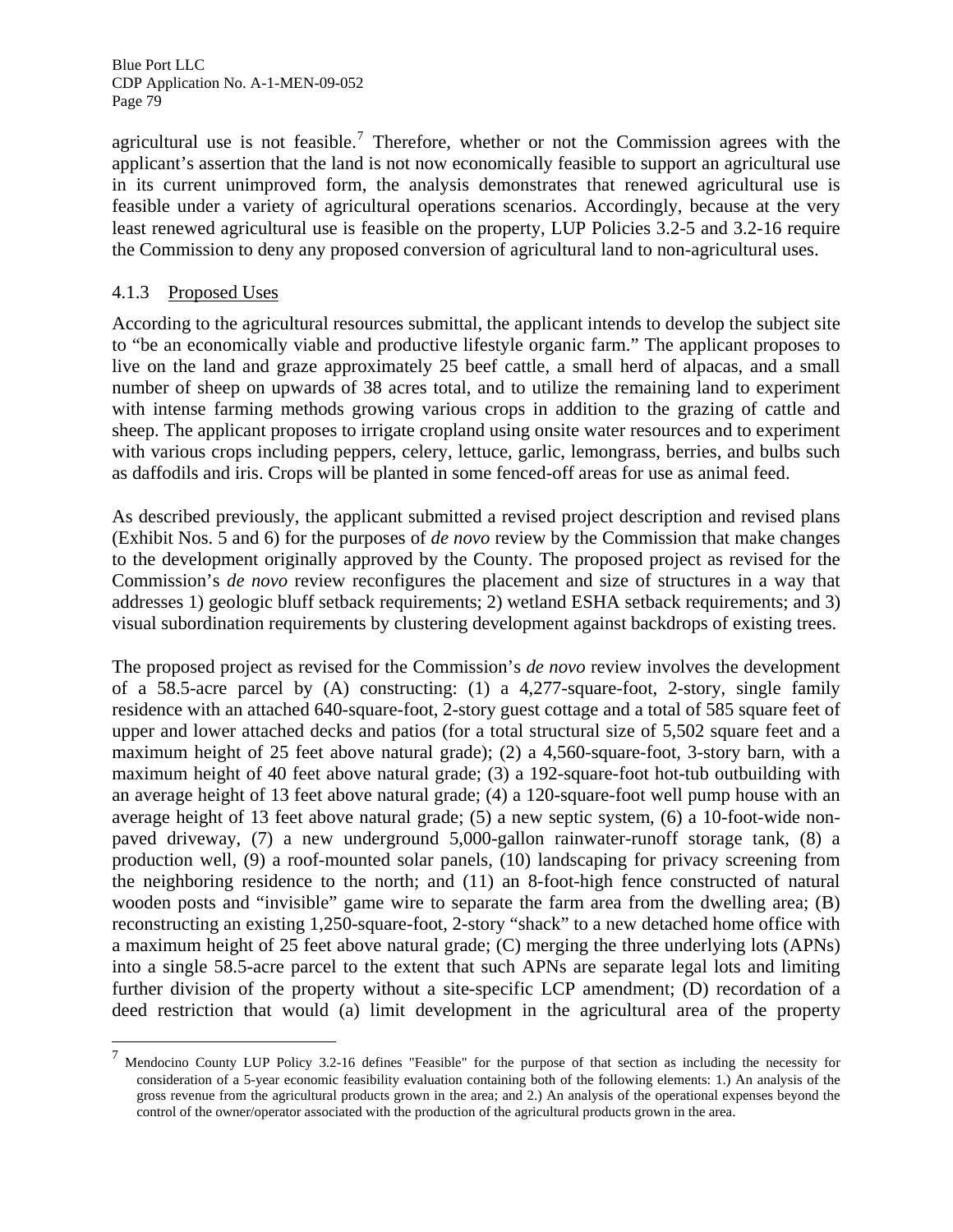agricultural use is not feasible.[7] Therefore, whether or not the Commission agrees with the applicant's assertion that the land is not now economically feasible to support an agricultural use in its current unimproved form, the analysis demonstrates that renewed agricultural use is feasible under a variety of agricultural operations scenarios. Accordingly, because at the very least renewed agricultural use is feasible on the property, LUP Policies 3.2-5 and 3.2-16 require the Commission to deny any proposed conversion of agricultural land to non-agricultural uses.

### 4.1.3 Proposed Uses

According to the agricultural resources submittal, the applicant intends to develop the subject site to "be an economically viable and productive lifestyle organic farm." The applicant proposes to live on the land and graze approximately 25 beef cattle, a small herd of alpacas, and a small number of sheep on upwards of 38 acres total, and to utilize the remaining land to experiment with intense farming methods growing various crops in addition to the grazing of cattle and sheep. The applicant proposes to irrigate cropland using onsite water resources and to experiment with various crops including peppers, celery, lettuce, garlic, lemongrass, berries, and bulbs such as daffodils and iris. Crops will be planted in some fenced-off areas for use as animal feed.

As described previously, the applicant submitted a revised project description and revised plans (Exhibit Nos. 5 and 6) for the purposes of *de novo* review by the Commission that make changes to the development originally approved by the County. The proposed project as revised for the Commission's *de novo* review reconfigures the placement and size of structures in a way that addresses 1) geologic bluff setback requirements; 2) wetland ESHA setback requirements; and 3) visual subordination requirements by clustering development against backdrops of existing trees.

The proposed project as revised for the Commission's *de novo* review involves the development of a 58.5-acre parcel by (A) constructing: (1) a 4,277-square-foot, 2-story, single family residence with an attached 640-square-foot, 2-story guest cottage and a total of 585 square feet of upper and lower attached decks and patios (for a total structural size of 5,502 square feet and a maximum height of 25 feet above natural grade); (2) a 4,560-square-foot, 3-story barn, with a maximum height of 40 feet above natural grade; (3) a 192-square-foot hot-tub outbuilding with an average height of 13 feet above natural grade; (4) a 120-square-foot well pump house with an average height of 13 feet above natural grade; (5) a new septic system, (6) a 10-foot-wide non-paved driveway, (7) a new underground 5,000-gallon rainwater-runoff storage tank, (8) a production well, (9) a roof-mounted solar panels, (10) landscaping for privacy screening from the neighboring residence to the north; and (11) an 8-foot-high fence constructed of natural wooden posts and "invisible" game wire to separate the farm area from the dwelling area; (B) reconstructing an existing 1,250-square-foot, 2-story "shack" to a new detached home office with a maximum height of 25 feet above natural grade; (C) merging the three underlying lots (APNs) into a single 58.5-acre parcel to the extent that such APNs are separate legal lots and limiting further division of the property without a site-specific LCP amendment; (D) recordation of a deed restriction that would (a) limit development in the agricultural area of the property

---

[7] Mendocino County LUP Policy 3.2-16 defines "Feasible" for the purpose of that section as including the necessity for consideration of a 5-year economic feasibility evaluation containing both of the following elements: 1.) An analysis of the gross revenue from the agricultural products grown in the area; and 2.) An analysis of the operational expenses beyond the control of the owner/operator associated with the production of the agricultural products grown in the area.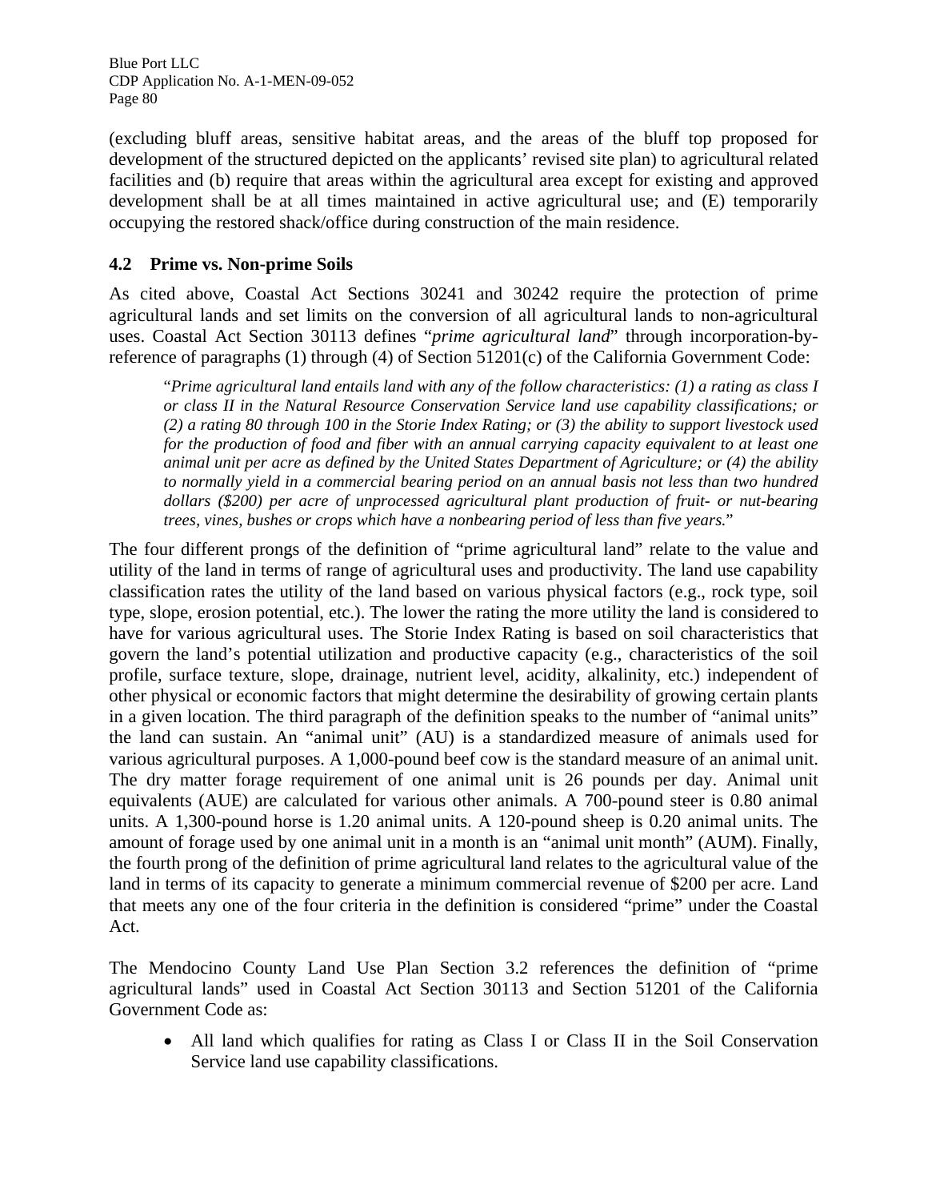(excluding bluff areas, sensitive habitat areas, and the areas of the bluff top proposed for development of the structured depicted on the applicants' revised site plan) to agricultural related facilities and (b) require that areas within the agricultural area except for existing and approved development shall be at all times maintained in active agricultural use; and (E) temporarily occupying the restored shack/office during construction of the main residence.

## 4.2 Prime vs. Non-prime Soils

As cited above, Coastal Act Sections 30241 and 30242 require the protection of prime agricultural lands and set limits on the conversion of all agricultural lands to non-agricultural uses. Coastal Act Section 30113 defines "*prime agricultural land*" through incorporation-by-reference of paragraphs (1) through (4) of Section 51201(c) of the California Government Code:

> "*Prime agricultural land entails land with any of the follow characteristics: (1) a rating as class I or class II in the Natural Resource Conservation Service land use capability classifications; or (2) a rating 80 through 100 in the Storie Index Rating; or (3) the ability to support livestock used for the production of food and fiber with an annual carrying capacity equivalent to at least one animal unit per acre as defined by the United States Department of Agriculture; or (4) the ability to normally yield in a commercial bearing period on an annual basis not less than two hundred dollars ($200) per acre of unprocessed agricultural plant production of fruit- or nut-bearing trees, vines, bushes or crops which have a nonbearing period of less than five years.*"

The four different prongs of the definition of "prime agricultural land" relate to the value and utility of the land in terms of range of agricultural uses and productivity. The land use capability classification rates the utility of the land based on various physical factors (e.g., rock type, soil type, slope, erosion potential, etc.). The lower the rating the more utility the land is considered to have for various agricultural uses. The Storie Index Rating is based on soil characteristics that govern the land's potential utilization and productive capacity (e.g., characteristics of the soil profile, surface texture, slope, drainage, nutrient level, acidity, alkalinity, etc.) independent of other physical or economic factors that might determine the desirability of growing certain plants in a given location. The third paragraph of the definition speaks to the number of "animal units" the land can sustain. An "animal unit" (AU) is a standardized measure of animals used for various agricultural purposes. A 1,000-pound beef cow is the standard measure of an animal unit. The dry matter forage requirement of one animal unit is 26 pounds per day. Animal unit equivalents (AUE) are calculated for various other animals. A 700-pound steer is 0.80 animal units. A 1,300-pound horse is 1.20 animal units. A 120-pound sheep is 0.20 animal units. The amount of forage used by one animal unit in a month is an "animal unit month" (AUM). Finally, the fourth prong of the definition of prime agricultural land relates to the agricultural value of the land in terms of its capacity to generate a minimum commercial revenue of $200 per acre. Land that meets any one of the four criteria in the definition is considered "prime" under the Coastal Act.

The Mendocino County Land Use Plan Section 3.2 references the definition of "prime agricultural lands" used in Coastal Act Section 30113 and Section 51201 of the California Government Code as:

- All land which qualifies for rating as Class I or Class II in the Soil Conservation Service land use capability classifications.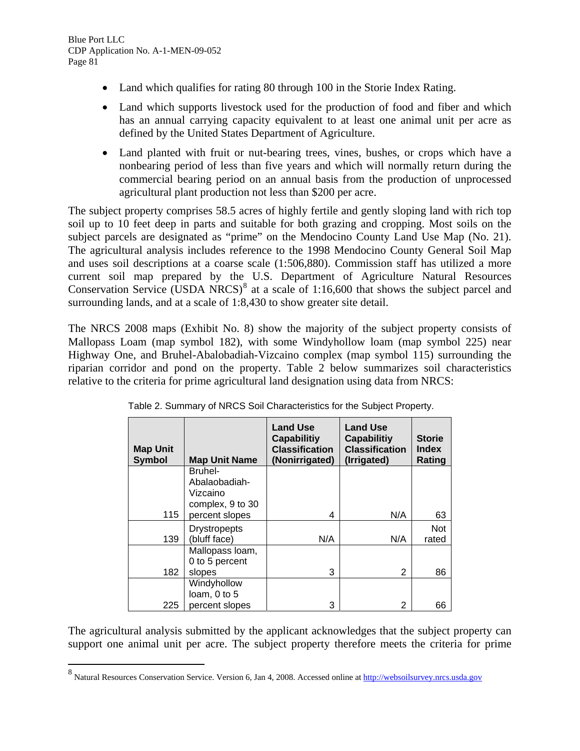- Land which qualifies for rating 80 through 100 in the Storie Index Rating.
- Land which supports livestock used for the production of food and fiber and which has an annual carrying capacity equivalent to at least one animal unit per acre as defined by the United States Department of Agriculture.
- Land planted with fruit or nut-bearing trees, vines, bushes, or crops which have a nonbearing period of less than five years and which will normally return during the commercial bearing period on an annual basis from the production of unprocessed agricultural plant production not less than $200 per acre.

The subject property comprises 58.5 acres of highly fertile and gently sloping land with rich top soil up to 10 feet deep in parts and suitable for both grazing and cropping. Most soils on the subject parcels are designated as "prime" on the Mendocino County Land Use Map (No. 21). The agricultural analysis includes reference to the 1998 Mendocino County General Soil Map and uses soil descriptions at a coarse scale (1:506,880). Commission staff has utilized a more current soil map prepared by the U.S. Department of Agriculture Natural Resources Conservation Service (USDA NRCS)[8] at a scale of 1:16,600 that shows the subject parcel and surrounding lands, and at a scale of 1:8,430 to show greater site detail.

The NRCS 2008 maps (Exhibit No. 8) show the majority of the subject property consists of Mallopass Loam (map symbol 182), with some Windyhollow loam (map symbol 225) near Highway One, and Bruhel-Abalobadiah-Vizcaino complex (map symbol 115) surrounding the riparian corridor and pond on the property. Table 2 below summarizes soil characteristics relative to the criteria for prime agricultural land designation using data from NRCS:

Table 2. Summary of NRCS Soil Characteristics for the Subject Property.

| Map Unit Symbol | Map Unit Name | Land Use Capabilitiy Classification (Nonirrigated) | Land Use Capabilitiy Classification (Irrigated) | Storie Index Rating |
|---|---|---|---|---|
| 115 | Bruhel-Abalaobadiah-Vizcaino complex, 9 to 30 percent slopes | 4 | N/A | 63 |
| 139 | Drystropepts (bluff face) | N/A | N/A | Not rated |
| 182 | Mallopass loam, 0 to 5 percent slopes | 3 | 2 | 86 |
| 225 | Windyhollow loam, 0 to 5 percent slopes | 3 | 2 | 66 |

The agricultural analysis submitted by the applicant acknowledges that the subject property can support one animal unit per acre. The subject property therefore meets the criteria for prime

[8] Natural Resources Conservation Service. Version 6, Jan 4, 2008. Accessed online at http://websoilsurvey.nrcs.usda.gov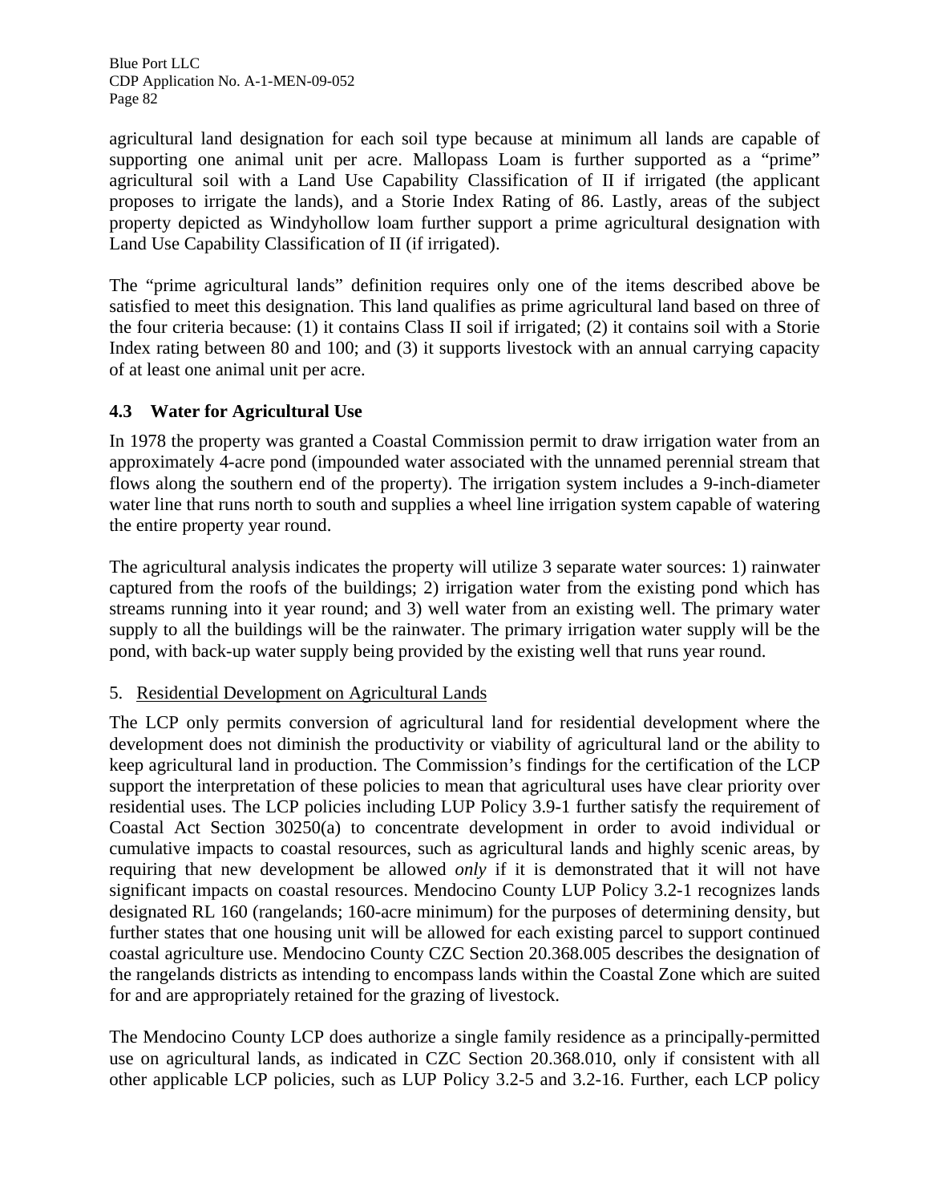agricultural land designation for each soil type because at minimum all lands are capable of supporting one animal unit per acre. Mallopass Loam is further supported as a "prime" agricultural soil with a Land Use Capability Classification of II if irrigated (the applicant proposes to irrigate the lands), and a Storie Index Rating of 86. Lastly, areas of the subject property depicted as Windyhollow loam further support a prime agricultural designation with Land Use Capability Classification of II (if irrigated).

The "prime agricultural lands" definition requires only one of the items described above be satisfied to meet this designation. This land qualifies as prime agricultural land based on three of the four criteria because: (1) it contains Class II soil if irrigated; (2) it contains soil with a Storie Index rating between 80 and 100; and (3) it supports livestock with an annual carrying capacity of at least one animal unit per acre.

### 4.3 Water for Agricultural Use

In 1978 the property was granted a Coastal Commission permit to draw irrigation water from an approximately 4-acre pond (impounded water associated with the unnamed perennial stream that flows along the southern end of the property). The irrigation system includes a 9-inch-diameter water line that runs north to south and supplies a wheel line irrigation system capable of watering the entire property year round.

The agricultural analysis indicates the property will utilize 3 separate water sources: 1) rainwater captured from the roofs of the buildings; 2) irrigation water from the existing pond which has streams running into it year round; and 3) well water from an existing well. The primary water supply to all the buildings will be the rainwater. The primary irrigation water supply will be the pond, with back-up water supply being provided by the existing well that runs year round.

## 5. Residential Development on Agricultural Lands

The LCP only permits conversion of agricultural land for residential development where the development does not diminish the productivity or viability of agricultural land or the ability to keep agricultural land in production. The Commission's findings for the certification of the LCP support the interpretation of these policies to mean that agricultural uses have clear priority over residential uses. The LCP policies including LUP Policy 3.9-1 further satisfy the requirement of Coastal Act Section 30250(a) to concentrate development in order to avoid individual or cumulative impacts to coastal resources, such as agricultural lands and highly scenic areas, by requiring that new development be allowed *only* if it is demonstrated that it will not have significant impacts on coastal resources. Mendocino County LUP Policy 3.2-1 recognizes lands designated RL 160 (rangelands; 160-acre minimum) for the purposes of determining density, but further states that one housing unit will be allowed for each existing parcel to support continued coastal agriculture use. Mendocino County CZC Section 20.368.005 describes the designation of the rangelands districts as intending to encompass lands within the Coastal Zone which are suited for and are appropriately retained for the grazing of livestock.

The Mendocino County LCP does authorize a single family residence as a principally-permitted use on agricultural lands, as indicated in CZC Section 20.368.010, only if consistent with all other applicable LCP policies, such as LUP Policy 3.2-5 and 3.2-16. Further, each LCP policy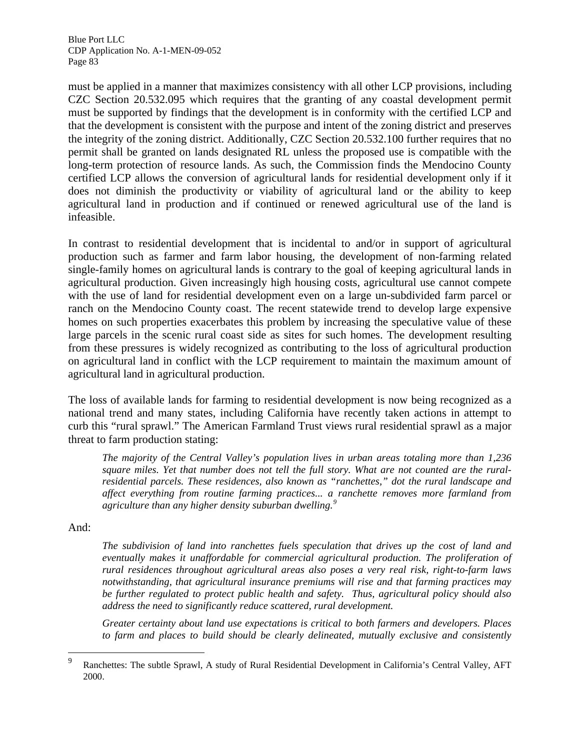must be applied in a manner that maximizes consistency with all other LCP provisions, including CZC Section 20.532.095 which requires that the granting of any coastal development permit must be supported by findings that the development is in conformity with the certified LCP and that the development is consistent with the purpose and intent of the zoning district and preserves the integrity of the zoning district. Additionally, CZC Section 20.532.100 further requires that no permit shall be granted on lands designated RL unless the proposed use is compatible with the long-term protection of resource lands. As such, the Commission finds the Mendocino County certified LCP allows the conversion of agricultural lands for residential development only if it does not diminish the productivity or viability of agricultural land or the ability to keep agricultural land in production and if continued or renewed agricultural use of the land is infeasible.

In contrast to residential development that is incidental to and/or in support of agricultural production such as farmer and farm labor housing, the development of non-farming related single-family homes on agricultural lands is contrary to the goal of keeping agricultural lands in agricultural production. Given increasingly high housing costs, agricultural use cannot compete with the use of land for residential development even on a large un-subdivided farm parcel or ranch on the Mendocino County coast. The recent statewide trend to develop large expensive homes on such properties exacerbates this problem by increasing the speculative value of these large parcels in the scenic rural coast side as sites for such homes. The development resulting from these pressures is widely recognized as contributing to the loss of agricultural production on agricultural land in conflict with the LCP requirement to maintain the maximum amount of agricultural land in agricultural production.

The loss of available lands for farming to residential development is now being recognized as a national trend and many states, including California have recently taken actions in attempt to curb this "rural sprawl." The American Farmland Trust views rural residential sprawl as a major threat to farm production stating:

> *The majority of the Central Valley's population lives in urban areas totaling more than 1,236 square miles. Yet that number does not tell the full story. What are not counted are the rural-residential parcels. These residences, also known as "ranchettes," dot the rural landscape and affect everything from routine farming practices... a ranchette removes more farmland from agriculture than any higher density suburban dwelling.*[9]

And:

> *The subdivision of land into ranchettes fuels speculation that drives up the cost of land and eventually makes it unaffordable for commercial agricultural production. The proliferation of rural residences throughout agricultural areas also poses a very real risk, right-to-farm laws notwithstanding, that agricultural insurance premiums will rise and that farming practices may be further regulated to protect public health and safety. Thus, agricultural policy should also address the need to significantly reduce scattered, rural development.*
>
> *Greater certainty about land use expectations is critical to both farmers and developers. Places to farm and places to build should be clearly delineated, mutually exclusive and consistently*

---

[9] Ranchettes: The subtle Sprawl, A study of Rural Residential Development in California's Central Valley, AFT 2000.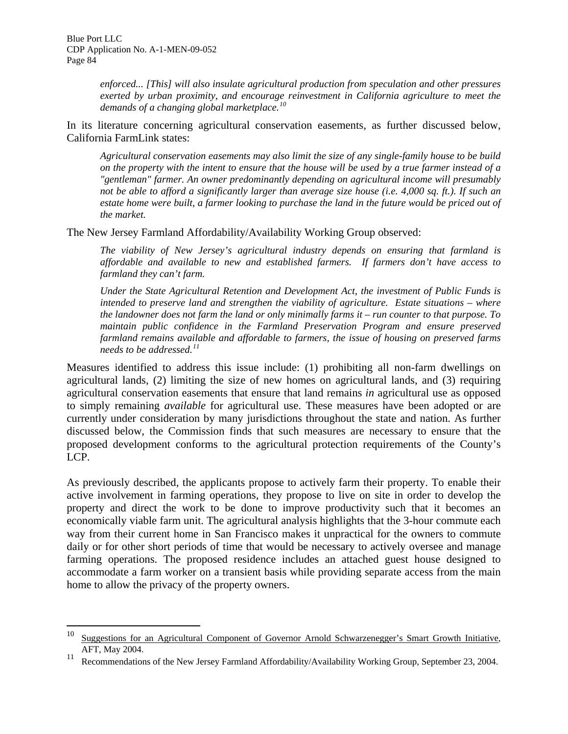> *enforced... [This] will also insulate agricultural production from speculation and other pressures exerted by urban proximity, and encourage reinvestment in California agriculture to meet the demands of a changing global marketplace.*[10]

In its literature concerning agricultural conservation easements, as further discussed below, California FarmLink states:

> *Agricultural conservation easements may also limit the size of any single-family house to be build on the property with the intent to ensure that the house will be used by a true farmer instead of a "gentleman" farmer. An owner predominantly depending on agricultural income will presumably not be able to afford a significantly larger than average size house (i.e. 4,000 sq. ft.). If such an estate home were built, a farmer looking to purchase the land in the future would be priced out of the market.*

The New Jersey Farmland Affordability/Availability Working Group observed:

> *The viability of New Jersey's agricultural industry depends on ensuring that farmland is affordable and available to new and established farmers. If farmers don't have access to farmland they can't farm.*
>
> *Under the State Agricultural Retention and Development Act, the investment of Public Funds is intended to preserve land and strengthen the viability of agriculture. Estate situations – where the landowner does not farm the land or only minimally farms it – run counter to that purpose. To maintain public confidence in the Farmland Preservation Program and ensure preserved farmland remains available and affordable to farmers, the issue of housing on preserved farms needs to be addressed.*[11]

Measures identified to address this issue include: (1) prohibiting all non-farm dwellings on agricultural lands, (2) limiting the size of new homes on agricultural lands, and (3) requiring agricultural conservation easements that ensure that land remains *in* agricultural use as opposed to simply remaining *available* for agricultural use. These measures have been adopted or are currently under consideration by many jurisdictions throughout the state and nation. As further discussed below, the Commission finds that such measures are necessary to ensure that the proposed development conforms to the agricultural protection requirements of the County's LCP.

As previously described, the applicants propose to actively farm their property. To enable their active involvement in farming operations, they propose to live on site in order to develop the property and direct the work to be done to improve productivity such that it becomes an economically viable farm unit. The agricultural analysis highlights that the 3-hour commute each way from their current home in San Francisco makes it unpractical for the owners to commute daily or for other short periods of time that would be necessary to actively oversee and manage farming operations. The proposed residence includes an attached guest house designed to accommodate a farm worker on a transient basis while providing separate access from the main home to allow the privacy of the property owners.

---

[10] Suggestions for an Agricultural Component of Governor Arnold Schwarzenegger's Smart Growth Initiative, AFT, May 2004.

[11] Recommendations of the New Jersey Farmland Affordability/Availability Working Group, September 23, 2004.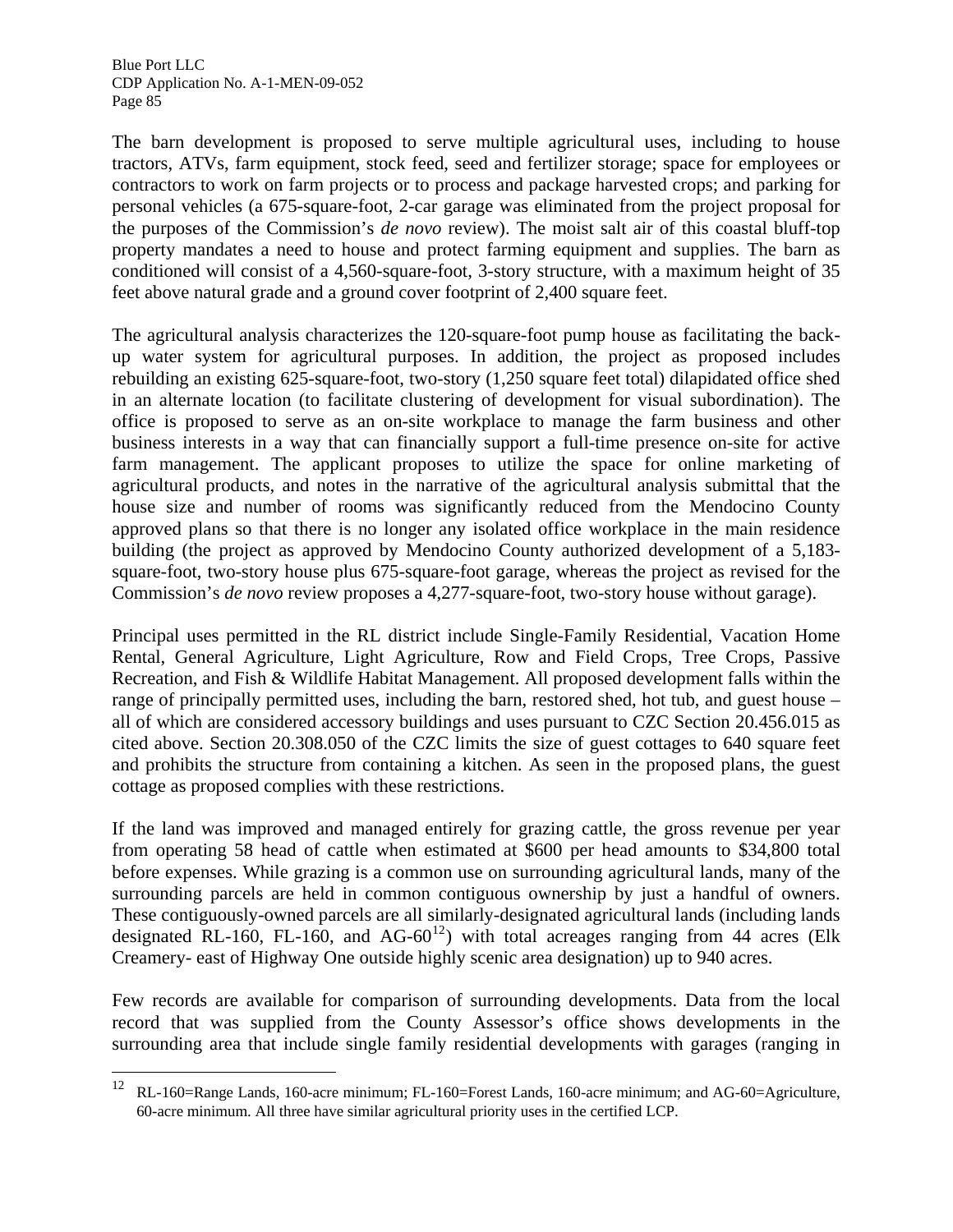The barn development is proposed to serve multiple agricultural uses, including to house tractors, ATVs, farm equipment, stock feed, seed and fertilizer storage; space for employees or contractors to work on farm projects or to process and package harvested crops; and parking for personal vehicles (a 675-square-foot, 2-car garage was eliminated from the project proposal for the purposes of the Commission's *de novo* review). The moist salt air of this coastal bluff-top property mandates a need to house and protect farming equipment and supplies. The barn as conditioned will consist of a 4,560-square-foot, 3-story structure, with a maximum height of 35 feet above natural grade and a ground cover footprint of 2,400 square feet.

The agricultural analysis characterizes the 120-square-foot pump house as facilitating the back-up water system for agricultural purposes. In addition, the project as proposed includes rebuilding an existing 625-square-foot, two-story (1,250 square feet total) dilapidated office shed in an alternate location (to facilitate clustering of development for visual subordination). The office is proposed to serve as an on-site workplace to manage the farm business and other business interests in a way that can financially support a full-time presence on-site for active farm management. The applicant proposes to utilize the space for online marketing of agricultural products, and notes in the narrative of the agricultural analysis submittal that the house size and number of rooms was significantly reduced from the Mendocino County approved plans so that there is no longer any isolated office workplace in the main residence building (the project as approved by Mendocino County authorized development of a 5,183-square-foot, two-story house plus 675-square-foot garage, whereas the project as revised for the Commission's *de novo* review proposes a 4,277-square-foot, two-story house without garage).

Principal uses permitted in the RL district include Single-Family Residential, Vacation Home Rental, General Agriculture, Light Agriculture, Row and Field Crops, Tree Crops, Passive Recreation, and Fish & Wildlife Habitat Management. All proposed development falls within the range of principally permitted uses, including the barn, restored shed, hot tub, and guest house – all of which are considered accessory buildings and uses pursuant to CZC Section 20.456.015 as cited above. Section 20.308.050 of the CZC limits the size of guest cottages to 640 square feet and prohibits the structure from containing a kitchen. As seen in the proposed plans, the guest cottage as proposed complies with these restrictions.

If the land was improved and managed entirely for grazing cattle, the gross revenue per year from operating 58 head of cattle when estimated at $600 per head amounts to $34,800 total before expenses. While grazing is a common use on surrounding agricultural lands, many of the surrounding parcels are held in common contiguous ownership by just a handful of owners. These contiguously-owned parcels are all similarly-designated agricultural lands (including lands designated RL-160, FL-160, and AG-60[12]) with total acreages ranging from 44 acres (Elk Creamery- east of Highway One outside highly scenic area designation) up to 940 acres.

Few records are available for comparison of surrounding developments. Data from the local record that was supplied from the County Assessor's office shows developments in the surrounding area that include single family residential developments with garages (ranging in

---

[12] RL-160=Range Lands, 160-acre minimum; FL-160=Forest Lands, 160-acre minimum; and AG-60=Agriculture, 60-acre minimum. All three have similar agricultural priority uses in the certified LCP.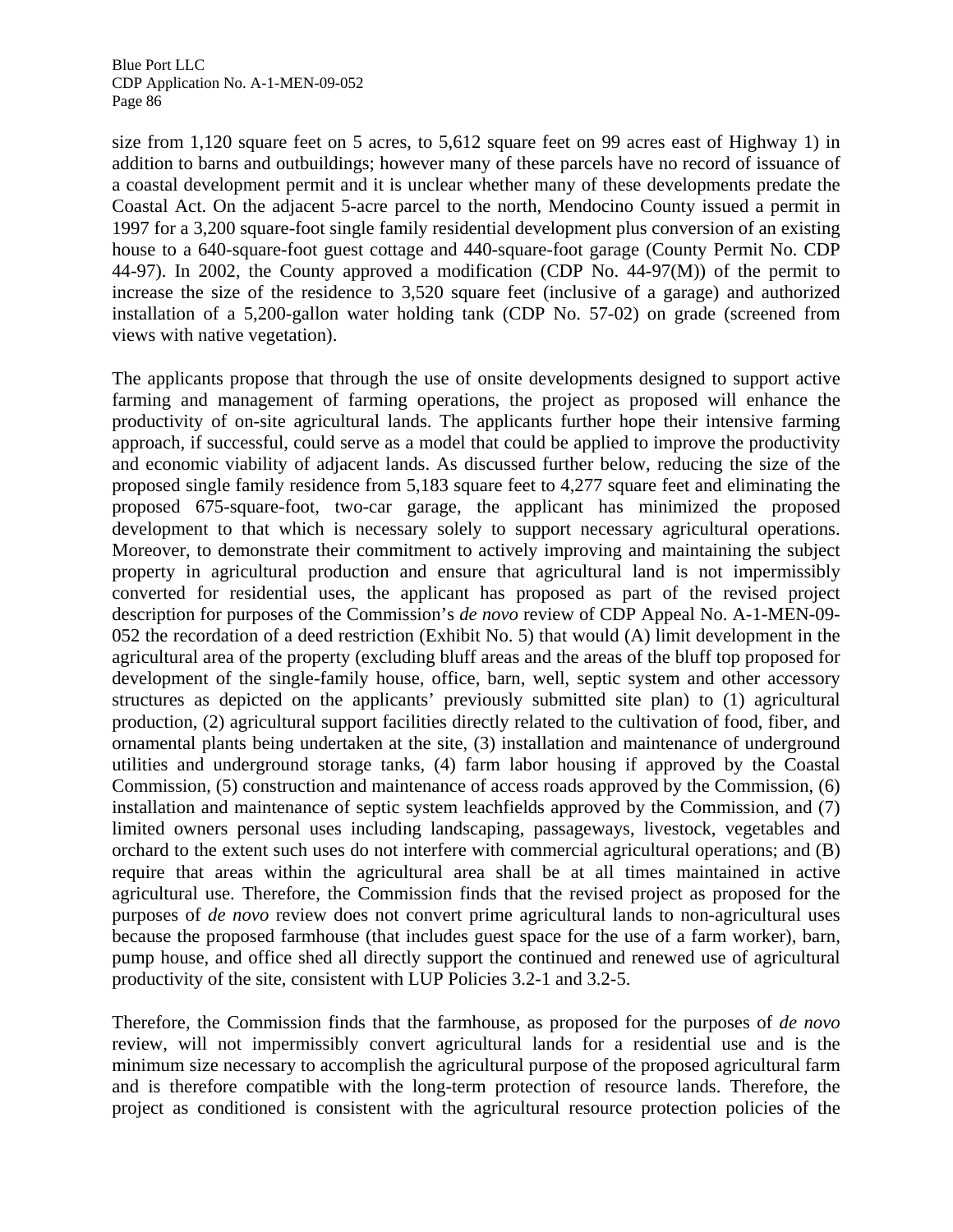size from 1,120 square feet on 5 acres, to 5,612 square feet on 99 acres east of Highway 1) in addition to barns and outbuildings; however many of these parcels have no record of issuance of a coastal development permit and it is unclear whether many of these developments predate the Coastal Act. On the adjacent 5-acre parcel to the north, Mendocino County issued a permit in 1997 for a 3,200 square-foot single family residential development plus conversion of an existing house to a 640-square-foot guest cottage and 440-square-foot garage (County Permit No. CDP 44-97). In 2002, the County approved a modification (CDP No. 44-97(M)) of the permit to increase the size of the residence to 3,520 square feet (inclusive of a garage) and authorized installation of a 5,200-gallon water holding tank (CDP No. 57-02) on grade (screened from views with native vegetation).

The applicants propose that through the use of onsite developments designed to support active farming and management of farming operations, the project as proposed will enhance the productivity of on-site agricultural lands. The applicants further hope their intensive farming approach, if successful, could serve as a model that could be applied to improve the productivity and economic viability of adjacent lands. As discussed further below, reducing the size of the proposed single family residence from 5,183 square feet to 4,277 square feet and eliminating the proposed 675-square-foot, two-car garage, the applicant has minimized the proposed development to that which is necessary solely to support necessary agricultural operations. Moreover, to demonstrate their commitment to actively improving and maintaining the subject property in agricultural production and ensure that agricultural land is not impermissibly converted for residential uses, the applicant has proposed as part of the revised project description for purposes of the Commission's *de novo* review of CDP Appeal No. A-1-MEN-09-052 the recordation of a deed restriction (Exhibit No. 5) that would (A) limit development in the agricultural area of the property (excluding bluff areas and the areas of the bluff top proposed for development of the single-family house, office, barn, well, septic system and other accessory structures as depicted on the applicants' previously submitted site plan) to (1) agricultural production, (2) agricultural support facilities directly related to the cultivation of food, fiber, and ornamental plants being undertaken at the site, (3) installation and maintenance of underground utilities and underground storage tanks, (4) farm labor housing if approved by the Coastal Commission, (5) construction and maintenance of access roads approved by the Commission, (6) installation and maintenance of septic system leachfields approved by the Commission, and (7) limited owners personal uses including landscaping, passageways, livestock, vegetables and orchard to the extent such uses do not interfere with commercial agricultural operations; and (B) require that areas within the agricultural area shall be at all times maintained in active agricultural use. Therefore, the Commission finds that the revised project as proposed for the purposes of *de novo* review does not convert prime agricultural lands to non-agricultural uses because the proposed farmhouse (that includes guest space for the use of a farm worker), barn, pump house, and office shed all directly support the continued and renewed use of agricultural productivity of the site, consistent with LUP Policies 3.2-1 and 3.2-5.

Therefore, the Commission finds that the farmhouse, as proposed for the purposes of *de novo* review, will not impermissibly convert agricultural lands for a residential use and is the minimum size necessary to accomplish the agricultural purpose of the proposed agricultural farm and is therefore compatible with the long-term protection of resource lands. Therefore, the project as conditioned is consistent with the agricultural resource protection policies of the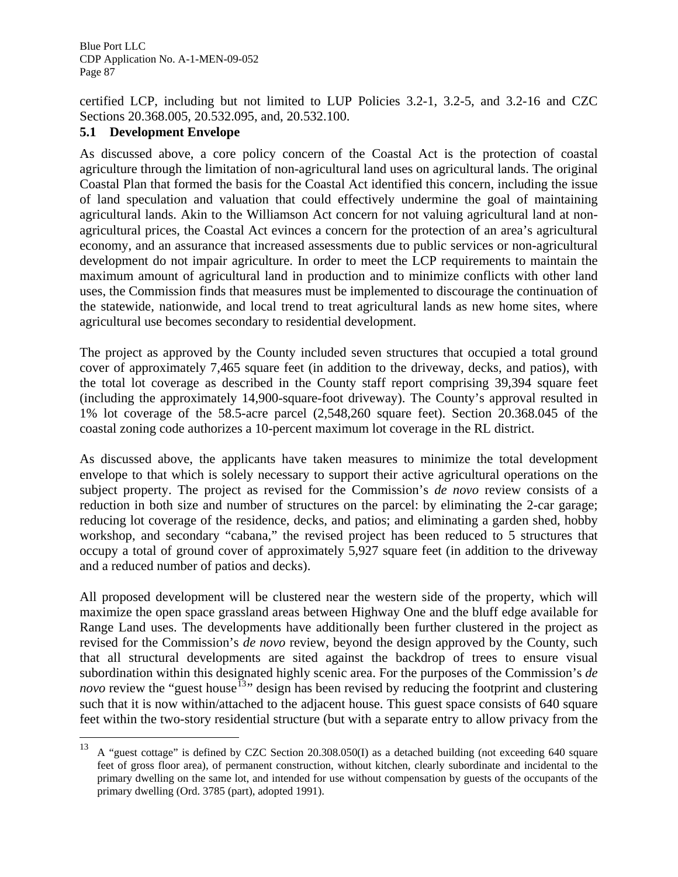certified LCP, including but not limited to LUP Policies 3.2-1, 3.2-5, and 3.2-16 and CZC Sections 20.368.005, 20.532.095, and, 20.532.100.

### 5.1 Development Envelope

As discussed above, a core policy concern of the Coastal Act is the protection of coastal agriculture through the limitation of non-agricultural land uses on agricultural lands. The original Coastal Plan that formed the basis for the Coastal Act identified this concern, including the issue of land speculation and valuation that could effectively undermine the goal of maintaining agricultural lands. Akin to the Williamson Act concern for not valuing agricultural land at non-agricultural prices, the Coastal Act evinces a concern for the protection of an area's agricultural economy, and an assurance that increased assessments due to public services or non-agricultural development do not impair agriculture. In order to meet the LCP requirements to maintain the maximum amount of agricultural land in production and to minimize conflicts with other land uses, the Commission finds that measures must be implemented to discourage the continuation of the statewide, nationwide, and local trend to treat agricultural lands as new home sites, where agricultural use becomes secondary to residential development.

The project as approved by the County included seven structures that occupied a total ground cover of approximately 7,465 square feet (in addition to the driveway, decks, and patios), with the total lot coverage as described in the County staff report comprising 39,394 square feet (including the approximately 14,900-square-foot driveway). The County's approval resulted in 1% lot coverage of the 58.5-acre parcel (2,548,260 square feet). Section 20.368.045 of the coastal zoning code authorizes a 10-percent maximum lot coverage in the RL district.

As discussed above, the applicants have taken measures to minimize the total development envelope to that which is solely necessary to support their active agricultural operations on the subject property. The project as revised for the Commission's *de novo* review consists of a reduction in both size and number of structures on the parcel: by eliminating the 2-car garage; reducing lot coverage of the residence, decks, and patios; and eliminating a garden shed, hobby workshop, and secondary "cabana," the revised project has been reduced to 5 structures that occupy a total of ground cover of approximately 5,927 square feet (in addition to the driveway and a reduced number of patios and decks).

All proposed development will be clustered near the western side of the property, which will maximize the open space grassland areas between Highway One and the bluff edge available for Range Land uses. The developments have additionally been further clustered in the project as revised for the Commission's *de novo* review, beyond the design approved by the County, such that all structural developments are sited against the backdrop of trees to ensure visual subordination within this designated highly scenic area. For the purposes of the Commission's *de novo* review the "guest house[13]" design has been revised by reducing the footprint and clustering such that it is now within/attached to the adjacent house. This guest space consists of 640 square feet within the two-story residential structure (but with a separate entry to allow privacy from the

---

[13] A "guest cottage" is defined by CZC Section 20.308.050(I) as a detached building (not exceeding 640 square feet of gross floor area), of permanent construction, without kitchen, clearly subordinate and incidental to the primary dwelling on the same lot, and intended for use without compensation by guests of the occupants of the primary dwelling (Ord. 3785 (part), adopted 1991).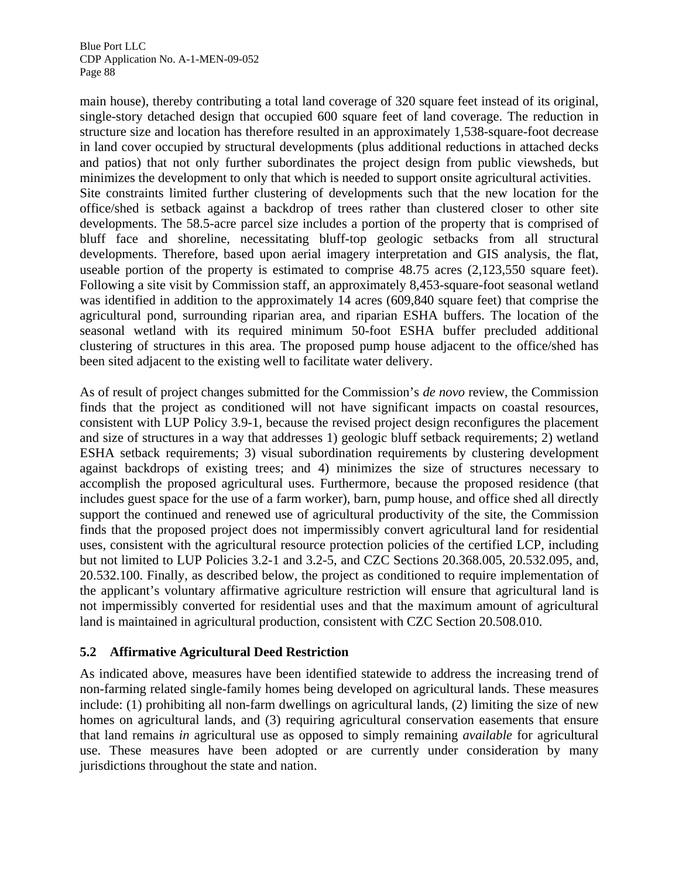main house), thereby contributing a total land coverage of 320 square feet instead of its original, single-story detached design that occupied 600 square feet of land coverage. The reduction in structure size and location has therefore resulted in an approximately 1,538-square-foot decrease in land cover occupied by structural developments (plus additional reductions in attached decks and patios) that not only further subordinates the project design from public viewsheds, but minimizes the development to only that which is needed to support onsite agricultural activities.
Site constraints limited further clustering of developments such that the new location for the office/shed is setback against a backdrop of trees rather than clustered closer to other site developments. The 58.5-acre parcel size includes a portion of the property that is comprised of bluff face and shoreline, necessitating bluff-top geologic setbacks from all structural developments. Therefore, based upon aerial imagery interpretation and GIS analysis, the flat, useable portion of the property is estimated to comprise 48.75 acres (2,123,550 square feet). Following a site visit by Commission staff, an approximately 8,453-square-foot seasonal wetland was identified in addition to the approximately 14 acres (609,840 square feet) that comprise the agricultural pond, surrounding riparian area, and riparian ESHA buffers. The location of the seasonal wetland with its required minimum 50-foot ESHA buffer precluded additional clustering of structures in this area. The proposed pump house adjacent to the office/shed has been sited adjacent to the existing well to facilitate water delivery.

As of result of project changes submitted for the Commission's *de novo* review, the Commission finds that the project as conditioned will not have significant impacts on coastal resources, consistent with LUP Policy 3.9-1, because the revised project design reconfigures the placement and size of structures in a way that addresses 1) geologic bluff setback requirements; 2) wetland ESHA setback requirements; 3) visual subordination requirements by clustering development against backdrops of existing trees; and 4) minimizes the size of structures necessary to accomplish the proposed agricultural uses. Furthermore, because the proposed residence (that includes guest space for the use of a farm worker), barn, pump house, and office shed all directly support the continued and renewed use of agricultural productivity of the site, the Commission finds that the proposed project does not impermissibly convert agricultural land for residential uses, consistent with the agricultural resource protection policies of the certified LCP, including but not limited to LUP Policies 3.2-1 and 3.2-5, and CZC Sections 20.368.005, 20.532.095, and, 20.532.100. Finally, as described below, the project as conditioned to require implementation of the applicant's voluntary affirmative agriculture restriction will ensure that agricultural land is not impermissibly converted for residential uses and that the maximum amount of agricultural land is maintained in agricultural production, consistent with CZC Section 20.508.010.

## 5.2 Affirmative Agricultural Deed Restriction

As indicated above, measures have been identified statewide to address the increasing trend of non-farming related single-family homes being developed on agricultural lands. These measures include: (1) prohibiting all non-farm dwellings on agricultural lands, (2) limiting the size of new homes on agricultural lands, and (3) requiring agricultural conservation easements that ensure that land remains *in* agricultural use as opposed to simply remaining *available* for agricultural use. These measures have been adopted or are currently under consideration by many jurisdictions throughout the state and nation.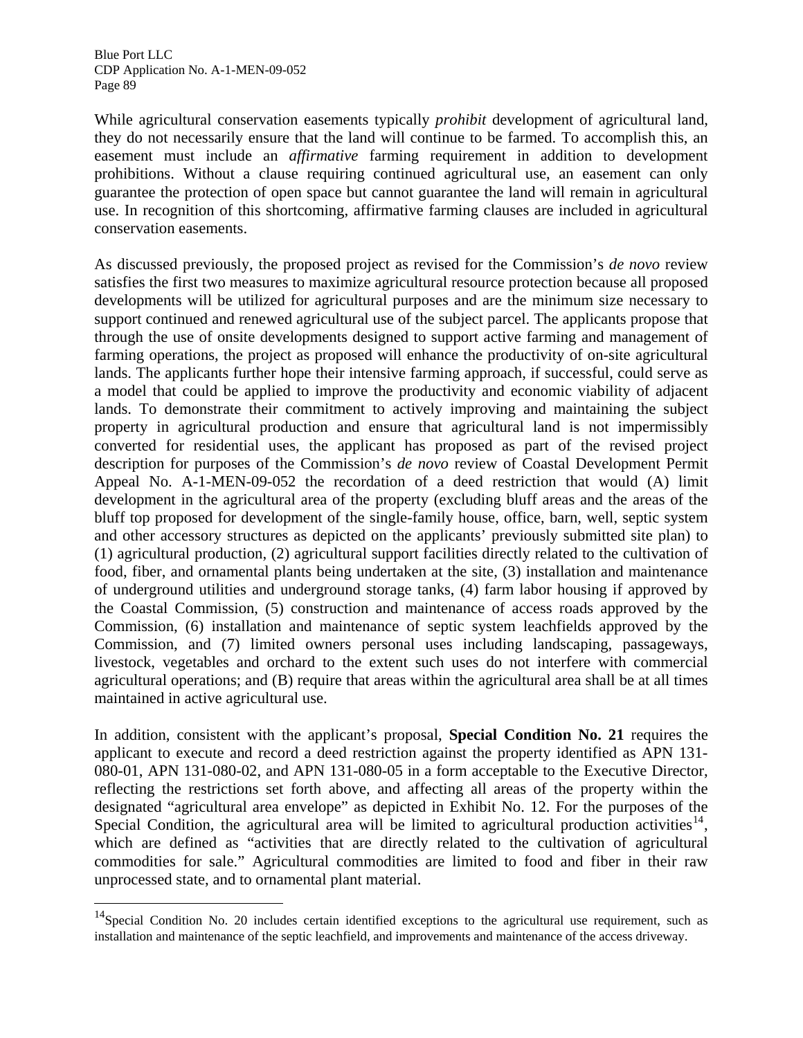While agricultural conservation easements typically *prohibit* development of agricultural land, they do not necessarily ensure that the land will continue to be farmed. To accomplish this, an easement must include an *affirmative* farming requirement in addition to development prohibitions. Without a clause requiring continued agricultural use, an easement can only guarantee the protection of open space but cannot guarantee the land will remain in agricultural use. In recognition of this shortcoming, affirmative farming clauses are included in agricultural conservation easements.

As discussed previously, the proposed project as revised for the Commission's *de novo* review satisfies the first two measures to maximize agricultural resource protection because all proposed developments will be utilized for agricultural purposes and are the minimum size necessary to support continued and renewed agricultural use of the subject parcel. The applicants propose that through the use of onsite developments designed to support active farming and management of farming operations, the project as proposed will enhance the productivity of on-site agricultural lands. The applicants further hope their intensive farming approach, if successful, could serve as a model that could be applied to improve the productivity and economic viability of adjacent lands. To demonstrate their commitment to actively improving and maintaining the subject property in agricultural production and ensure that agricultural land is not impermissibly converted for residential uses, the applicant has proposed as part of the revised project description for purposes of the Commission's *de novo* review of Coastal Development Permit Appeal No. A-1-MEN-09-052 the recordation of a deed restriction that would (A) limit development in the agricultural area of the property (excluding bluff areas and the areas of the bluff top proposed for development of the single-family house, office, barn, well, septic system and other accessory structures as depicted on the applicants' previously submitted site plan) to (1) agricultural production, (2) agricultural support facilities directly related to the cultivation of food, fiber, and ornamental plants being undertaken at the site, (3) installation and maintenance of underground utilities and underground storage tanks, (4) farm labor housing if approved by the Coastal Commission, (5) construction and maintenance of access roads approved by the Commission, (6) installation and maintenance of septic system leachfields approved by the Commission, and (7) limited owners personal uses including landscaping, passageways, livestock, vegetables and orchard to the extent such uses do not interfere with commercial agricultural operations; and (B) require that areas within the agricultural area shall be at all times maintained in active agricultural use.

In addition, consistent with the applicant's proposal, **Special Condition No. 21** requires the applicant to execute and record a deed restriction against the property identified as APN 131-080-01, APN 131-080-02, and APN 131-080-05 in a form acceptable to the Executive Director, reflecting the restrictions set forth above, and affecting all areas of the property within the designated "agricultural area envelope" as depicted in Exhibit No. 12. For the purposes of the Special Condition, the agricultural area will be limited to agricultural production activities[14], which are defined as "activities that are directly related to the cultivation of agricultural commodities for sale." Agricultural commodities are limited to food and fiber in their raw unprocessed state, and to ornamental plant material.

---

[14] Special Condition No. 20 includes certain identified exceptions to the agricultural use requirement, such as installation and maintenance of the septic leachfield, and improvements and maintenance of the access driveway.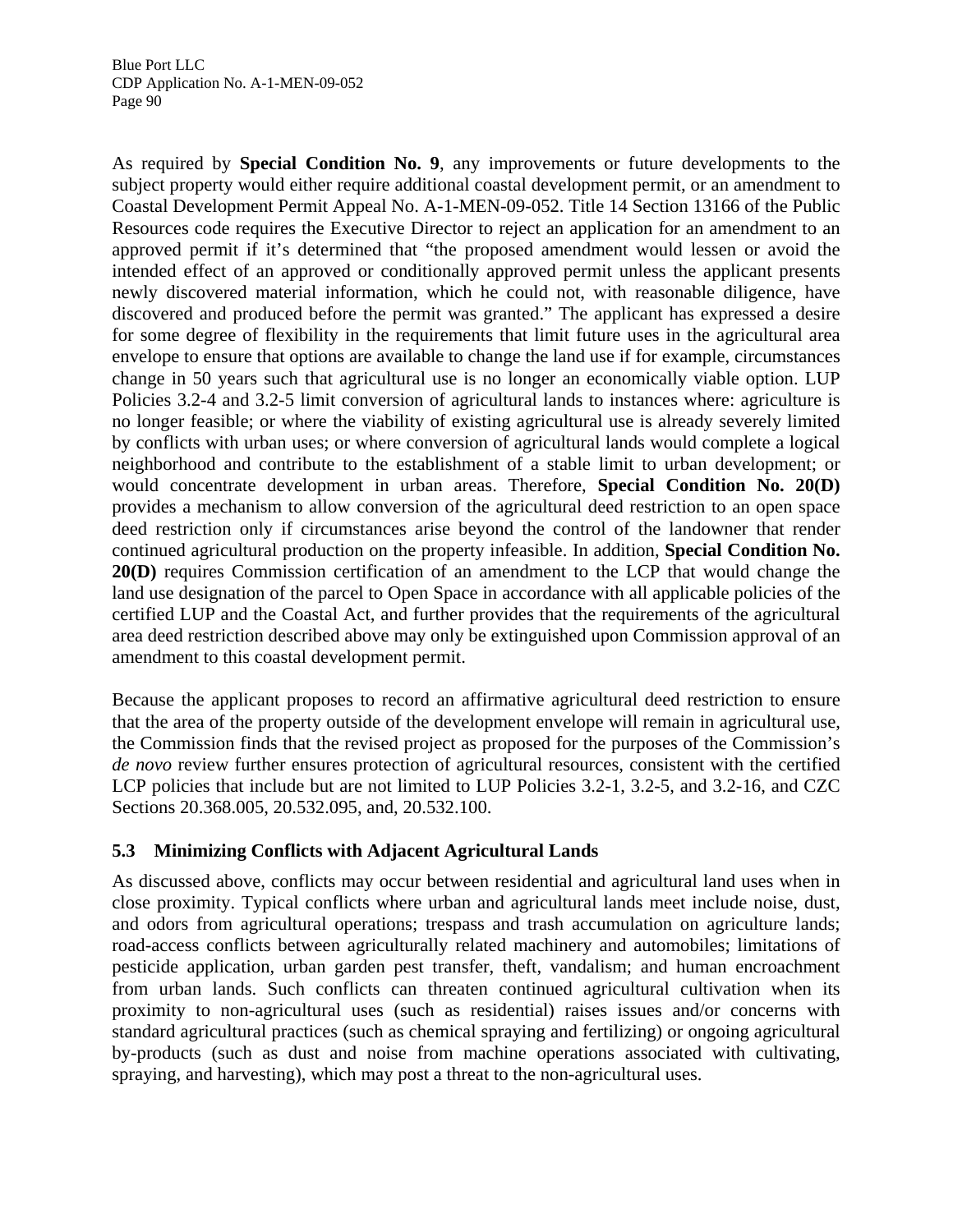As required by **Special Condition No. 9**, any improvements or future developments to the subject property would either require additional coastal development permit, or an amendment to Coastal Development Permit Appeal No. A-1-MEN-09-052. Title 14 Section 13166 of the Public Resources code requires the Executive Director to reject an application for an amendment to an approved permit if it's determined that "the proposed amendment would lessen or avoid the intended effect of an approved or conditionally approved permit unless the applicant presents newly discovered material information, which he could not, with reasonable diligence, have discovered and produced before the permit was granted." The applicant has expressed a desire for some degree of flexibility in the requirements that limit future uses in the agricultural area envelope to ensure that options are available to change the land use if for example, circumstances change in 50 years such that agricultural use is no longer an economically viable option. LUP Policies 3.2-4 and 3.2-5 limit conversion of agricultural lands to instances where: agriculture is no longer feasible; or where the viability of existing agricultural use is already severely limited by conflicts with urban uses; or where conversion of agricultural lands would complete a logical neighborhood and contribute to the establishment of a stable limit to urban development; or would concentrate development in urban areas. Therefore, **Special Condition No. 20(D)** provides a mechanism to allow conversion of the agricultural deed restriction to an open space deed restriction only if circumstances arise beyond the control of the landowner that render continued agricultural production on the property infeasible. In addition, **Special Condition No. 20(D)** requires Commission certification of an amendment to the LCP that would change the land use designation of the parcel to Open Space in accordance with all applicable policies of the certified LUP and the Coastal Act, and further provides that the requirements of the agricultural area deed restriction described above may only be extinguished upon Commission approval of an amendment to this coastal development permit.

Because the applicant proposes to record an affirmative agricultural deed restriction to ensure that the area of the property outside of the development envelope will remain in agricultural use, the Commission finds that the revised project as proposed for the purposes of the Commission's *de novo* review further ensures protection of agricultural resources, consistent with the certified LCP policies that include but are not limited to LUP Policies 3.2-1, 3.2-5, and 3.2-16, and CZC Sections 20.368.005, 20.532.095, and, 20.532.100.

### 5.3 Minimizing Conflicts with Adjacent Agricultural Lands

As discussed above, conflicts may occur between residential and agricultural land uses when in close proximity. Typical conflicts where urban and agricultural lands meet include noise, dust, and odors from agricultural operations; trespass and trash accumulation on agriculture lands; road-access conflicts between agriculturally related machinery and automobiles; limitations of pesticide application, urban garden pest transfer, theft, vandalism; and human encroachment from urban lands. Such conflicts can threaten continued agricultural cultivation when its proximity to non-agricultural uses (such as residential) raises issues and/or concerns with standard agricultural practices (such as chemical spraying and fertilizing) or ongoing agricultural by-products (such as dust and noise from machine operations associated with cultivating, spraying, and harvesting), which may post a threat to the non-agricultural uses.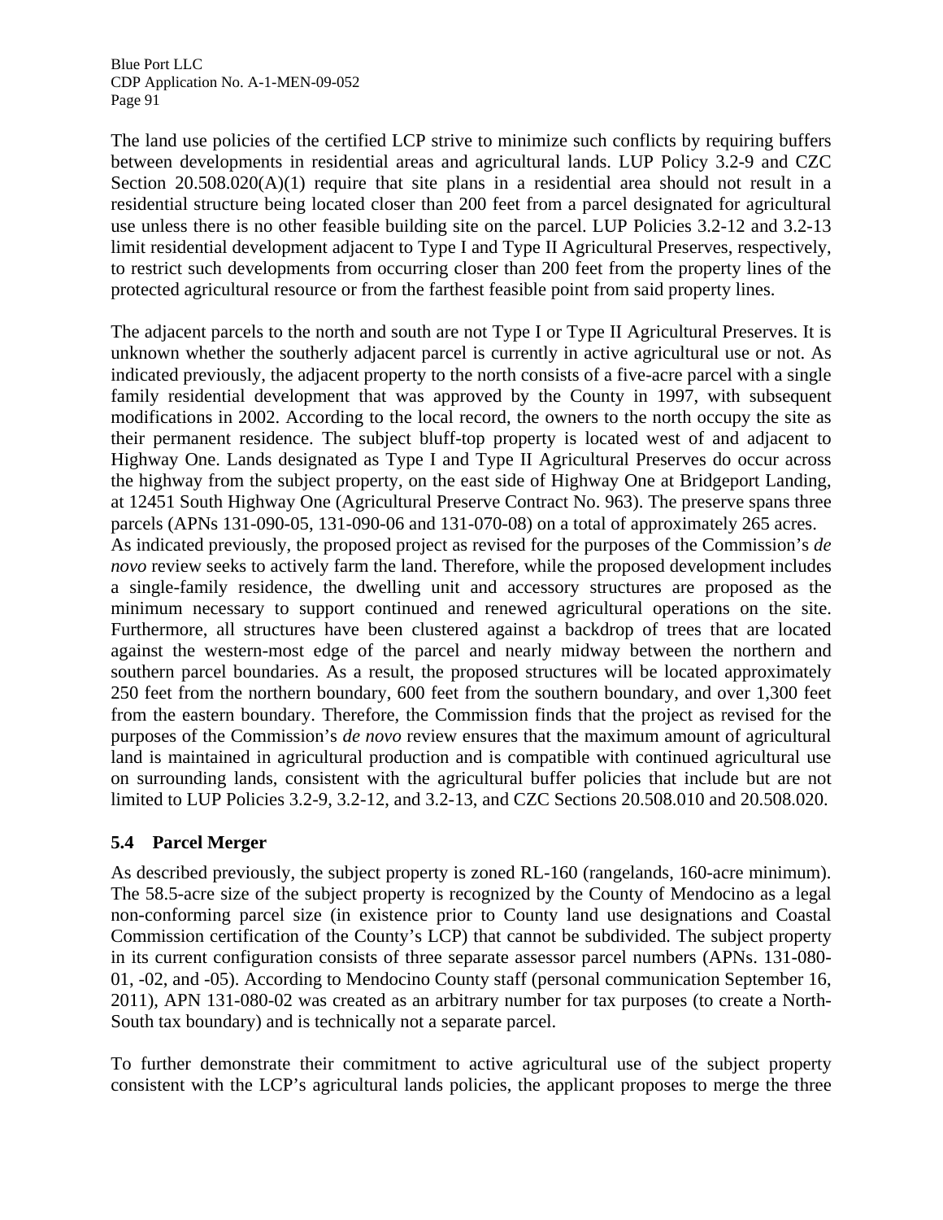The land use policies of the certified LCP strive to minimize such conflicts by requiring buffers between developments in residential areas and agricultural lands. LUP Policy 3.2-9 and CZC Section 20.508.020(A)(1) require that site plans in a residential area should not result in a residential structure being located closer than 200 feet from a parcel designated for agricultural use unless there is no other feasible building site on the parcel. LUP Policies 3.2-12 and 3.2-13 limit residential development adjacent to Type I and Type II Agricultural Preserves, respectively, to restrict such developments from occurring closer than 200 feet from the property lines of the protected agricultural resource or from the farthest feasible point from said property lines.

The adjacent parcels to the north and south are not Type I or Type II Agricultural Preserves. It is unknown whether the southerly adjacent parcel is currently in active agricultural use or not. As indicated previously, the adjacent property to the north consists of a five-acre parcel with a single family residential development that was approved by the County in 1997, with subsequent modifications in 2002. According to the local record, the owners to the north occupy the site as their permanent residence. The subject bluff-top property is located west of and adjacent to Highway One. Lands designated as Type I and Type II Agricultural Preserves do occur across the highway from the subject property, on the east side of Highway One at Bridgeport Landing, at 12451 South Highway One (Agricultural Preserve Contract No. 963). The preserve spans three parcels (APNs 131-090-05, 131-090-06 and 131-070-08) on a total of approximately 265 acres.

As indicated previously, the proposed project as revised for the purposes of the Commission's *de novo* review seeks to actively farm the land. Therefore, while the proposed development includes a single-family residence, the dwelling unit and accessory structures are proposed as the minimum necessary to support continued and renewed agricultural operations on the site. Furthermore, all structures have been clustered against a backdrop of trees that are located against the western-most edge of the parcel and nearly midway between the northern and southern parcel boundaries. As a result, the proposed structures will be located approximately 250 feet from the northern boundary, 600 feet from the southern boundary, and over 1,300 feet from the eastern boundary. Therefore, the Commission finds that the project as revised for the purposes of the Commission's *de novo* review ensures that the maximum amount of agricultural land is maintained in agricultural production and is compatible with continued agricultural use on surrounding lands, consistent with the agricultural buffer policies that include but are not limited to LUP Policies 3.2-9, 3.2-12, and 3.2-13, and CZC Sections 20.508.010 and 20.508.020.

### 5.4 Parcel Merger

As described previously, the subject property is zoned RL-160 (rangelands, 160-acre minimum). The 58.5-acre size of the subject property is recognized by the County of Mendocino as a legal non-conforming parcel size (in existence prior to County land use designations and Coastal Commission certification of the County's LCP) that cannot be subdivided. The subject property in its current configuration consists of three separate assessor parcel numbers (APNs. 131-080-01, -02, and -05). According to Mendocino County staff (personal communication September 16, 2011), APN 131-080-02 was created as an arbitrary number for tax purposes (to create a North-South tax boundary) and is technically not a separate parcel.

To further demonstrate their commitment to active agricultural use of the subject property consistent with the LCP's agricultural lands policies, the applicant proposes to merge the three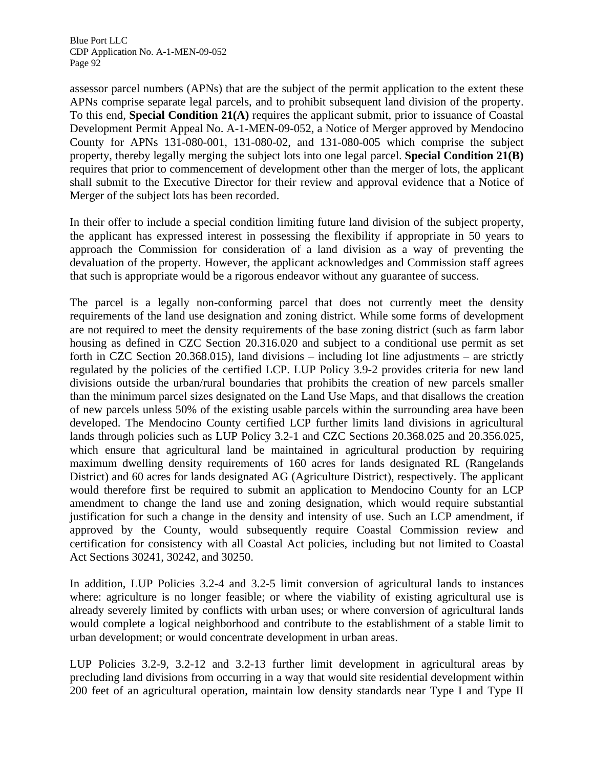assessor parcel numbers (APNs) that are the subject of the permit application to the extent these APNs comprise separate legal parcels, and to prohibit subsequent land division of the property. To this end, **Special Condition 21(A)** requires the applicant submit, prior to issuance of Coastal Development Permit Appeal No. A-1-MEN-09-052, a Notice of Merger approved by Mendocino County for APNs 131-080-001, 131-080-02, and 131-080-005 which comprise the subject property, thereby legally merging the subject lots into one legal parcel. **Special Condition 21(B)** requires that prior to commencement of development other than the merger of lots, the applicant shall submit to the Executive Director for their review and approval evidence that a Notice of Merger of the subject lots has been recorded.

In their offer to include a special condition limiting future land division of the subject property, the applicant has expressed interest in possessing the flexibility if appropriate in 50 years to approach the Commission for consideration of a land division as a way of preventing the devaluation of the property. However, the applicant acknowledges and Commission staff agrees that such is appropriate would be a rigorous endeavor without any guarantee of success.

The parcel is a legally non-conforming parcel that does not currently meet the density requirements of the land use designation and zoning district. While some forms of development are not required to meet the density requirements of the base zoning district (such as farm labor housing as defined in CZC Section 20.316.020 and subject to a conditional use permit as set forth in CZC Section 20.368.015), land divisions – including lot line adjustments – are strictly regulated by the policies of the certified LCP. LUP Policy 3.9-2 provides criteria for new land divisions outside the urban/rural boundaries that prohibits the creation of new parcels smaller than the minimum parcel sizes designated on the Land Use Maps, and that disallows the creation of new parcels unless 50% of the existing usable parcels within the surrounding area have been developed. The Mendocino County certified LCP further limits land divisions in agricultural lands through policies such as LUP Policy 3.2-1 and CZC Sections 20.368.025 and 20.356.025, which ensure that agricultural land be maintained in agricultural production by requiring maximum dwelling density requirements of 160 acres for lands designated RL (Rangelands District) and 60 acres for lands designated AG (Agriculture District), respectively. The applicant would therefore first be required to submit an application to Mendocino County for an LCP amendment to change the land use and zoning designation, which would require substantial justification for such a change in the density and intensity of use. Such an LCP amendment, if approved by the County, would subsequently require Coastal Commission review and certification for consistency with all Coastal Act policies, including but not limited to Coastal Act Sections 30241, 30242, and 30250.

In addition, LUP Policies 3.2-4 and 3.2-5 limit conversion of agricultural lands to instances where: agriculture is no longer feasible; or where the viability of existing agricultural use is already severely limited by conflicts with urban uses; or where conversion of agricultural lands would complete a logical neighborhood and contribute to the establishment of a stable limit to urban development; or would concentrate development in urban areas.

LUP Policies 3.2-9, 3.2-12 and 3.2-13 further limit development in agricultural areas by precluding land divisions from occurring in a way that would site residential development within 200 feet of an agricultural operation, maintain low density standards near Type I and Type II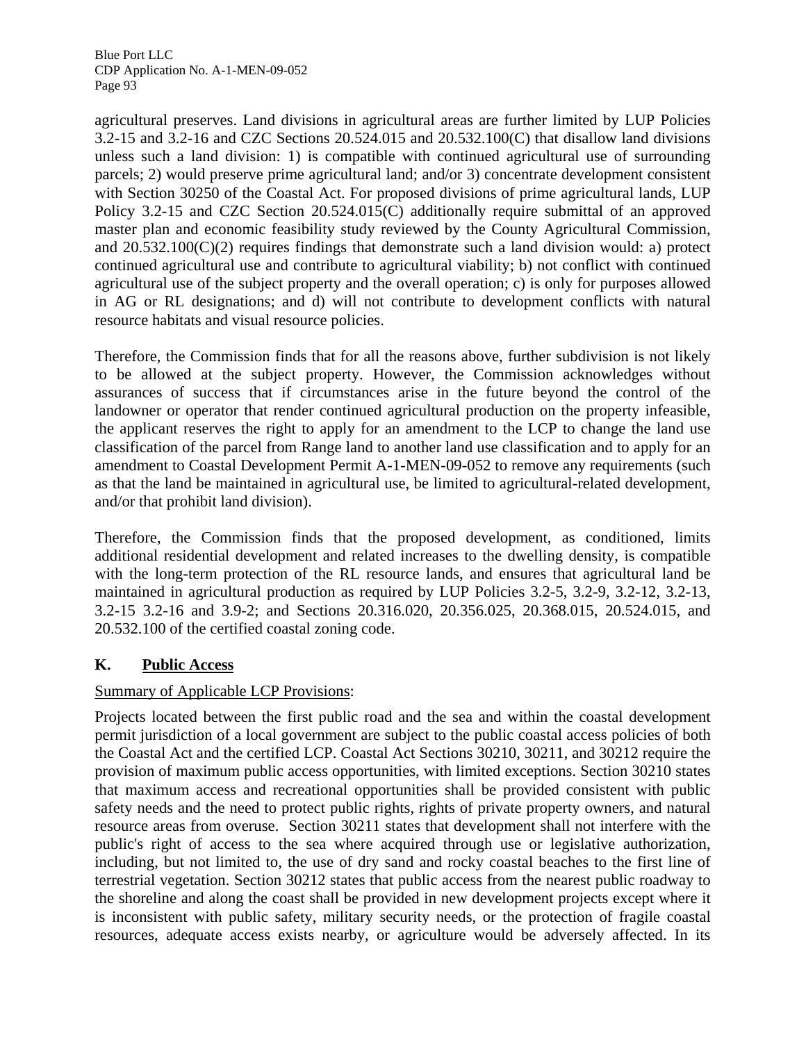agricultural preserves. Land divisions in agricultural areas are further limited by LUP Policies 3.2-15 and 3.2-16 and CZC Sections 20.524.015 and 20.532.100(C) that disallow land divisions unless such a land division: 1) is compatible with continued agricultural use of surrounding parcels; 2) would preserve prime agricultural land; and/or 3) concentrate development consistent with Section 30250 of the Coastal Act. For proposed divisions of prime agricultural lands, LUP Policy 3.2-15 and CZC Section 20.524.015(C) additionally require submittal of an approved master plan and economic feasibility study reviewed by the County Agricultural Commission, and 20.532.100(C)(2) requires findings that demonstrate such a land division would: a) protect continued agricultural use and contribute to agricultural viability; b) not conflict with continued agricultural use of the subject property and the overall operation; c) is only for purposes allowed in AG or RL designations; and d) will not contribute to development conflicts with natural resource habitats and visual resource policies.

Therefore, the Commission finds that for all the reasons above, further subdivision is not likely to be allowed at the subject property. However, the Commission acknowledges without assurances of success that if circumstances arise in the future beyond the control of the landowner or operator that render continued agricultural production on the property infeasible, the applicant reserves the right to apply for an amendment to the LCP to change the land use classification of the parcel from Range land to another land use classification and to apply for an amendment to Coastal Development Permit A-1-MEN-09-052 to remove any requirements (such as that the land be maintained in agricultural use, be limited to agricultural-related development, and/or that prohibit land division).

Therefore, the Commission finds that the proposed development, as conditioned, limits additional residential development and related increases to the dwelling density, is compatible with the long-term protection of the RL resource lands, and ensures that agricultural land be maintained in agricultural production as required by LUP Policies 3.2-5, 3.2-9, 3.2-12, 3.2-13, 3.2-15 3.2-16 and 3.9-2; and Sections 20.316.020, 20.356.025, 20.368.015, 20.524.015, and 20.532.100 of the certified coastal zoning code.

## K. Public Access

Summary of Applicable LCP Provisions:

Projects located between the first public road and the sea and within the coastal development permit jurisdiction of a local government are subject to the public coastal access policies of both the Coastal Act and the certified LCP. Coastal Act Sections 30210, 30211, and 30212 require the provision of maximum public access opportunities, with limited exceptions. Section 30210 states that maximum access and recreational opportunities shall be provided consistent with public safety needs and the need to protect public rights, rights of private property owners, and natural resource areas from overuse. Section 30211 states that development shall not interfere with the public's right of access to the sea where acquired through use or legislative authorization, including, but not limited to, the use of dry sand and rocky coastal beaches to the first line of terrestrial vegetation. Section 30212 states that public access from the nearest public roadway to the shoreline and along the coast shall be provided in new development projects except where it is inconsistent with public safety, military security needs, or the protection of fragile coastal resources, adequate access exists nearby, or agriculture would be adversely affected. In its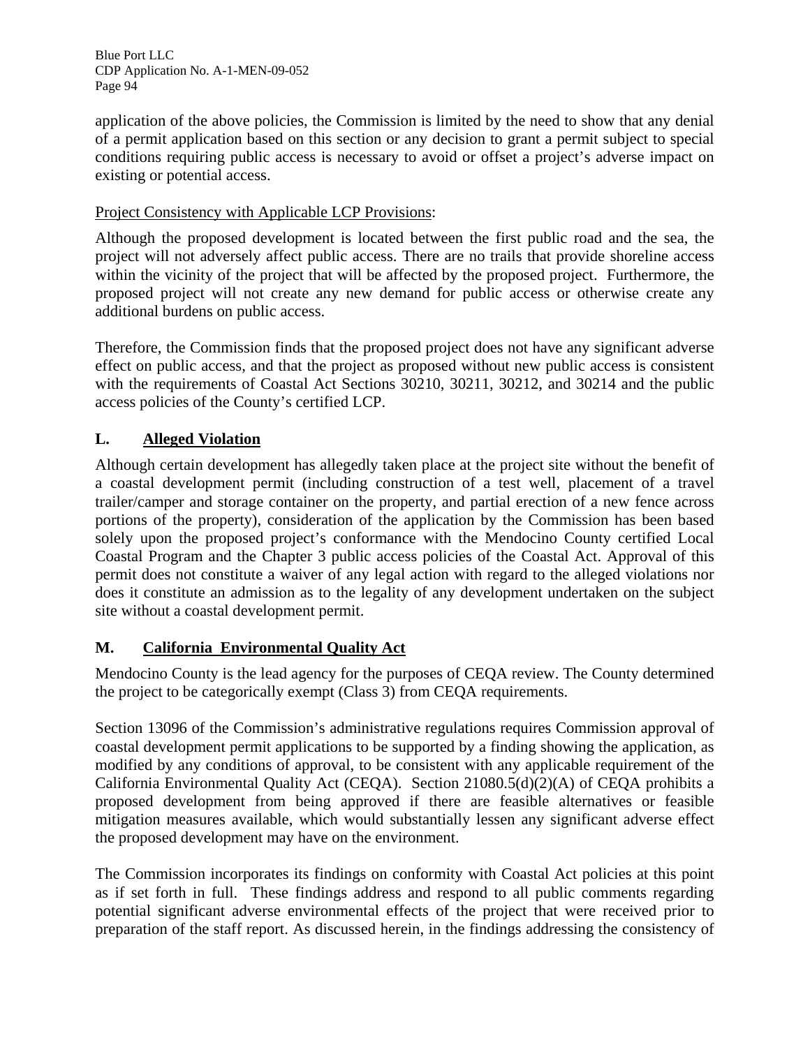application of the above policies, the Commission is limited by the need to show that any denial of a permit application based on this section or any decision to grant a permit subject to special conditions requiring public access is necessary to avoid or offset a project's adverse impact on existing or potential access.

Project Consistency with Applicable LCP Provisions:

Although the proposed development is located between the first public road and the sea, the project will not adversely affect public access. There are no trails that provide shoreline access within the vicinity of the project that will be affected by the proposed project. Furthermore, the proposed project will not create any new demand for public access or otherwise create any additional burdens on public access.

Therefore, the Commission finds that the proposed project does not have any significant adverse effect on public access, and that the project as proposed without new public access is consistent with the requirements of Coastal Act Sections 30210, 30211, 30212, and 30214 and the public access policies of the County's certified LCP.

## L. Alleged Violation

Although certain development has allegedly taken place at the project site without the benefit of a coastal development permit (including construction of a test well, placement of a travel trailer/camper and storage container on the property, and partial erection of a new fence across portions of the property), consideration of the application by the Commission has been based solely upon the proposed project's conformance with the Mendocino County certified Local Coastal Program and the Chapter 3 public access policies of the Coastal Act. Approval of this permit does not constitute a waiver of any legal action with regard to the alleged violations nor does it constitute an admission as to the legality of any development undertaken on the subject site without a coastal development permit.

## M. California Environmental Quality Act

Mendocino County is the lead agency for the purposes of CEQA review. The County determined the project to be categorically exempt (Class 3) from CEQA requirements.

Section 13096 of the Commission's administrative regulations requires Commission approval of coastal development permit applications to be supported by a finding showing the application, as modified by any conditions of approval, to be consistent with any applicable requirement of the California Environmental Quality Act (CEQA). Section 21080.5(d)(2)(A) of CEQA prohibits a proposed development from being approved if there are feasible alternatives or feasible mitigation measures available, which would substantially lessen any significant adverse effect the proposed development may have on the environment.

The Commission incorporates its findings on conformity with Coastal Act policies at this point as if set forth in full. These findings address and respond to all public comments regarding potential significant adverse environmental effects of the project that were received prior to preparation of the staff report. As discussed herein, in the findings addressing the consistency of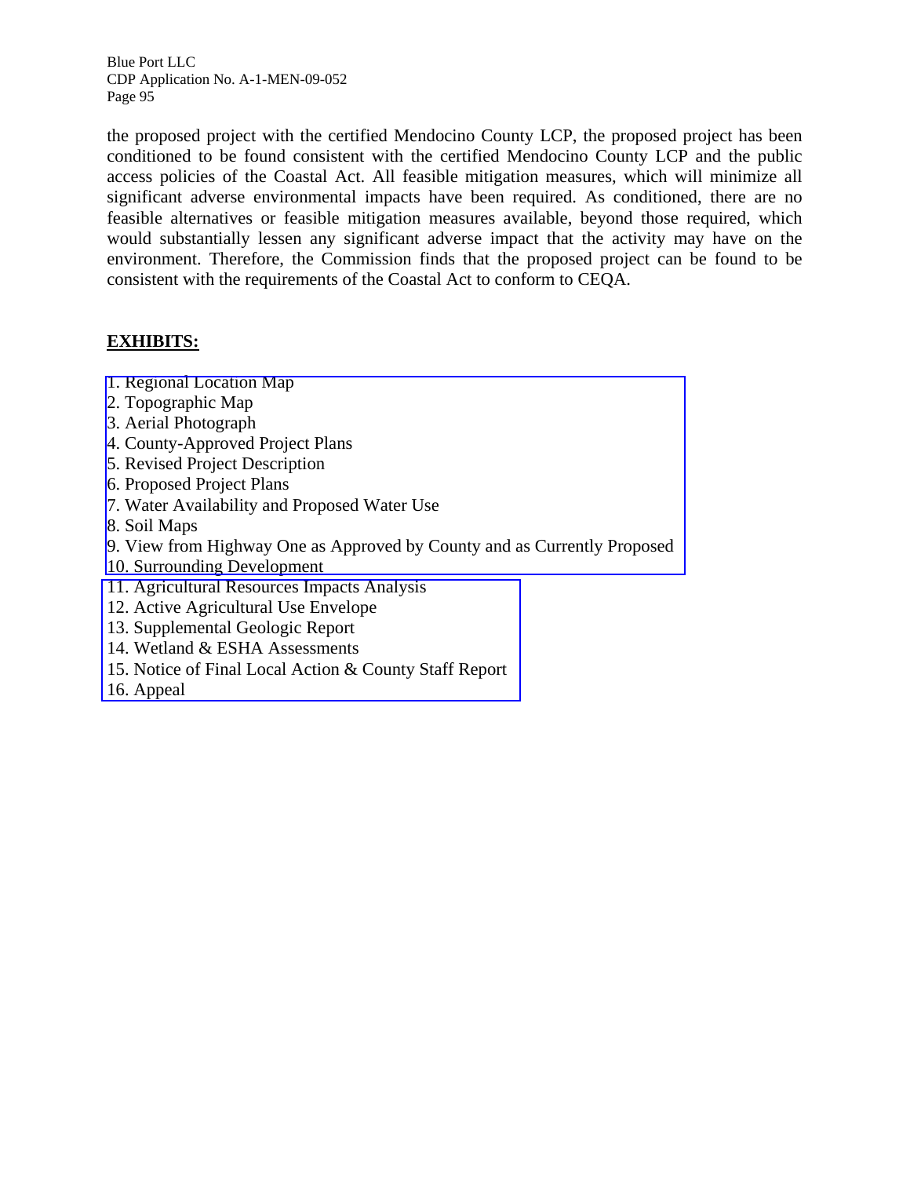the proposed project with the certified Mendocino County LCP, the proposed project has been conditioned to be found consistent with the certified Mendocino County LCP and the public access policies of the Coastal Act. All feasible mitigation measures, which will minimize all significant adverse environmental impacts have been required. As conditioned, there are no feasible alternatives or feasible mitigation measures available, beyond those required, which would substantially lessen any significant adverse impact that the activity may have on the environment. Therefore, the Commission finds that the proposed project can be found to be consistent with the requirements of the Coastal Act to conform to CEQA.

## EXHIBITS:

1. Regional Location Map
2. Topographic Map
3. Aerial Photograph
4. County-Approved Project Plans
5. Revised Project Description
6. Proposed Project Plans
7. Water Availability and Proposed Water Use
8. Soil Maps
9. View from Highway One as Approved by County and as Currently Proposed
10. Surrounding Development
11. Agricultural Resources Impacts Analysis
12. Active Agricultural Use Envelope
13. Supplemental Geologic Report
14. Wetland & ESHA Assessments
15. Notice of Final Local Action & County Staff Report
16. Appeal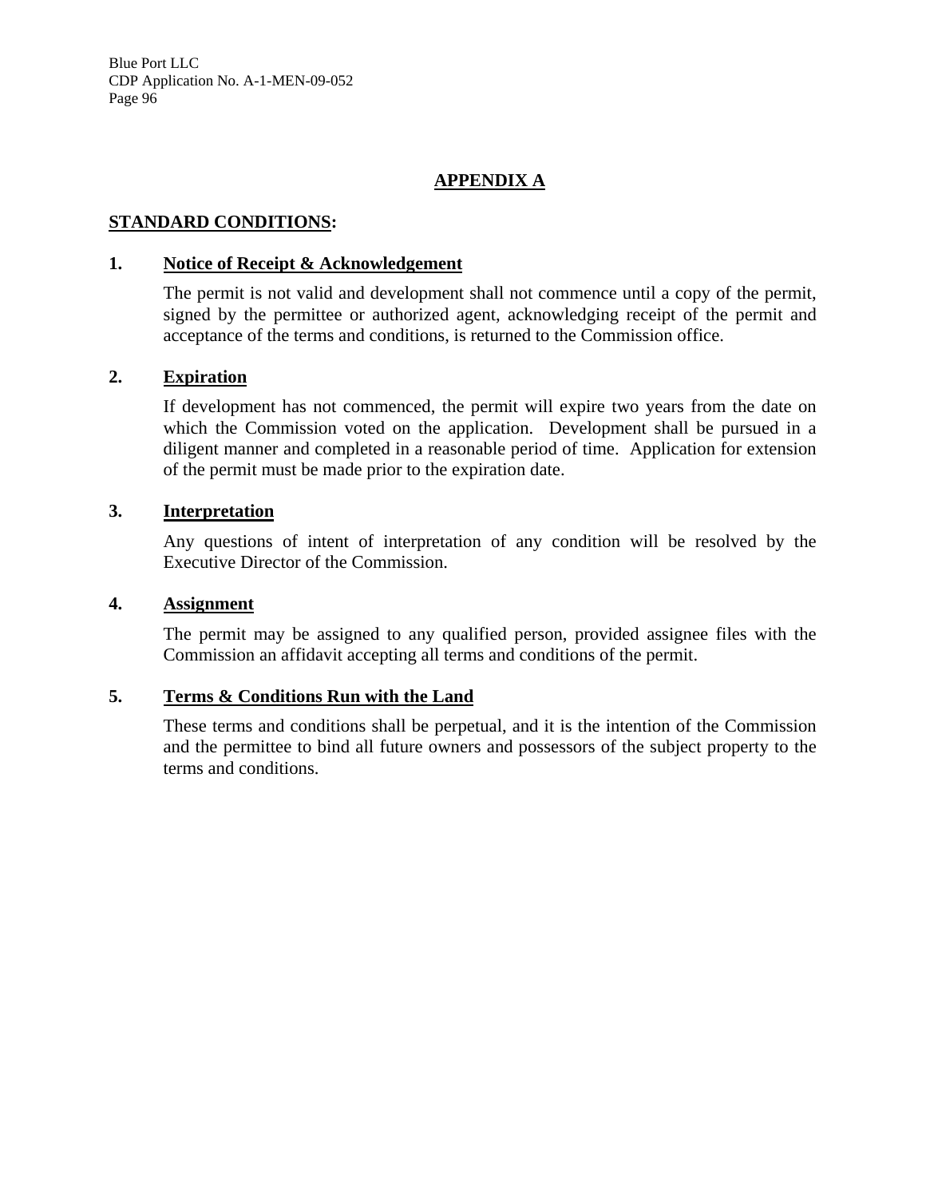## APPENDIX A

### STANDARD CONDITIONS:

**1. Notice of Receipt & Acknowledgement**

The permit is not valid and development shall not commence until a copy of the permit, signed by the permittee or authorized agent, acknowledging receipt of the permit and acceptance of the terms and conditions, is returned to the Commission office.

**2. Expiration**

If development has not commenced, the permit will expire two years from the date on which the Commission voted on the application. Development shall be pursued in a diligent manner and completed in a reasonable period of time. Application for extension of the permit must be made prior to the expiration date.

**3. Interpretation**

Any questions of intent of interpretation of any condition will be resolved by the Executive Director of the Commission.

**4. Assignment**

The permit may be assigned to any qualified person, provided assignee files with the Commission an affidavit accepting all terms and conditions of the permit.

**5. Terms & Conditions Run with the Land**

These terms and conditions shall be perpetual, and it is the intention of the Commission and the permittee to bind all future owners and possessors of the subject property to the terms and conditions.